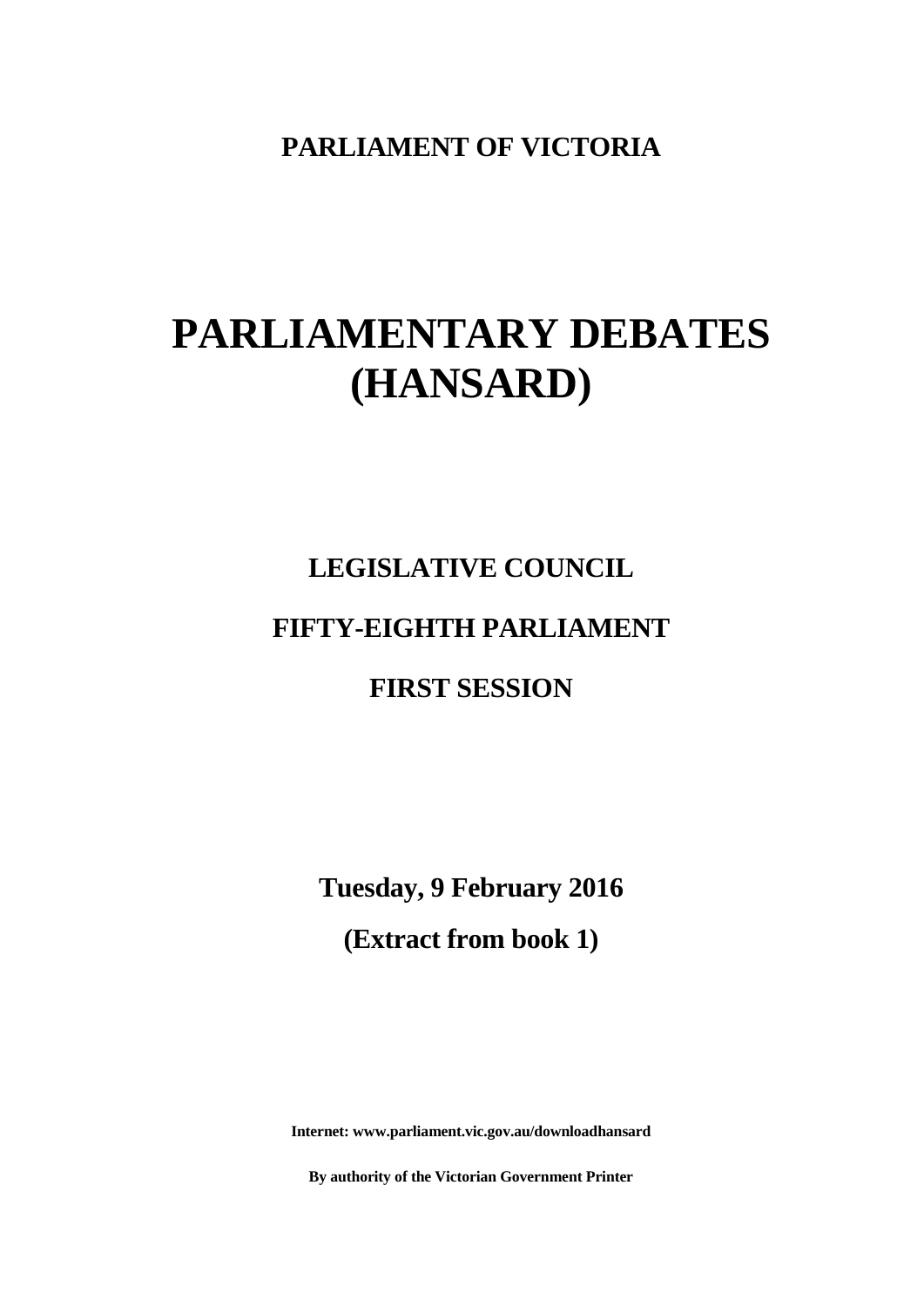**PARLIAMENT OF VICTORIA**

# PARLIAMENTARY DEBATES (HANSARD)

## LEGISLATIVE COUNCIL

## FIFTY-EIGHTH PARLIAMENT

## FIRST SESSION

**Tuesday, 9 February 2016**

**(Extract from book 1)**

**Internet: www.parliament.vic.gov.au/downloadhansard**

**By authority of the Victorian Government Printer**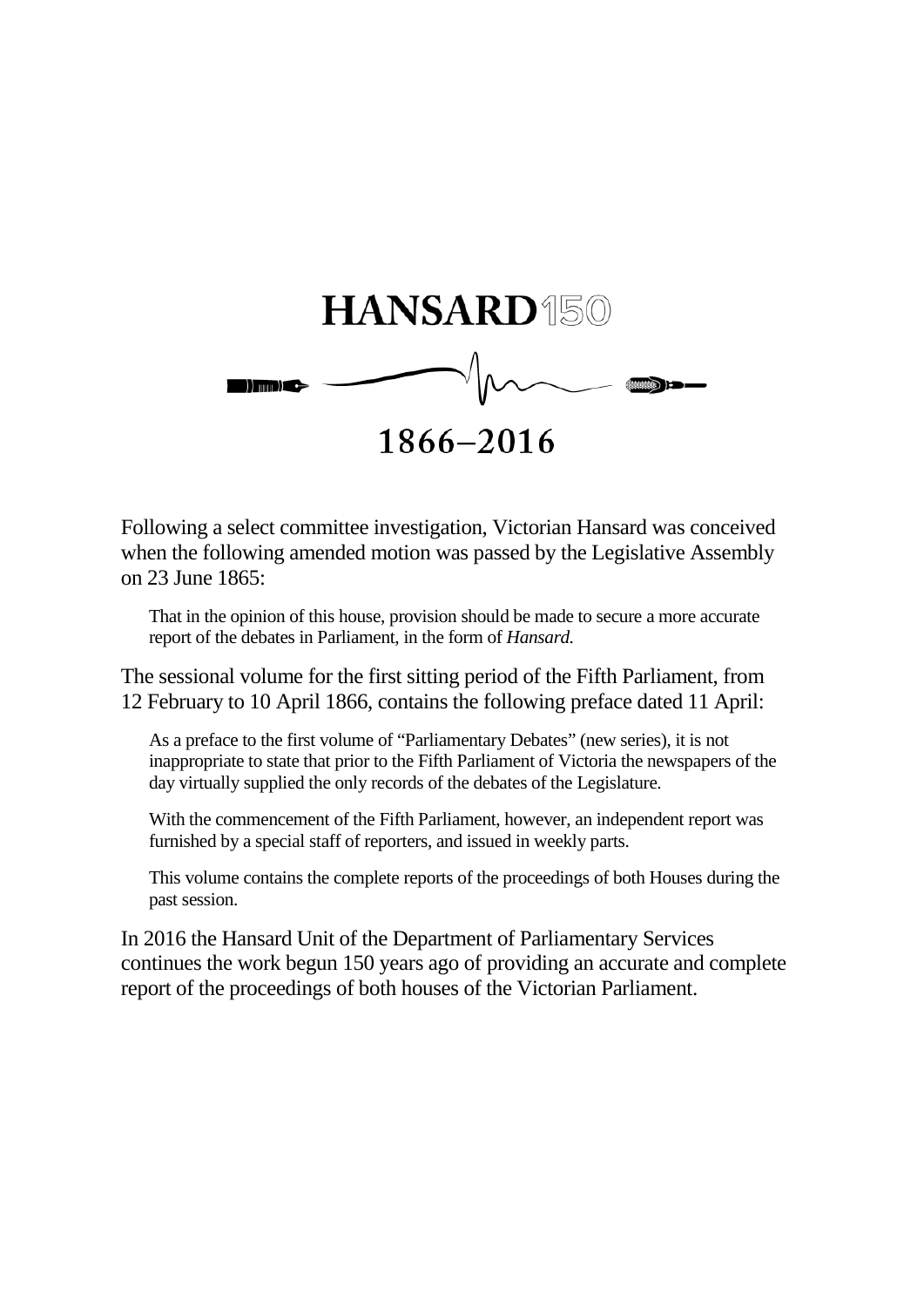# HANSARD150

## 1866–2016

Following a select committee investigation, Victorian Hansard was conceived when the following amended motion was passed by the Legislative Assembly on 23 June 1865:

> That in the opinion of this house, provision should be made to secure a more accurate report of the debates in Parliament, in the form of *Hansard.*

The sessional volume for the first sitting period of the Fifth Parliament, from 12 February to 10 April 1866, contains the following preface dated 11 April:

> As a preface to the first volume of "Parliamentary Debates" (new series), it is not inappropriate to state that prior to the Fifth Parliament of Victoria the newspapers of the day virtually supplied the only records of the debates of the Legislature.
>
> With the commencement of the Fifth Parliament, however, an independent report was furnished by a special staff of reporters, and issued in weekly parts.
>
> This volume contains the complete reports of the proceedings of both Houses during the past session.

In 2016 the Hansard Unit of the Department of Parliamentary Services continues the work begun 150 years ago of providing an accurate and complete report of the proceedings of both houses of the Victorian Parliament.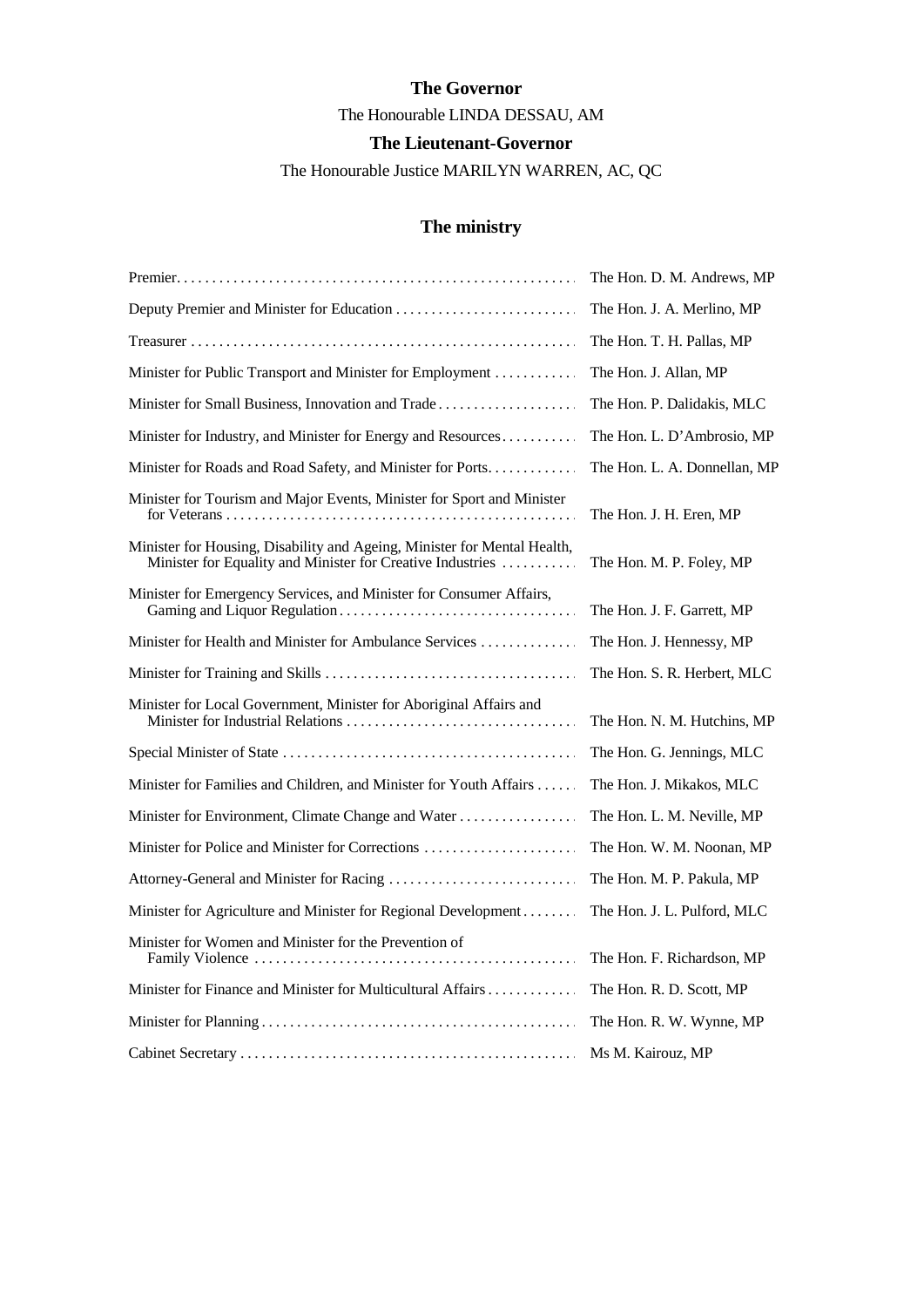## The Governor

The Honourable LINDA DESSAU, AM

## The Lieutenant-Governor

The Honourable Justice MARILYN WARREN, AC, QC

## The ministry

| Portfolio | Minister |
|---|---|
| Premier | The Hon. D. M. Andrews, MP |
| Deputy Premier and Minister for Education | The Hon. J. A. Merlino, MP |
| Treasurer | The Hon. T. H. Pallas, MP |
| Minister for Public Transport and Minister for Employment | The Hon. J. Allan, MP |
| Minister for Small Business, Innovation and Trade | The Hon. P. Dalidakis, MLC |
| Minister for Industry, and Minister for Energy and Resources | The Hon. L. D'Ambrosio, MP |
| Minister for Roads and Road Safety, and Minister for Ports | The Hon. L. A. Donnellan, MP |
| Minister for Tourism and Major Events, Minister for Sport and Minister for Veterans | The Hon. J. H. Eren, MP |
| Minister for Housing, Disability and Ageing, Minister for Mental Health, Minister for Equality and Minister for Creative Industries | The Hon. M. P. Foley, MP |
| Minister for Emergency Services, and Minister for Consumer Affairs, Gaming and Liquor Regulation | The Hon. J. F. Garrett, MP |
| Minister for Health and Minister for Ambulance Services | The Hon. J. Hennessy, MP |
| Minister for Training and Skills | The Hon. S. R. Herbert, MLC |
| Minister for Local Government, Minister for Aboriginal Affairs and Minister for Industrial Relations | The Hon. N. M. Hutchins, MP |
| Special Minister of State | The Hon. G. Jennings, MLC |
| Minister for Families and Children, and Minister for Youth Affairs | The Hon. J. Mikakos, MLC |
| Minister for Environment, Climate Change and Water | The Hon. L. M. Neville, MP |
| Minister for Police and Minister for Corrections | The Hon. W. M. Noonan, MP |
| Attorney-General and Minister for Racing | The Hon. M. P. Pakula, MP |
| Minister for Agriculture and Minister for Regional Development | The Hon. J. L. Pulford, MLC |
| Minister for Women and Minister for the Prevention of Family Violence | The Hon. F. Richardson, MP |
| Minister for Finance and Minister for Multicultural Affairs | The Hon. R. D. Scott, MP |
| Minister for Planning | The Hon. R. W. Wynne, MP |
| Cabinet Secretary | Ms M. Kairouz, MP |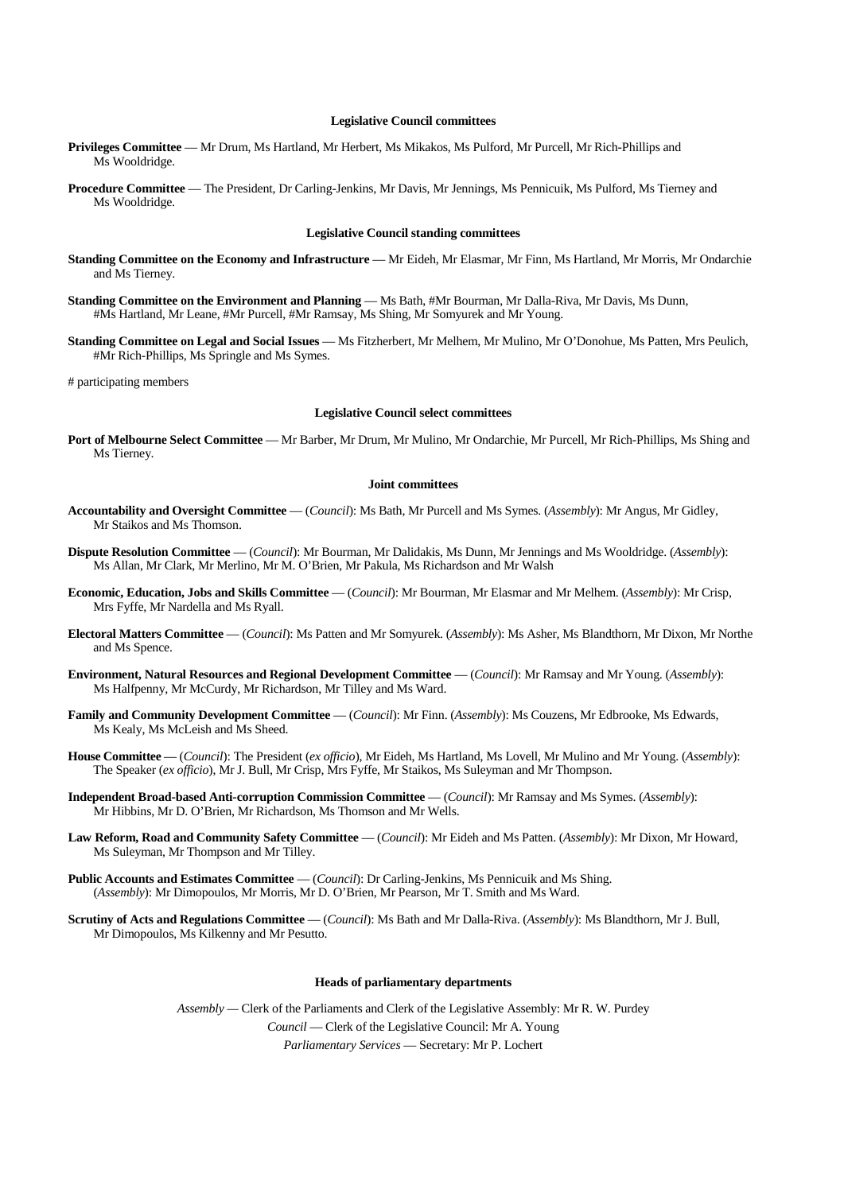### Legislative Council committees

**Privileges Committee** — Mr Drum, Ms Hartland, Mr Herbert, Ms Mikakos, Ms Pulford, Mr Purcell, Mr Rich-Phillips and Ms Wooldridge.

**Procedure Committee** — The President, Dr Carling-Jenkins, Mr Davis, Mr Jennings, Ms Pennicuik, Ms Pulford, Ms Tierney and Ms Wooldridge.

### Legislative Council standing committees

**Standing Committee on the Economy and Infrastructure** — Mr Eideh, Mr Elasmar, Mr Finn, Ms Hartland, Mr Morris, Mr Ondarchie and Ms Tierney.

**Standing Committee on the Environment and Planning** — Ms Bath, #Mr Bourman, Mr Dalla-Riva, Mr Davis, Ms Dunn, #Ms Hartland, Mr Leane, #Mr Purcell, #Mr Ramsay, Ms Shing, Mr Somyurek and Mr Young.

**Standing Committee on Legal and Social Issues** — Ms Fitzherbert, Mr Melhem, Mr Mulino, Mr O'Donohue, Ms Patten, Mrs Peulich, #Mr Rich-Phillips, Ms Springle and Ms Symes.

# participating members

### Legislative Council select committees

**Port of Melbourne Select Committee** — Mr Barber, Mr Drum, Mr Mulino, Mr Ondarchie, Mr Purcell, Mr Rich-Phillips, Ms Shing and Ms Tierney.

### Joint committees

**Accountability and Oversight Committee** — (*Council*): Ms Bath, Mr Purcell and Ms Symes. (*Assembly*): Mr Angus, Mr Gidley, Mr Staikos and Ms Thomson.

**Dispute Resolution Committee** — (*Council*): Mr Bourman, Mr Dalidakis, Ms Dunn, Mr Jennings and Ms Wooldridge. (*Assembly*): Ms Allan, Mr Clark, Mr Merlino, Mr M. O'Brien, Mr Pakula, Ms Richardson and Mr Walsh

**Economic, Education, Jobs and Skills Committee** — (*Council*): Mr Bourman, Mr Elasmar and Mr Melhem. (*Assembly*): Mr Crisp, Mrs Fyffe, Mr Nardella and Ms Ryall.

**Electoral Matters Committee** — (*Council*): Ms Patten and Mr Somyurek. (*Assembly*): Ms Asher, Ms Blandthorn, Mr Dixon, Mr Northe and Ms Spence.

**Environment, Natural Resources and Regional Development Committee** — (*Council*): Mr Ramsay and Mr Young. (*Assembly*): Ms Halfpenny, Mr McCurdy, Mr Richardson, Mr Tilley and Ms Ward.

**Family and Community Development Committee** — (*Council*): Mr Finn. (*Assembly*): Ms Couzens, Mr Edbrooke, Ms Edwards, Ms Kealy, Ms McLeish and Ms Sheed.

**House Committee** — (*Council*): The President (*ex officio*), Mr Eideh, Ms Hartland, Ms Lovell, Mr Mulino and Mr Young. (*Assembly*): The Speaker (*ex officio*), Mr J. Bull, Mr Crisp, Mrs Fyffe, Mr Staikos, Ms Suleyman and Mr Thompson.

**Independent Broad-based Anti-corruption Commission Committee** — (*Council*): Mr Ramsay and Ms Symes. (*Assembly*): Mr Hibbins, Mr D. O'Brien, Mr Richardson, Ms Thomson and Mr Wells.

**Law Reform, Road and Community Safety Committee** — (*Council*): Mr Eideh and Ms Patten. (*Assembly*): Mr Dixon, Mr Howard, Ms Suleyman, Mr Thompson and Mr Tilley.

**Public Accounts and Estimates Committee** — (*Council*): Dr Carling-Jenkins, Ms Pennicuik and Ms Shing. (*Assembly*): Mr Dimopoulos, Mr Morris, Mr D. O'Brien, Mr Pearson, Mr T. Smith and Ms Ward.

**Scrutiny of Acts and Regulations Committee** — (*Council*): Ms Bath and Mr Dalla-Riva. (*Assembly*): Ms Blandthorn, Mr J. Bull, Mr Dimopoulos, Ms Kilkenny and Mr Pesutto.

### Heads of parliamentary departments

*Assembly* — Clerk of the Parliaments and Clerk of the Legislative Assembly: Mr R. W. Purdey

*Council* — Clerk of the Legislative Council: Mr A. Young

*Parliamentary Services* — Secretary: Mr P. Lochert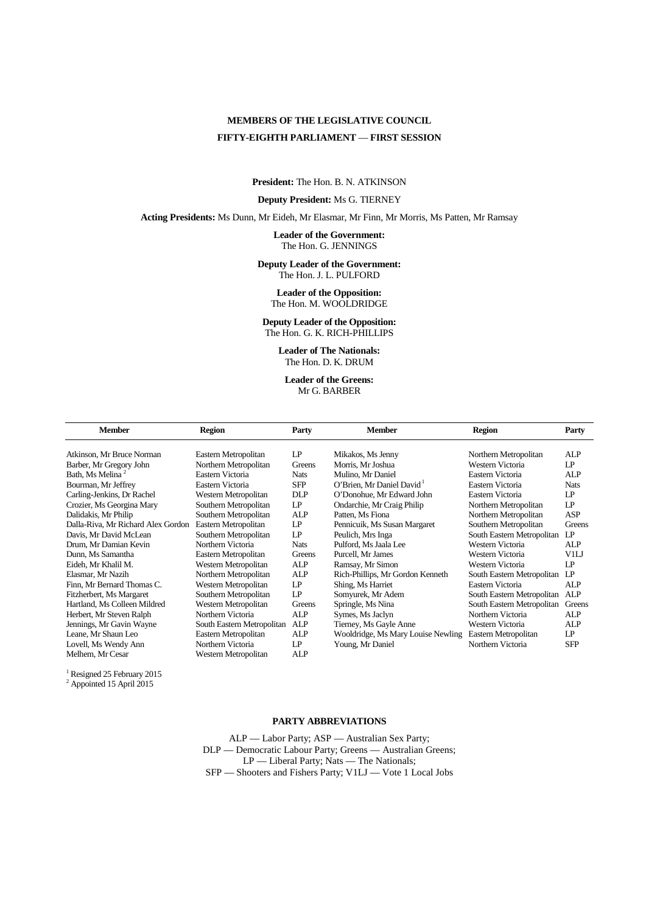## MEMBERS OF THE LEGISLATIVE COUNCIL

## FIFTY-EIGHTH PARLIAMENT — FIRST SESSION

**President:** The Hon. B. N. ATKINSON

**Deputy President:** Ms G. TIERNEY

**Acting Presidents:** Ms Dunn, Mr Eideh, Mr Elasmar, Mr Finn, Mr Morris, Ms Patten, Mr Ramsay

**Leader of the Government:**
The Hon. G. JENNINGS

**Deputy Leader of the Government:**
The Hon. J. L. PULFORD

**Leader of the Opposition:**
The Hon. M. WOOLDRIDGE

**Deputy Leader of the Opposition:**
The Hon. G. K. RICH-PHILLIPS

**Leader of The Nationals:**
The Hon. D. K. DRUM

**Leader of the Greens:**
Mr G. BARBER

| Member | Region | Party | Member | Region | Party |
|---|---|---|---|---|---|
| Atkinson, Mr Bruce Norman | Eastern Metropolitan | LP | Mikakos, Ms Jenny | Northern Metropolitan | ALP |
| Barber, Mr Gregory John | Northern Metropolitan | Greens | Morris, Mr Joshua | Western Victoria | LP |
| Bath, Ms Melina [2] | Eastern Victoria | Nats | Mulino, Mr Daniel | Eastern Victoria | ALP |
| Bourman, Mr Jeffrey | Eastern Victoria | SFP | O'Brien, Mr Daniel David [1] | Eastern Victoria | Nats |
| Carling-Jenkins, Dr Rachel | Western Metropolitan | DLP | O'Donohue, Mr Edward John | Eastern Victoria | LP |
| Crozier, Ms Georgina Mary | Southern Metropolitan | LP | Ondarchie, Mr Craig Philip | Northern Metropolitan | LP |
| Dalidakis, Mr Philip | Southern Metropolitan | ALP | Patten, Ms Fiona | Northern Metropolitan | ASP |
| Dalla-Riva, Mr Richard Alex Gordon | Eastern Metropolitan | LP | Pennicuik, Ms Susan Margaret | Southern Metropolitan | Greens |
| Davis, Mr David McLean | Southern Metropolitan | LP | Peulich, Mrs Inga | South Eastern Metropolitan | LP |
| Drum, Mr Damian Kevin | Northern Victoria | Nats | Pulford, Ms Jaala Lee | Western Victoria | ALP |
| Dunn, Ms Samantha | Eastern Metropolitan | Greens | Purcell, Mr James | Western Victoria | V1LJ |
| Eideh, Mr Khalil M. | Western Metropolitan | ALP | Ramsay, Mr Simon | Western Victoria | LP |
| Elasmar, Mr Nazih | Northern Metropolitan | ALP | Rich-Phillips, Mr Gordon Kenneth | South Eastern Metropolitan | LP |
| Finn, Mr Bernard Thomas C. | Western Metropolitan | LP | Shing, Ms Harriet | Eastern Victoria | ALP |
| Fitzherbert, Ms Margaret | Southern Metropolitan | LP | Somyurek, Mr Adem | South Eastern Metropolitan | ALP |
| Hartland, Ms Colleen Mildred | Western Metropolitan | Greens | Springle, Ms Nina | South Eastern Metropolitan | Greens |
| Herbert, Mr Steven Ralph | Northern Victoria | ALP | Symes, Ms Jaclyn | Northern Victoria | ALP |
| Jennings, Mr Gavin Wayne | South Eastern Metropolitan | ALP | Tierney, Ms Gayle Anne | Western Victoria | ALP |
| Leane, Mr Shaun Leo | Eastern Metropolitan | ALP | Wooldridge, Ms Mary Louise Newling | Eastern Metropolitan | LP |
| Lovell, Ms Wendy Ann | Northern Victoria | LP | Young, Mr Daniel | Northern Victoria | SFP |
| Melhem, Mr Cesar | Western Metropolitan | ALP | | | |

[1] Resigned 25 February 2015
[2] Appointed 15 April 2015

### PARTY ABBREVIATIONS

ALP — Labor Party; ASP — Australian Sex Party;
DLP — Democratic Labour Party; Greens — Australian Greens;
LP — Liberal Party; Nats — The Nationals;
SFP — Shooters and Fishers Party; V1LJ — Vote 1 Local Jobs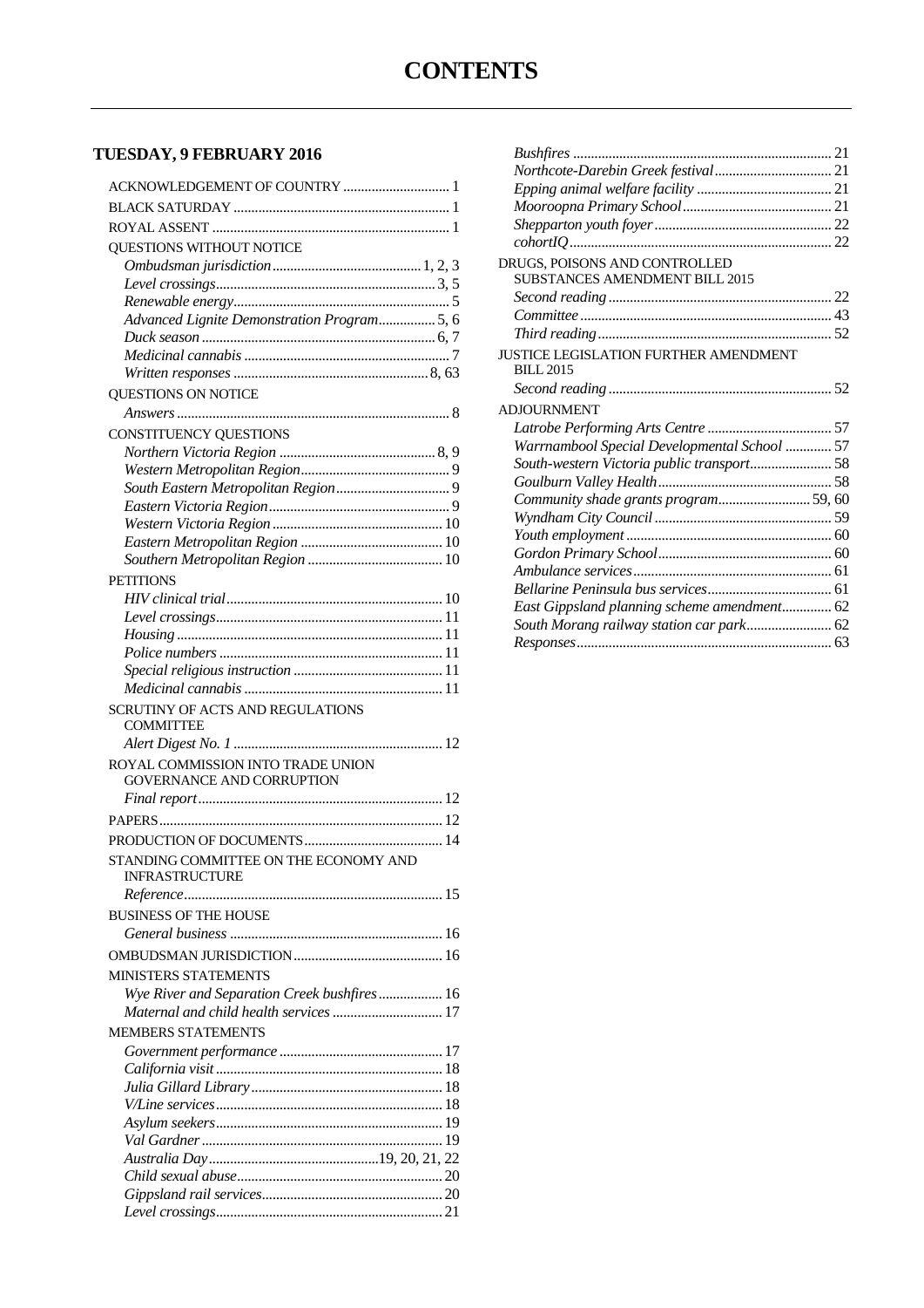# CONTENTS

## TUESDAY, 9 FEBRUARY 2016

ACKNOWLEDGEMENT OF COUNTRY ............................. 1

BLACK SATURDAY ............................................................ 1

ROYAL ASSENT .................................................................. 1

QUESTIONS WITHOUT NOTICE

*Ombudsman jurisdiction* ......................................... 1, 2, 3
*Level crossings* ............................................................ 3, 5
*Renewable energy* ............................................................ 5
*Advanced Lignite Demonstration Program* ................ 5, 6
*Duck season* ................................................................. 6, 7
*Medicinal cannabis* ......................................................... 7
*Written responses* ...................................................... 8, 63

QUESTIONS ON NOTICE

*Answers* ........................................................................... 8

CONSTITUENCY QUESTIONS

*Northern Victoria Region* ........................................... 8, 9
*Western Metropolitan Region* .......................................... 9
*South Eastern Metropolitan Region* ................................ 9
*Eastern Victoria Region* .................................................. 9
*Western Victoria Region* ............................................... 10
*Eastern Metropolitan Region* ........................................ 10
*Southern Metropolitan Region* ...................................... 10

PETITIONS

*HIV clinical trial* ............................................................ 10
*Level crossings* ............................................................... 11
*Housing* .......................................................................... 11
*Police numbers* .............................................................. 11
*Special religious instruction* ......................................... 11
*Medicinal cannabis* ....................................................... 11

SCRUTINY OF ACTS AND REGULATIONS COMMITTEE

*Alert Digest No. 1* .......................................................... 12

ROYAL COMMISSION INTO TRADE UNION GOVERNANCE AND CORRUPTION

*Final report* .................................................................... 12

PAPERS .............................................................................. 12

PRODUCTION OF DOCUMENTS ...................................... 14

STANDING COMMITTEE ON THE ECONOMY AND INFRASTRUCTURE

*Reference* ....................................................................... 15

BUSINESS OF THE HOUSE

*General business* ........................................................... 16

OMBUDSMAN JURISDICTION ......................................... 16

MINISTERS STATEMENTS

*Wye River and Separation Creek bushfires* .................. 16
*Maternal and child health services* .............................. 17

MEMBERS STATEMENTS

*Government performance* ............................................. 17
*California visit* ............................................................... 18
*Julia Gillard Library* ..................................................... 18
*V/Line services* ............................................................... 18
*Asylum seekers* ............................................................... 19
*Val Gardner* ................................................................... 19
*Australia Day* ............................................... 19, 20, 21, 22
*Child sexual abuse* ......................................................... 20
*Gippsland rail services* .................................................. 20
*Level crossings* .............................................................. 21
*Bushfires* ........................................................................ 21
*Northcote-Darebin Creek festival* ................................. 21
*Epping animal welfare facility* ..................................... 21
*Mooroopna Primary School* .......................................... 21
*Shepparton youth foyer* ................................................. 22
*cohortIQ* ......................................................................... 22

DRUGS, POISONS AND CONTROLLED SUBSTANCES AMENDMENT BILL 2015

*Second reading* .............................................................. 22
*Committee* ...................................................................... 43
*Third reading* ................................................................. 52

JUSTICE LEGISLATION FURTHER AMENDMENT BILL 2015

*Second reading* .............................................................. 52

ADJOURNMENT

*Latrobe Performing Arts Centre* .................................. 57
*Warrnambool Special Developmental School* ............. 57
*South-western Victoria public transport* ...................... 58
*Goulburn Valley Health* ................................................ 58
*Community shade grants program* ......................... 59, 60
*Wyndham City Council* ................................................. 59
*Youth employment* ......................................................... 60
*Gordon Primary School* ................................................ 60
*Ambulance services* ....................................................... 61
*Bellarine Peninsula bus services* .................................. 61
*East Gippsland planning scheme amendment* .............. 62
*South Morang railway station car park* ........................ 62
*Responses* ....................................................................... 63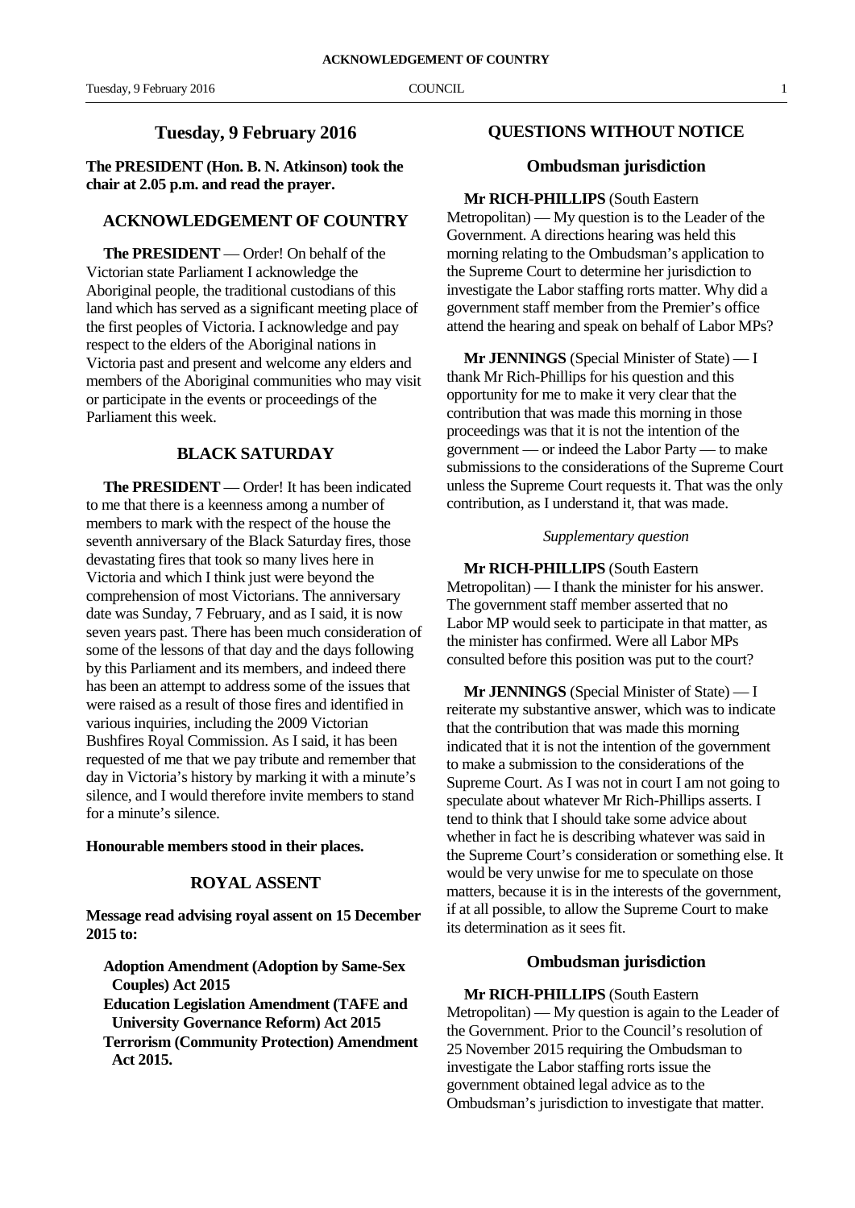## Tuesday, 9 February 2016

**The PRESIDENT (Hon. B. N. Atkinson) took the chair at 2.05 p.m. and read the prayer.**

## ACKNOWLEDGEMENT OF COUNTRY

**The PRESIDENT** — Order! On behalf of the Victorian state Parliament I acknowledge the Aboriginal people, the traditional custodians of this land which has served as a significant meeting place of the first peoples of Victoria. I acknowledge and pay respect to the elders of the Aboriginal nations in Victoria past and present and welcome any elders and members of the Aboriginal communities who may visit or participate in the events or proceedings of the Parliament this week.

## BLACK SATURDAY

**The PRESIDENT** — Order! It has been indicated to me that there is a keenness among a number of members to mark with the respect of the house the seventh anniversary of the Black Saturday fires, those devastating fires that took so many lives here in Victoria and which I think just were beyond the comprehension of most Victorians. The anniversary date was Sunday, 7 February, and as I said, it is now seven years past. There has been much consideration of some of the lessons of that day and the days following by this Parliament and its members, and indeed there has been an attempt to address some of the issues that were raised as a result of those fires and identified in various inquiries, including the 2009 Victorian Bushfires Royal Commission. As I said, it has been requested of me that we pay tribute and remember that day in Victoria's history by marking it with a minute's silence, and I would therefore invite members to stand for a minute's silence.

**Honourable members stood in their places.**

## ROYAL ASSENT

**Message read advising royal assent on 15 December 2015 to:**

**Adoption Amendment (Adoption by Same-Sex Couples) Act 2015**
**Education Legislation Amendment (TAFE and University Governance Reform) Act 2015**
**Terrorism (Community Protection) Amendment Act 2015.**

## QUESTIONS WITHOUT NOTICE

### Ombudsman jurisdiction

**Mr RICH-PHILLIPS** (South Eastern Metropolitan) — My question is to the Leader of the Government. A directions hearing was held this morning relating to the Ombudsman's application to the Supreme Court to determine her jurisdiction to investigate the Labor staffing rorts matter. Why did a government staff member from the Premier's office attend the hearing and speak on behalf of Labor MPs?

**Mr JENNINGS** (Special Minister of State) — I thank Mr Rich-Phillips for his question and this opportunity for me to make it very clear that the contribution that was made this morning in those proceedings was that it is not the intention of the government — or indeed the Labor Party — to make submissions to the considerations of the Supreme Court unless the Supreme Court requests it. That was the only contribution, as I understand it, that was made.

*Supplementary question*

**Mr RICH-PHILLIPS** (South Eastern Metropolitan) — I thank the minister for his answer. The government staff member asserted that no Labor MP would seek to participate in that matter, as the minister has confirmed. Were all Labor MPs consulted before this position was put to the court?

**Mr JENNINGS** (Special Minister of State) — I reiterate my substantive answer, which was to indicate that the contribution that was made this morning indicated that it is not the intention of the government to make a submission to the considerations of the Supreme Court. As I was not in court I am not going to speculate about whatever Mr Rich-Phillips asserts. I tend to think that I should take some advice about whether in fact he is describing whatever was said in the Supreme Court's consideration or something else. It would be very unwise for me to speculate on those matters, because it is in the interests of the government, if at all possible, to allow the Supreme Court to make its determination as it sees fit.

### Ombudsman jurisdiction

**Mr RICH-PHILLIPS** (South Eastern Metropolitan) — My question is again to the Leader of the Government. Prior to the Council's resolution of 25 November 2015 requiring the Ombudsman to investigate the Labor staffing rorts issue the government obtained legal advice as to the Ombudsman's jurisdiction to investigate that matter.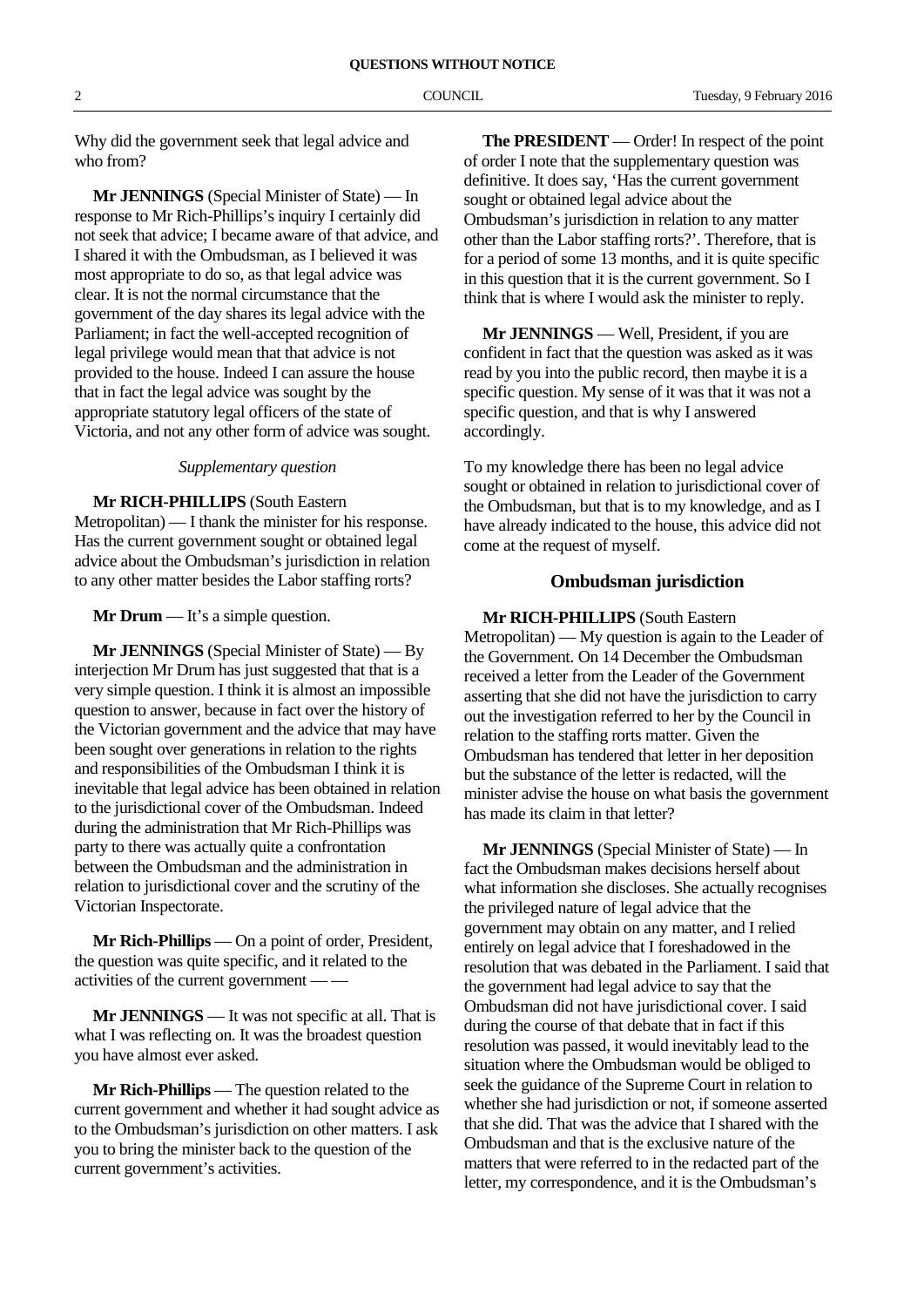Why did the government seek that legal advice and who from?

**Mr JENNINGS** (Special Minister of State) — In response to Mr Rich-Phillips's inquiry I certainly did not seek that advice; I became aware of that advice, and I shared it with the Ombudsman, as I believed it was most appropriate to do so, as that legal advice was clear. It is not the normal circumstance that the government of the day shares its legal advice with the Parliament; in fact the well-accepted recognition of legal privilege would mean that that advice is not provided to the house. Indeed I can assure the house that in fact the legal advice was sought by the appropriate statutory legal officers of the state of Victoria, and not any other form of advice was sought.

*Supplementary question*

**Mr RICH-PHILLIPS** (South Eastern Metropolitan) — I thank the minister for his response. Has the current government sought or obtained legal advice about the Ombudsman's jurisdiction in relation to any other matter besides the Labor staffing rorts?

**Mr Drum** — It's a simple question.

**Mr JENNINGS** (Special Minister of State) — By interjection Mr Drum has just suggested that that is a very simple question. I think it is almost an impossible question to answer, because in fact over the history of the Victorian government and the advice that may have been sought over generations in relation to the rights and responsibilities of the Ombudsman I think it is inevitable that legal advice has been obtained in relation to the jurisdictional cover of the Ombudsman. Indeed during the administration that Mr Rich-Phillips was party to there was actually quite a confrontation between the Ombudsman and the administration in relation to jurisdictional cover and the scrutiny of the Victorian Inspectorate.

**Mr Rich-Phillips** — On a point of order, President, the question was quite specific, and it related to the activities of the current government — —

**Mr JENNINGS** — It was not specific at all. That is what I was reflecting on. It was the broadest question you have almost ever asked.

**Mr Rich-Phillips** — The question related to the current government and whether it had sought advice as to the Ombudsman's jurisdiction on other matters. I ask you to bring the minister back to the question of the current government's activities.

**The PRESIDENT** — Order! In respect of the point of order I note that the supplementary question was definitive. It does say, 'Has the current government sought or obtained legal advice about the Ombudsman's jurisdiction in relation to any matter other than the Labor staffing rorts?'. Therefore, that is for a period of some 13 months, and it is quite specific in this question that it is the current government. So I think that is where I would ask the minister to reply.

**Mr JENNINGS** — Well, President, if you are confident in fact that the question was asked as it was read by you into the public record, then maybe it is a specific question. My sense of it was that it was not a specific question, and that is why I answered accordingly.

To my knowledge there has been no legal advice sought or obtained in relation to jurisdictional cover of the Ombudsman, but that is to my knowledge, and as I have already indicated to the house, this advice did not come at the request of myself.

## Ombudsman jurisdiction

**Mr RICH-PHILLIPS** (South Eastern Metropolitan) — My question is again to the Leader of the Government. On 14 December the Ombudsman received a letter from the Leader of the Government asserting that she did not have the jurisdiction to carry out the investigation referred to her by the Council in relation to the staffing rorts matter. Given the Ombudsman has tendered that letter in her deposition but the substance of the letter is redacted, will the minister advise the house on what basis the government has made its claim in that letter?

**Mr JENNINGS** (Special Minister of State) — In fact the Ombudsman makes decisions herself about what information she discloses. She actually recognises the privileged nature of legal advice that the government may obtain on any matter, and I relied entirely on legal advice that I foreshadowed in the resolution that was debated in the Parliament. I said that the government had legal advice to say that the Ombudsman did not have jurisdictional cover. I said during the course of that debate that in fact if this resolution was passed, it would inevitably lead to the situation where the Ombudsman would be obliged to seek the guidance of the Supreme Court in relation to whether she had jurisdiction or not, if someone asserted that she did. That was the advice that I shared with the Ombudsman and that is the exclusive nature of the matters that were referred to in the redacted part of the letter, my correspondence, and it is the Ombudsman's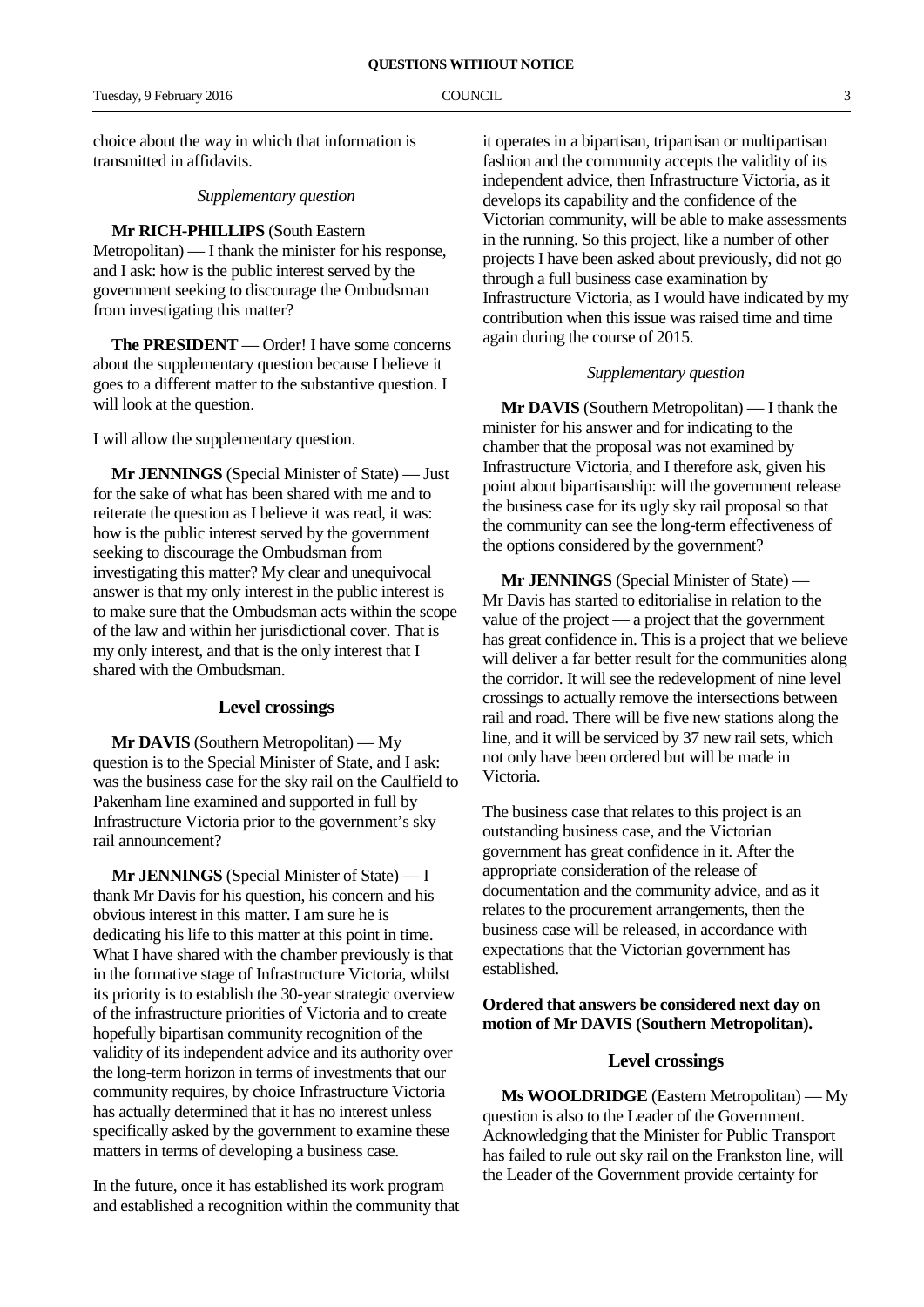choice about the way in which that information is transmitted in affidavits.

*Supplementary question*

**Mr RICH-PHILLIPS** (South Eastern Metropolitan) — I thank the minister for his response, and I ask: how is the public interest served by the government seeking to discourage the Ombudsman from investigating this matter?

**The PRESIDENT** — Order! I have some concerns about the supplementary question because I believe it goes to a different matter to the substantive question. I will look at the question.

I will allow the supplementary question.

**Mr JENNINGS** (Special Minister of State) — Just for the sake of what has been shared with me and to reiterate the question as I believe it was read, it was: how is the public interest served by the government seeking to discourage the Ombudsman from investigating this matter? My clear and unequivocal answer is that my only interest in the public interest is to make sure that the Ombudsman acts within the scope of the law and within her jurisdictional cover. That is my only interest, and that is the only interest that I shared with the Ombudsman.

## Level crossings

**Mr DAVIS** (Southern Metropolitan) — My question is to the Special Minister of State, and I ask: was the business case for the sky rail on the Caulfield to Pakenham line examined and supported in full by Infrastructure Victoria prior to the government's sky rail announcement?

**Mr JENNINGS** (Special Minister of State) — I thank Mr Davis for his question, his concern and his obvious interest in this matter. I am sure he is dedicating his life to this matter at this point in time. What I have shared with the chamber previously is that in the formative stage of Infrastructure Victoria, whilst its priority is to establish the 30-year strategic overview of the infrastructure priorities of Victoria and to create hopefully bipartisan community recognition of the validity of its independent advice and its authority over the long-term horizon in terms of investments that our community requires, by choice Infrastructure Victoria has actually determined that it has no interest unless specifically asked by the government to examine these matters in terms of developing a business case.

In the future, once it has established its work program and established a recognition within the community that it operates in a bipartisan, tripartisan or multipartisan fashion and the community accepts the validity of its independent advice, then Infrastructure Victoria, as it develops its capability and the confidence of the Victorian community, will be able to make assessments in the running. So this project, like a number of other projects I have been asked about previously, did not go through a full business case examination by Infrastructure Victoria, as I would have indicated by my contribution when this issue was raised time and time again during the course of 2015.

*Supplementary question*

**Mr DAVIS** (Southern Metropolitan) — I thank the minister for his answer and for indicating to the chamber that the proposal was not examined by Infrastructure Victoria, and I therefore ask, given his point about bipartisanship: will the government release the business case for its ugly sky rail proposal so that the community can see the long-term effectiveness of the options considered by the government?

**Mr JENNINGS** (Special Minister of State) — Mr Davis has started to editorialise in relation to the value of the project — a project that the government has great confidence in. This is a project that we believe will deliver a far better result for the communities along the corridor. It will see the redevelopment of nine level crossings to actually remove the intersections between rail and road. There will be five new stations along the line, and it will be serviced by 37 new rail sets, which not only have been ordered but will be made in Victoria.

The business case that relates to this project is an outstanding business case, and the Victorian government has great confidence in it. After the appropriate consideration of the release of documentation and the community advice, and as it relates to the procurement arrangements, then the business case will be released, in accordance with expectations that the Victorian government has established.

**Ordered that answers be considered next day on motion of Mr DAVIS (Southern Metropolitan).**

## Level crossings

**Ms WOOLDRIDGE** (Eastern Metropolitan) — My question is also to the Leader of the Government. Acknowledging that the Minister for Public Transport has failed to rule out sky rail on the Frankston line, will the Leader of the Government provide certainty for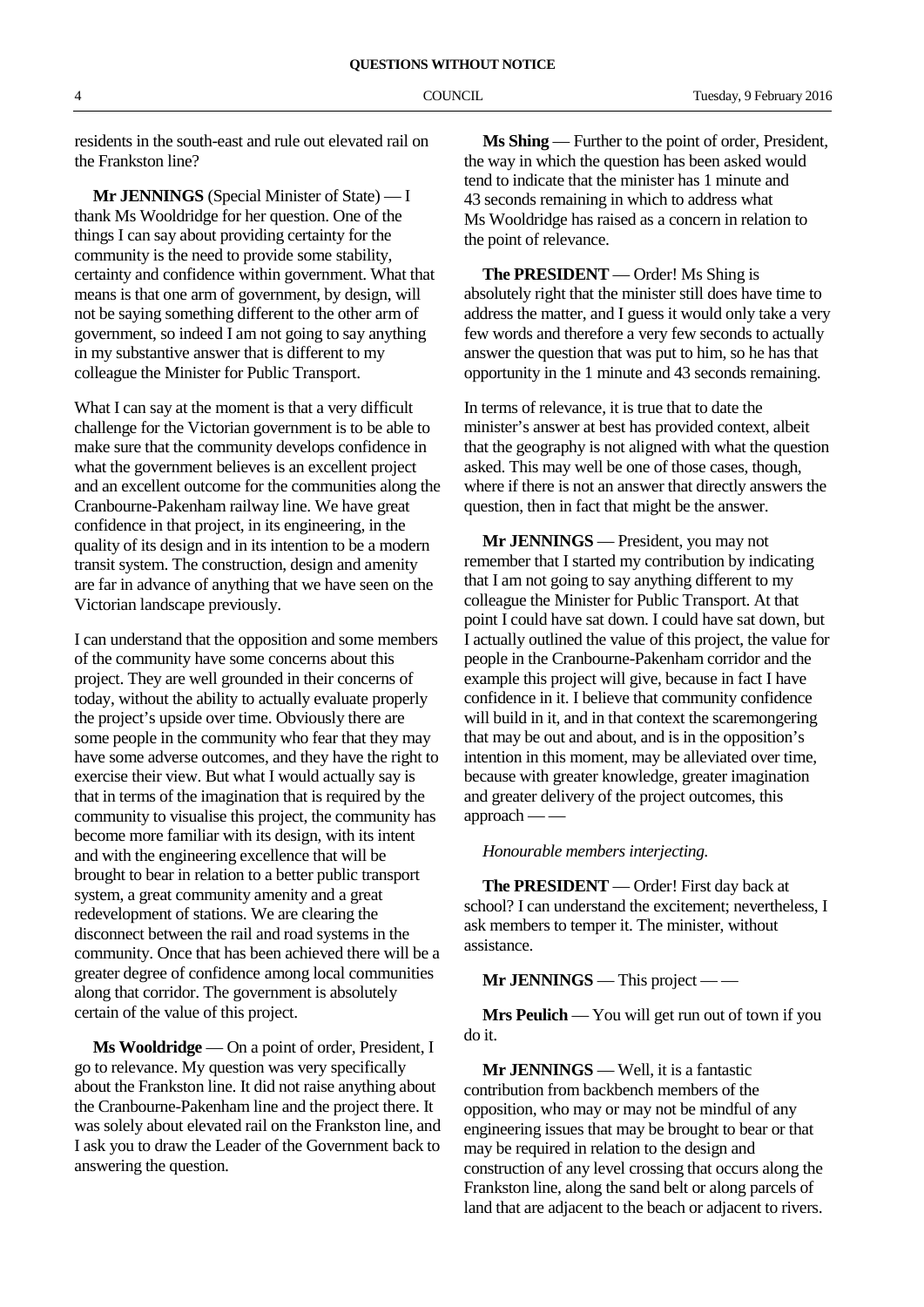residents in the south-east and rule out elevated rail on the Frankston line?

**Mr JENNINGS** (Special Minister of State) — I thank Ms Wooldridge for her question. One of the things I can say about providing certainty for the community is the need to provide some stability, certainty and confidence within government. What that means is that one arm of government, by design, will not be saying something different to the other arm of government, so indeed I am not going to say anything in my substantive answer that is different to my colleague the Minister for Public Transport.

What I can say at the moment is that a very difficult challenge for the Victorian government is to be able to make sure that the community develops confidence in what the government believes is an excellent project and an excellent outcome for the communities along the Cranbourne-Pakenham railway line. We have great confidence in that project, in its engineering, in the quality of its design and in its intention to be a modern transit system. The construction, design and amenity are far in advance of anything that we have seen on the Victorian landscape previously.

I can understand that the opposition and some members of the community have some concerns about this project. They are well grounded in their concerns of today, without the ability to actually evaluate properly the project's upside over time. Obviously there are some people in the community who fear that they may have some adverse outcomes, and they have the right to exercise their view. But what I would actually say is that in terms of the imagination that is required by the community to visualise this project, the community has become more familiar with its design, with its intent and with the engineering excellence that will be brought to bear in relation to a better public transport system, a great community amenity and a great redevelopment of stations. We are clearing the disconnect between the rail and road systems in the community. Once that has been achieved there will be a greater degree of confidence among local communities along that corridor. The government is absolutely certain of the value of this project.

**Ms Wooldridge** — On a point of order, President, I go to relevance. My question was very specifically about the Frankston line. It did not raise anything about the Cranbourne-Pakenham line and the project there. It was solely about elevated rail on the Frankston line, and I ask you to draw the Leader of the Government back to answering the question.

**Ms Shing** — Further to the point of order, President, the way in which the question has been asked would tend to indicate that the minister has 1 minute and 43 seconds remaining in which to address what Ms Wooldridge has raised as a concern in relation to the point of relevance.

**The PRESIDENT** — Order! Ms Shing is absolutely right that the minister still does have time to address the matter, and I guess it would only take a very few words and therefore a very few seconds to actually answer the question that was put to him, so he has that opportunity in the 1 minute and 43 seconds remaining.

In terms of relevance, it is true that to date the minister's answer at best has provided context, albeit that the geography is not aligned with what the question asked. This may well be one of those cases, though, where if there is not an answer that directly answers the question, then in fact that might be the answer.

**Mr JENNINGS** — President, you may not remember that I started my contribution by indicating that I am not going to say anything different to my colleague the Minister for Public Transport. At that point I could have sat down. I could have sat down, but I actually outlined the value of this project, the value for people in the Cranbourne-Pakenham corridor and the example this project will give, because in fact I have confidence in it. I believe that community confidence will build in it, and in that context the scaremongering that may be out and about, and is in the opposition's intention in this moment, may be alleviated over time, because with greater knowledge, greater imagination and greater delivery of the project outcomes, this approach — —

*Honourable members interjecting.*

**The PRESIDENT** — Order! First day back at school? I can understand the excitement; nevertheless, I ask members to temper it. The minister, without assistance.

**Mr JENNINGS** — This project — —

**Mrs Peulich** — You will get run out of town if you do it.

**Mr JENNINGS** — Well, it is a fantastic contribution from backbench members of the opposition, who may or may not be mindful of any engineering issues that may be brought to bear or that may be required in relation to the design and construction of any level crossing that occurs along the Frankston line, along the sand belt or along parcels of land that are adjacent to the beach or adjacent to rivers.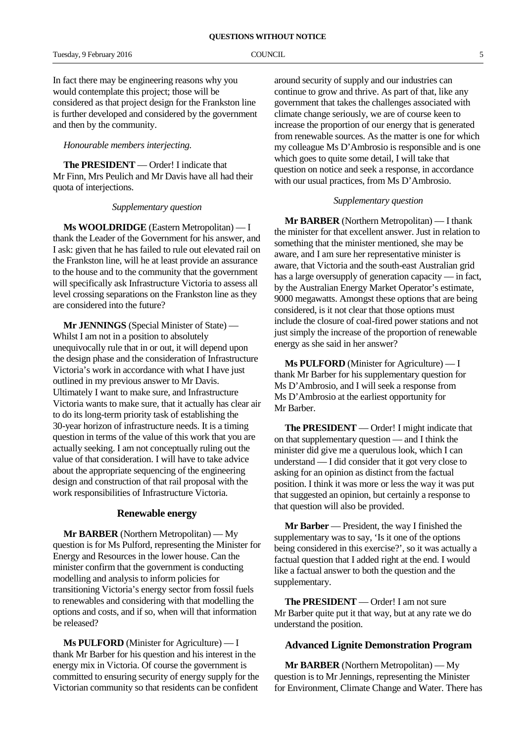In fact there may be engineering reasons why you would contemplate this project; those will be considered as that project design for the Frankston line is further developed and considered by the government and then by the community.

*Honourable members interjecting.*

**The PRESIDENT** — Order! I indicate that Mr Finn, Mrs Peulich and Mr Davis have all had their quota of interjections.

*Supplementary question*

**Ms WOOLDRIDGE** (Eastern Metropolitan) — I thank the Leader of the Government for his answer, and I ask: given that he has failed to rule out elevated rail on the Frankston line, will he at least provide an assurance to the house and to the community that the government will specifically ask Infrastructure Victoria to assess all level crossing separations on the Frankston line as they are considered into the future?

**Mr JENNINGS** (Special Minister of State) — Whilst I am not in a position to absolutely unequivocally rule that in or out, it will depend upon the design phase and the consideration of Infrastructure Victoria's work in accordance with what I have just outlined in my previous answer to Mr Davis. Ultimately I want to make sure, and Infrastructure Victoria wants to make sure, that it actually has clear air to do its long-term priority task of establishing the 30-year horizon of infrastructure needs. It is a timing question in terms of the value of this work that you are actually seeking. I am not conceptually ruling out the value of that consideration. I will have to take advice about the appropriate sequencing of the engineering design and construction of that rail proposal with the work responsibilities of Infrastructure Victoria.

## Renewable energy

**Mr BARBER** (Northern Metropolitan) — My question is for Ms Pulford, representing the Minister for Energy and Resources in the lower house. Can the minister confirm that the government is conducting modelling and analysis to inform policies for transitioning Victoria's energy sector from fossil fuels to renewables and considering with that modelling the options and costs, and if so, when will that information be released?

**Ms PULFORD** (Minister for Agriculture) — I thank Mr Barber for his question and his interest in the energy mix in Victoria. Of course the government is committed to ensuring security of energy supply for the Victorian community so that residents can be confident around security of supply and our industries can continue to grow and thrive. As part of that, like any government that takes the challenges associated with climate change seriously, we are of course keen to increase the proportion of our energy that is generated from renewable sources. As the matter is one for which my colleague Ms D'Ambrosio is responsible and is one which goes to quite some detail, I will take that question on notice and seek a response, in accordance with our usual practices, from Ms D'Ambrosio.

*Supplementary question*

**Mr BARBER** (Northern Metropolitan) — I thank the minister for that excellent answer. Just in relation to something that the minister mentioned, she may be aware, and I am sure her representative minister is aware, that Victoria and the south-east Australian grid has a large oversupply of generation capacity — in fact, by the Australian Energy Market Operator's estimate, 9000 megawatts. Amongst these options that are being considered, is it not clear that those options must include the closure of coal-fired power stations and not just simply the increase of the proportion of renewable energy as she said in her answer?

**Ms PULFORD** (Minister for Agriculture) — I thank Mr Barber for his supplementary question for Ms D'Ambrosio, and I will seek a response from Ms D'Ambrosio at the earliest opportunity for Mr Barber.

**The PRESIDENT** — Order! I might indicate that on that supplementary question — and I think the minister did give me a querulous look, which I can understand — I did consider that it got very close to asking for an opinion as distinct from the factual position. I think it was more or less the way it was put that suggested an opinion, but certainly a response to that question will also be provided.

**Mr Barber** — President, the way I finished the supplementary was to say, 'Is it one of the options being considered in this exercise?', so it was actually a factual question that I added right at the end. I would like a factual answer to both the question and the supplementary.

**The PRESIDENT** — Order! I am not sure Mr Barber quite put it that way, but at any rate we do understand the position.

## Advanced Lignite Demonstration Program

**Mr BARBER** (Northern Metropolitan) — My question is to Mr Jennings, representing the Minister for Environment, Climate Change and Water. There has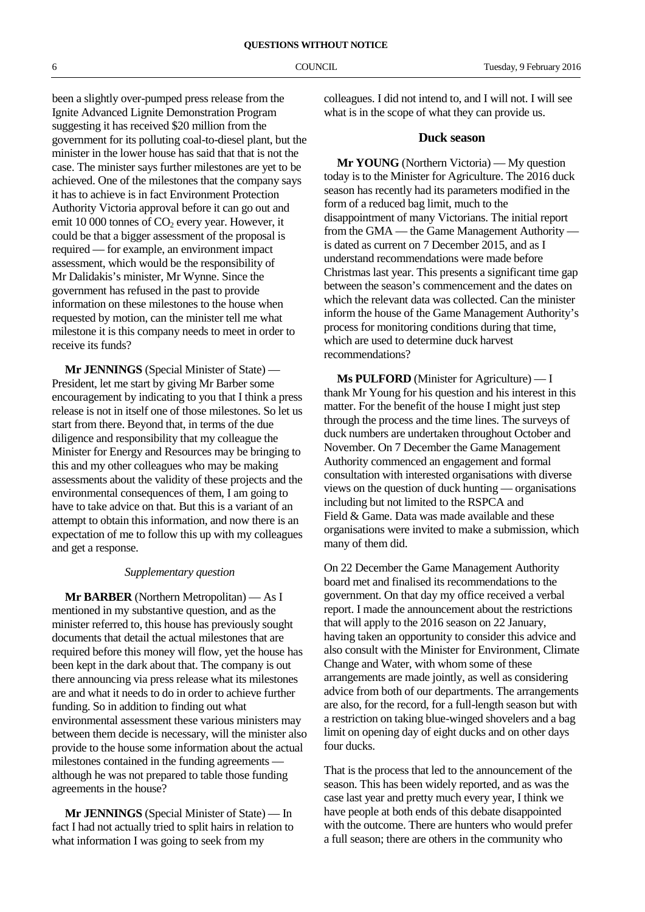been a slightly over-pumped press release from the Ignite Advanced Lignite Demonstration Program suggesting it has received \$20 million from the government for its polluting coal-to-diesel plant, but the minister in the lower house has said that that is not the case. The minister says further milestones are yet to be achieved. One of the milestones that the company says it has to achieve is in fact Environment Protection Authority Victoria approval before it can go out and emit 10 000 tonnes of $CO_2$ every year. However, it could be that a bigger assessment of the proposal is required — for example, an environment impact assessment, which would be the responsibility of Mr Dalidakis's minister, Mr Wynne. Since the government has refused in the past to provide information on these milestones to the house when requested by motion, can the minister tell me what milestone it is this company needs to meet in order to receive its funds?

**Mr JENNINGS** (Special Minister of State) — President, let me start by giving Mr Barber some encouragement by indicating to you that I think a press release is not in itself one of those milestones. So let us start from there. Beyond that, in terms of the due diligence and responsibility that my colleague the Minister for Energy and Resources may be bringing to this and my other colleagues who may be making assessments about the validity of these projects and the environmental consequences of them, I am going to have to take advice on that. But this is a variant of an attempt to obtain this information, and now there is an expectation of me to follow this up with my colleagues and get a response.

*Supplementary question*

**Mr BARBER** (Northern Metropolitan) — As I mentioned in my substantive question, and as the minister referred to, this house has previously sought documents that detail the actual milestones that are required before this money will flow, yet the house has been kept in the dark about that. The company is out there announcing via press release what its milestones are and what it needs to do in order to achieve further funding. So in addition to finding out what environmental assessment these various ministers may between them decide is necessary, will the minister also provide to the house some information about the actual milestones contained in the funding agreements — although he was not prepared to table those funding agreements in the house?

**Mr JENNINGS** (Special Minister of State) — In fact I had not actually tried to split hairs in relation to what information I was going to seek from my colleagues. I did not intend to, and I will not. I will see what is in the scope of what they can provide us.

## Duck season

**Mr YOUNG** (Northern Victoria) — My question today is to the Minister for Agriculture. The 2016 duck season has recently had its parameters modified in the form of a reduced bag limit, much to the disappointment of many Victorians. The initial report from the GMA — the Game Management Authority — is dated as current on 7 December 2015, and as I understand recommendations were made before Christmas last year. This presents a significant time gap between the season's commencement and the dates on which the relevant data was collected. Can the minister inform the house of the Game Management Authority's process for monitoring conditions during that time, which are used to determine duck harvest recommendations?

**Ms PULFORD** (Minister for Agriculture) — I thank Mr Young for his question and his interest in this matter. For the benefit of the house I might just step through the process and the time lines. The surveys of duck numbers are undertaken throughout October and November. On 7 December the Game Management Authority commenced an engagement and formal consultation with interested organisations with diverse views on the question of duck hunting — organisations including but not limited to the RSPCA and Field & Game. Data was made available and these organisations were invited to make a submission, which many of them did.

On 22 December the Game Management Authority board met and finalised its recommendations to the government. On that day my office received a verbal report. I made the announcement about the restrictions that will apply to the 2016 season on 22 January, having taken an opportunity to consider this advice and also consult with the Minister for Environment, Climate Change and Water, with whom some of these arrangements are made jointly, as well as considering advice from both of our departments. The arrangements are also, for the record, for a full-length season but with a restriction on taking blue-winged shovelers and a bag limit on opening day of eight ducks and on other days four ducks.

That is the process that led to the announcement of the season. This has been widely reported, and as was the case last year and pretty much every year, I think we have people at both ends of this debate disappointed with the outcome. There are hunters who would prefer a full season; there are others in the community who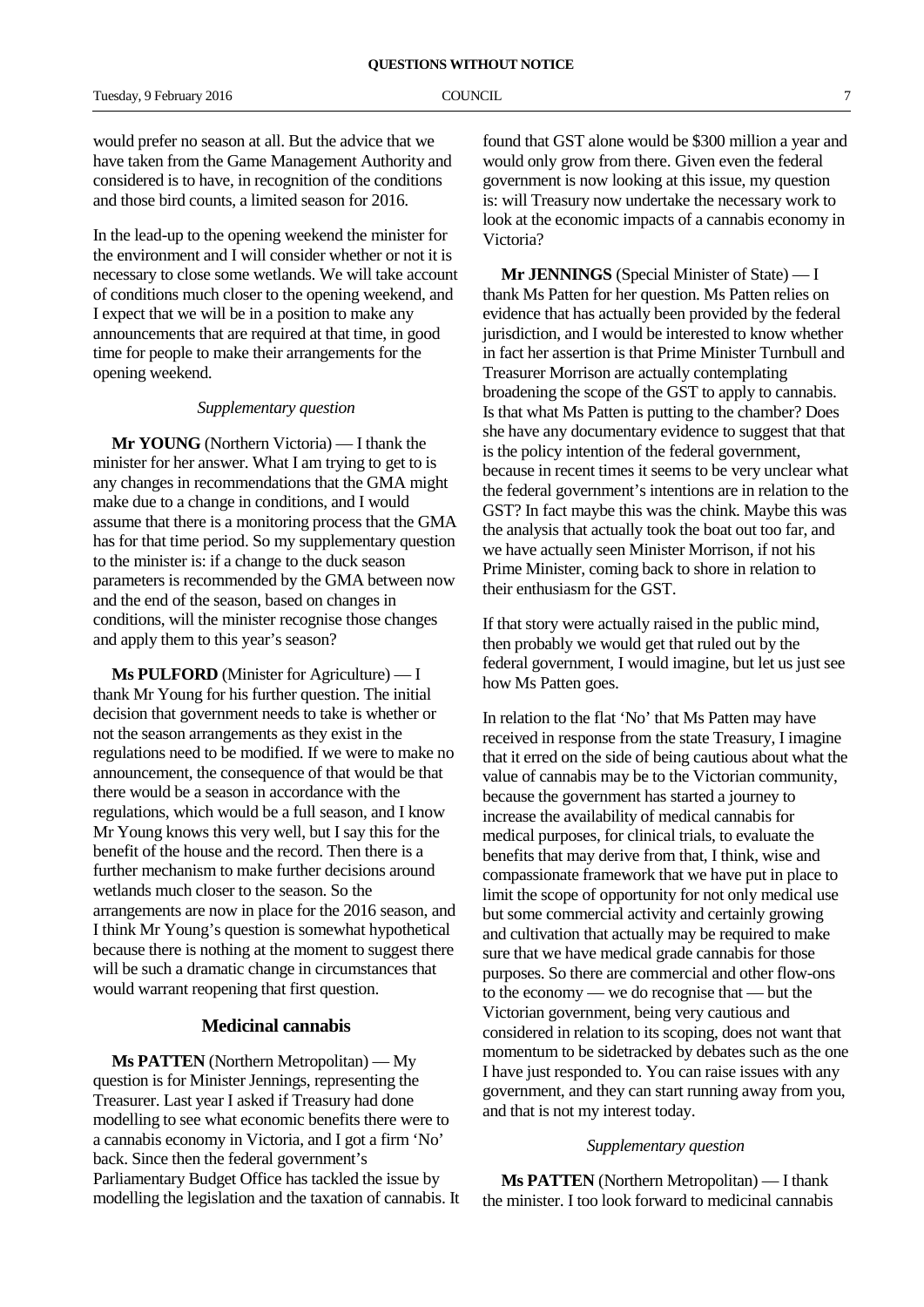would prefer no season at all. But the advice that we have taken from the Game Management Authority and considered is to have, in recognition of the conditions and those bird counts, a limited season for 2016.

In the lead-up to the opening weekend the minister for the environment and I will consider whether or not it is necessary to close some wetlands. We will take account of conditions much closer to the opening weekend, and I expect that we will be in a position to make any announcements that are required at that time, in good time for people to make their arrangements for the opening weekend.

*Supplementary question*

**Mr YOUNG** (Northern Victoria) — I thank the minister for her answer. What I am trying to get to is any changes in recommendations that the GMA might make due to a change in conditions, and I would assume that there is a monitoring process that the GMA has for that time period. So my supplementary question to the minister is: if a change to the duck season parameters is recommended by the GMA between now and the end of the season, based on changes in conditions, will the minister recognise those changes and apply them to this year's season?

**Ms PULFORD** (Minister for Agriculture) — I thank Mr Young for his further question. The initial decision that government needs to take is whether or not the season arrangements as they exist in the regulations need to be modified. If we were to make no announcement, the consequence of that would be that there would be a season in accordance with the regulations, which would be a full season, and I know Mr Young knows this very well, but I say this for the benefit of the house and the record. Then there is a further mechanism to make further decisions around wetlands much closer to the season. So the arrangements are now in place for the 2016 season, and I think Mr Young's question is somewhat hypothetical because there is nothing at the moment to suggest there will be such a dramatic change in circumstances that would warrant reopening that first question.

## Medicinal cannabis

**Ms PATTEN** (Northern Metropolitan) — My question is for Minister Jennings, representing the Treasurer. Last year I asked if Treasury had done modelling to see what economic benefits there were to a cannabis economy in Victoria, and I got a firm 'No' back. Since then the federal government's Parliamentary Budget Office has tackled the issue by modelling the legislation and the taxation of cannabis. It found that GST alone would be $300 million a year and would only grow from there. Given even the federal government is now looking at this issue, my question is: will Treasury now undertake the necessary work to look at the economic impacts of a cannabis economy in Victoria?

**Mr JENNINGS** (Special Minister of State) — I thank Ms Patten for her question. Ms Patten relies on evidence that has actually been provided by the federal jurisdiction, and I would be interested to know whether in fact her assertion is that Prime Minister Turnbull and Treasurer Morrison are actually contemplating broadening the scope of the GST to apply to cannabis. Is that what Ms Patten is putting to the chamber? Does she have any documentary evidence to suggest that that is the policy intention of the federal government, because in recent times it seems to be very unclear what the federal government's intentions are in relation to the GST? In fact maybe this was the chink. Maybe this was the analysis that actually took the boat out too far, and we have actually seen Minister Morrison, if not his Prime Minister, coming back to shore in relation to their enthusiasm for the GST.

If that story were actually raised in the public mind, then probably we would get that ruled out by the federal government, I would imagine, but let us just see how Ms Patten goes.

In relation to the flat 'No' that Ms Patten may have received in response from the state Treasury, I imagine that it erred on the side of being cautious about what the value of cannabis may be to the Victorian community, because the government has started a journey to increase the availability of medical cannabis for medical purposes, for clinical trials, to evaluate the benefits that may derive from that, I think, wise and compassionate framework that we have put in place to limit the scope of opportunity for not only medical use but some commercial activity and certainly growing and cultivation that actually may be required to make sure that we have medical grade cannabis for those purposes. So there are commercial and other flow-ons to the economy — we do recognise that — but the Victorian government, being very cautious and considered in relation to its scoping, does not want that momentum to be sidetracked by debates such as the one I have just responded to. You can raise issues with any government, and they can start running away from you, and that is not my interest today.

*Supplementary question*

**Ms PATTEN** (Northern Metropolitan) — I thank the minister. I too look forward to medicinal cannabis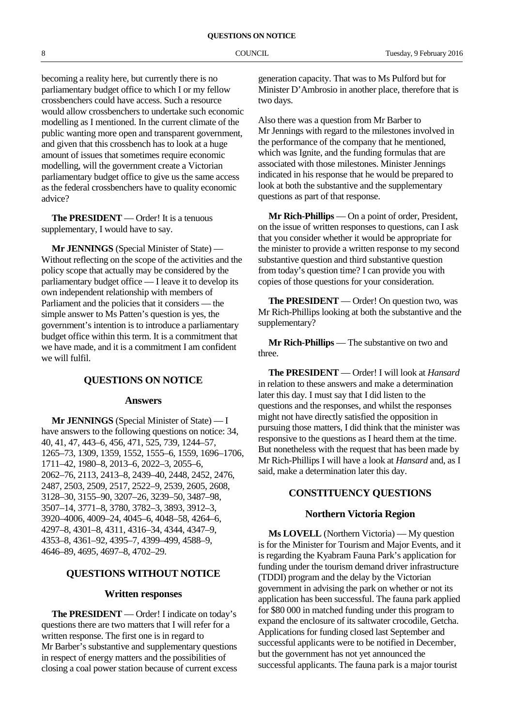becoming a reality here, but currently there is no parliamentary budget office to which I or my fellow crossbenchers could have access. Such a resource would allow crossbenchers to undertake such economic modelling as I mentioned. In the current climate of the public wanting more open and transparent government, and given that this crossbench has to look at a huge amount of issues that sometimes require economic modelling, will the government create a Victorian parliamentary budget office to give us the same access as the federal crossbenchers have to quality economic advice?

**The PRESIDENT** — Order! It is a tenuous supplementary, I would have to say.

**Mr JENNINGS** (Special Minister of State) — Without reflecting on the scope of the activities and the policy scope that actually may be considered by the parliamentary budget office — I leave it to develop its own independent relationship with members of Parliament and the policies that it considers — the simple answer to Ms Patten's question is yes, the government's intention is to introduce a parliamentary budget office within this term. It is a commitment that we have made, and it is a commitment I am confident we will fulfil.

## QUESTIONS ON NOTICE

### Answers

**Mr JENNINGS** (Special Minister of State) — I have answers to the following questions on notice: 34, 40, 41, 47, 443–6, 456, 471, 525, 739, 1244–57, 1265–73, 1309, 1359, 1552, 1555–6, 1559, 1696–1706, 1711–42, 1980–8, 2013–6, 2022–3, 2055–6, 2062–76, 2113, 2413–8, 2439–40, 2448, 2452, 2476, 2487, 2503, 2509, 2517, 2522–9, 2539, 2605, 2608, 3128–30, 3155–90, 3207–26, 3239–50, 3487–98, 3507–14, 3771–8, 3780, 3782–3, 3893, 3912–3, 3920–4006, 4009–24, 4045–6, 4048–58, 4264–6, 4297–8, 4301–8, 4311, 4316–34, 4344, 4347–9, 4353–8, 4361–92, 4395–7, 4399–499, 4588–9, 4646–89, 4695, 4697–8, 4702–29.

## QUESTIONS WITHOUT NOTICE

### Written responses

**The PRESIDENT** — Order! I indicate on today's questions there are two matters that I will refer for a written response. The first one is in regard to Mr Barber's substantive and supplementary questions in respect of energy matters and the possibilities of closing a coal power station because of current excess generation capacity. That was to Ms Pulford but for Minister D'Ambrosio in another place, therefore that is two days.

Also there was a question from Mr Barber to Mr Jennings with regard to the milestones involved in the performance of the company that he mentioned, which was Ignite, and the funding formulas that are associated with those milestones. Minister Jennings indicated in his response that he would be prepared to look at both the substantive and the supplementary questions as part of that response.

**Mr Rich-Phillips** — On a point of order, President, on the issue of written responses to questions, can I ask that you consider whether it would be appropriate for the minister to provide a written response to my second substantive question and third substantive question from today's question time? I can provide you with copies of those questions for your consideration.

**The PRESIDENT** — Order! On question two, was Mr Rich-Phillips looking at both the substantive and the supplementary?

**Mr Rich-Phillips** — The substantive on two and three.

**The PRESIDENT** — Order! I will look at *Hansard* in relation to these answers and make a determination later this day. I must say that I did listen to the questions and the responses, and whilst the responses might not have directly satisfied the opposition in pursuing those matters, I did think that the minister was responsive to the questions as I heard them at the time. But nonetheless with the request that has been made by Mr Rich-Phillips I will have a look at *Hansard* and, as I said, make a determination later this day.

## CONSTITUENCY QUESTIONS

### Northern Victoria Region

**Ms LOVELL** (Northern Victoria) — My question is for the Minister for Tourism and Major Events, and it is regarding the Kyabram Fauna Park's application for funding under the tourism demand driver infrastructure (TDDI) program and the delay by the Victorian government in advising the park on whether or not its application has been successful. The fauna park applied for $80 000 in matched funding under this program to expand the enclosure of its saltwater crocodile, Getcha. Applications for funding closed last September and successful applicants were to be notified in December, but the government has not yet announced the successful applicants. The fauna park is a major tourist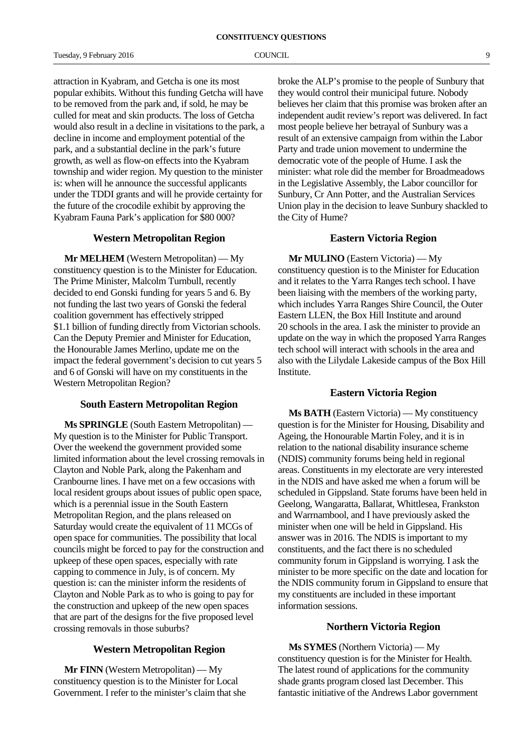attraction in Kyabram, and Getcha is one its most popular exhibits. Without this funding Getcha will have to be removed from the park and, if sold, he may be culled for meat and skin products. The loss of Getcha would also result in a decline in visitations to the park, a decline in income and employment potential of the park, and a substantial decline in the park's future growth, as well as flow-on effects into the Kyabram township and wider region. My question to the minister is: when will he announce the successful applicants under the TDDI grants and will he provide certainty for the future of the crocodile exhibit by approving the Kyabram Fauna Park's application for $80 000?

### Western Metropolitan Region

**Mr MELHEM** (Western Metropolitan) — My constituency question is to the Minister for Education. The Prime Minister, Malcolm Turnbull, recently decided to end Gonski funding for years 5 and 6. By not funding the last two years of Gonski the federal coalition government has effectively stripped $1.1 billion of funding directly from Victorian schools. Can the Deputy Premier and Minister for Education, the Honourable James Merlino, update me on the impact the federal government's decision to cut years 5 and 6 of Gonski will have on my constituents in the Western Metropolitan Region?

### South Eastern Metropolitan Region

**Ms SPRINGLE** (South Eastern Metropolitan) — My question is to the Minister for Public Transport. Over the weekend the government provided some limited information about the level crossing removals in Clayton and Noble Park, along the Pakenham and Cranbourne lines. I have met on a few occasions with local resident groups about issues of public open space, which is a perennial issue in the South Eastern Metropolitan Region, and the plans released on Saturday would create the equivalent of 11 MCGs of open space for communities. The possibility that local councils might be forced to pay for the construction and upkeep of these open spaces, especially with rate capping to commence in July, is of concern. My question is: can the minister inform the residents of Clayton and Noble Park as to who is going to pay for the construction and upkeep of the new open spaces that are part of the designs for the five proposed level crossing removals in those suburbs?

### Western Metropolitan Region

**Mr FINN** (Western Metropolitan) — My constituency question is to the Minister for Local Government. I refer to the minister's claim that she broke the ALP's promise to the people of Sunbury that they would control their municipal future. Nobody believes her claim that this promise was broken after an independent audit review's report was delivered. In fact most people believe her betrayal of Sunbury was a result of an extensive campaign from within the Labor Party and trade union movement to undermine the democratic vote of the people of Hume. I ask the minister: what role did the member for Broadmeadows in the Legislative Assembly, the Labor councillor for Sunbury, Cr Ann Potter, and the Australian Services Union play in the decision to leave Sunbury shackled to the City of Hume?

### Eastern Victoria Region

**Mr MULINO** (Eastern Victoria) — My constituency question is to the Minister for Education and it relates to the Yarra Ranges tech school. I have been liaising with the members of the working party, which includes Yarra Ranges Shire Council, the Outer Eastern LLEN, the Box Hill Institute and around 20 schools in the area. I ask the minister to provide an update on the way in which the proposed Yarra Ranges tech school will interact with schools in the area and also with the Lilydale Lakeside campus of the Box Hill Institute.

### Eastern Victoria Region

**Ms BATH** (Eastern Victoria) — My constituency question is for the Minister for Housing, Disability and Ageing, the Honourable Martin Foley, and it is in relation to the national disability insurance scheme (NDIS) community forums being held in regional areas. Constituents in my electorate are very interested in the NDIS and have asked me when a forum will be scheduled in Gippsland. State forums have been held in Geelong, Wangaratta, Ballarat, Whittlesea, Frankston and Warrnambool, and I have previously asked the minister when one will be held in Gippsland. His answer was in 2016. The NDIS is important to my constituents, and the fact there is no scheduled community forum in Gippsland is worrying. I ask the minister to be more specific on the date and location for the NDIS community forum in Gippsland to ensure that my constituents are included in these important information sessions.

### Northern Victoria Region

**Ms SYMES** (Northern Victoria) — My constituency question is for the Minister for Health. The latest round of applications for the community shade grants program closed last December. This fantastic initiative of the Andrews Labor government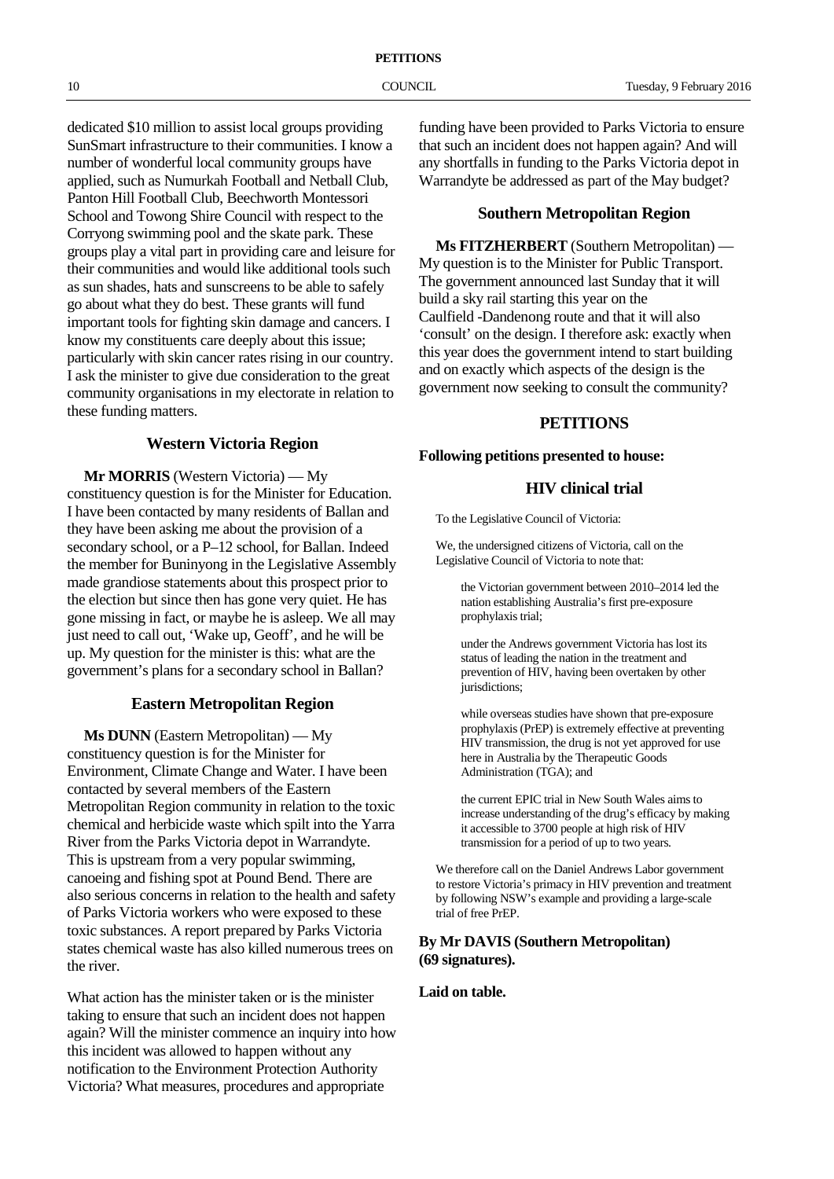dedicated $10 million to assist local groups providing SunSmart infrastructure to their communities. I know a number of wonderful local community groups have applied, such as Numurkah Football and Netball Club, Panton Hill Football Club, Beechworth Montessori School and Towong Shire Council with respect to the Corryong swimming pool and the skate park. These groups play a vital part in providing care and leisure for their communities and would like additional tools such as sun shades, hats and sunscreens to be able to safely go about what they do best. These grants will fund important tools for fighting skin damage and cancers. I know my constituents care deeply about this issue; particularly with skin cancer rates rising in our country. I ask the minister to give due consideration to the great community organisations in my electorate in relation to these funding matters.

### Western Victoria Region

**Mr MORRIS** (Western Victoria) — My constituency question is for the Minister for Education. I have been contacted by many residents of Ballan and they have been asking me about the provision of a secondary school, or a P–12 school, for Ballan. Indeed the member for Buninyong in the Legislative Assembly made grandiose statements about this prospect prior to the election but since then has gone very quiet. He has gone missing in fact, or maybe he is asleep. We all may just need to call out, 'Wake up, Geoff', and he will be up. My question for the minister is this: what are the government's plans for a secondary school in Ballan?

### Eastern Metropolitan Region

**Ms DUNN** (Eastern Metropolitan) — My constituency question is for the Minister for Environment, Climate Change and Water. I have been contacted by several members of the Eastern Metropolitan Region community in relation to the toxic chemical and herbicide waste which spilt into the Yarra River from the Parks Victoria depot in Warrandyte. This is upstream from a very popular swimming, canoeing and fishing spot at Pound Bend. There are also serious concerns in relation to the health and safety of Parks Victoria workers who were exposed to these toxic substances. A report prepared by Parks Victoria states chemical waste has also killed numerous trees on the river.

What action has the minister taken or is the minister taking to ensure that such an incident does not happen again? Will the minister commence an inquiry into how this incident was allowed to happen without any notification to the Environment Protection Authority Victoria? What measures, procedures and appropriate funding have been provided to Parks Victoria to ensure that such an incident does not happen again? And will any shortfalls in funding to the Parks Victoria depot in Warrandyte be addressed as part of the May budget?

### Southern Metropolitan Region

**Ms FITZHERBERT** (Southern Metropolitan) — My question is to the Minister for Public Transport. The government announced last Sunday that it will build a sky rail starting this year on the Caulfield -Dandenong route and that it will also 'consult' on the design. I therefore ask: exactly when this year does the government intend to start building and on exactly which aspects of the design is the government now seeking to consult the community?

## PETITIONS

**Following petitions presented to house:**

### HIV clinical trial

To the Legislative Council of Victoria:

We, the undersigned citizens of Victoria, call on the Legislative Council of Victoria to note that:

> the Victorian government between 2010–2014 led the nation establishing Australia's first pre-exposure prophylaxis trial;
>
> under the Andrews government Victoria has lost its status of leading the nation in the treatment and prevention of HIV, having been overtaken by other jurisdictions;
>
> while overseas studies have shown that pre-exposure prophylaxis (PrEP) is extremely effective at preventing HIV transmission, the drug is not yet approved for use here in Australia by the Therapeutic Goods Administration (TGA); and
>
> the current EPIC trial in New South Wales aims to increase understanding of the drug's efficacy by making it accessible to 3700 people at high risk of HIV transmission for a period of up to two years.

We therefore call on the Daniel Andrews Labor government to restore Victoria's primacy in HIV prevention and treatment by following NSW's example and providing a large-scale trial of free PrEP.

**By Mr DAVIS (Southern Metropolitan) (69 signatures).**

**Laid on table.**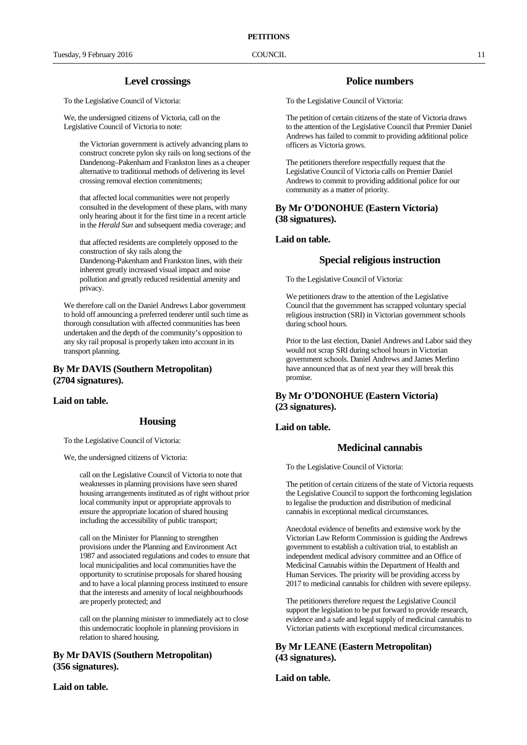## Level crossings

To the Legislative Council of Victoria:

We, the undersigned citizens of Victoria, call on the Legislative Council of Victoria to note:

> the Victorian government is actively advancing plans to construct concrete pylon sky rails on long sections of the Dandenong–Pakenham and Frankston lines as a cheaper alternative to traditional methods of delivering its level crossing removal election commitments;
>
> that affected local communities were not properly consulted in the development of these plans, with many only hearing about it for the first time in a recent article in the *Herald Sun* and subsequent media coverage; and
>
> that affected residents are completely opposed to the construction of sky rails along the Dandenong-Pakenham and Frankston lines, with their inherent greatly increased visual impact and noise pollution and greatly reduced residential amenity and privacy.

We therefore call on the Daniel Andrews Labor government to hold off announcing a preferred tenderer until such time as thorough consultation with affected communities has been undertaken and the depth of the community's opposition to any sky rail proposal is properly taken into account in its transport planning.

**By Mr DAVIS (Southern Metropolitan) (2704 signatures).**

**Laid on table.**

## Housing

To the Legislative Council of Victoria:

We, the undersigned citizens of Victoria:

> call on the Legislative Council of Victoria to note that weaknesses in planning provisions have seen shared housing arrangements instituted as of right without prior local community input or appropriate approvals to ensure the appropriate location of shared housing including the accessibility of public transport;
>
> call on the Minister for Planning to strengthen provisions under the Planning and Environment Act 1987 and associated regulations and codes to ensure that local municipalities and local communities have the opportunity to scrutinise proposals for shared housing and to have a local planning process instituted to ensure that the interests and amenity of local neighbourhoods are properly protected; and
>
> call on the planning minister to immediately act to close this undemocratic loophole in planning provisions in relation to shared housing.

**By Mr DAVIS (Southern Metropolitan) (356 signatures).**

**Laid on table.**

## Police numbers

To the Legislative Council of Victoria:

The petition of certain citizens of the state of Victoria draws to the attention of the Legislative Council that Premier Daniel Andrews has failed to commit to providing additional police officers as Victoria grows.

The petitioners therefore respectfully request that the Legislative Council of Victoria calls on Premier Daniel Andrews to commit to providing additional police for our community as a matter of priority.

**By Mr O'DONOHUE (Eastern Victoria) (38 signatures).**

**Laid on table.**

## Special religious instruction

To the Legislative Council of Victoria:

We petitioners draw to the attention of the Legislative Council that the government has scrapped voluntary special religious instruction (SRI) in Victorian government schools during school hours.

Prior to the last election, Daniel Andrews and Labor said they would not scrap SRI during school hours in Victorian government schools. Daniel Andrews and James Merlino have announced that as of next year they will break this promise.

**By Mr O'DONOHUE (Eastern Victoria) (23 signatures).**

**Laid on table.**

## Medicinal cannabis

To the Legislative Council of Victoria:

The petition of certain citizens of the state of Victoria requests the Legislative Council to support the forthcoming legislation to legalise the production and distribution of medicinal cannabis in exceptional medical circumstances.

Anecdotal evidence of benefits and extensive work by the Victorian Law Reform Commission is guiding the Andrews government to establish a cultivation trial, to establish an independent medical advisory committee and an Office of Medicinal Cannabis within the Department of Health and Human Services. The priority will be providing access by 2017 to medicinal cannabis for children with severe epilepsy.

The petitioners therefore request the Legislative Council support the legislation to be put forward to provide research, evidence and a safe and legal supply of medicinal cannabis to Victorian patients with exceptional medical circumstances.

**By Mr LEANE (Eastern Metropolitan) (43 signatures).**

**Laid on table.**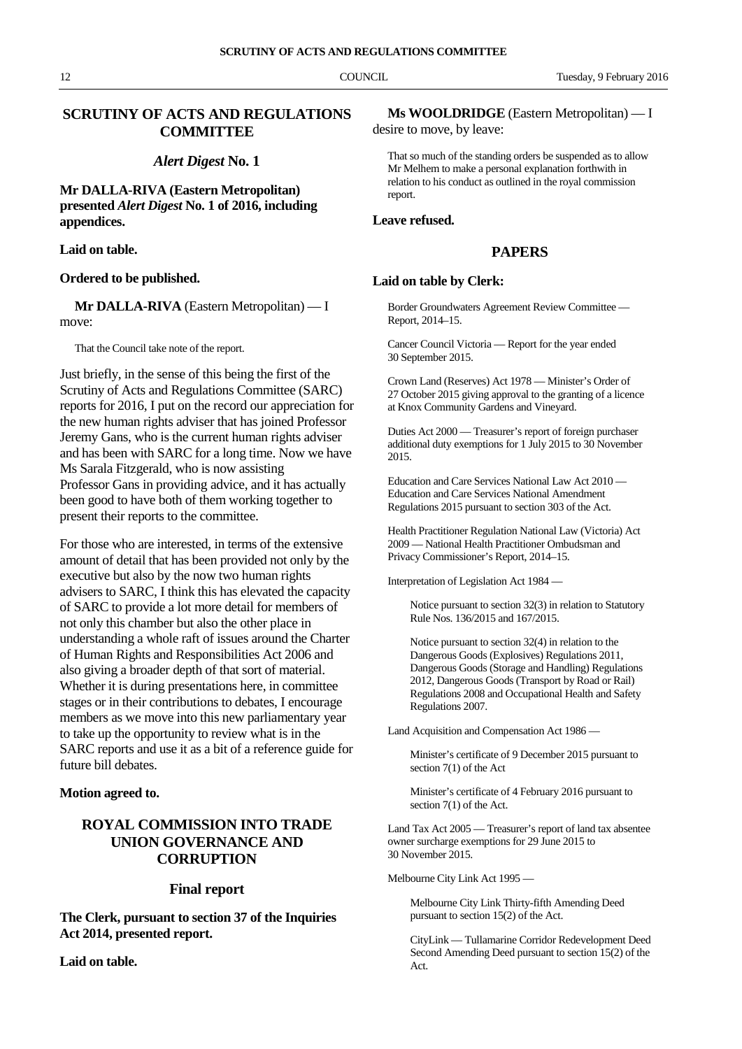## SCRUTINY OF ACTS AND REGULATIONS COMMITTEE

### *Alert Digest* No. 1

**Mr DALLA-RIVA (Eastern Metropolitan) presented *Alert Digest* No. 1 of 2016, including appendices.**

**Laid on table.**

**Ordered to be published.**

**Mr DALLA-RIVA** (Eastern Metropolitan) — I move:

> That the Council take note of the report.

Just briefly, in the sense of this being the first of the Scrutiny of Acts and Regulations Committee (SARC) reports for 2016, I put on the record our appreciation for the new human rights adviser that has joined Professor Jeremy Gans, who is the current human rights adviser and has been with SARC for a long time. Now we have Ms Sarala Fitzgerald, who is now assisting Professor Gans in providing advice, and it has actually been good to have both of them working together to present their reports to the committee.

For those who are interested, in terms of the extensive amount of detail that has been provided not only by the executive but also by the now two human rights advisers to SARC, I think this has elevated the capacity of SARC to provide a lot more detail for members of not only this chamber but also the other place in understanding a whole raft of issues around the Charter of Human Rights and Responsibilities Act 2006 and also giving a broader depth of that sort of material. Whether it is during presentations here, in committee stages or in their contributions to debates, I encourage members as we move into this new parliamentary year to take up the opportunity to review what is in the SARC reports and use it as a bit of a reference guide for future bill debates.

**Motion agreed to.**

## ROYAL COMMISSION INTO TRADE UNION GOVERNANCE AND CORRUPTION

### Final report

**The Clerk, pursuant to section 37 of the Inquiries Act 2014, presented report.**

**Laid on table.**

**Ms WOOLDRIDGE** (Eastern Metropolitan) — I desire to move, by leave:

> That so much of the standing orders be suspended as to allow Mr Melhem to make a personal explanation forthwith in relation to his conduct as outlined in the royal commission report.

**Leave refused.**

## PAPERS

**Laid on table by Clerk:**

Border Groundwaters Agreement Review Committee — Report, 2014–15.

Cancer Council Victoria — Report for the year ended 30 September 2015.

Crown Land (Reserves) Act 1978 — Minister's Order of 27 October 2015 giving approval to the granting of a licence at Knox Community Gardens and Vineyard.

Duties Act 2000 — Treasurer's report of foreign purchaser additional duty exemptions for 1 July 2015 to 30 November 2015.

Education and Care Services National Law Act 2010 — Education and Care Services National Amendment Regulations 2015 pursuant to section 303 of the Act.

Health Practitioner Regulation National Law (Victoria) Act 2009 — National Health Practitioner Ombudsman and Privacy Commissioner's Report, 2014–15.

Interpretation of Legislation Act 1984 —

> Notice pursuant to section 32(3) in relation to Statutory Rule Nos. 136/2015 and 167/2015.
>
> Notice pursuant to section 32(4) in relation to the Dangerous Goods (Explosives) Regulations 2011, Dangerous Goods (Storage and Handling) Regulations 2012, Dangerous Goods (Transport by Road or Rail) Regulations 2008 and Occupational Health and Safety Regulations 2007.

Land Acquisition and Compensation Act 1986 —

> Minister's certificate of 9 December 2015 pursuant to section 7(1) of the Act
>
> Minister's certificate of 4 February 2016 pursuant to section 7(1) of the Act.

Land Tax Act 2005 — Treasurer's report of land tax absentee owner surcharge exemptions for 29 June 2015 to 30 November 2015.

Melbourne City Link Act 1995 —

> Melbourne City Link Thirty-fifth Amending Deed pursuant to section 15(2) of the Act.
>
> CityLink — Tullamarine Corridor Redevelopment Deed Second Amending Deed pursuant to section 15(2) of the Act.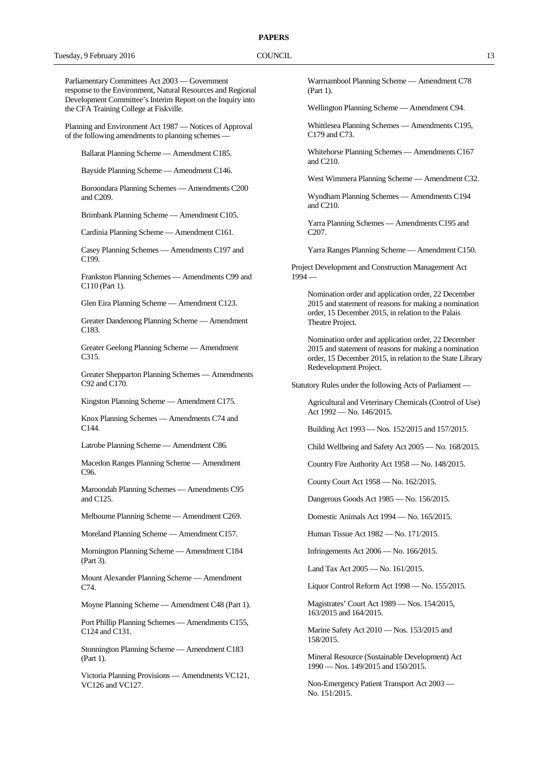Parliamentary Committees Act 2003 — Government response to the Environment, Natural Resources and Regional Development Committee's Interim Report on the Inquiry into the CFA Training College at Fiskville.

Planning and Environment Act 1987 — Notices of Approval of the following amendments to planning schemes —

Ballarat Planning Scheme — Amendment C185.

Bayside Planning Scheme — Amendment C146.

Boroondara Planning Schemes — Amendments C200 and C209.

Brimbank Planning Scheme — Amendment C105.

Cardinia Planning Scheme — Amendment C161.

Casey Planning Schemes — Amendments C197 and C199.

Frankston Planning Schemes — Amendments C99 and C110 (Part 1).

Glen Eira Planning Scheme — Amendment C123.

Greater Dandenong Planning Scheme — Amendment C183.

Greater Geelong Planning Scheme — Amendment C315.

Greater Shepparton Planning Schemes — Amendments C92 and C170.

Kingston Planning Scheme — Amendment C175.

Knox Planning Schemes — Amendments C74 and C144.

Latrobe Planning Scheme — Amendment C86.

Macedon Ranges Planning Scheme — Amendment C96.

Maroondah Planning Schemes — Amendments C95 and C125.

Melbourne Planning Scheme — Amendment C269.

Moreland Planning Scheme — Amendment C157.

Mornington Planning Scheme — Amendment C184 (Part 3).

Mount Alexander Planning Scheme — Amendment C74.

Moyne Planning Scheme — Amendment C48 (Part 1).

Port Phillip Planning Schemes — Amendments C155, C124 and C131.

Stonnington Planning Scheme — Amendment C183 (Part 1).

Victoria Planning Provisions — Amendments VC121, VC126 and VC127.

Warrnambool Planning Scheme — Amendment C78 (Part 1).

Wellington Planning Scheme — Amendment C94.

Whittlesea Planning Schemes — Amendments C195, C179 and C73.

Whitehorse Planning Schemes — Amendments C167 and C210.

West Wimmera Planning Scheme — Amendment C32.

Wyndham Planning Schemes — Amendments C194 and C210.

Yarra Planning Schemes — Amendments C195 and C207.

Yarra Ranges Planning Scheme — Amendment C150.

Project Development and Construction Management Act 1994 —

Nomination order and application order, 22 December 2015 and statement of reasons for making a nomination order, 15 December 2015, in relation to the Palais Theatre Project.

Nomination order and application order, 22 December 2015 and statement of reasons for making a nomination order, 15 December 2015, in relation to the State Library Redevelopment Project.

Statutory Rules under the following Acts of Parliament —

Agricultural and Veterinary Chemicals (Control of Use) Act 1992 — No. 146/2015.

Building Act 1993 — Nos. 152/2015 and 157/2015.

Child Wellbeing and Safety Act 2005 — No. 168/2015.

Country Fire Authority Act 1958 — No. 148/2015.

County Court Act 1958 — No. 162/2015.

Dangerous Goods Act 1985 — No. 156/2015.

Domestic Animals Act 1994 — No. 165/2015.

Human Tissue Act 1982 — No. 171/2015.

Infringements Act 2006 — No. 166/2015.

Land Tax Act 2005 — No. 161/2015.

Liquor Control Reform Act 1998 — No. 155/2015.

Magistrates' Court Act 1989 — Nos. 154/2015, 163/2015 and 164/2015.

Marine Safety Act 2010 — Nos. 153/2015 and 158/2015.

Mineral Resource (Sustainable Development) Act 1990 — Nos. 149/2015 and 150/2015.

Non-Emergency Patient Transport Act 2003 — No. 151/2015.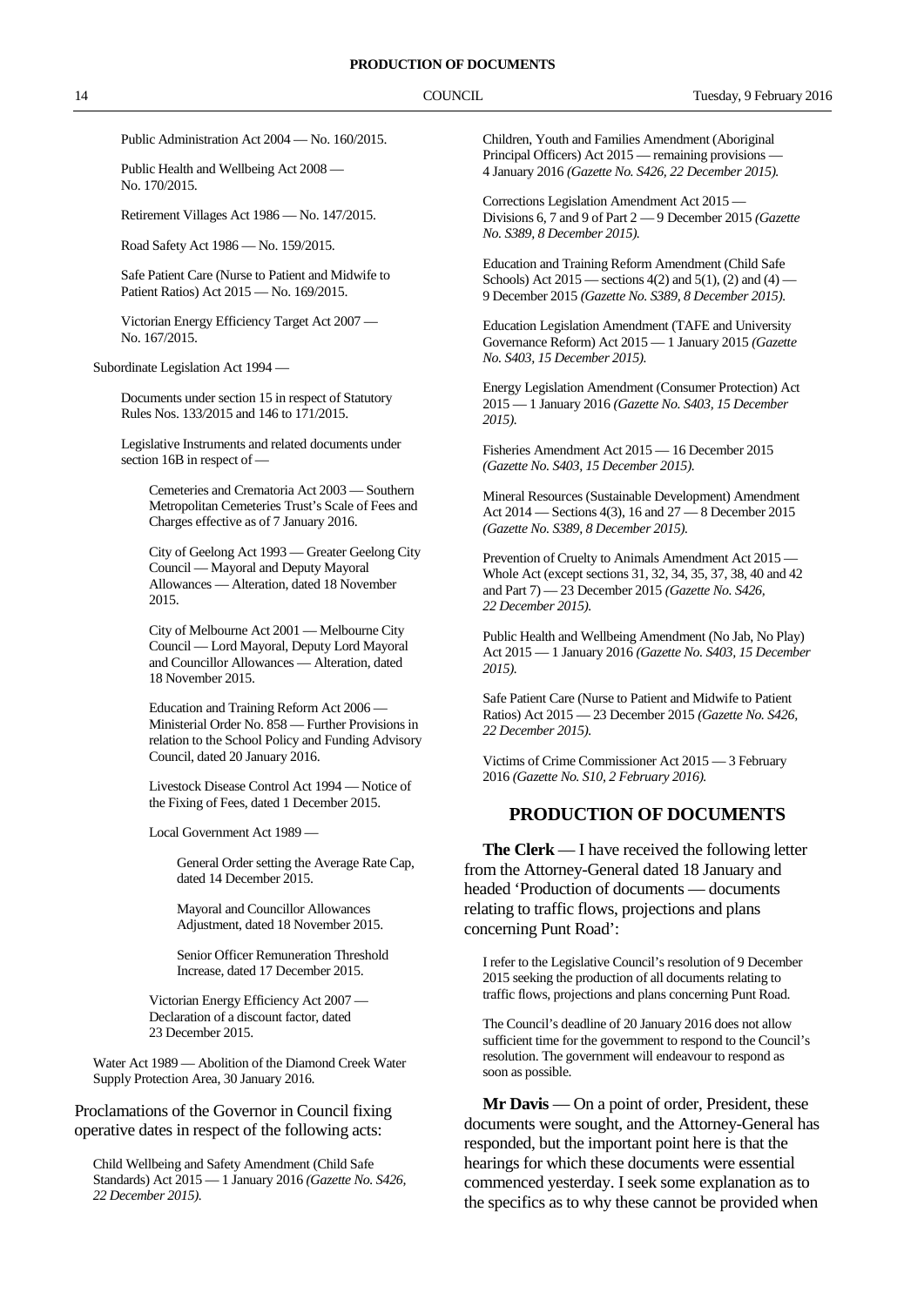Public Administration Act 2004 — No. 160/2015.

Public Health and Wellbeing Act 2008 — No. 170/2015.

Retirement Villages Act 1986 — No. 147/2015.

Road Safety Act 1986 — No. 159/2015.

Safe Patient Care (Nurse to Patient and Midwife to Patient Ratios) Act 2015 — No. 169/2015.

Victorian Energy Efficiency Target Act 2007 — No. 167/2015.

Subordinate Legislation Act 1994 —

Documents under section 15 in respect of Statutory Rules Nos. 133/2015 and 146 to 171/2015.

Legislative Instruments and related documents under section 16B in respect of —

Cemeteries and Crematoria Act 2003 — Southern Metropolitan Cemeteries Trust's Scale of Fees and Charges effective as of 7 January 2016.

City of Geelong Act 1993 — Greater Geelong City Council — Mayoral and Deputy Mayoral Allowances — Alteration, dated 18 November 2015.

City of Melbourne Act 2001 — Melbourne City Council — Lord Mayoral, Deputy Lord Mayoral and Councillor Allowances — Alteration, dated 18 November 2015.

Education and Training Reform Act 2006 — Ministerial Order No. 858 — Further Provisions in relation to the School Policy and Funding Advisory Council, dated 20 January 2016.

Livestock Disease Control Act 1994 — Notice of the Fixing of Fees, dated 1 December 2015.

Local Government Act 1989 —

General Order setting the Average Rate Cap, dated 14 December 2015.

Mayoral and Councillor Allowances Adjustment, dated 18 November 2015.

Senior Officer Remuneration Threshold Increase, dated 17 December 2015.

Victorian Energy Efficiency Act 2007 — Declaration of a discount factor, dated 23 December 2015.

Water Act 1989 — Abolition of the Diamond Creek Water Supply Protection Area, 30 January 2016.

Proclamations of the Governor in Council fixing operative dates in respect of the following acts:

Child Wellbeing and Safety Amendment (Child Safe Standards) Act 2015 — 1 January 2016 *(Gazette No. S426, 22 December 2015).*

Children, Youth and Families Amendment (Aboriginal Principal Officers) Act 2015 — remaining provisions — 4 January 2016 *(Gazette No. S426, 22 December 2015).*

Corrections Legislation Amendment Act 2015 — Divisions 6, 7 and 9 of Part 2 — 9 December 2015 *(Gazette No. S389, 8 December 2015).*

Education and Training Reform Amendment (Child Safe Schools) Act 2015 — sections 4(2) and 5(1), (2) and (4) — 9 December 2015 *(Gazette No. S389, 8 December 2015).*

Education Legislation Amendment (TAFE and University Governance Reform) Act 2015 — 1 January 2015 *(Gazette No. S403, 15 December 2015).*

Energy Legislation Amendment (Consumer Protection) Act 2015 — 1 January 2016 *(Gazette No. S403, 15 December 2015).*

Fisheries Amendment Act 2015 — 16 December 2015 *(Gazette No. S403, 15 December 2015).*

Mineral Resources (Sustainable Development) Amendment Act 2014 — Sections 4(3), 16 and 27 — 8 December 2015 *(Gazette No. S389, 8 December 2015).*

Prevention of Cruelty to Animals Amendment Act 2015 — Whole Act (except sections 31, 32, 34, 35, 37, 38, 40 and 42 and Part 7) — 23 December 2015 *(Gazette No. S426, 22 December 2015).*

Public Health and Wellbeing Amendment (No Jab, No Play) Act 2015 — 1 January 2016 *(Gazette No. S403, 15 December 2015).*

Safe Patient Care (Nurse to Patient and Midwife to Patient Ratios) Act 2015 — 23 December 2015 *(Gazette No. S426, 22 December 2015).*

Victims of Crime Commissioner Act 2015 — 3 February 2016 *(Gazette No. S10, 2 February 2016).*

## PRODUCTION OF DOCUMENTS

**The Clerk** — I have received the following letter from the Attorney-General dated 18 January and headed 'Production of documents — documents relating to traffic flows, projections and plans concerning Punt Road':

> I refer to the Legislative Council's resolution of 9 December 2015 seeking the production of all documents relating to traffic flows, projections and plans concerning Punt Road.
>
> The Council's deadline of 20 January 2016 does not allow sufficient time for the government to respond to the Council's resolution. The government will endeavour to respond as soon as possible.

**Mr Davis** — On a point of order, President, these documents were sought, and the Attorney-General has responded, but the important point here is that the hearings for which these documents were essential commenced yesterday. I seek some explanation as to the specifics as to why these cannot be provided when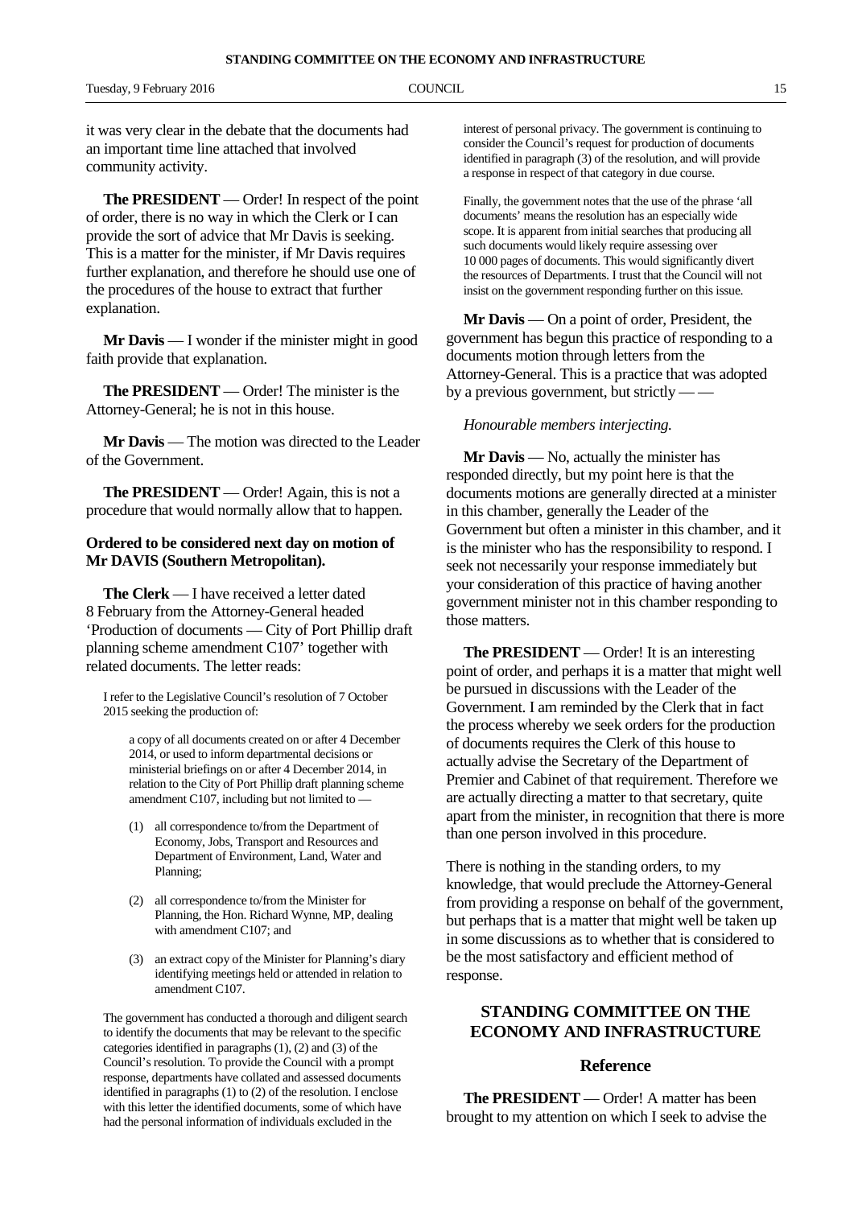it was very clear in the debate that the documents had an important time line attached that involved community activity.

**The PRESIDENT** — Order! In respect of the point of order, there is no way in which the Clerk or I can provide the sort of advice that Mr Davis is seeking. This is a matter for the minister, if Mr Davis requires further explanation, and therefore he should use one of the procedures of the house to extract that further explanation.

**Mr Davis** — I wonder if the minister might in good faith provide that explanation.

**The PRESIDENT** — Order! The minister is the Attorney-General; he is not in this house.

**Mr Davis** — The motion was directed to the Leader of the Government.

**The PRESIDENT** — Order! Again, this is not a procedure that would normally allow that to happen.

**Ordered to be considered next day on motion of Mr DAVIS (Southern Metropolitan).**

**The Clerk** — I have received a letter dated 8 February from the Attorney-General headed 'Production of documents — City of Port Phillip draft planning scheme amendment C107' together with related documents. The letter reads:

> I refer to the Legislative Council's resolution of 7 October 2015 seeking the production of:
>
> > a copy of all documents created on or after 4 December 2014, or used to inform departmental decisions or ministerial briefings on or after 4 December 2014, in relation to the City of Port Phillip draft planning scheme amendment C107, including but not limited to —
> >
> > (1) all correspondence to/from the Department of Economy, Jobs, Transport and Resources and Department of Environment, Land, Water and Planning;
> >
> > (2) all correspondence to/from the Minister for Planning, the Hon. Richard Wynne, MP, dealing with amendment C107; and
> >
> > (3) an extract copy of the Minister for Planning's diary identifying meetings held or attended in relation to amendment C107.
>
> The government has conducted a thorough and diligent search to identify the documents that may be relevant to the specific categories identified in paragraphs (1), (2) and (3) of the Council's resolution. To provide the Council with a prompt response, departments have collated and assessed documents identified in paragraphs (1) to (2) of the resolution. I enclose with this letter the identified documents, some of which have had the personal information of individuals excluded in the interest of personal privacy. The government is continuing to consider the Council's request for production of documents identified in paragraph (3) of the resolution, and will provide a response in respect of that category in due course.
>
> Finally, the government notes that the use of the phrase 'all documents' means the resolution has an especially wide scope. It is apparent from initial searches that producing all such documents would likely require assessing over 10 000 pages of documents. This would significantly divert the resources of Departments. I trust that the Council will not insist on the government responding further on this issue.

**Mr Davis** — On a point of order, President, the government has begun this practice of responding to a documents motion through letters from the Attorney-General. This is a practice that was adopted by a previous government, but strictly — —

*Honourable members interjecting.*

**Mr Davis** — No, actually the minister has responded directly, but my point here is that the documents motions are generally directed at a minister in this chamber, generally the Leader of the Government but often a minister in this chamber, and it is the minister who has the responsibility to respond. I seek not necessarily your response immediately but your consideration of this practice of having another government minister not in this chamber responding to those matters.

**The PRESIDENT** — Order! It is an interesting point of order, and perhaps it is a matter that might well be pursued in discussions with the Leader of the Government. I am reminded by the Clerk that in fact the process whereby we seek orders for the production of documents requires the Clerk of this house to actually advise the Secretary of the Department of Premier and Cabinet of that requirement. Therefore we are actually directing a matter to that secretary, quite apart from the minister, in recognition that there is more than one person involved in this procedure.

There is nothing in the standing orders, to my knowledge, that would preclude the Attorney-General from providing a response on behalf of the government, but perhaps that is a matter that might well be taken up in some discussions as to whether that is considered to be the most satisfactory and efficient method of response.

## STANDING COMMITTEE ON THE ECONOMY AND INFRASTRUCTURE

### Reference

**The PRESIDENT** — Order! A matter has been brought to my attention on which I seek to advise the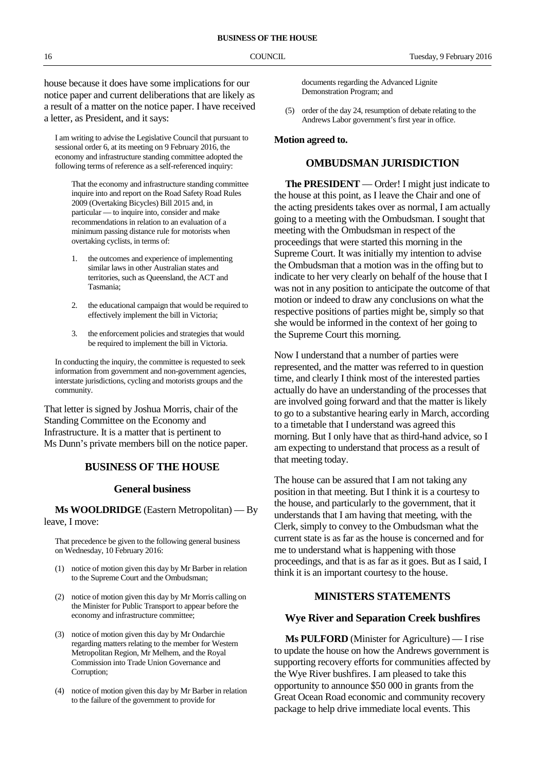house because it does have some implications for our notice paper and current deliberations that are likely as a result of a matter on the notice paper. I have received a letter, as President, and it says:

> I am writing to advise the Legislative Council that pursuant to sessional order 6, at its meeting on 9 February 2016, the economy and infrastructure standing committee adopted the following terms of reference as a self-referenced inquiry:
>
> > That the economy and infrastructure standing committee inquire into and report on the Road Safety Road Rules 2009 (Overtaking Bicycles) Bill 2015 and, in particular — to inquire into, consider and make recommendations in relation to an evaluation of a minimum passing distance rule for motorists when overtaking cyclists, in terms of:
> >
> > 1. the outcomes and experience of implementing similar laws in other Australian states and territories, such as Queensland, the ACT and Tasmania;
> > 2. the educational campaign that would be required to effectively implement the bill in Victoria;
> > 3. the enforcement policies and strategies that would be required to implement the bill in Victoria.
>
> In conducting the inquiry, the committee is requested to seek information from government and non-government agencies, interstate jurisdictions, cycling and motorists groups and the community.

That letter is signed by Joshua Morris, chair of the Standing Committee on the Economy and Infrastructure. It is a matter that is pertinent to Ms Dunn's private members bill on the notice paper.

## BUSINESS OF THE HOUSE

### General business

**Ms WOOLDRIDGE** (Eastern Metropolitan) — By leave, I move:

> That precedence be given to the following general business on Wednesday, 10 February 2016:
>
> (1) notice of motion given this day by Mr Barber in relation to the Supreme Court and the Ombudsman;
>
> (2) notice of motion given this day by Mr Morris calling on the Minister for Public Transport to appear before the economy and infrastructure committee;
>
> (3) notice of motion given this day by Mr Ondarchie regarding matters relating to the member for Western Metropolitan Region, Mr Melhem, and the Royal Commission into Trade Union Governance and Corruption;
>
> (4) notice of motion given this day by Mr Barber in relation to the failure of the government to provide for documents regarding the Advanced Lignite Demonstration Program; and
>
> (5) order of the day 24, resumption of debate relating to the Andrews Labor government's first year in office.

**Motion agreed to.**

## OMBUDSMAN JURISDICTION

**The PRESIDENT** — Order! I might just indicate to the house at this point, as I leave the Chair and one of the acting presidents takes over as normal, I am actually going to a meeting with the Ombudsman. I sought that meeting with the Ombudsman in respect of the proceedings that were started this morning in the Supreme Court. It was initially my intention to advise the Ombudsman that a motion was in the offing but to indicate to her very clearly on behalf of the house that I was not in any position to anticipate the outcome of that motion or indeed to draw any conclusions on what the respective positions of parties might be, simply so that she would be informed in the context of her going to the Supreme Court this morning.

Now I understand that a number of parties were represented, and the matter was referred to in question time, and clearly I think most of the interested parties actually do have an understanding of the processes that are involved going forward and that the matter is likely to go to a substantive hearing early in March, according to a timetable that I understand was agreed this morning. But I only have that as third-hand advice, so I am expecting to understand that process as a result of that meeting today.

The house can be assured that I am not taking any position in that meeting. But I think it is a courtesy to the house, and particularly to the government, that it understands that I am having that meeting, with the Clerk, simply to convey to the Ombudsman what the current state is as far as the house is concerned and for me to understand what is happening with those proceedings, and that is as far as it goes. But as I said, I think it is an important courtesy to the house.

## MINISTERS STATEMENTS

### Wye River and Separation Creek bushfires

**Ms PULFORD** (Minister for Agriculture) — I rise to update the house on how the Andrews government is supporting recovery efforts for communities affected by the Wye River bushfires. I am pleased to take this opportunity to announce $50 000 in grants from the Great Ocean Road economic and community recovery package to help drive immediate local events. This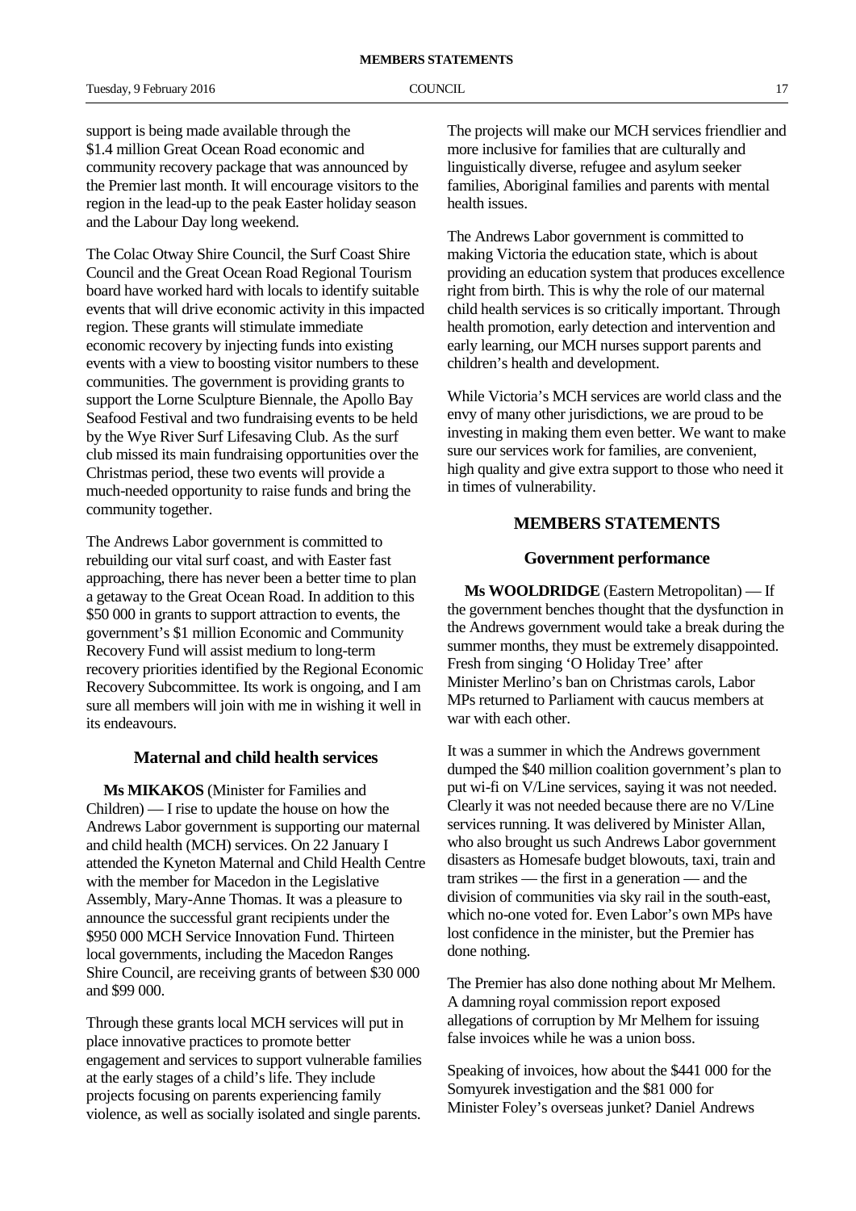support is being made available through the $1.4 million Great Ocean Road economic and community recovery package that was announced by the Premier last month. It will encourage visitors to the region in the lead-up to the peak Easter holiday season and the Labour Day long weekend.

The Colac Otway Shire Council, the Surf Coast Shire Council and the Great Ocean Road Regional Tourism board have worked hard with locals to identify suitable events that will drive economic activity in this impacted region. These grants will stimulate immediate economic recovery by injecting funds into existing events with a view to boosting visitor numbers to these communities. The government is providing grants to support the Lorne Sculpture Biennale, the Apollo Bay Seafood Festival and two fundraising events to be held by the Wye River Surf Lifesaving Club. As the surf club missed its main fundraising opportunities over the Christmas period, these two events will provide a much-needed opportunity to raise funds and bring the community together.

The Andrews Labor government is committed to rebuilding our vital surf coast, and with Easter fast approaching, there has never been a better time to plan a getaway to the Great Ocean Road. In addition to this $50 000 in grants to support attraction to events, the government's $1 million Economic and Community Recovery Fund will assist medium to long-term recovery priorities identified by the Regional Economic Recovery Subcommittee. Its work is ongoing, and I am sure all members will join with me in wishing it well in its endeavours.

### Maternal and child health services

**Ms MIKAKOS** (Minister for Families and Children) — I rise to update the house on how the Andrews Labor government is supporting our maternal and child health (MCH) services. On 22 January I attended the Kyneton Maternal and Child Health Centre with the member for Macedon in the Legislative Assembly, Mary-Anne Thomas. It was a pleasure to announce the successful grant recipients under the $950 000 MCH Service Innovation Fund. Thirteen local governments, including the Macedon Ranges Shire Council, are receiving grants of between $30 000 and $99 000.

Through these grants local MCH services will put in place innovative practices to promote better engagement and services to support vulnerable families at the early stages of a child's life. They include projects focusing on parents experiencing family violence, as well as socially isolated and single parents. The projects will make our MCH services friendlier and more inclusive for families that are culturally and linguistically diverse, refugee and asylum seeker families, Aboriginal families and parents with mental health issues.

The Andrews Labor government is committed to making Victoria the education state, which is about providing an education system that produces excellence right from birth. This is why the role of our maternal child health services is so critically important. Through health promotion, early detection and intervention and early learning, our MCH nurses support parents and children's health and development.

While Victoria's MCH services are world class and the envy of many other jurisdictions, we are proud to be investing in making them even better. We want to make sure our services work for families, are convenient, high quality and give extra support to those who need it in times of vulnerability.

## MEMBERS STATEMENTS

### Government performance

**Ms WOOLDRIDGE** (Eastern Metropolitan) — If the government benches thought that the dysfunction in the Andrews government would take a break during the summer months, they must be extremely disappointed. Fresh from singing 'O Holiday Tree' after Minister Merlino's ban on Christmas carols, Labor MPs returned to Parliament with caucus members at war with each other.

It was a summer in which the Andrews government dumped the $40 million coalition government's plan to put wi-fi on V/Line services, saying it was not needed. Clearly it was not needed because there are no V/Line services running. It was delivered by Minister Allan, who also brought us such Andrews Labor government disasters as Homesafe budget blowouts, taxi, train and tram strikes — the first in a generation — and the division of communities via sky rail in the south-east, which no-one voted for. Even Labor's own MPs have lost confidence in the minister, but the Premier has done nothing.

The Premier has also done nothing about Mr Melhem. A damning royal commission report exposed allegations of corruption by Mr Melhem for issuing false invoices while he was a union boss.

Speaking of invoices, how about the $441 000 for the Somyurek investigation and the $81 000 for Minister Foley's overseas junket? Daniel Andrews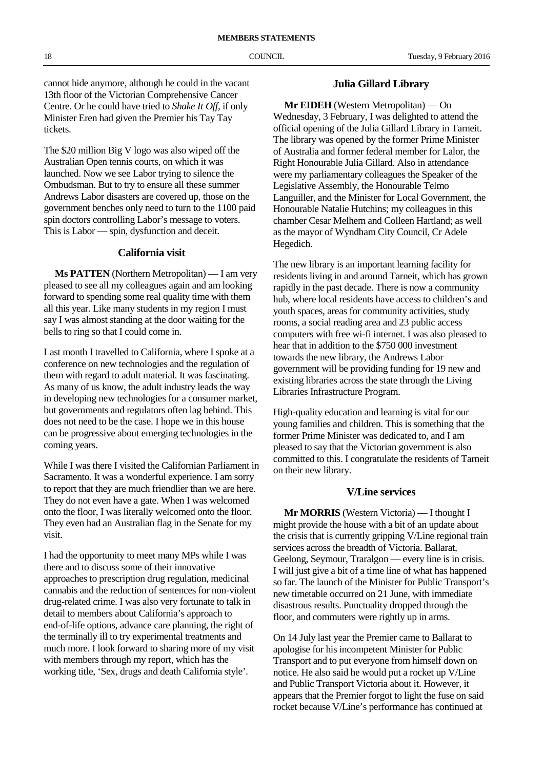cannot hide anymore, although he could in the vacant 13th floor of the Victorian Comprehensive Cancer Centre. Or he could have tried to *Shake It Off*, if only Minister Eren had given the Premier his Tay Tay tickets.

The $20 million Big V logo was also wiped off the Australian Open tennis courts, on which it was launched. Now we see Labor trying to silence the Ombudsman. But to try to ensure all these summer Andrews Labor disasters are covered up, those on the government benches only need to turn to the 1100 paid spin doctors controlling Labor's message to voters. This is Labor — spin, dysfunction and deceit.

## California visit

**Ms PATTEN** (Northern Metropolitan) — I am very pleased to see all my colleagues again and am looking forward to spending some real quality time with them all this year. Like many students in my region I must say I was almost standing at the door waiting for the bells to ring so that I could come in.

Last month I travelled to California, where I spoke at a conference on new technologies and the regulation of them with regard to adult material. It was fascinating. As many of us know, the adult industry leads the way in developing new technologies for a consumer market, but governments and regulators often lag behind. This does not need to be the case. I hope we in this house can be progressive about emerging technologies in the coming years.

While I was there I visited the Californian Parliament in Sacramento. It was a wonderful experience. I am sorry to report that they are much friendlier than we are here. They do not even have a gate. When I was welcomed onto the floor, I was literally welcomed onto the floor. They even had an Australian flag in the Senate for my visit.

I had the opportunity to meet many MPs while I was there and to discuss some of their innovative approaches to prescription drug regulation, medicinal cannabis and the reduction of sentences for non-violent drug-related crime. I was also very fortunate to talk in detail to members about California's approach to end-of-life options, advance care planning, the right of the terminally ill to try experimental treatments and much more. I look forward to sharing more of my visit with members through my report, which has the working title, 'Sex, drugs and death California style'.

## Julia Gillard Library

**Mr EIDEH** (Western Metropolitan) — On Wednesday, 3 February, I was delighted to attend the official opening of the Julia Gillard Library in Tarneit. The library was opened by the former Prime Minister of Australia and former federal member for Lalor, the Right Honourable Julia Gillard. Also in attendance were my parliamentary colleagues the Speaker of the Legislative Assembly, the Honourable Telmo Languiller, and the Minister for Local Government, the Honourable Natalie Hutchins; my colleagues in this chamber Cesar Melhem and Colleen Hartland; as well as the mayor of Wyndham City Council, Cr Adele Hegedich.

The new library is an important learning facility for residents living in and around Tarneit, which has grown rapidly in the past decade. There is now a community hub, where local residents have access to children's and youth spaces, areas for community activities, study rooms, a social reading area and 23 public access computers with free wi-fi internet. I was also pleased to hear that in addition to the $750 000 investment towards the new library, the Andrews Labor government will be providing funding for 19 new and existing libraries across the state through the Living Libraries Infrastructure Program.

High-quality education and learning is vital for our young families and children. This is something that the former Prime Minister was dedicated to, and I am pleased to say that the Victorian government is also committed to this. I congratulate the residents of Tarneit on their new library.

## V/Line services

**Mr MORRIS** (Western Victoria) — I thought I might provide the house with a bit of an update about the crisis that is currently gripping V/Line regional train services across the breadth of Victoria. Ballarat, Geelong, Seymour, Traralgon — every line is in crisis. I will just give a bit of a time line of what has happened so far. The launch of the Minister for Public Transport's new timetable occurred on 21 June, with immediate disastrous results. Punctuality dropped through the floor, and commuters were rightly up in arms.

On 14 July last year the Premier came to Ballarat to apologise for his incompetent Minister for Public Transport and to put everyone from himself down on notice. He also said he would put a rocket up V/Line and Public Transport Victoria about it. However, it appears that the Premier forgot to light the fuse on said rocket because V/Line's performance has continued at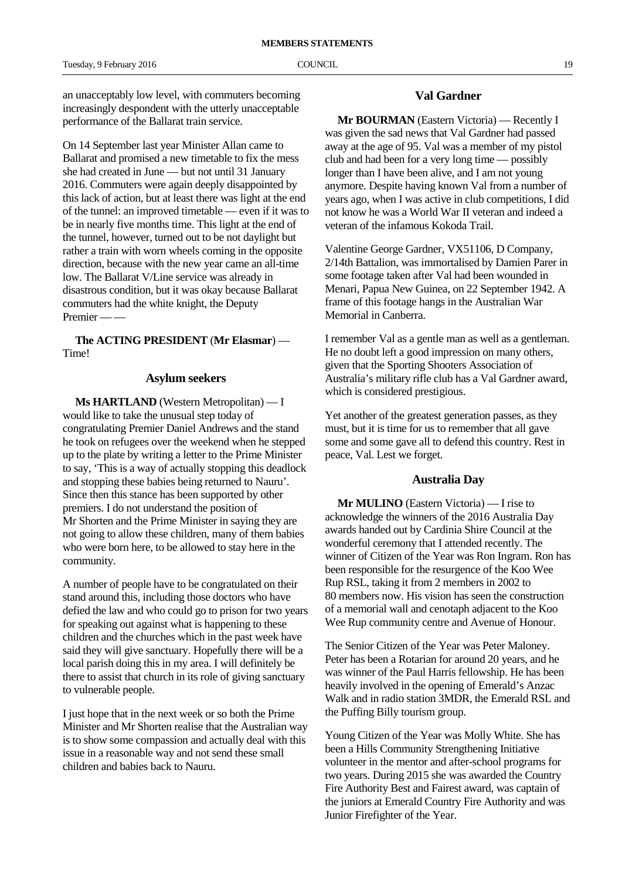an unacceptably low level, with commuters becoming increasingly despondent with the utterly unacceptable performance of the Ballarat train service.

On 14 September last year Minister Allan came to Ballarat and promised a new timetable to fix the mess she had created in June — but not until 31 January 2016. Commuters were again deeply disappointed by this lack of action, but at least there was light at the end of the tunnel: an improved timetable — even if it was to be in nearly five months time. This light at the end of the tunnel, however, turned out to be not daylight but rather a train with worn wheels coming in the opposite direction, because with the new year came an all-time low. The Ballarat V/Line service was already in disastrous condition, but it was okay because Ballarat commuters had the white knight, the Deputy Premier — —

**The ACTING PRESIDENT** (**Mr Elasmar**) — Time!

## Asylum seekers

**Ms HARTLAND** (Western Metropolitan) — I would like to take the unusual step today of congratulating Premier Daniel Andrews and the stand he took on refugees over the weekend when he stepped up to the plate by writing a letter to the Prime Minister to say, 'This is a way of actually stopping this deadlock and stopping these babies being returned to Nauru'. Since then this stance has been supported by other premiers. I do not understand the position of Mr Shorten and the Prime Minister in saying they are not going to allow these children, many of them babies who were born here, to be allowed to stay here in the community.

A number of people have to be congratulated on their stand around this, including those doctors who have defied the law and who could go to prison for two years for speaking out against what is happening to these children and the churches which in the past week have said they will give sanctuary. Hopefully there will be a local parish doing this in my area. I will definitely be there to assist that church in its role of giving sanctuary to vulnerable people.

I just hope that in the next week or so both the Prime Minister and Mr Shorten realise that the Australian way is to show some compassion and actually deal with this issue in a reasonable way and not send these small children and babies back to Nauru.

## Val Gardner

**Mr BOURMAN** (Eastern Victoria) — Recently I was given the sad news that Val Gardner had passed away at the age of 95. Val was a member of my pistol club and had been for a very long time — possibly longer than I have been alive, and I am not young anymore. Despite having known Val from a number of years ago, when I was active in club competitions, I did not know he was a World War II veteran and indeed a veteran of the infamous Kokoda Trail.

Valentine George Gardner, VX51106, D Company, 2/14th Battalion, was immortalised by Damien Parer in some footage taken after Val had been wounded in Menari, Papua New Guinea, on 22 September 1942. A frame of this footage hangs in the Australian War Memorial in Canberra.

I remember Val as a gentle man as well as a gentleman. He no doubt left a good impression on many others, given that the Sporting Shooters Association of Australia's military rifle club has a Val Gardner award, which is considered prestigious.

Yet another of the greatest generation passes, as they must, but it is time for us to remember that all gave some and some gave all to defend this country. Rest in peace, Val. Lest we forget.

## Australia Day

**Mr MULINO** (Eastern Victoria) — I rise to acknowledge the winners of the 2016 Australia Day awards handed out by Cardinia Shire Council at the wonderful ceremony that I attended recently. The winner of Citizen of the Year was Ron Ingram. Ron has been responsible for the resurgence of the Koo Wee Rup RSL, taking it from 2 members in 2002 to 80 members now. His vision has seen the construction of a memorial wall and cenotaph adjacent to the Koo Wee Rup community centre and Avenue of Honour.

The Senior Citizen of the Year was Peter Maloney. Peter has been a Rotarian for around 20 years, and he was winner of the Paul Harris fellowship. He has been heavily involved in the opening of Emerald's Anzac Walk and in radio station 3MDR, the Emerald RSL and the Puffing Billy tourism group.

Young Citizen of the Year was Molly White. She has been a Hills Community Strengthening Initiative volunteer in the mentor and after-school programs for two years. During 2015 she was awarded the Country Fire Authority Best and Fairest award, was captain of the juniors at Emerald Country Fire Authority and was Junior Firefighter of the Year.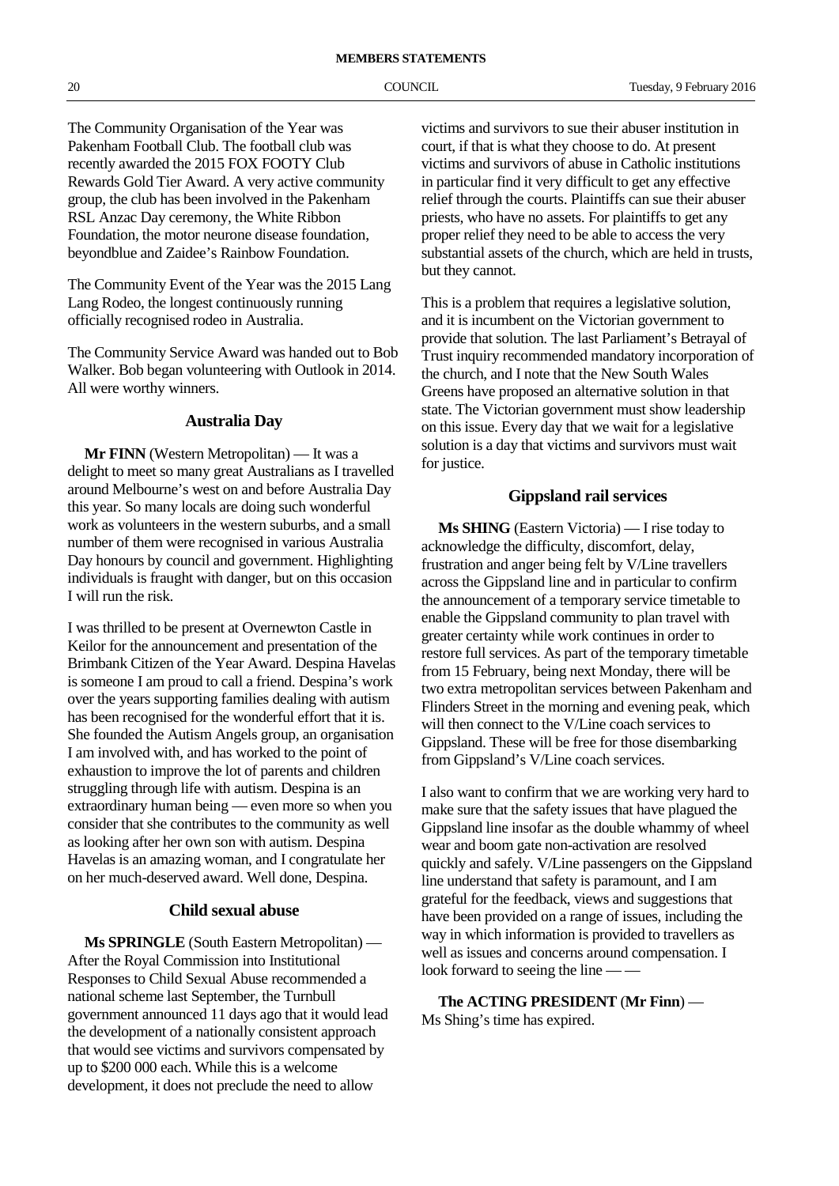The Community Organisation of the Year was Pakenham Football Club. The football club was recently awarded the 2015 FOX FOOTY Club Rewards Gold Tier Award. A very active community group, the club has been involved in the Pakenham RSL Anzac Day ceremony, the White Ribbon Foundation, the motor neurone disease foundation, beyondblue and Zaidee's Rainbow Foundation.

The Community Event of the Year was the 2015 Lang Lang Rodeo, the longest continuously running officially recognised rodeo in Australia.

The Community Service Award was handed out to Bob Walker. Bob began volunteering with Outlook in 2014. All were worthy winners.

## Australia Day

**Mr FINN** (Western Metropolitan) — It was a delight to meet so many great Australians as I travelled around Melbourne's west on and before Australia Day this year. So many locals are doing such wonderful work as volunteers in the western suburbs, and a small number of them were recognised in various Australia Day honours by council and government. Highlighting individuals is fraught with danger, but on this occasion I will run the risk.

I was thrilled to be present at Overnewton Castle in Keilor for the announcement and presentation of the Brimbank Citizen of the Year Award. Despina Havelas is someone I am proud to call a friend. Despina's work over the years supporting families dealing with autism has been recognised for the wonderful effort that it is. She founded the Autism Angels group, an organisation I am involved with, and has worked to the point of exhaustion to improve the lot of parents and children struggling through life with autism. Despina is an extraordinary human being — even more so when you consider that she contributes to the community as well as looking after her own son with autism. Despina Havelas is an amazing woman, and I congratulate her on her much-deserved award. Well done, Despina.

## Child sexual abuse

**Ms SPRINGLE** (South Eastern Metropolitan) — After the Royal Commission into Institutional Responses to Child Sexual Abuse recommended a national scheme last September, the Turnbull government announced 11 days ago that it would lead the development of a nationally consistent approach that would see victims and survivors compensated by up to \$200 000 each. While this is a welcome development, it does not preclude the need to allow victims and survivors to sue their abuser institution in court, if that is what they choose to do. At present victims and survivors of abuse in Catholic institutions in particular find it very difficult to get any effective relief through the courts. Plaintiffs can sue their abuser priests, who have no assets. For plaintiffs to get any proper relief they need to be able to access the very substantial assets of the church, which are held in trusts, but they cannot.

This is a problem that requires a legislative solution, and it is incumbent on the Victorian government to provide that solution. The last Parliament's Betrayal of Trust inquiry recommended mandatory incorporation of the church, and I note that the New South Wales Greens have proposed an alternative solution in that state. The Victorian government must show leadership on this issue. Every day that we wait for a legislative solution is a day that victims and survivors must wait for justice.

## Gippsland rail services

**Ms SHING** (Eastern Victoria) — I rise today to acknowledge the difficulty, discomfort, delay, frustration and anger being felt by V/Line travellers across the Gippsland line and in particular to confirm the announcement of a temporary service timetable to enable the Gippsland community to plan travel with greater certainty while work continues in order to restore full services. As part of the temporary timetable from 15 February, being next Monday, there will be two extra metropolitan services between Pakenham and Flinders Street in the morning and evening peak, which will then connect to the V/Line coach services to Gippsland. These will be free for those disembarking from Gippsland's V/Line coach services.

I also want to confirm that we are working very hard to make sure that the safety issues that have plagued the Gippsland line insofar as the double whammy of wheel wear and boom gate non-activation are resolved quickly and safely. V/Line passengers on the Gippsland line understand that safety is paramount, and I am grateful for the feedback, views and suggestions that have been provided on a range of issues, including the way in which information is provided to travellers as well as issues and concerns around compensation. I look forward to seeing the line — —

**The ACTING PRESIDENT** (**Mr Finn**) — Ms Shing's time has expired.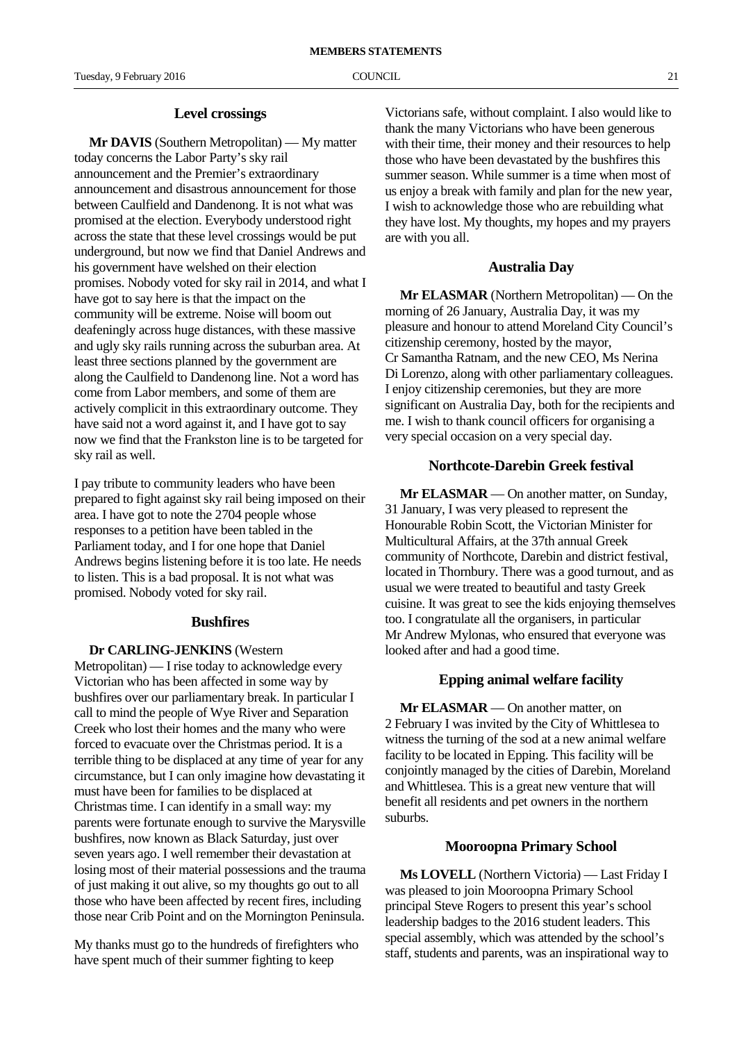## Level crossings

**Mr DAVIS** (Southern Metropolitan) — My matter today concerns the Labor Party's sky rail announcement and the Premier's extraordinary announcement and disastrous announcement for those between Caulfield and Dandenong. It is not what was promised at the election. Everybody understood right across the state that these level crossings would be put underground, but now we find that Daniel Andrews and his government have welshed on their election promises. Nobody voted for sky rail in 2014, and what I have got to say here is that the impact on the community will be extreme. Noise will boom out deafeningly across huge distances, with these massive and ugly sky rails running across the suburban area. At least three sections planned by the government are along the Caulfield to Dandenong line. Not a word has come from Labor members, and some of them are actively complicit in this extraordinary outcome. They have said not a word against it, and I have got to say now we find that the Frankston line is to be targeted for sky rail as well.

I pay tribute to community leaders who have been prepared to fight against sky rail being imposed on their area. I have got to note the 2704 people whose responses to a petition have been tabled in the Parliament today, and I for one hope that Daniel Andrews begins listening before it is too late. He needs to listen. This is a bad proposal. It is not what was promised. Nobody voted for sky rail.

## Bushfires

**Dr CARLING-JENKINS** (Western Metropolitan) — I rise today to acknowledge every Victorian who has been affected in some way by bushfires over our parliamentary break. In particular I call to mind the people of Wye River and Separation Creek who lost their homes and the many who were forced to evacuate over the Christmas period. It is a terrible thing to be displaced at any time of year for any circumstance, but I can only imagine how devastating it must have been for families to be displaced at Christmas time. I can identify in a small way: my parents were fortunate enough to survive the Marysville bushfires, now known as Black Saturday, just over seven years ago. I well remember their devastation at losing most of their material possessions and the trauma of just making it out alive, so my thoughts go out to all those who have been affected by recent fires, including those near Crib Point and on the Mornington Peninsula.

My thanks must go to the hundreds of firefighters who have spent much of their summer fighting to keep Victorians safe, without complaint. I also would like to thank the many Victorians who have been generous with their time, their money and their resources to help those who have been devastated by the bushfires this summer season. While summer is a time when most of us enjoy a break with family and plan for the new year, I wish to acknowledge those who are rebuilding what they have lost. My thoughts, my hopes and my prayers are with you all.

## Australia Day

**Mr ELASMAR** (Northern Metropolitan) — On the morning of 26 January, Australia Day, it was my pleasure and honour to attend Moreland City Council's citizenship ceremony, hosted by the mayor, Cr Samantha Ratnam, and the new CEO, Ms Nerina Di Lorenzo, along with other parliamentary colleagues. I enjoy citizenship ceremonies, but they are more significant on Australia Day, both for the recipients and me. I wish to thank council officers for organising a very special occasion on a very special day.

## Northcote-Darebin Greek festival

**Mr ELASMAR** — On another matter, on Sunday, 31 January, I was very pleased to represent the Honourable Robin Scott, the Victorian Minister for Multicultural Affairs, at the 37th annual Greek community of Northcote, Darebin and district festival, located in Thornbury. There was a good turnout, and as usual we were treated to beautiful and tasty Greek cuisine. It was great to see the kids enjoying themselves too. I congratulate all the organisers, in particular Mr Andrew Mylonas, who ensured that everyone was looked after and had a good time.

## Epping animal welfare facility

**Mr ELASMAR** — On another matter, on 2 February I was invited by the City of Whittlesea to witness the turning of the sod at a new animal welfare facility to be located in Epping. This facility will be conjointly managed by the cities of Darebin, Moreland and Whittlesea. This is a great new venture that will benefit all residents and pet owners in the northern suburbs.

## Mooroopna Primary School

**Ms LOVELL** (Northern Victoria) — Last Friday I was pleased to join Mooroopna Primary School principal Steve Rogers to present this year's school leadership badges to the 2016 student leaders. This special assembly, which was attended by the school's staff, students and parents, was an inspirational way to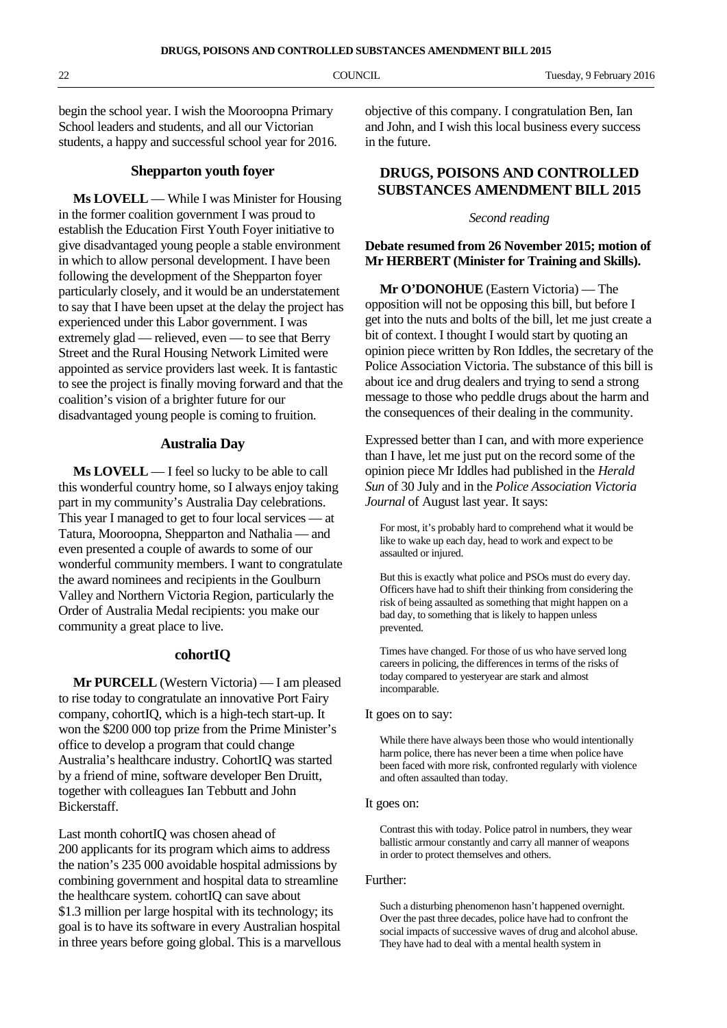begin the school year. I wish the Mooroopna Primary School leaders and students, and all our Victorian students, a happy and successful school year for 2016.

### Shepparton youth foyer

**Ms LOVELL** — While I was Minister for Housing in the former coalition government I was proud to establish the Education First Youth Foyer initiative to give disadvantaged young people a stable environment in which to allow personal development. I have been following the development of the Shepparton foyer particularly closely, and it would be an understatement to say that I have been upset at the delay the project has experienced under this Labor government. I was extremely glad — relieved, even — to see that Berry Street and the Rural Housing Network Limited were appointed as service providers last week. It is fantastic to see the project is finally moving forward and that the coalition's vision of a brighter future for our disadvantaged young people is coming to fruition.

### Australia Day

**Ms LOVELL** — I feel so lucky to be able to call this wonderful country home, so I always enjoy taking part in my community's Australia Day celebrations. This year I managed to get to four local services — at Tatura, Mooroopna, Shepparton and Nathalia — and even presented a couple of awards to some of our wonderful community members. I want to congratulate the award nominees and recipients in the Goulburn Valley and Northern Victoria Region, particularly the Order of Australia Medal recipients: you make our community a great place to live.

### cohortIQ

**Mr PURCELL** (Western Victoria) — I am pleased to rise today to congratulate an innovative Port Fairy company, cohortIQ, which is a high-tech start-up. It won the $200 000 top prize from the Prime Minister's office to develop a program that could change Australia's healthcare industry. CohortIQ was started by a friend of mine, software developer Ben Druitt, together with colleagues Ian Tebbutt and John Bickerstaff.

Last month cohortIQ was chosen ahead of 200 applicants for its program which aims to address the nation's 235 000 avoidable hospital admissions by combining government and hospital data to streamline the healthcare system. cohortIQ can save about $1.3 million per large hospital with its technology; its goal is to have its software in every Australian hospital in three years before going global. This is a marvellous objective of this company. I congratulation Ben, Ian and John, and I wish this local business every success in the future.

## DRUGS, POISONS AND CONTROLLED SUBSTANCES AMENDMENT BILL 2015

*Second reading*

**Debate resumed from 26 November 2015; motion of Mr HERBERT (Minister for Training and Skills).**

**Mr O'DONOHUE** (Eastern Victoria) — The opposition will not be opposing this bill, but before I get into the nuts and bolts of the bill, let me just create a bit of context. I thought I would start by quoting an opinion piece written by Ron Iddles, the secretary of the Police Association Victoria. The substance of this bill is about ice and drug dealers and trying to send a strong message to those who peddle drugs about the harm and the consequences of their dealing in the community.

Expressed better than I can, and with more experience than I have, let me just put on the record some of the opinion piece Mr Iddles had published in the *Herald Sun* of 30 July and in the *Police Association Victoria Journal* of August last year. It says:

> For most, it's probably hard to comprehend what it would be like to wake up each day, head to work and expect to be assaulted or injured.
>
> But this is exactly what police and PSOs must do every day. Officers have had to shift their thinking from considering the risk of being assaulted as something that might happen on a bad day, to something that is likely to happen unless prevented.
>
> Times have changed. For those of us who have served long careers in policing, the differences in terms of the risks of today compared to yesteryear are stark and almost incomparable.

It goes on to say:

> While there have always been those who would intentionally harm police, there has never been a time when police have been faced with more risk, confronted regularly with violence and often assaulted than today.

It goes on:

> Contrast this with today. Police patrol in numbers, they wear ballistic armour constantly and carry all manner of weapons in order to protect themselves and others.

Further:

> Such a disturbing phenomenon hasn't happened overnight. Over the past three decades, police have had to confront the social impacts of successive waves of drug and alcohol abuse. They have had to deal with a mental health system in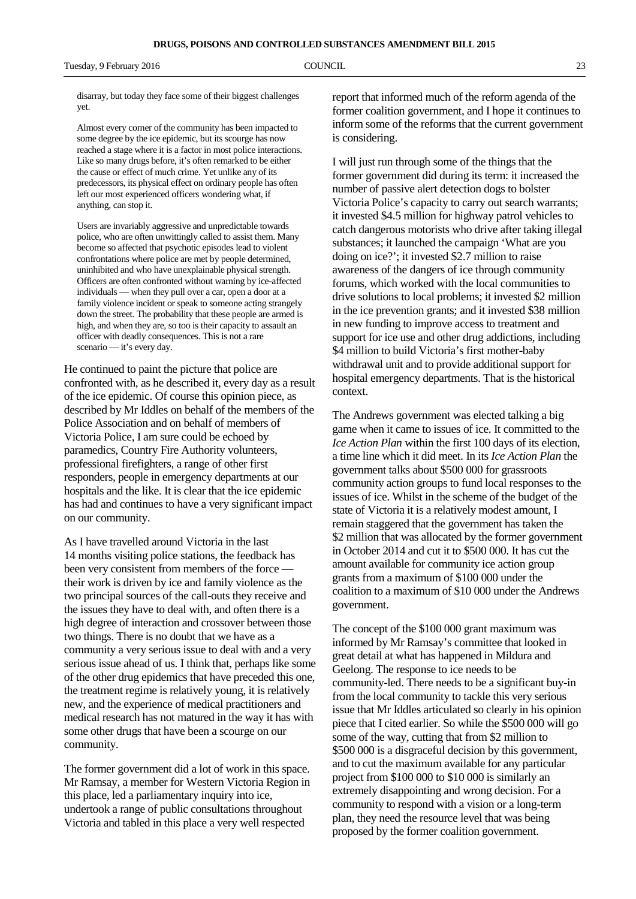> disarray, but today they face some of their biggest challenges yet.
>
> Almost every corner of the community has been impacted to some degree by the ice epidemic, but its scourge has now reached a stage where it is a factor in most police interactions. Like so many drugs before, it's often remarked to be either the cause or effect of much crime. Yet unlike any of its predecessors, its physical effect on ordinary people has often left our most experienced officers wondering what, if anything, can stop it.
>
> Users are invariably aggressive and unpredictable towards police, who are often unwittingly called to assist them. Many become so affected that psychotic episodes lead to violent confrontations where police are met by people determined, uninhibited and who have unexplainable physical strength. Officers are often confronted without warning by ice-affected individuals — when they pull over a car, open a door at a family violence incident or speak to someone acting strangely down the street. The probability that these people are armed is high, and when they are, so too is their capacity to assault an officer with deadly consequences. This is not a rare scenario — it's every day.

He continued to paint the picture that police are confronted with, as he described it, every day as a result of the ice epidemic. Of course this opinion piece, as described by Mr Iddles on behalf of the members of the Police Association and on behalf of members of Victoria Police, I am sure could be echoed by paramedics, Country Fire Authority volunteers, professional firefighters, a range of other first responders, people in emergency departments at our hospitals and the like. It is clear that the ice epidemic has had and continues to have a very significant impact on our community.

As I have travelled around Victoria in the last 14 months visiting police stations, the feedback has been very consistent from members of the force — their work is driven by ice and family violence as the two principal sources of the call-outs they receive and the issues they have to deal with, and often there is a high degree of interaction and crossover between those two things. There is no doubt that we have as a community a very serious issue to deal with and a very serious issue ahead of us. I think that, perhaps like some of the other drug epidemics that have preceded this one, the treatment regime is relatively young, it is relatively new, and the experience of medical practitioners and medical research has not matured in the way it has with some other drugs that have been a scourge on our community.

The former government did a lot of work in this space. Mr Ramsay, a member for Western Victoria Region in this place, led a parliamentary inquiry into ice, undertook a range of public consultations throughout Victoria and tabled in this place a very well respected report that informed much of the reform agenda of the former coalition government, and I hope it continues to inform some of the reforms that the current government is considering.

I will just run through some of the things that the former government did during its term: it increased the number of passive alert detection dogs to bolster Victoria Police's capacity to carry out search warrants; it invested $4.5 million for highway patrol vehicles to catch dangerous motorists who drive after taking illegal substances; it launched the campaign 'What are you doing on ice?'; it invested $2.7 million to raise awareness of the dangers of ice through community forums, which worked with the local communities to drive solutions to local problems; it invested $2 million in the ice prevention grants; and it invested $38 million in new funding to improve access to treatment and support for ice use and other drug addictions, including $4 million to build Victoria's first mother-baby withdrawal unit and to provide additional support for hospital emergency departments. That is the historical context.

The Andrews government was elected talking a big game when it came to issues of ice. It committed to the *Ice Action Plan* within the first 100 days of its election, a time line which it did meet. In its *Ice Action Plan* the government talks about $500 000 for grassroots community action groups to fund local responses to the issues of ice. Whilst in the scheme of the budget of the state of Victoria it is a relatively modest amount, I remain staggered that the government has taken the $2 million that was allocated by the former government in October 2014 and cut it to $500 000. It has cut the amount available for community ice action group grants from a maximum of $100 000 under the coalition to a maximum of $10 000 under the Andrews government.

The concept of the $100 000 grant maximum was informed by Mr Ramsay's committee that looked in great detail at what has happened in Mildura and Geelong. The response to ice needs to be community-led. There needs to be a significant buy-in from the local community to tackle this very serious issue that Mr Iddles articulated so clearly in his opinion piece that I cited earlier. So while the $500 000 will go some of the way, cutting that from $2 million to $500 000 is a disgraceful decision by this government, and to cut the maximum available for any particular project from $100 000 to $10 000 is similarly an extremely disappointing and wrong decision. For a community to respond with a vision or a long-term plan, they need the resource level that was being proposed by the former coalition government.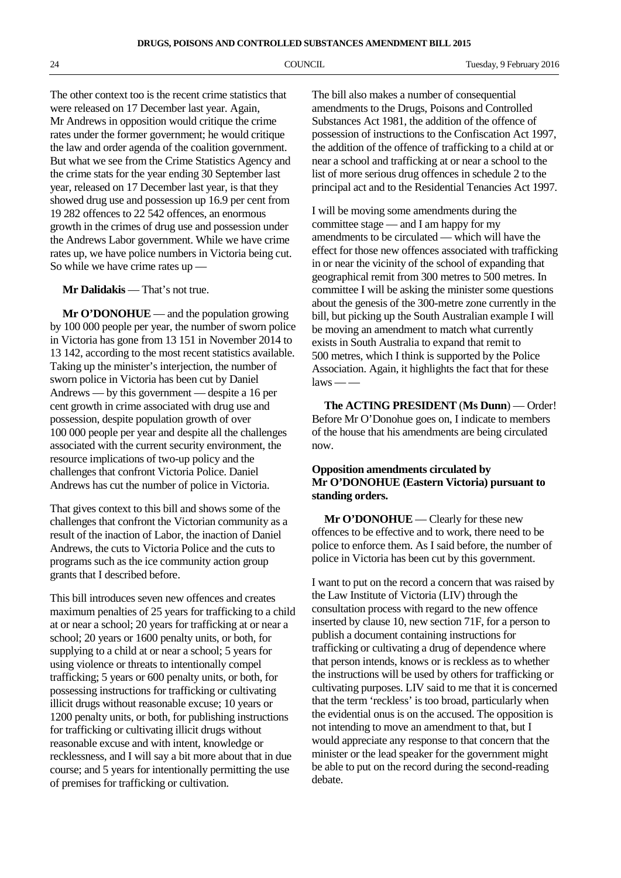The other context too is the recent crime statistics that were released on 17 December last year. Again, Mr Andrews in opposition would critique the crime rates under the former government; he would critique the law and order agenda of the coalition government. But what we see from the Crime Statistics Agency and the crime stats for the year ending 30 September last year, released on 17 December last year, is that they showed drug use and possession up 16.9 per cent from 19 282 offences to 22 542 offences, an enormous growth in the crimes of drug use and possession under the Andrews Labor government. While we have crime rates up, we have police numbers in Victoria being cut. So while we have crime rates up —

**Mr Dalidakis** — That's not true.

**Mr O'DONOHUE** — and the population growing by 100 000 people per year, the number of sworn police in Victoria has gone from 13 151 in November 2014 to 13 142, according to the most recent statistics available. Taking up the minister's interjection, the number of sworn police in Victoria has been cut by Daniel Andrews — by this government — despite a 16 per cent growth in crime associated with drug use and possession, despite population growth of over 100 000 people per year and despite all the challenges associated with the current security environment, the resource implications of two-up policy and the challenges that confront Victoria Police. Daniel Andrews has cut the number of police in Victoria.

That gives context to this bill and shows some of the challenges that confront the Victorian community as a result of the inaction of Labor, the inaction of Daniel Andrews, the cuts to Victoria Police and the cuts to programs such as the ice community action group grants that I described before.

This bill introduces seven new offences and creates maximum penalties of 25 years for trafficking to a child at or near a school; 20 years for trafficking at or near a school; 20 years and 1600 penalty units, or both, for supplying to a child at or near a school; 5 years for using violence or threats to intentionally compel trafficking; 5 years or 600 penalty units, or both, for possessing instructions for trafficking or cultivating illicit drugs without reasonable excuse; 10 years or 1200 penalty units, or both, for publishing instructions for trafficking or cultivating illicit drugs without reasonable excuse and with intent, knowledge or recklessness, and I will say a bit more about that in due course; and 5 years for intentionally permitting the use of premises for trafficking or cultivation.

The bill also makes a number of consequential amendments to the Drugs, Poisons and Controlled Substances Act 1981, the addition of the offence of possession of instructions to the Confiscation Act 1997, the addition of the offence of trafficking to a child at or near a school and trafficking at or near a school to the list of more serious drug offences in schedule 2 to the principal act and to the Residential Tenancies Act 1997.

I will be moving some amendments during the committee stage — and I am happy for my amendments to be circulated — which will have the effect for those new offences associated with trafficking in or near the vicinity of the school of expanding that geographical remit from 300 metres to 500 metres. In committee I will be asking the minister some questions about the genesis of the 300-metre zone currently in the bill, but picking up the South Australian example I will be moving an amendment to match what currently exists in South Australia to expand that remit to 500 metres, which I think is supported by the Police Association. Again, it highlights the fact that for these laws — —

**The ACTING PRESIDENT** (**Ms Dunn**) — Order! Before Mr O'Donohue goes on, I indicate to members of the house that his amendments are being circulated now.

**Opposition amendments circulated by Mr O'DONOHUE (Eastern Victoria) pursuant to standing orders.**

**Mr O'DONOHUE** — Clearly for these new offences to be effective and to work, there need to be police to enforce them. As I said before, the number of police in Victoria has been cut by this government.

I want to put on the record a concern that was raised by the Law Institute of Victoria (LIV) through the consultation process with regard to the new offence inserted by clause 10, new section 71F, for a person to publish a document containing instructions for trafficking or cultivating a drug of dependence where that person intends, knows or is reckless as to whether the instructions will be used by others for trafficking or cultivating purposes. LIV said to me that it is concerned that the term 'reckless' is too broad, particularly when the evidential onus is on the accused. The opposition is not intending to move an amendment to that, but I would appreciate any response to that concern that the minister or the lead speaker for the government might be able to put on the record during the second-reading debate.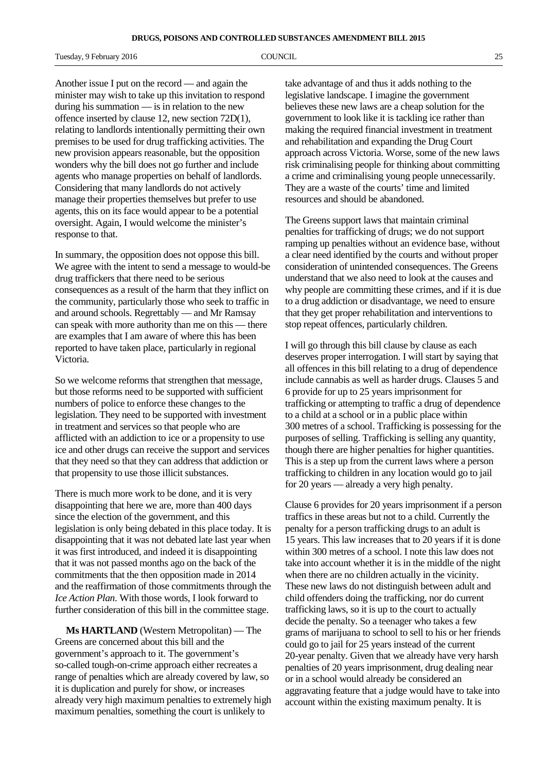Another issue I put on the record — and again the minister may wish to take up this invitation to respond during his summation — is in relation to the new offence inserted by clause 12, new section 72D(1), relating to landlords intentionally permitting their own premises to be used for drug trafficking activities. The new provision appears reasonable, but the opposition wonders why the bill does not go further and include agents who manage properties on behalf of landlords. Considering that many landlords do not actively manage their properties themselves but prefer to use agents, this on its face would appear to be a potential oversight. Again, I would welcome the minister's response to that.

In summary, the opposition does not oppose this bill. We agree with the intent to send a message to would-be drug traffickers that there need to be serious consequences as a result of the harm that they inflict on the community, particularly those who seek to traffic in and around schools. Regrettably — and Mr Ramsay can speak with more authority than me on this — there are examples that I am aware of where this has been reported to have taken place, particularly in regional Victoria.

So we welcome reforms that strengthen that message, but those reforms need to be supported with sufficient numbers of police to enforce these changes to the legislation. They need to be supported with investment in treatment and services so that people who are afflicted with an addiction to ice or a propensity to use ice and other drugs can receive the support and services that they need so that they can address that addiction or that propensity to use those illicit substances.

There is much more work to be done, and it is very disappointing that here we are, more than 400 days since the election of the government, and this legislation is only being debated in this place today. It is disappointing that it was not debated late last year when it was first introduced, and indeed it is disappointing that it was not passed months ago on the back of the commitments that the then opposition made in 2014 and the reaffirmation of those commitments through the *Ice Action Plan*. With those words, I look forward to further consideration of this bill in the committee stage.

**Ms HARTLAND** (Western Metropolitan) — The Greens are concerned about this bill and the government's approach to it. The government's so-called tough-on-crime approach either recreates a range of penalties which are already covered by law, so it is duplication and purely for show, or increases already very high maximum penalties to extremely high maximum penalties, something the court is unlikely to take advantage of and thus it adds nothing to the legislative landscape. I imagine the government believes these new laws are a cheap solution for the government to look like it is tackling ice rather than making the required financial investment in treatment and rehabilitation and expanding the Drug Court approach across Victoria. Worse, some of the new laws risk criminalising people for thinking about committing a crime and criminalising young people unnecessarily. They are a waste of the courts' time and limited resources and should be abandoned.

The Greens support laws that maintain criminal penalties for trafficking of drugs; we do not support ramping up penalties without an evidence base, without a clear need identified by the courts and without proper consideration of unintended consequences. The Greens understand that we also need to look at the causes and why people are committing these crimes, and if it is due to a drug addiction or disadvantage, we need to ensure that they get proper rehabilitation and interventions to stop repeat offences, particularly children.

I will go through this bill clause by clause as each deserves proper interrogation. I will start by saying that all offences in this bill relating to a drug of dependence include cannabis as well as harder drugs. Clauses 5 and 6 provide for up to 25 years imprisonment for trafficking or attempting to traffic a drug of dependence to a child at a school or in a public place within 300 metres of a school. Trafficking is possessing for the purposes of selling. Trafficking is selling any quantity, though there are higher penalties for higher quantities. This is a step up from the current laws where a person trafficking to children in any location would go to jail for 20 years — already a very high penalty.

Clause 6 provides for 20 years imprisonment if a person traffics in these areas but not to a child. Currently the penalty for a person trafficking drugs to an adult is 15 years. This law increases that to 20 years if it is done within 300 metres of a school. I note this law does not take into account whether it is in the middle of the night when there are no children actually in the vicinity. These new laws do not distinguish between adult and child offenders doing the trafficking, nor do current trafficking laws, so it is up to the court to actually decide the penalty. So a teenager who takes a few grams of marijuana to school to sell to his or her friends could go to jail for 25 years instead of the current 20-year penalty. Given that we already have very harsh penalties of 20 years imprisonment, drug dealing near or in a school would already be considered an aggravating feature that a judge would have to take into account within the existing maximum penalty. It is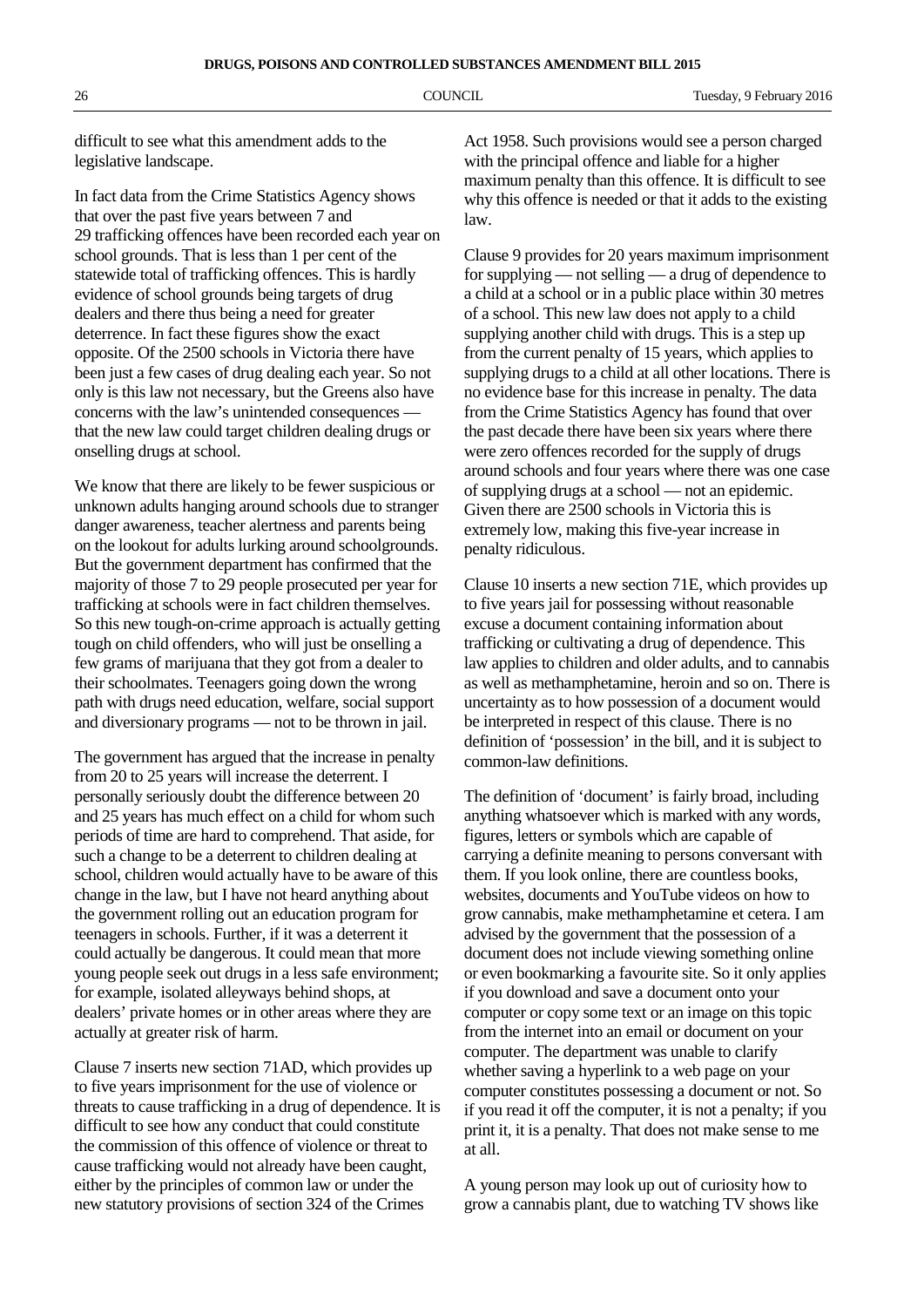difficult to see what this amendment adds to the legislative landscape.

In fact data from the Crime Statistics Agency shows that over the past five years between 7 and 29 trafficking offences have been recorded each year on school grounds. That is less than 1 per cent of the statewide total of trafficking offences. This is hardly evidence of school grounds being targets of drug dealers and there thus being a need for greater deterrence. In fact these figures show the exact opposite. Of the 2500 schools in Victoria there have been just a few cases of drug dealing each year. So not only is this law not necessary, but the Greens also have concerns with the law's unintended consequences — that the new law could target children dealing drugs or onselling drugs at school.

We know that there are likely to be fewer suspicious or unknown adults hanging around schools due to stranger danger awareness, teacher alertness and parents being on the lookout for adults lurking around schoolgrounds. But the government department has confirmed that the majority of those 7 to 29 people prosecuted per year for trafficking at schools were in fact children themselves. So this new tough-on-crime approach is actually getting tough on child offenders, who will just be onselling a few grams of marijuana that they got from a dealer to their schoolmates. Teenagers going down the wrong path with drugs need education, welfare, social support and diversionary programs — not to be thrown in jail.

The government has argued that the increase in penalty from 20 to 25 years will increase the deterrent. I personally seriously doubt the difference between 20 and 25 years has much effect on a child for whom such periods of time are hard to comprehend. That aside, for such a change to be a deterrent to children dealing at school, children would actually have to be aware of this change in the law, but I have not heard anything about the government rolling out an education program for teenagers in schools. Further, if it was a deterrent it could actually be dangerous. It could mean that more young people seek out drugs in a less safe environment; for example, isolated alleyways behind shops, at dealers' private homes or in other areas where they are actually at greater risk of harm.

Clause 7 inserts new section 71AD, which provides up to five years imprisonment for the use of violence or threats to cause trafficking in a drug of dependence. It is difficult to see how any conduct that could constitute the commission of this offence of violence or threat to cause trafficking would not already have been caught, either by the principles of common law or under the new statutory provisions of section 324 of the Crimes Act 1958. Such provisions would see a person charged with the principal offence and liable for a higher maximum penalty than this offence. It is difficult to see why this offence is needed or that it adds to the existing law.

Clause 9 provides for 20 years maximum imprisonment for supplying — not selling — a drug of dependence to a child at a school or in a public place within 30 metres of a school. This new law does not apply to a child supplying another child with drugs. This is a step up from the current penalty of 15 years, which applies to supplying drugs to a child at all other locations. There is no evidence base for this increase in penalty. The data from the Crime Statistics Agency has found that over the past decade there have been six years where there were zero offences recorded for the supply of drugs around schools and four years where there was one case of supplying drugs at a school — not an epidemic. Given there are 2500 schools in Victoria this is extremely low, making this five-year increase in penalty ridiculous.

Clause 10 inserts a new section 71E, which provides up to five years jail for possessing without reasonable excuse a document containing information about trafficking or cultivating a drug of dependence. This law applies to children and older adults, and to cannabis as well as methamphetamine, heroin and so on. There is uncertainty as to how possession of a document would be interpreted in respect of this clause. There is no definition of 'possession' in the bill, and it is subject to common-law definitions.

The definition of 'document' is fairly broad, including anything whatsoever which is marked with any words, figures, letters or symbols which are capable of carrying a definite meaning to persons conversant with them. If you look online, there are countless books, websites, documents and YouTube videos on how to grow cannabis, make methamphetamine et cetera. I am advised by the government that the possession of a document does not include viewing something online or even bookmarking a favourite site. So it only applies if you download and save a document onto your computer or copy some text or an image on this topic from the internet into an email or document on your computer. The department was unable to clarify whether saving a hyperlink to a web page on your computer constitutes possessing a document or not. So if you read it off the computer, it is not a penalty; if you print it, it is a penalty. That does not make sense to me at all.

A young person may look up out of curiosity how to grow a cannabis plant, due to watching TV shows like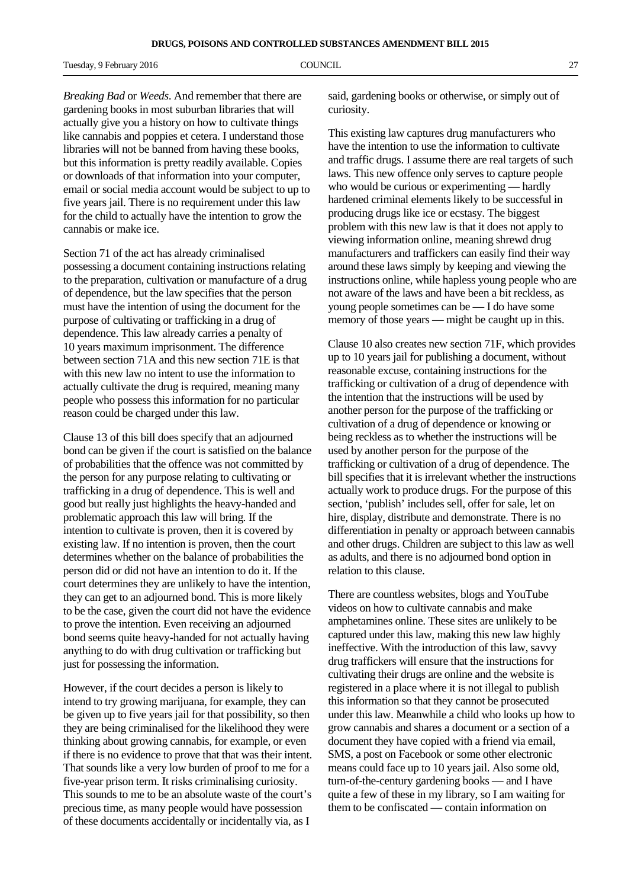*Breaking Bad* or *Weeds*. And remember that there are gardening books in most suburban libraries that will actually give you a history on how to cultivate things like cannabis and poppies et cetera. I understand those libraries will not be banned from having these books, but this information is pretty readily available. Copies or downloads of that information into your computer, email or social media account would be subject to up to five years jail. There is no requirement under this law for the child to actually have the intention to grow the cannabis or make ice.

Section 71 of the act has already criminalised possessing a document containing instructions relating to the preparation, cultivation or manufacture of a drug of dependence, but the law specifies that the person must have the intention of using the document for the purpose of cultivating or trafficking in a drug of dependence. This law already carries a penalty of 10 years maximum imprisonment. The difference between section 71A and this new section 71E is that with this new law no intent to use the information to actually cultivate the drug is required, meaning many people who possess this information for no particular reason could be charged under this law.

Clause 13 of this bill does specify that an adjourned bond can be given if the court is satisfied on the balance of probabilities that the offence was not committed by the person for any purpose relating to cultivating or trafficking in a drug of dependence. This is well and good but really just highlights the heavy-handed and problematic approach this law will bring. If the intention to cultivate is proven, then it is covered by existing law. If no intention is proven, then the court determines whether on the balance of probabilities the person did or did not have an intention to do it. If the court determines they are unlikely to have the intention, they can get to an adjourned bond. This is more likely to be the case, given the court did not have the evidence to prove the intention. Even receiving an adjourned bond seems quite heavy-handed for not actually having anything to do with drug cultivation or trafficking but just for possessing the information.

However, if the court decides a person is likely to intend to try growing marijuana, for example, they can be given up to five years jail for that possibility, so then they are being criminalised for the likelihood they were thinking about growing cannabis, for example, or even if there is no evidence to prove that that was their intent. That sounds like a very low burden of proof to me for a five-year prison term. It risks criminalising curiosity. This sounds to me to be an absolute waste of the court's precious time, as many people would have possession of these documents accidentally or incidentally via, as I said, gardening books or otherwise, or simply out of curiosity.

This existing law captures drug manufacturers who have the intention to use the information to cultivate and traffic drugs. I assume there are real targets of such laws. This new offence only serves to capture people who would be curious or experimenting — hardly hardened criminal elements likely to be successful in producing drugs like ice or ecstasy. The biggest problem with this new law is that it does not apply to viewing information online, meaning shrewd drug manufacturers and traffickers can easily find their way around these laws simply by keeping and viewing the instructions online, while hapless young people who are not aware of the laws and have been a bit reckless, as young people sometimes can be — I do have some memory of those years — might be caught up in this.

Clause 10 also creates new section 71F, which provides up to 10 years jail for publishing a document, without reasonable excuse, containing instructions for the trafficking or cultivation of a drug of dependence with the intention that the instructions will be used by another person for the purpose of the trafficking or cultivation of a drug of dependence or knowing or being reckless as to whether the instructions will be used by another person for the purpose of the trafficking or cultivation of a drug of dependence. The bill specifies that it is irrelevant whether the instructions actually work to produce drugs. For the purpose of this section, 'publish' includes sell, offer for sale, let on hire, display, distribute and demonstrate. There is no differentiation in penalty or approach between cannabis and other drugs. Children are subject to this law as well as adults, and there is no adjourned bond option in relation to this clause.

There are countless websites, blogs and YouTube videos on how to cultivate cannabis and make amphetamines online. These sites are unlikely to be captured under this law, making this new law highly ineffective. With the introduction of this law, savvy drug traffickers will ensure that the instructions for cultivating their drugs are online and the website is registered in a place where it is not illegal to publish this information so that they cannot be prosecuted under this law. Meanwhile a child who looks up how to grow cannabis and shares a document or a section of a document they have copied with a friend via email, SMS, a post on Facebook or some other electronic means could face up to 10 years jail. Also some old, turn-of-the-century gardening books — and I have quite a few of these in my library, so I am waiting for them to be confiscated — contain information on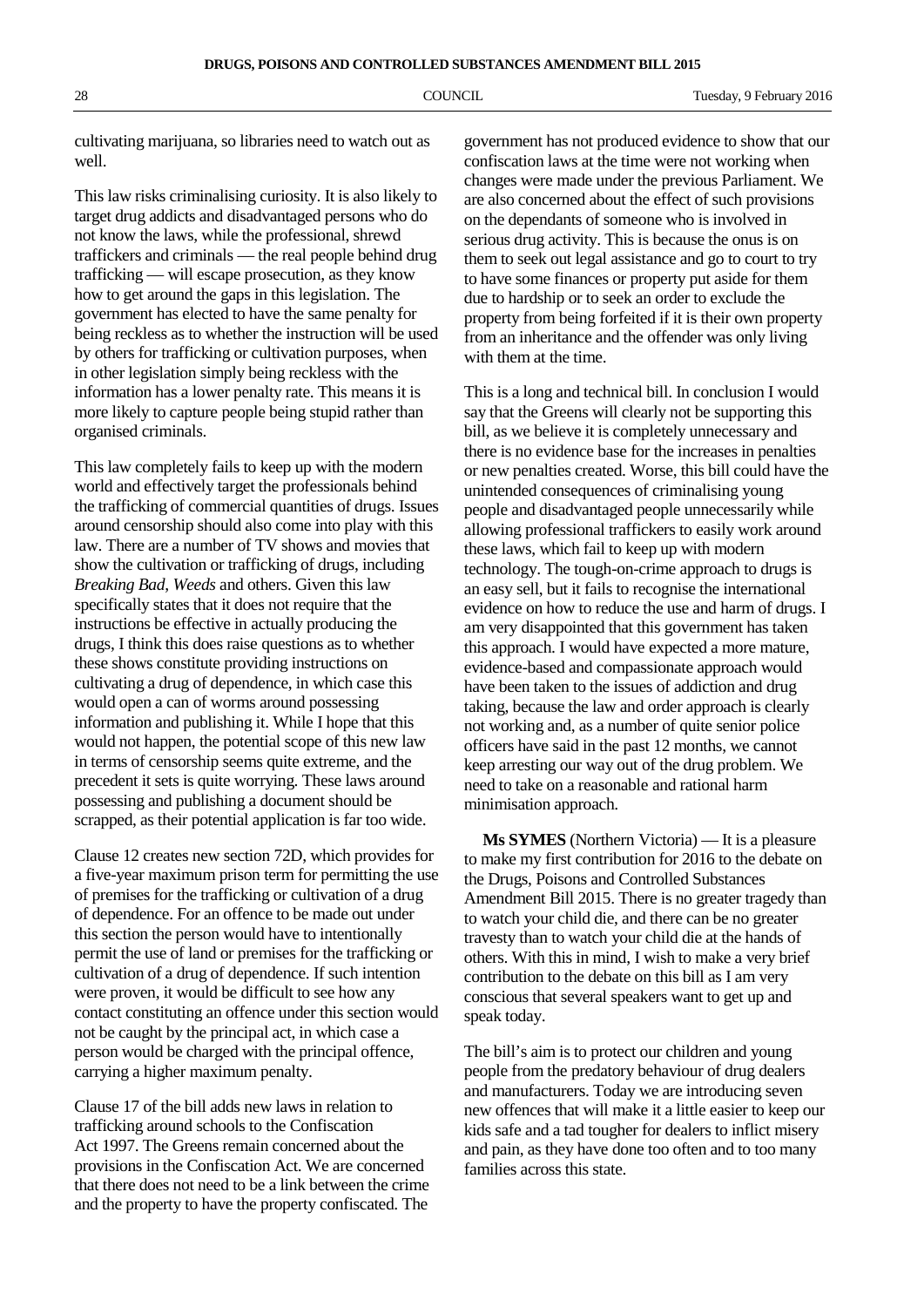cultivating marijuana, so libraries need to watch out as well.

This law risks criminalising curiosity. It is also likely to target drug addicts and disadvantaged persons who do not know the laws, while the professional, shrewd traffickers and criminals — the real people behind drug trafficking — will escape prosecution, as they know how to get around the gaps in this legislation. The government has elected to have the same penalty for being reckless as to whether the instruction will be used by others for trafficking or cultivation purposes, when in other legislation simply being reckless with the information has a lower penalty rate. This means it is more likely to capture people being stupid rather than organised criminals.

This law completely fails to keep up with the modern world and effectively target the professionals behind the trafficking of commercial quantities of drugs. Issues around censorship should also come into play with this law. There are a number of TV shows and movies that show the cultivation or trafficking of drugs, including *Breaking Bad*, *Weeds* and others. Given this law specifically states that it does not require that the instructions be effective in actually producing the drugs, I think this does raise questions as to whether these shows constitute providing instructions on cultivating a drug of dependence, in which case this would open a can of worms around possessing information and publishing it. While I hope that this would not happen, the potential scope of this new law in terms of censorship seems quite extreme, and the precedent it sets is quite worrying. These laws around possessing and publishing a document should be scrapped, as their potential application is far too wide.

Clause 12 creates new section 72D, which provides for a five-year maximum prison term for permitting the use of premises for the trafficking or cultivation of a drug of dependence. For an offence to be made out under this section the person would have to intentionally permit the use of land or premises for the trafficking or cultivation of a drug of dependence. If such intention were proven, it would be difficult to see how any contact constituting an offence under this section would not be caught by the principal act, in which case a person would be charged with the principal offence, carrying a higher maximum penalty.

Clause 17 of the bill adds new laws in relation to trafficking around schools to the Confiscation Act 1997. The Greens remain concerned about the provisions in the Confiscation Act. We are concerned that there does not need to be a link between the crime and the property to have the property confiscated. The government has not produced evidence to show that our confiscation laws at the time were not working when changes were made under the previous Parliament. We are also concerned about the effect of such provisions on the dependants of someone who is involved in serious drug activity. This is because the onus is on them to seek out legal assistance and go to court to try to have some finances or property put aside for them due to hardship or to seek an order to exclude the property from being forfeited if it is their own property from an inheritance and the offender was only living with them at the time.

This is a long and technical bill. In conclusion I would say that the Greens will clearly not be supporting this bill, as we believe it is completely unnecessary and there is no evidence base for the increases in penalties or new penalties created. Worse, this bill could have the unintended consequences of criminalising young people and disadvantaged people unnecessarily while allowing professional traffickers to easily work around these laws, which fail to keep up with modern technology. The tough-on-crime approach to drugs is an easy sell, but it fails to recognise the international evidence on how to reduce the use and harm of drugs. I am very disappointed that this government has taken this approach. I would have expected a more mature, evidence-based and compassionate approach would have been taken to the issues of addiction and drug taking, because the law and order approach is clearly not working and, as a number of quite senior police officers have said in the past 12 months, we cannot keep arresting our way out of the drug problem. We need to take on a reasonable and rational harm minimisation approach.

**Ms SYMES** (Northern Victoria) — It is a pleasure to make my first contribution for 2016 to the debate on the Drugs, Poisons and Controlled Substances Amendment Bill 2015. There is no greater tragedy than to watch your child die, and there can be no greater travesty than to watch your child die at the hands of others. With this in mind, I wish to make a very brief contribution to the debate on this bill as I am very conscious that several speakers want to get up and speak today.

The bill's aim is to protect our children and young people from the predatory behaviour of drug dealers and manufacturers. Today we are introducing seven new offences that will make it a little easier to keep our kids safe and a tad tougher for dealers to inflict misery and pain, as they have done too often and to too many families across this state.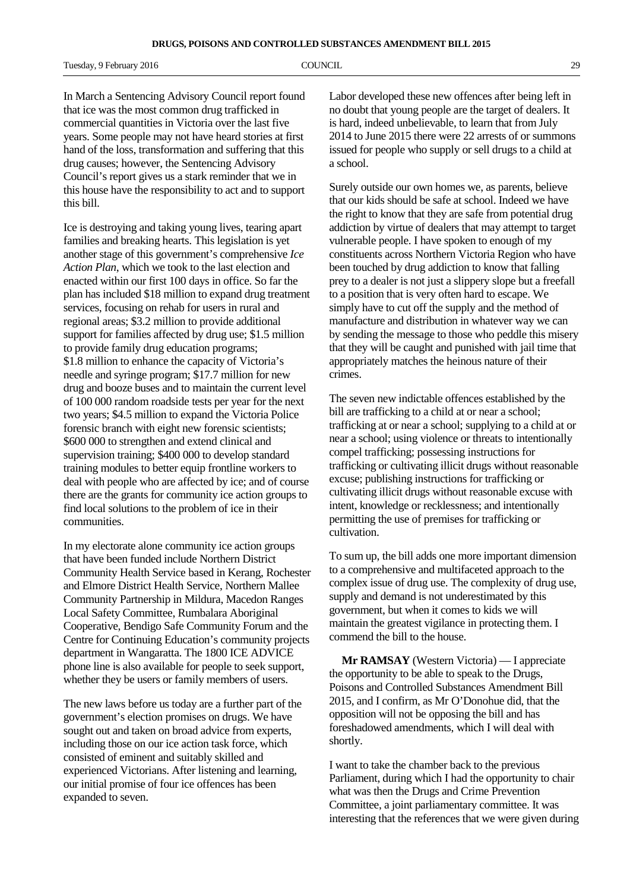In March a Sentencing Advisory Council report found that ice was the most common drug trafficked in commercial quantities in Victoria over the last five years. Some people may not have heard stories at first hand of the loss, transformation and suffering that this drug causes; however, the Sentencing Advisory Council's report gives us a stark reminder that we in this house have the responsibility to act and to support this bill.

Ice is destroying and taking young lives, tearing apart families and breaking hearts. This legislation is yet another stage of this government's comprehensive *Ice Action Plan*, which we took to the last election and enacted within our first 100 days in office. So far the plan has included $18 million to expand drug treatment services, focusing on rehab for users in rural and regional areas; $3.2 million to provide additional support for families affected by drug use; $1.5 million to provide family drug education programs; $1.8 million to enhance the capacity of Victoria's needle and syringe program; $17.7 million for new drug and booze buses and to maintain the current level of 100 000 random roadside tests per year for the next two years; $4.5 million to expand the Victoria Police forensic branch with eight new forensic scientists; $600 000 to strengthen and extend clinical and supervision training; $400 000 to develop standard training modules to better equip frontline workers to deal with people who are affected by ice; and of course there are the grants for community ice action groups to find local solutions to the problem of ice in their communities.

In my electorate alone community ice action groups that have been funded include Northern District Community Health Service based in Kerang, Rochester and Elmore District Health Service, Northern Mallee Community Partnership in Mildura, Macedon Ranges Local Safety Committee, Rumbalara Aboriginal Cooperative, Bendigo Safe Community Forum and the Centre for Continuing Education's community projects department in Wangaratta. The 1800 ICE ADVICE phone line is also available for people to seek support, whether they be users or family members of users.

The new laws before us today are a further part of the government's election promises on drugs. We have sought out and taken on broad advice from experts, including those on our ice action task force, which consisted of eminent and suitably skilled and experienced Victorians. After listening and learning, our initial promise of four ice offences has been expanded to seven.

Labor developed these new offences after being left in no doubt that young people are the target of dealers. It is hard, indeed unbelievable, to learn that from July 2014 to June 2015 there were 22 arrests of or summons issued for people who supply or sell drugs to a child at a school.

Surely outside our own homes we, as parents, believe that our kids should be safe at school. Indeed we have the right to know that they are safe from potential drug addiction by virtue of dealers that may attempt to target vulnerable people. I have spoken to enough of my constituents across Northern Victoria Region who have been touched by drug addiction to know that falling prey to a dealer is not just a slippery slope but a freefall to a position that is very often hard to escape. We simply have to cut off the supply and the method of manufacture and distribution in whatever way we can by sending the message to those who peddle this misery that they will be caught and punished with jail time that appropriately matches the heinous nature of their crimes.

The seven new indictable offences established by the bill are trafficking to a child at or near a school; trafficking at or near a school; supplying to a child at or near a school; using violence or threats to intentionally compel trafficking; possessing instructions for trafficking or cultivating illicit drugs without reasonable excuse; publishing instructions for trafficking or cultivating illicit drugs without reasonable excuse with intent, knowledge or recklessness; and intentionally permitting the use of premises for trafficking or cultivation.

To sum up, the bill adds one more important dimension to a comprehensive and multifaceted approach to the complex issue of drug use. The complexity of drug use, supply and demand is not underestimated by this government, but when it comes to kids we will maintain the greatest vigilance in protecting them. I commend the bill to the house.

**Mr RAMSAY** (Western Victoria) — I appreciate the opportunity to be able to speak to the Drugs, Poisons and Controlled Substances Amendment Bill 2015, and I confirm, as Mr O'Donohue did, that the opposition will not be opposing the bill and has foreshadowed amendments, which I will deal with shortly.

I want to take the chamber back to the previous Parliament, during which I had the opportunity to chair what was then the Drugs and Crime Prevention Committee, a joint parliamentary committee. It was interesting that the references that we were given during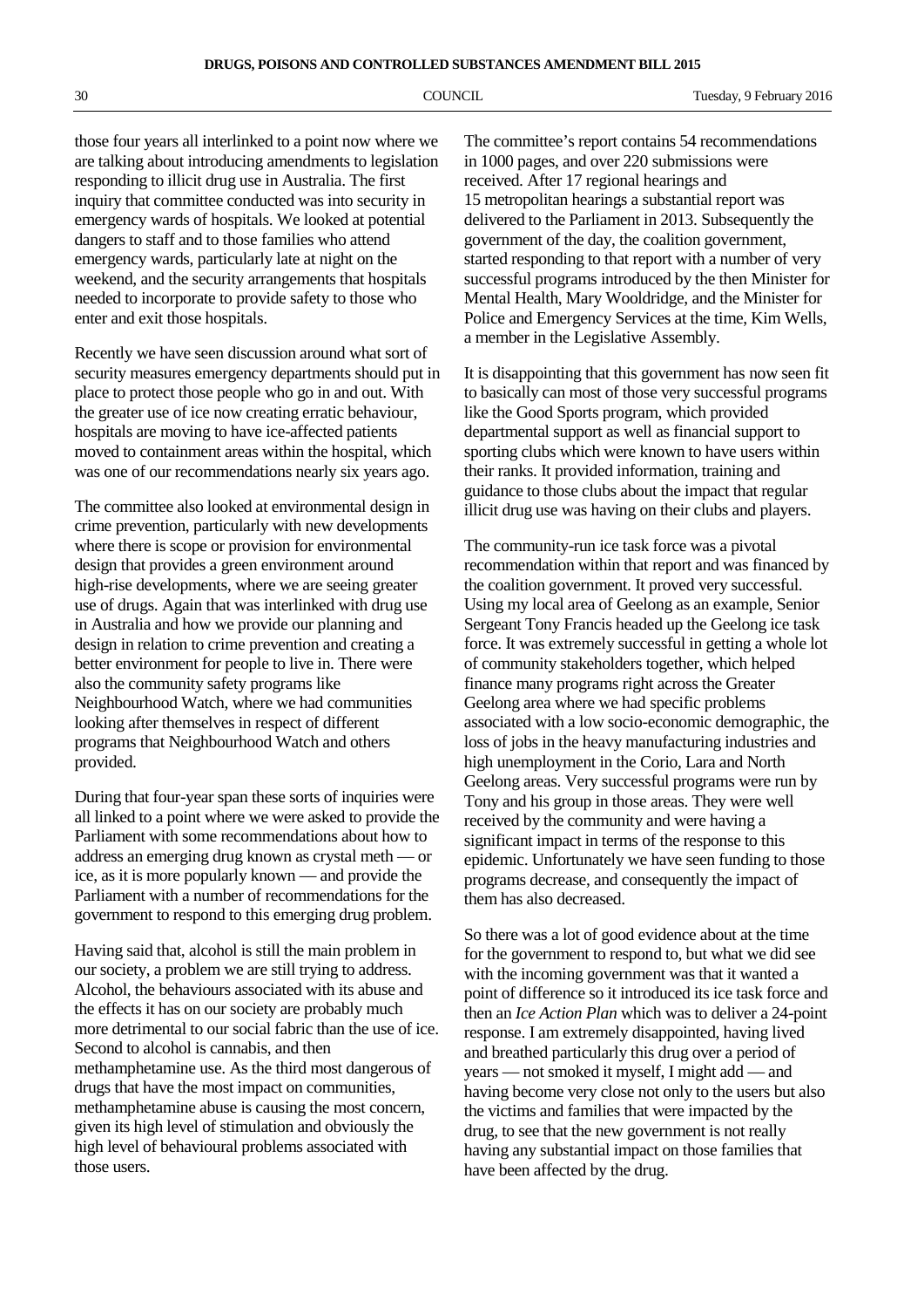those four years all interlinked to a point now where we are talking about introducing amendments to legislation responding to illicit drug use in Australia. The first inquiry that committee conducted was into security in emergency wards of hospitals. We looked at potential dangers to staff and to those families who attend emergency wards, particularly late at night on the weekend, and the security arrangements that hospitals needed to incorporate to provide safety to those who enter and exit those hospitals.

Recently we have seen discussion around what sort of security measures emergency departments should put in place to protect those people who go in and out. With the greater use of ice now creating erratic behaviour, hospitals are moving to have ice-affected patients moved to containment areas within the hospital, which was one of our recommendations nearly six years ago.

The committee also looked at environmental design in crime prevention, particularly with new developments where there is scope or provision for environmental design that provides a green environment around high-rise developments, where we are seeing greater use of drugs. Again that was interlinked with drug use in Australia and how we provide our planning and design in relation to crime prevention and creating a better environment for people to live in. There were also the community safety programs like Neighbourhood Watch, where we had communities looking after themselves in respect of different programs that Neighbourhood Watch and others provided.

During that four-year span these sorts of inquiries were all linked to a point where we were asked to provide the Parliament with some recommendations about how to address an emerging drug known as crystal meth — or ice, as it is more popularly known — and provide the Parliament with a number of recommendations for the government to respond to this emerging drug problem.

Having said that, alcohol is still the main problem in our society, a problem we are still trying to address. Alcohol, the behaviours associated with its abuse and the effects it has on our society are probably much more detrimental to our social fabric than the use of ice. Second to alcohol is cannabis, and then methamphetamine use. As the third most dangerous of drugs that have the most impact on communities, methamphetamine abuse is causing the most concern, given its high level of stimulation and obviously the high level of behavioural problems associated with those users.

The committee's report contains 54 recommendations in 1000 pages, and over 220 submissions were received. After 17 regional hearings and 15 metropolitan hearings a substantial report was delivered to the Parliament in 2013. Subsequently the government of the day, the coalition government, started responding to that report with a number of very successful programs introduced by the then Minister for Mental Health, Mary Wooldridge, and the Minister for Police and Emergency Services at the time, Kim Wells, a member in the Legislative Assembly.

It is disappointing that this government has now seen fit to basically can most of those very successful programs like the Good Sports program, which provided departmental support as well as financial support to sporting clubs which were known to have users within their ranks. It provided information, training and guidance to those clubs about the impact that regular illicit drug use was having on their clubs and players.

The community-run ice task force was a pivotal recommendation within that report and was financed by the coalition government. It proved very successful. Using my local area of Geelong as an example, Senior Sergeant Tony Francis headed up the Geelong ice task force. It was extremely successful in getting a whole lot of community stakeholders together, which helped finance many programs right across the Greater Geelong area where we had specific problems associated with a low socio-economic demographic, the loss of jobs in the heavy manufacturing industries and high unemployment in the Corio, Lara and North Geelong areas. Very successful programs were run by Tony and his group in those areas. They were well received by the community and were having a significant impact in terms of the response to this epidemic. Unfortunately we have seen funding to those programs decrease, and consequently the impact of them has also decreased.

So there was a lot of good evidence about at the time for the government to respond to, but what we did see with the incoming government was that it wanted a point of difference so it introduced its ice task force and then an *Ice Action Plan* which was to deliver a 24-point response. I am extremely disappointed, having lived and breathed particularly this drug over a period of years — not smoked it myself, I might add — and having become very close not only to the users but also the victims and families that were impacted by the drug, to see that the new government is not really having any substantial impact on those families that have been affected by the drug.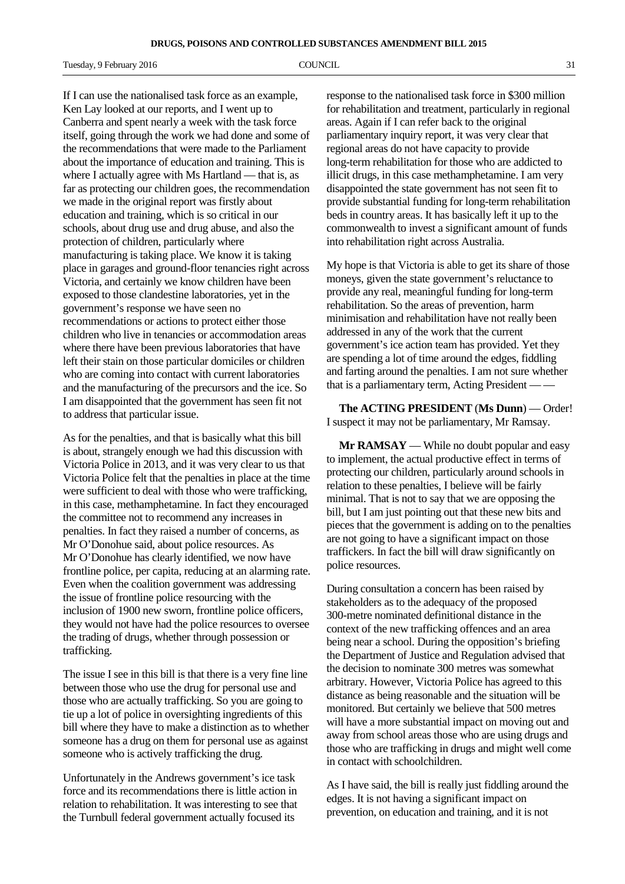If I can use the nationalised task force as an example, Ken Lay looked at our reports, and I went up to Canberra and spent nearly a week with the task force itself, going through the work we had done and some of the recommendations that were made to the Parliament about the importance of education and training. This is where I actually agree with Ms Hartland — that is, as far as protecting our children goes, the recommendation we made in the original report was firstly about education and training, which is so critical in our schools, about drug use and drug abuse, and also the protection of children, particularly where manufacturing is taking place. We know it is taking place in garages and ground-floor tenancies right across Victoria, and certainly we know children have been exposed to those clandestine laboratories, yet in the government's response we have seen no recommendations or actions to protect either those children who live in tenancies or accommodation areas where there have been previous laboratories that have left their stain on those particular domiciles or children who are coming into contact with current laboratories and the manufacturing of the precursors and the ice. So I am disappointed that the government has seen fit not to address that particular issue.

As for the penalties, and that is basically what this bill is about, strangely enough we had this discussion with Victoria Police in 2013, and it was very clear to us that Victoria Police felt that the penalties in place at the time were sufficient to deal with those who were trafficking, in this case, methamphetamine. In fact they encouraged the committee not to recommend any increases in penalties. In fact they raised a number of concerns, as Mr O'Donohue said, about police resources. As Mr O'Donohue has clearly identified, we now have frontline police, per capita, reducing at an alarming rate. Even when the coalition government was addressing the issue of frontline police resourcing with the inclusion of 1900 new sworn, frontline police officers, they would not have had the police resources to oversee the trading of drugs, whether through possession or trafficking.

The issue I see in this bill is that there is a very fine line between those who use the drug for personal use and those who are actually trafficking. So you are going to tie up a lot of police in oversighting ingredients of this bill where they have to make a distinction as to whether someone has a drug on them for personal use as against someone who is actively trafficking the drug.

Unfortunately in the Andrews government's ice task force and its recommendations there is little action in relation to rehabilitation. It was interesting to see that the Turnbull federal government actually focused its response to the nationalised task force in $300 million for rehabilitation and treatment, particularly in regional areas. Again if I can refer back to the original parliamentary inquiry report, it was very clear that regional areas do not have capacity to provide long-term rehabilitation for those who are addicted to illicit drugs, in this case methamphetamine. I am very disappointed the state government has not seen fit to provide substantial funding for long-term rehabilitation beds in country areas. It has basically left it up to the commonwealth to invest a significant amount of funds into rehabilitation right across Australia.

My hope is that Victoria is able to get its share of those moneys, given the state government's reluctance to provide any real, meaningful funding for long-term rehabilitation. So the areas of prevention, harm minimisation and rehabilitation have not really been addressed in any of the work that the current government's ice action team has provided. Yet they are spending a lot of time around the edges, fiddling and farting around the penalties. I am not sure whether that is a parliamentary term, Acting President — —

**The ACTING PRESIDENT** (**Ms Dunn**) — Order! I suspect it may not be parliamentary, Mr Ramsay.

**Mr RAMSAY** — While no doubt popular and easy to implement, the actual productive effect in terms of protecting our children, particularly around schools in relation to these penalties, I believe will be fairly minimal. That is not to say that we are opposing the bill, but I am just pointing out that these new bits and pieces that the government is adding on to the penalties are not going to have a significant impact on those traffickers. In fact the bill will draw significantly on police resources.

During consultation a concern has been raised by stakeholders as to the adequacy of the proposed 300-metre nominated definitional distance in the context of the new trafficking offences and an area being near a school. During the opposition's briefing the Department of Justice and Regulation advised that the decision to nominate 300 metres was somewhat arbitrary. However, Victoria Police has agreed to this distance as being reasonable and the situation will be monitored. But certainly we believe that 500 metres will have a more substantial impact on moving out and away from school areas those who are using drugs and those who are trafficking in drugs and might well come in contact with schoolchildren.

As I have said, the bill is really just fiddling around the edges. It is not having a significant impact on prevention, on education and training, and it is not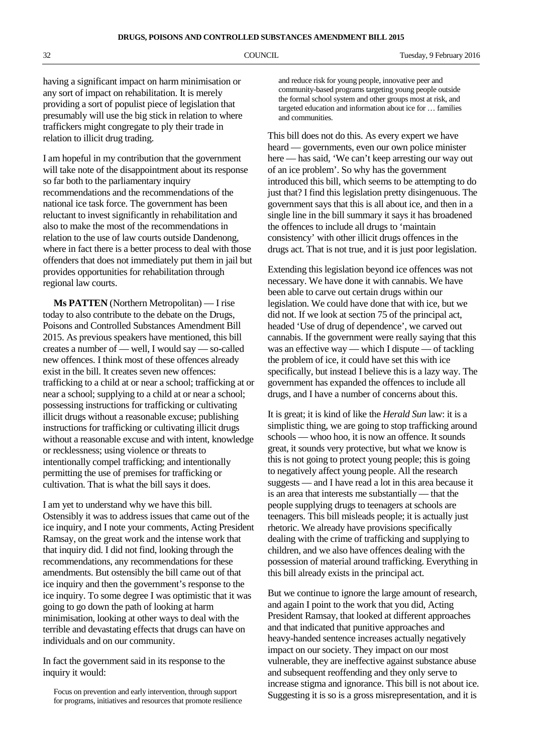having a significant impact on harm minimisation or any sort of impact on rehabilitation. It is merely providing a sort of populist piece of legislation that presumably will use the big stick in relation to where traffickers might congregate to ply their trade in relation to illicit drug trading.

I am hopeful in my contribution that the government will take note of the disappointment about its response so far both to the parliamentary inquiry recommendations and the recommendations of the national ice task force. The government has been reluctant to invest significantly in rehabilitation and also to make the most of the recommendations in relation to the use of law courts outside Dandenong, where in fact there is a better process to deal with those offenders that does not immediately put them in jail but provides opportunities for rehabilitation through regional law courts.

**Ms PATTEN** (Northern Metropolitan) — I rise today to also contribute to the debate on the Drugs, Poisons and Controlled Substances Amendment Bill 2015. As previous speakers have mentioned, this bill creates a number of — well, I would say — so-called new offences. I think most of these offences already exist in the bill. It creates seven new offences: trafficking to a child at or near a school; trafficking at or near a school; supplying to a child at or near a school; possessing instructions for trafficking or cultivating illicit drugs without a reasonable excuse; publishing instructions for trafficking or cultivating illicit drugs without a reasonable excuse and with intent, knowledge or recklessness; using violence or threats to intentionally compel trafficking; and intentionally permitting the use of premises for trafficking or cultivation. That is what the bill says it does.

I am yet to understand why we have this bill. Ostensibly it was to address issues that came out of the ice inquiry, and I note your comments, Acting President Ramsay, on the great work and the intense work that that inquiry did. I did not find, looking through the recommendations, any recommendations for these amendments. But ostensibly the bill came out of that ice inquiry and then the government's response to the ice inquiry. To some degree I was optimistic that it was going to go down the path of looking at harm minimisation, looking at other ways to deal with the terrible and devastating effects that drugs can have on individuals and on our community.

In fact the government said in its response to the inquiry it would:

> Focus on prevention and early intervention, through support for programs, initiatives and resources that promote resilience and reduce risk for young people, innovative peer and community-based programs targeting young people outside the formal school system and other groups most at risk, and targeted education and information about ice for … families and communities.

This bill does not do this. As every expert we have heard — governments, even our own police minister here — has said, 'We can't keep arresting our way out of an ice problem'. So why has the government introduced this bill, which seems to be attempting to do just that? I find this legislation pretty disingenuous. The government says that this is all about ice, and then in a single line in the bill summary it says it has broadened the offences to include all drugs to 'maintain consistency' with other illicit drugs offences in the drugs act. That is not true, and it is just poor legislation.

Extending this legislation beyond ice offences was not necessary. We have done it with cannabis. We have been able to carve out certain drugs within our legislation. We could have done that with ice, but we did not. If we look at section 75 of the principal act, headed 'Use of drug of dependence', we carved out cannabis. If the government were really saying that this was an effective way — which I dispute — of tackling the problem of ice, it could have set this with ice specifically, but instead I believe this is a lazy way. The government has expanded the offences to include all drugs, and I have a number of concerns about this.

It is great; it is kind of like the *Herald Sun* law: it is a simplistic thing, we are going to stop trafficking around schools — whoo hoo, it is now an offence. It sounds great, it sounds very protective, but what we know is this is not going to protect young people; this is going to negatively affect young people. All the research suggests — and I have read a lot in this area because it is an area that interests me substantially — that the people supplying drugs to teenagers at schools are teenagers. This bill misleads people; it is actually just rhetoric. We already have provisions specifically dealing with the crime of trafficking and supplying to children, and we also have offences dealing with the possession of material around trafficking. Everything in this bill already exists in the principal act.

But we continue to ignore the large amount of research, and again I point to the work that you did, Acting President Ramsay, that looked at different approaches and that indicated that punitive approaches and heavy-handed sentence increases actually negatively impact on our society. They impact on our most vulnerable, they are ineffective against substance abuse and subsequent reoffending and they only serve to increase stigma and ignorance. This bill is not about ice. Suggesting it is so is a gross misrepresentation, and it is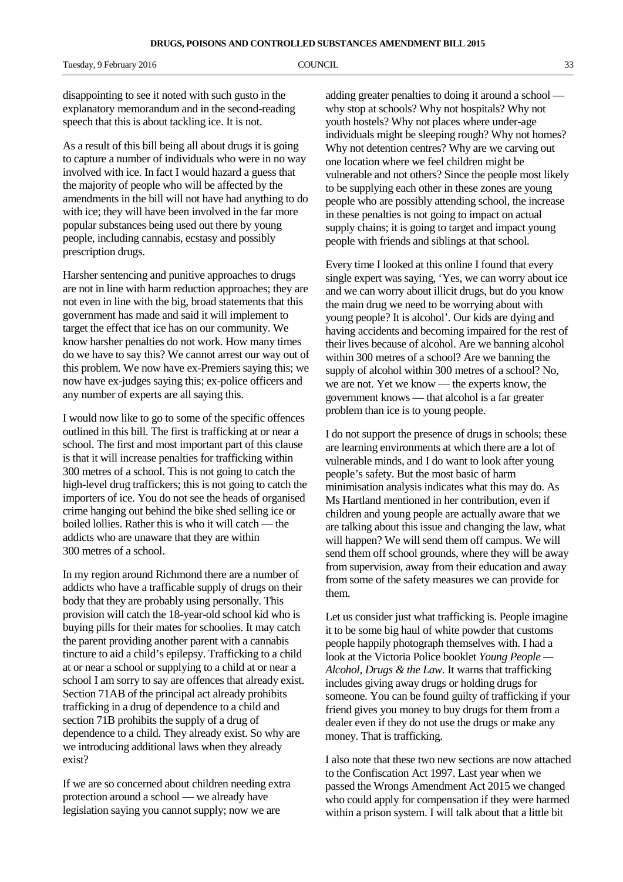disappointing to see it noted with such gusto in the explanatory memorandum and in the second-reading speech that this is about tackling ice. It is not.

As a result of this bill being all about drugs it is going to capture a number of individuals who were in no way involved with ice. In fact I would hazard a guess that the majority of people who will be affected by the amendments in the bill will not have had anything to do with ice; they will have been involved in the far more popular substances being used out there by young people, including cannabis, ecstasy and possibly prescription drugs.

Harsher sentencing and punitive approaches to drugs are not in line with harm reduction approaches; they are not even in line with the big, broad statements that this government has made and said it will implement to target the effect that ice has on our community. We know harsher penalties do not work. How many times do we have to say this? We cannot arrest our way out of this problem. We now have ex-Premiers saying this; we now have ex-judges saying this; ex-police officers and any number of experts are all saying this.

I would now like to go to some of the specific offences outlined in this bill. The first is trafficking at or near a school. The first and most important part of this clause is that it will increase penalties for trafficking within 300 metres of a school. This is not going to catch the high-level drug traffickers; this is not going to catch the importers of ice. You do not see the heads of organised crime hanging out behind the bike shed selling ice or boiled lollies. Rather this is who it will catch — the addicts who are unaware that they are within 300 metres of a school.

In my region around Richmond there are a number of addicts who have a trafficable supply of drugs on their body that they are probably using personally. This provision will catch the 18-year-old school kid who is buying pills for their mates for schoolies. It may catch the parent providing another parent with a cannabis tincture to aid a child's epilepsy. Trafficking to a child at or near a school or supplying to a child at or near a school I am sorry to say are offences that already exist. Section 71AB of the principal act already prohibits trafficking in a drug of dependence to a child and section 71B prohibits the supply of a drug of dependence to a child. They already exist. So why are we introducing additional laws when they already exist?

If we are so concerned about children needing extra protection around a school — we already have legislation saying you cannot supply; now we are adding greater penalties to doing it around a school — why stop at schools? Why not hospitals? Why not youth hostels? Why not places where under-age individuals might be sleeping rough? Why not homes? Why not detention centres? Why are we carving out one location where we feel children might be vulnerable and not others? Since the people most likely to be supplying each other in these zones are young people who are possibly attending school, the increase in these penalties is not going to impact on actual supply chains; it is going to target and impact young people with friends and siblings at that school.

Every time I looked at this online I found that every single expert was saying, 'Yes, we can worry about ice and we can worry about illicit drugs, but do you know the main drug we need to be worrying about with young people? It is alcohol'. Our kids are dying and having accidents and becoming impaired for the rest of their lives because of alcohol. Are we banning alcohol within 300 metres of a school? Are we banning the supply of alcohol within 300 metres of a school? No, we are not. Yet we know — the experts know, the government knows — that alcohol is a far greater problem than ice is to young people.

I do not support the presence of drugs in schools; these are learning environments at which there are a lot of vulnerable minds, and I do want to look after young people's safety. But the most basic of harm minimisation analysis indicates what this may do. As Ms Hartland mentioned in her contribution, even if children and young people are actually aware that we are talking about this issue and changing the law, what will happen? We will send them off campus. We will send them off school grounds, where they will be away from supervision, away from their education and away from some of the safety measures we can provide for them.

Let us consider just what trafficking is. People imagine it to be some big haul of white powder that customs people happily photograph themselves with. I had a look at the Victoria Police booklet *Young People — Alcohol, Drugs & the Law*. It warns that trafficking includes giving away drugs or holding drugs for someone. You can be found guilty of trafficking if your friend gives you money to buy drugs for them from a dealer even if they do not use the drugs or make any money. That is trafficking.

I also note that these two new sections are now attached to the Confiscation Act 1997. Last year when we passed the Wrongs Amendment Act 2015 we changed who could apply for compensation if they were harmed within a prison system. I will talk about that a little bit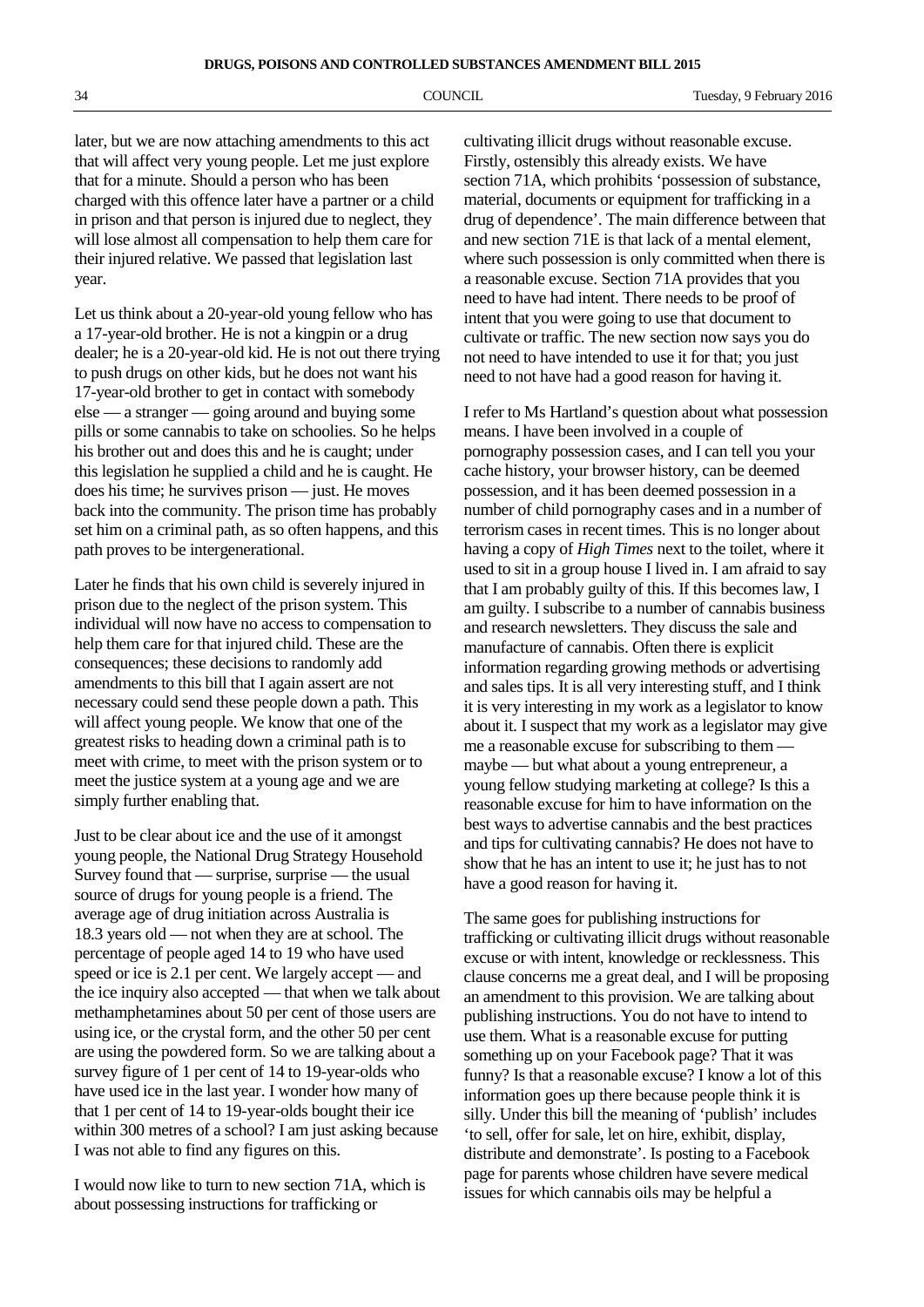later, but we are now attaching amendments to this act that will affect very young people. Let me just explore that for a minute. Should a person who has been charged with this offence later have a partner or a child in prison and that person is injured due to neglect, they will lose almost all compensation to help them care for their injured relative. We passed that legislation last year.

Let us think about a 20-year-old young fellow who has a 17-year-old brother. He is not a kingpin or a drug dealer; he is a 20-year-old kid. He is not out there trying to push drugs on other kids, but he does not want his 17-year-old brother to get in contact with somebody else — a stranger — going around and buying some pills or some cannabis to take on schoolies. So he helps his brother out and does this and he is caught; under this legislation he supplied a child and he is caught. He does his time; he survives prison — just. He moves back into the community. The prison time has probably set him on a criminal path, as so often happens, and this path proves to be intergenerational.

Later he finds that his own child is severely injured in prison due to the neglect of the prison system. This individual will now have no access to compensation to help them care for that injured child. These are the consequences; these decisions to randomly add amendments to this bill that I again assert are not necessary could send these people down a path. This will affect young people. We know that one of the greatest risks to heading down a criminal path is to meet with crime, to meet with the prison system or to meet the justice system at a young age and we are simply further enabling that.

Just to be clear about ice and the use of it amongst young people, the National Drug Strategy Household Survey found that — surprise, surprise — the usual source of drugs for young people is a friend. The average age of drug initiation across Australia is 18.3 years old — not when they are at school. The percentage of people aged 14 to 19 who have used speed or ice is 2.1 per cent. We largely accept — and the ice inquiry also accepted — that when we talk about methamphetamines about 50 per cent of those users are using ice, or the crystal form, and the other 50 per cent are using the powdered form. So we are talking about a survey figure of 1 per cent of 14 to 19-year-olds who have used ice in the last year. I wonder how many of that 1 per cent of 14 to 19-year-olds bought their ice within 300 metres of a school? I am just asking because I was not able to find any figures on this.

I would now like to turn to new section 71A, which is about possessing instructions for trafficking or cultivating illicit drugs without reasonable excuse. Firstly, ostensibly this already exists. We have section 71A, which prohibits 'possession of substance, material, documents or equipment for trafficking in a drug of dependence'. The main difference between that and new section 71E is that lack of a mental element, where such possession is only committed when there is a reasonable excuse. Section 71A provides that you need to have had intent. There needs to be proof of intent that you were going to use that document to cultivate or traffic. The new section now says you do not need to have intended to use it for that; you just need to not have had a good reason for having it.

I refer to Ms Hartland's question about what possession means. I have been involved in a couple of pornography possession cases, and I can tell you your cache history, your browser history, can be deemed possession, and it has been deemed possession in a number of child pornography cases and in a number of terrorism cases in recent times. This is no longer about having a copy of *High Times* next to the toilet, where it used to sit in a group house I lived in. I am afraid to say that I am probably guilty of this. If this becomes law, I am guilty. I subscribe to a number of cannabis business and research newsletters. They discuss the sale and manufacture of cannabis. Often there is explicit information regarding growing methods or advertising and sales tips. It is all very interesting stuff, and I think it is very interesting in my work as a legislator to know about it. I suspect that my work as a legislator may give me a reasonable excuse for subscribing to them — maybe — but what about a young entrepreneur, a young fellow studying marketing at college? Is this a reasonable excuse for him to have information on the best ways to advertise cannabis and the best practices and tips for cultivating cannabis? He does not have to show that he has an intent to use it; he just has to not have a good reason for having it.

The same goes for publishing instructions for trafficking or cultivating illicit drugs without reasonable excuse or with intent, knowledge or recklessness. This clause concerns me a great deal, and I will be proposing an amendment to this provision. We are talking about publishing instructions. You do not have to intend to use them. What is a reasonable excuse for putting something up on your Facebook page? That it was funny? Is that a reasonable excuse? I know a lot of this information goes up there because people think it is silly. Under this bill the meaning of 'publish' includes 'to sell, offer for sale, let on hire, exhibit, display, distribute and demonstrate'. Is posting to a Facebook page for parents whose children have severe medical issues for which cannabis oils may be helpful a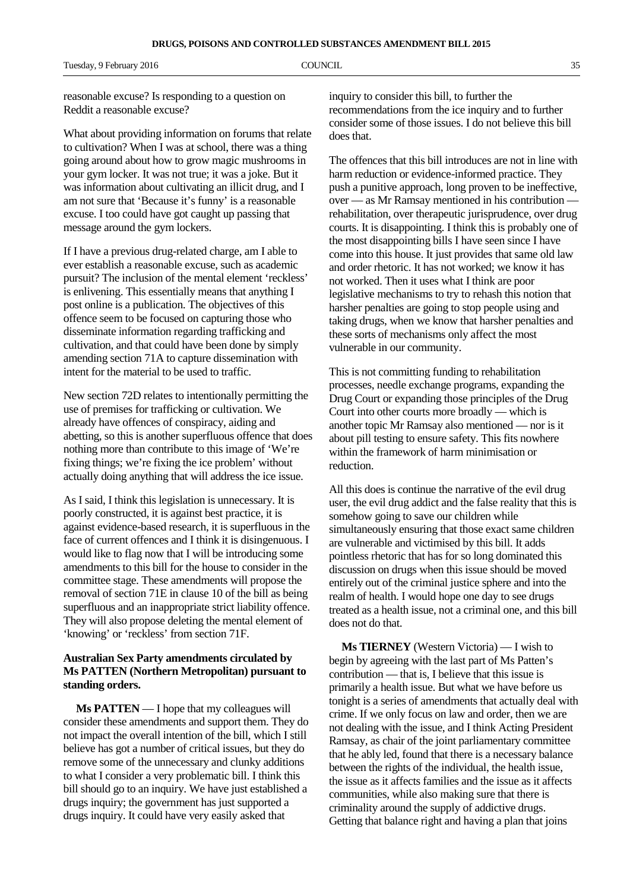reasonable excuse? Is responding to a question on Reddit a reasonable excuse?

What about providing information on forums that relate to cultivation? When I was at school, there was a thing going around about how to grow magic mushrooms in your gym locker. It was not true; it was a joke. But it was information about cultivating an illicit drug, and I am not sure that 'Because it's funny' is a reasonable excuse. I too could have got caught up passing that message around the gym lockers.

If I have a previous drug-related charge, am I able to ever establish a reasonable excuse, such as academic pursuit? The inclusion of the mental element 'reckless' is enlivening. This essentially means that anything I post online is a publication. The objectives of this offence seem to be focused on capturing those who disseminate information regarding trafficking and cultivation, and that could have been done by simply amending section 71A to capture dissemination with intent for the material to be used to traffic.

New section 72D relates to intentionally permitting the use of premises for trafficking or cultivation. We already have offences of conspiracy, aiding and abetting, so this is another superfluous offence that does nothing more than contribute to this image of 'We're fixing things; we're fixing the ice problem' without actually doing anything that will address the ice issue.

As I said, I think this legislation is unnecessary. It is poorly constructed, it is against best practice, it is against evidence-based research, it is superfluous in the face of current offences and I think it is disingenuous. I would like to flag now that I will be introducing some amendments to this bill for the house to consider in the committee stage. These amendments will propose the removal of section 71E in clause 10 of the bill as being superfluous and an inappropriate strict liability offence. They will also propose deleting the mental element of 'knowing' or 'reckless' from section 71F.

**Australian Sex Party amendments circulated by Ms PATTEN (Northern Metropolitan) pursuant to standing orders.**

**Ms PATTEN** — I hope that my colleagues will consider these amendments and support them. They do not impact the overall intention of the bill, which I still believe has got a number of critical issues, but they do remove some of the unnecessary and clunky additions to what I consider a very problematic bill. I think this bill should go to an inquiry. We have just established a drugs inquiry; the government has just supported a drugs inquiry. It could have very easily asked that inquiry to consider this bill, to further the recommendations from the ice inquiry and to further consider some of those issues. I do not believe this bill does that.

The offences that this bill introduces are not in line with harm reduction or evidence-informed practice. They push a punitive approach, long proven to be ineffective, over — as Mr Ramsay mentioned in his contribution — rehabilitation, over therapeutic jurisprudence, over drug courts. It is disappointing. I think this is probably one of the most disappointing bills I have seen since I have come into this house. It just provides that same old law and order rhetoric. It has not worked; we know it has not worked. Then it uses what I think are poor legislative mechanisms to try to rehash this notion that harsher penalties are going to stop people using and taking drugs, when we know that harsher penalties and these sorts of mechanisms only affect the most vulnerable in our community.

This is not committing funding to rehabilitation processes, needle exchange programs, expanding the Drug Court or expanding those principles of the Drug Court into other courts more broadly — which is another topic Mr Ramsay also mentioned — nor is it about pill testing to ensure safety. This fits nowhere within the framework of harm minimisation or reduction.

All this does is continue the narrative of the evil drug user, the evil drug addict and the false reality that this is somehow going to save our children while simultaneously ensuring that those exact same children are vulnerable and victimised by this bill. It adds pointless rhetoric that has for so long dominated this discussion on drugs when this issue should be moved entirely out of the criminal justice sphere and into the realm of health. I would hope one day to see drugs treated as a health issue, not a criminal one, and this bill does not do that.

**Ms TIERNEY** (Western Victoria) — I wish to begin by agreeing with the last part of Ms Patten's contribution — that is, I believe that this issue is primarily a health issue. But what we have before us tonight is a series of amendments that actually deal with crime. If we only focus on law and order, then we are not dealing with the issue, and I think Acting President Ramsay, as chair of the joint parliamentary committee that he ably led, found that there is a necessary balance between the rights of the individual, the health issue, the issue as it affects families and the issue as it affects communities, while also making sure that there is criminality around the supply of addictive drugs. Getting that balance right and having a plan that joins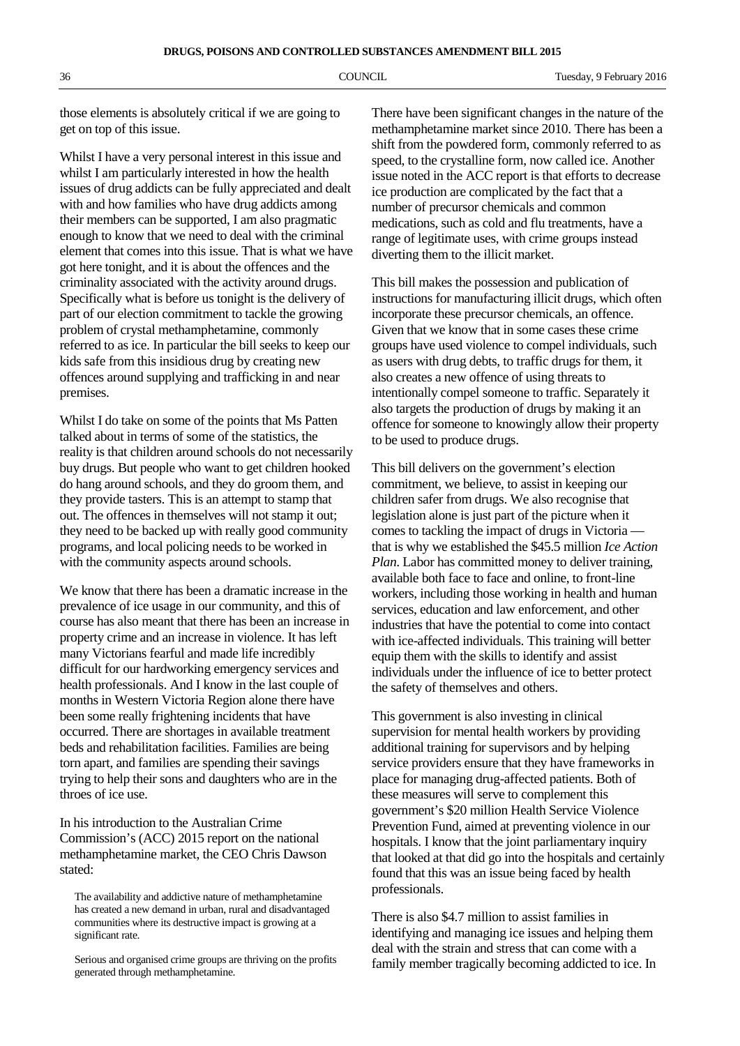those elements is absolutely critical if we are going to get on top of this issue.

Whilst I have a very personal interest in this issue and whilst I am particularly interested in how the health issues of drug addicts can be fully appreciated and dealt with and how families who have drug addicts among their members can be supported, I am also pragmatic enough to know that we need to deal with the criminal element that comes into this issue. That is what we have got here tonight, and it is about the offences and the criminality associated with the activity around drugs. Specifically what is before us tonight is the delivery of part of our election commitment to tackle the growing problem of crystal methamphetamine, commonly referred to as ice. In particular the bill seeks to keep our kids safe from this insidious drug by creating new offences around supplying and trafficking in and near premises.

Whilst I do take on some of the points that Ms Patten talked about in terms of some of the statistics, the reality is that children around schools do not necessarily buy drugs. But people who want to get children hooked do hang around schools, and they do groom them, and they provide tasters. This is an attempt to stamp that out. The offences in themselves will not stamp it out; they need to be backed up with really good community programs, and local policing needs to be worked in with the community aspects around schools.

We know that there has been a dramatic increase in the prevalence of ice usage in our community, and this of course has also meant that there has been an increase in property crime and an increase in violence. It has left many Victorians fearful and made life incredibly difficult for our hardworking emergency services and health professionals. And I know in the last couple of months in Western Victoria Region alone there have been some really frightening incidents that have occurred. There are shortages in available treatment beds and rehabilitation facilities. Families are being torn apart, and families are spending their savings trying to help their sons and daughters who are in the throes of ice use.

In his introduction to the Australian Crime Commission's (ACC) 2015 report on the national methamphetamine market, the CEO Chris Dawson stated:

> The availability and addictive nature of methamphetamine has created a new demand in urban, rural and disadvantaged communities where its destructive impact is growing at a significant rate.
>
> Serious and organised crime groups are thriving on the profits generated through methamphetamine.

There have been significant changes in the nature of the methamphetamine market since 2010. There has been a shift from the powdered form, commonly referred to as speed, to the crystalline form, now called ice. Another issue noted in the ACC report is that efforts to decrease ice production are complicated by the fact that a number of precursor chemicals and common medications, such as cold and flu treatments, have a range of legitimate uses, with crime groups instead diverting them to the illicit market.

This bill makes the possession and publication of instructions for manufacturing illicit drugs, which often incorporate these precursor chemicals, an offence. Given that we know that in some cases these crime groups have used violence to compel individuals, such as users with drug debts, to traffic drugs for them, it also creates a new offence of using threats to intentionally compel someone to traffic. Separately it also targets the production of drugs by making it an offence for someone to knowingly allow their property to be used to produce drugs.

This bill delivers on the government's election commitment, we believe, to assist in keeping our children safer from drugs. We also recognise that legislation alone is just part of the picture when it comes to tackling the impact of drugs in Victoria — that is why we established the $45.5 million *Ice Action Plan*. Labor has committed money to deliver training, available both face to face and online, to front-line workers, including those working in health and human services, education and law enforcement, and other industries that have the potential to come into contact with ice-affected individuals. This training will better equip them with the skills to identify and assist individuals under the influence of ice to better protect the safety of themselves and others.

This government is also investing in clinical supervision for mental health workers by providing additional training for supervisors and by helping service providers ensure that they have frameworks in place for managing drug-affected patients. Both of these measures will serve to complement this government's $20 million Health Service Violence Prevention Fund, aimed at preventing violence in our hospitals. I know that the joint parliamentary inquiry that looked at that did go into the hospitals and certainly found that this was an issue being faced by health professionals.

There is also $4.7 million to assist families in identifying and managing ice issues and helping them deal with the strain and stress that can come with a family member tragically becoming addicted to ice. In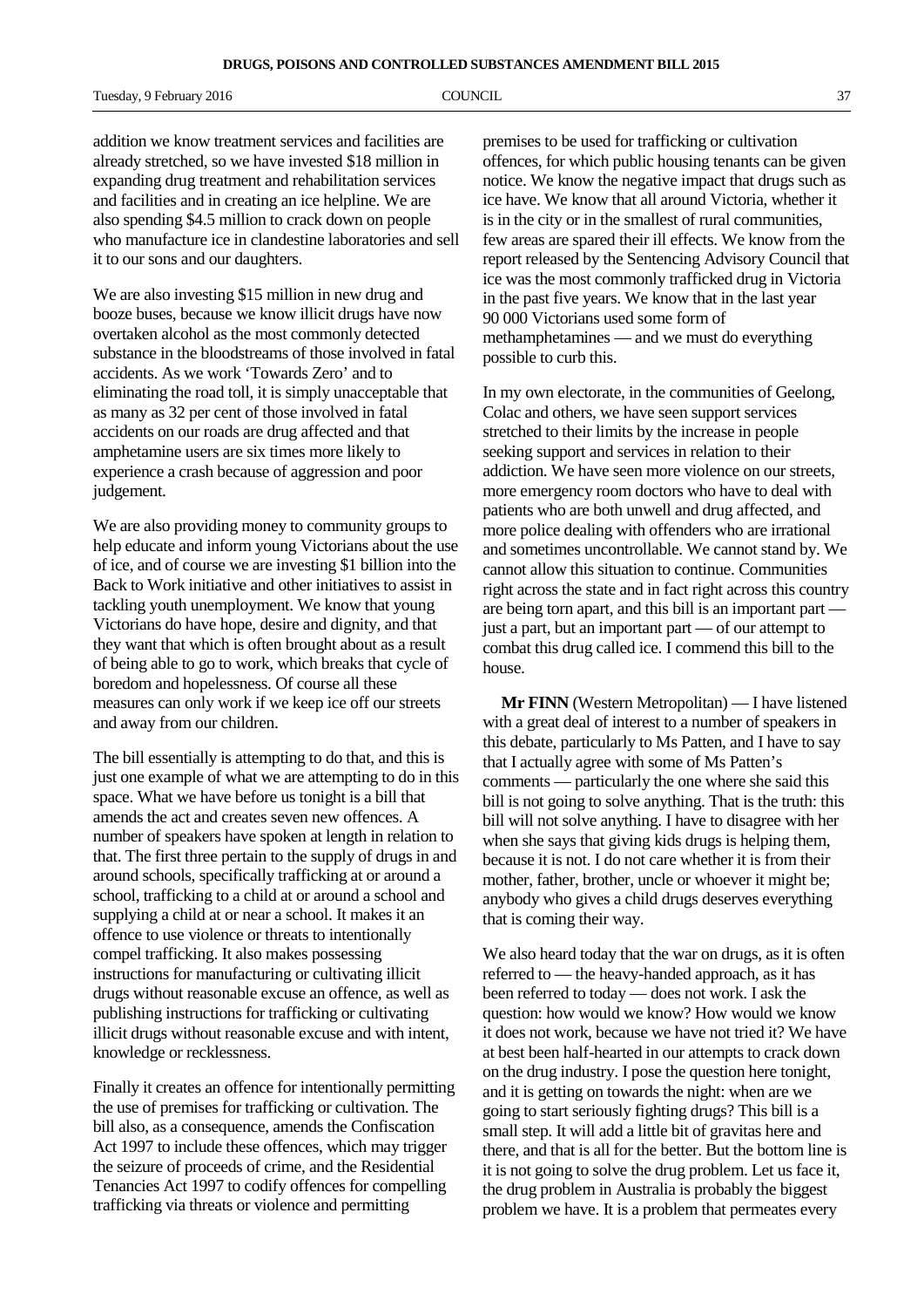addition we know treatment services and facilities are already stretched, so we have invested $18 million in expanding drug treatment and rehabilitation services and facilities and in creating an ice helpline. We are also spending $4.5 million to crack down on people who manufacture ice in clandestine laboratories and sell it to our sons and our daughters.

We are also investing $15 million in new drug and booze buses, because we know illicit drugs have now overtaken alcohol as the most commonly detected substance in the bloodstreams of those involved in fatal accidents. As we work 'Towards Zero' and to eliminating the road toll, it is simply unacceptable that as many as 32 per cent of those involved in fatal accidents on our roads are drug affected and that amphetamine users are six times more likely to experience a crash because of aggression and poor judgement.

We are also providing money to community groups to help educate and inform young Victorians about the use of ice, and of course we are investing $1 billion into the Back to Work initiative and other initiatives to assist in tackling youth unemployment. We know that young Victorians do have hope, desire and dignity, and that they want that which is often brought about as a result of being able to go to work, which breaks that cycle of boredom and hopelessness. Of course all these measures can only work if we keep ice off our streets and away from our children.

The bill essentially is attempting to do that, and this is just one example of what we are attempting to do in this space. What we have before us tonight is a bill that amends the act and creates seven new offences. A number of speakers have spoken at length in relation to that. The first three pertain to the supply of drugs in and around schools, specifically trafficking at or around a school, trafficking to a child at or around a school and supplying a child at or near a school. It makes it an offence to use violence or threats to intentionally compel trafficking. It also makes possessing instructions for manufacturing or cultivating illicit drugs without reasonable excuse an offence, as well as publishing instructions for trafficking or cultivating illicit drugs without reasonable excuse and with intent, knowledge or recklessness.

Finally it creates an offence for intentionally permitting the use of premises for trafficking or cultivation. The bill also, as a consequence, amends the Confiscation Act 1997 to include these offences, which may trigger the seizure of proceeds of crime, and the Residential Tenancies Act 1997 to codify offences for compelling trafficking via threats or violence and permitting premises to be used for trafficking or cultivation offences, for which public housing tenants can be given notice. We know the negative impact that drugs such as ice have. We know that all around Victoria, whether it is in the city or in the smallest of rural communities, few areas are spared their ill effects. We know from the report released by the Sentencing Advisory Council that ice was the most commonly trafficked drug in Victoria in the past five years. We know that in the last year 90 000 Victorians used some form of methamphetamines — and we must do everything possible to curb this.

In my own electorate, in the communities of Geelong, Colac and others, we have seen support services stretched to their limits by the increase in people seeking support and services in relation to their addiction. We have seen more violence on our streets, more emergency room doctors who have to deal with patients who are both unwell and drug affected, and more police dealing with offenders who are irrational and sometimes uncontrollable. We cannot stand by. We cannot allow this situation to continue. Communities right across the state and in fact right across this country are being torn apart, and this bill is an important part — just a part, but an important part — of our attempt to combat this drug called ice. I commend this bill to the house.

**Mr FINN** (Western Metropolitan) — I have listened with a great deal of interest to a number of speakers in this debate, particularly to Ms Patten, and I have to say that I actually agree with some of Ms Patten's comments — particularly the one where she said this bill is not going to solve anything. That is the truth: this bill will not solve anything. I have to disagree with her when she says that giving kids drugs is helping them, because it is not. I do not care whether it is from their mother, father, brother, uncle or whoever it might be; anybody who gives a child drugs deserves everything that is coming their way.

We also heard today that the war on drugs, as it is often referred to — the heavy-handed approach, as it has been referred to today — does not work. I ask the question: how would we know? How would we know it does not work, because we have not tried it? We have at best been half-hearted in our attempts to crack down on the drug industry. I pose the question here tonight, and it is getting on towards the night: when are we going to start seriously fighting drugs? This bill is a small step. It will add a little bit of gravitas here and there, and that is all for the better. But the bottom line is it is not going to solve the drug problem. Let us face it, the drug problem in Australia is probably the biggest problem we have. It is a problem that permeates every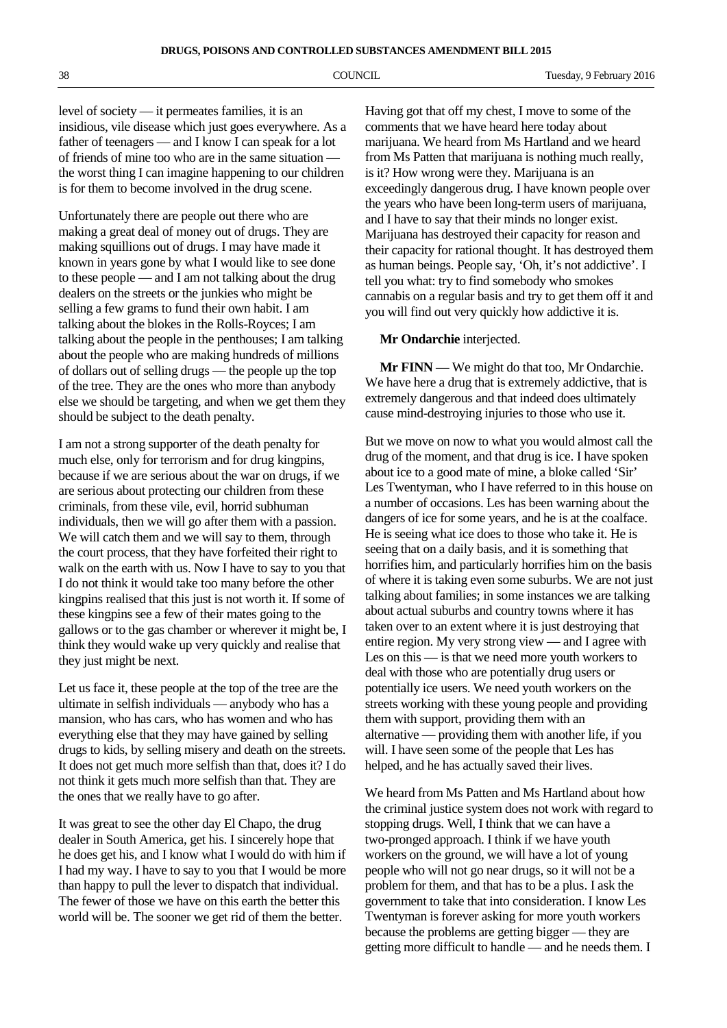level of society — it permeates families, it is an insidious, vile disease which just goes everywhere. As a father of teenagers — and I know I can speak for a lot of friends of mine too who are in the same situation — the worst thing I can imagine happening to our children is for them to become involved in the drug scene.

Unfortunately there are people out there who are making a great deal of money out of drugs. They are making squillions out of drugs. I may have made it known in years gone by what I would like to see done to these people — and I am not talking about the drug dealers on the streets or the junkies who might be selling a few grams to fund their own habit. I am talking about the blokes in the Rolls-Royces; I am talking about the people in the penthouses; I am talking about the people who are making hundreds of millions of dollars out of selling drugs — the people up the top of the tree. They are the ones who more than anybody else we should be targeting, and when we get them they should be subject to the death penalty.

I am not a strong supporter of the death penalty for much else, only for terrorism and for drug kingpins, because if we are serious about the war on drugs, if we are serious about protecting our children from these criminals, from these vile, evil, horrid subhuman individuals, then we will go after them with a passion. We will catch them and we will say to them, through the court process, that they have forfeited their right to walk on the earth with us. Now I have to say to you that I do not think it would take too many before the other kingpins realised that this just is not worth it. If some of these kingpins see a few of their mates going to the gallows or to the gas chamber or wherever it might be, I think they would wake up very quickly and realise that they just might be next.

Let us face it, these people at the top of the tree are the ultimate in selfish individuals — anybody who has a mansion, who has cars, who has women and who has everything else that they may have gained by selling drugs to kids, by selling misery and death on the streets. It does not get much more selfish than that, does it? I do not think it gets much more selfish than that. They are the ones that we really have to go after.

It was great to see the other day El Chapo, the drug dealer in South America, get his. I sincerely hope that he does get his, and I know what I would do with him if I had my way. I have to say to you that I would be more than happy to pull the lever to dispatch that individual. The fewer of those we have on this earth the better this world will be. The sooner we get rid of them the better.

Having got that off my chest, I move to some of the comments that we have heard here today about marijuana. We heard from Ms Hartland and we heard from Ms Patten that marijuana is nothing much really, is it? How wrong were they. Marijuana is an exceedingly dangerous drug. I have known people over the years who have been long-term users of marijuana, and I have to say that their minds no longer exist. Marijuana has destroyed their capacity for reason and their capacity for rational thought. It has destroyed them as human beings. People say, 'Oh, it's not addictive'. I tell you what: try to find somebody who smokes cannabis on a regular basis and try to get them off it and you will find out very quickly how addictive it is.

**Mr Ondarchie** interjected.

**Mr FINN** — We might do that too, Mr Ondarchie. We have here a drug that is extremely addictive, that is extremely dangerous and that indeed does ultimately cause mind-destroying injuries to those who use it.

But we move on now to what you would almost call the drug of the moment, and that drug is ice. I have spoken about ice to a good mate of mine, a bloke called 'Sir' Les Twentyman, who I have referred to in this house on a number of occasions. Les has been warning about the dangers of ice for some years, and he is at the coalface. He is seeing what ice does to those who take it. He is seeing that on a daily basis, and it is something that horrifies him, and particularly horrifies him on the basis of where it is taking even some suburbs. We are not just talking about families; in some instances we are talking about actual suburbs and country towns where it has taken over to an extent where it is just destroying that entire region. My very strong view — and I agree with Les on this — is that we need more youth workers to deal with those who are potentially drug users or potentially ice users. We need youth workers on the streets working with these young people and providing them with support, providing them with an alternative — providing them with another life, if you will. I have seen some of the people that Les has helped, and he has actually saved their lives.

We heard from Ms Patten and Ms Hartland about how the criminal justice system does not work with regard to stopping drugs. Well, I think that we can have a two-pronged approach. I think if we have youth workers on the ground, we will have a lot of young people who will not go near drugs, so it will not be a problem for them, and that has to be a plus. I ask the government to take that into consideration. I know Les Twentyman is forever asking for more youth workers because the problems are getting bigger — they are getting more difficult to handle — and he needs them. I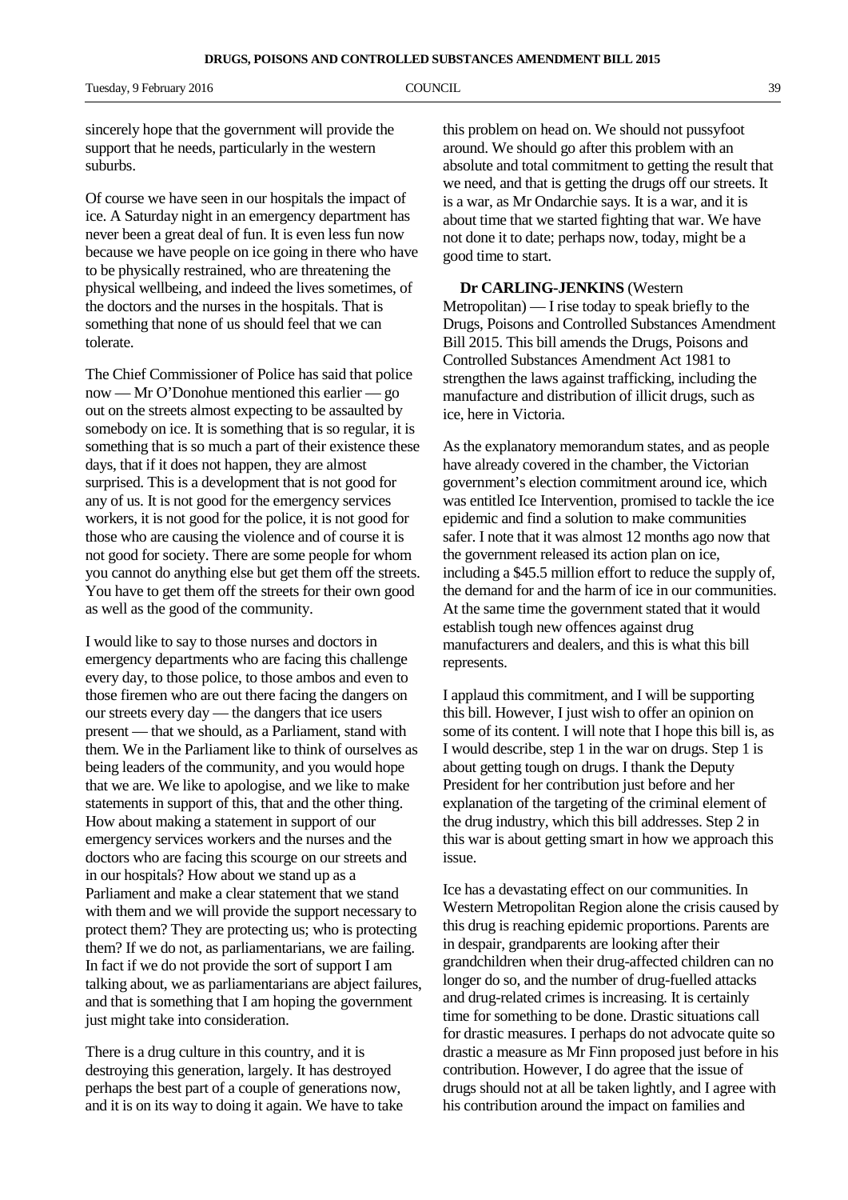sincerely hope that the government will provide the support that he needs, particularly in the western suburbs.

Of course we have seen in our hospitals the impact of ice. A Saturday night in an emergency department has never been a great deal of fun. It is even less fun now because we have people on ice going in there who have to be physically restrained, who are threatening the physical wellbeing, and indeed the lives sometimes, of the doctors and the nurses in the hospitals. That is something that none of us should feel that we can tolerate.

The Chief Commissioner of Police has said that police now — Mr O'Donohue mentioned this earlier — go out on the streets almost expecting to be assaulted by somebody on ice. It is something that is so regular, it is something that is so much a part of their existence these days, that if it does not happen, they are almost surprised. This is a development that is not good for any of us. It is not good for the emergency services workers, it is not good for the police, it is not good for those who are causing the violence and of course it is not good for society. There are some people for whom you cannot do anything else but get them off the streets. You have to get them off the streets for their own good as well as the good of the community.

I would like to say to those nurses and doctors in emergency departments who are facing this challenge every day, to those police, to those ambos and even to those firemen who are out there facing the dangers on our streets every day — the dangers that ice users present — that we should, as a Parliament, stand with them. We in the Parliament like to think of ourselves as being leaders of the community, and you would hope that we are. We like to apologise, and we like to make statements in support of this, that and the other thing. How about making a statement in support of our emergency services workers and the nurses and the doctors who are facing this scourge on our streets and in our hospitals? How about we stand up as a Parliament and make a clear statement that we stand with them and we will provide the support necessary to protect them? They are protecting us; who is protecting them? If we do not, as parliamentarians, we are failing. In fact if we do not provide the sort of support I am talking about, we as parliamentarians are abject failures, and that is something that I am hoping the government just might take into consideration.

There is a drug culture in this country, and it is destroying this generation, largely. It has destroyed perhaps the best part of a couple of generations now, and it is on its way to doing it again. We have to take this problem on head on. We should not pussyfoot around. We should go after this problem with an absolute and total commitment to getting the result that we need, and that is getting the drugs off our streets. It is a war, as Mr Ondarchie says. It is a war, and it is about time that we started fighting that war. We have not done it to date; perhaps now, today, might be a good time to start.

**Dr CARLING-JENKINS** (Western Metropolitan) — I rise today to speak briefly to the Drugs, Poisons and Controlled Substances Amendment Bill 2015. This bill amends the Drugs, Poisons and Controlled Substances Amendment Act 1981 to strengthen the laws against trafficking, including the manufacture and distribution of illicit drugs, such as ice, here in Victoria.

As the explanatory memorandum states, and as people have already covered in the chamber, the Victorian government's election commitment around ice, which was entitled Ice Intervention, promised to tackle the ice epidemic and find a solution to make communities safer. I note that it was almost 12 months ago now that the government released its action plan on ice, including a $45.5 million effort to reduce the supply of, the demand for and the harm of ice in our communities. At the same time the government stated that it would establish tough new offences against drug manufacturers and dealers, and this is what this bill represents.

I applaud this commitment, and I will be supporting this bill. However, I just wish to offer an opinion on some of its content. I will note that I hope this bill is, as I would describe, step 1 in the war on drugs. Step 1 is about getting tough on drugs. I thank the Deputy President for her contribution just before and her explanation of the targeting of the criminal element of the drug industry, which this bill addresses. Step 2 in this war is about getting smart in how we approach this issue.

Ice has a devastating effect on our communities. In Western Metropolitan Region alone the crisis caused by this drug is reaching epidemic proportions. Parents are in despair, grandparents are looking after their grandchildren when their drug-affected children can no longer do so, and the number of drug-fuelled attacks and drug-related crimes is increasing. It is certainly time for something to be done. Drastic situations call for drastic measures. I perhaps do not advocate quite so drastic a measure as Mr Finn proposed just before in his contribution. However, I do agree that the issue of drugs should not at all be taken lightly, and I agree with his contribution around the impact on families and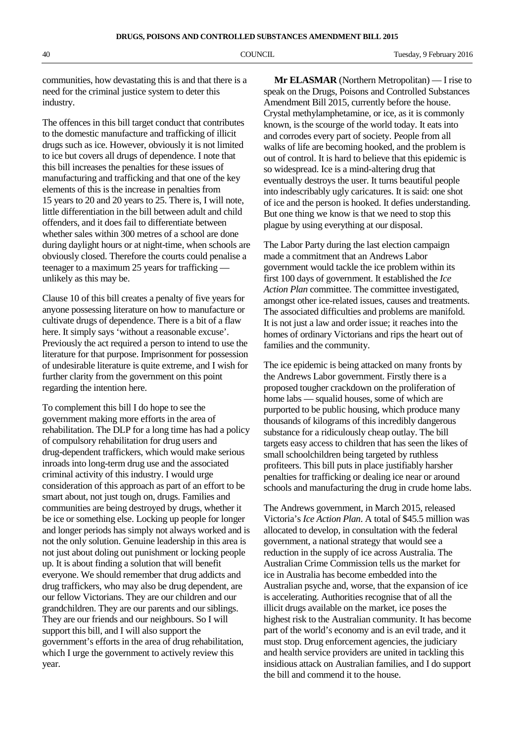communities, how devastating this is and that there is a need for the criminal justice system to deter this industry.

The offences in this bill target conduct that contributes to the domestic manufacture and trafficking of illicit drugs such as ice. However, obviously it is not limited to ice but covers all drugs of dependence. I note that this bill increases the penalties for these issues of manufacturing and trafficking and that one of the key elements of this is the increase in penalties from 15 years to 20 and 20 years to 25. There is, I will note, little differentiation in the bill between adult and child offenders, and it does fail to differentiate between whether sales within 300 metres of a school are done during daylight hours or at night-time, when schools are obviously closed. Therefore the courts could penalise a teenager to a maximum 25 years for trafficking — unlikely as this may be.

Clause 10 of this bill creates a penalty of five years for anyone possessing literature on how to manufacture or cultivate drugs of dependence. There is a bit of a flaw here. It simply says 'without a reasonable excuse'. Previously the act required a person to intend to use the literature for that purpose. Imprisonment for possession of undesirable literature is quite extreme, and I wish for further clarity from the government on this point regarding the intention here.

To complement this bill I do hope to see the government making more efforts in the area of rehabilitation. The DLP for a long time has had a policy of compulsory rehabilitation for drug users and drug-dependent traffickers, which would make serious inroads into long-term drug use and the associated criminal activity of this industry. I would urge consideration of this approach as part of an effort to be smart about, not just tough on, drugs. Families and communities are being destroyed by drugs, whether it be ice or something else. Locking up people for longer and longer periods has simply not always worked and is not the only solution. Genuine leadership in this area is not just about doling out punishment or locking people up. It is about finding a solution that will benefit everyone. We should remember that drug addicts and drug traffickers, who may also be drug dependent, are our fellow Victorians. They are our children and our grandchildren. They are our parents and our siblings. They are our friends and our neighbours. So I will support this bill, and I will also support the government's efforts in the area of drug rehabilitation, which I urge the government to actively review this year.

**Mr ELASMAR** (Northern Metropolitan) — I rise to speak on the Drugs, Poisons and Controlled Substances Amendment Bill 2015, currently before the house. Crystal methylamphetamine, or ice, as it is commonly known, is the scourge of the world today. It eats into and corrodes every part of society. People from all walks of life are becoming hooked, and the problem is out of control. It is hard to believe that this epidemic is so widespread. Ice is a mind-altering drug that eventually destroys the user. It turns beautiful people into indescribably ugly caricatures. It is said: one shot of ice and the person is hooked. It defies understanding. But one thing we know is that we need to stop this plague by using everything at our disposal.

The Labor Party during the last election campaign made a commitment that an Andrews Labor government would tackle the ice problem within its first 100 days of government. It established the *Ice Action Plan* committee. The committee investigated, amongst other ice-related issues, causes and treatments. The associated difficulties and problems are manifold. It is not just a law and order issue; it reaches into the homes of ordinary Victorians and rips the heart out of families and the community.

The ice epidemic is being attacked on many fronts by the Andrews Labor government. Firstly there is a proposed tougher crackdown on the proliferation of home labs — squalid houses, some of which are purported to be public housing, which produce many thousands of kilograms of this incredibly dangerous substance for a ridiculously cheap outlay. The bill targets easy access to children that has seen the likes of small schoolchildren being targeted by ruthless profiteers. This bill puts in place justifiably harsher penalties for trafficking or dealing ice near or around schools and manufacturing the drug in crude home labs.

The Andrews government, in March 2015, released Victoria's *Ice Action Plan*. A total of $45.5 million was allocated to develop, in consultation with the federal government, a national strategy that would see a reduction in the supply of ice across Australia. The Australian Crime Commission tells us the market for ice in Australia has become embedded into the Australian psyche and, worse, that the expansion of ice is accelerating. Authorities recognise that of all the illicit drugs available on the market, ice poses the highest risk to the Australian community. It has become part of the world's economy and is an evil trade, and it must stop. Drug enforcement agencies, the judiciary and health service providers are united in tackling this insidious attack on Australian families, and I do support the bill and commend it to the house.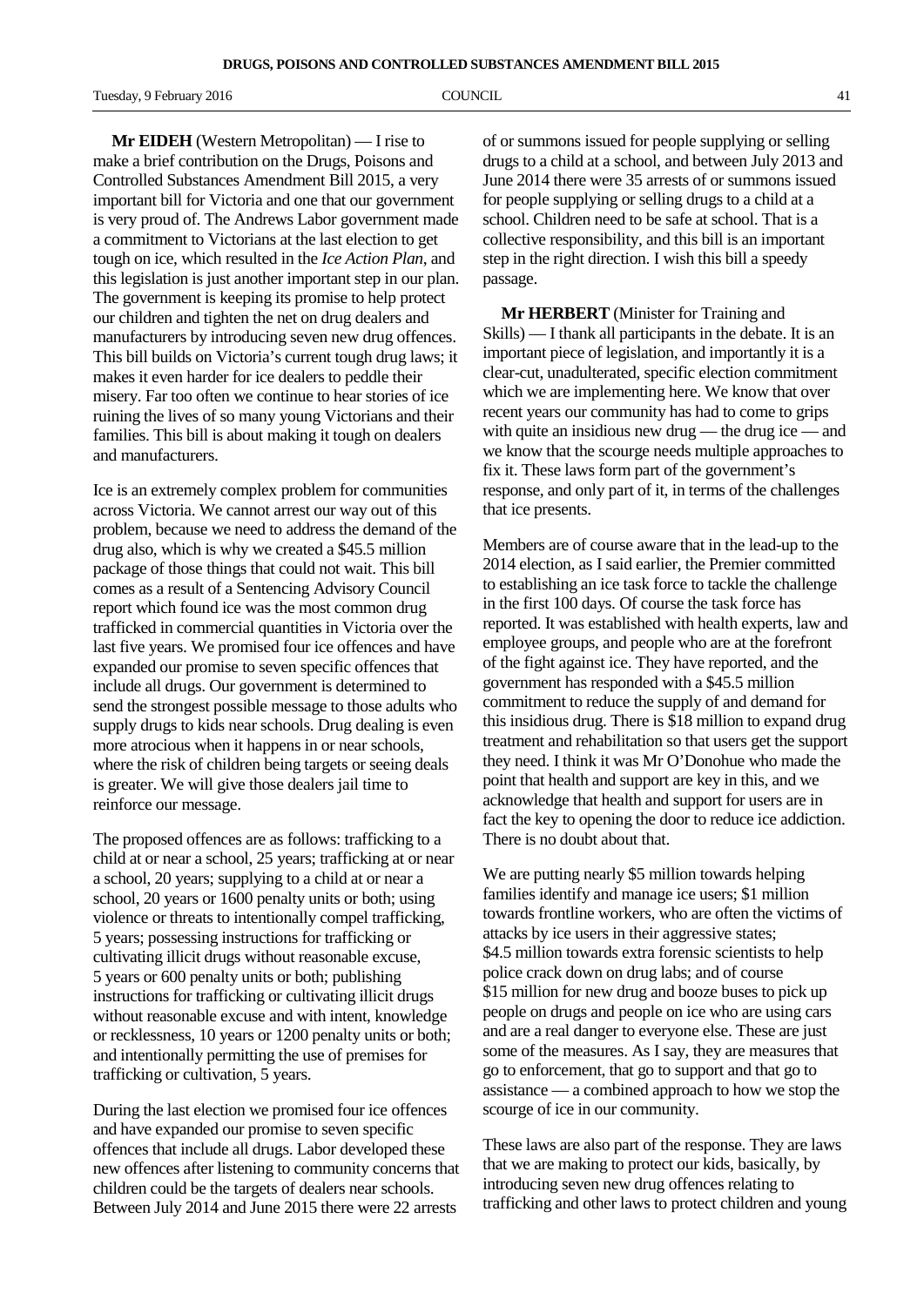**Mr EIDEH** (Western Metropolitan) — I rise to make a brief contribution on the Drugs, Poisons and Controlled Substances Amendment Bill 2015, a very important bill for Victoria and one that our government is very proud of. The Andrews Labor government made a commitment to Victorians at the last election to get tough on ice, which resulted in the *Ice Action Plan*, and this legislation is just another important step in our plan. The government is keeping its promise to help protect our children and tighten the net on drug dealers and manufacturers by introducing seven new drug offences. This bill builds on Victoria's current tough drug laws; it makes it even harder for ice dealers to peddle their misery. Far too often we continue to hear stories of ice ruining the lives of so many young Victorians and their families. This bill is about making it tough on dealers and manufacturers.

Ice is an extremely complex problem for communities across Victoria. We cannot arrest our way out of this problem, because we need to address the demand of the drug also, which is why we created a $45.5 million package of those things that could not wait. This bill comes as a result of a Sentencing Advisory Council report which found ice was the most common drug trafficked in commercial quantities in Victoria over the last five years. We promised four ice offences and have expanded our promise to seven specific offences that include all drugs. Our government is determined to send the strongest possible message to those adults who supply drugs to kids near schools. Drug dealing is even more atrocious when it happens in or near schools, where the risk of children being targets or seeing deals is greater. We will give those dealers jail time to reinforce our message.

The proposed offences are as follows: trafficking to a child at or near a school, 25 years; trafficking at or near a school, 20 years; supplying to a child at or near a school, 20 years or 1600 penalty units or both; using violence or threats to intentionally compel trafficking, 5 years; possessing instructions for trafficking or cultivating illicit drugs without reasonable excuse, 5 years or 600 penalty units or both; publishing instructions for trafficking or cultivating illicit drugs without reasonable excuse and with intent, knowledge or recklessness, 10 years or 1200 penalty units or both; and intentionally permitting the use of premises for trafficking or cultivation, 5 years.

During the last election we promised four ice offences and have expanded our promise to seven specific offences that include all drugs. Labor developed these new offences after listening to community concerns that children could be the targets of dealers near schools. Between July 2014 and June 2015 there were 22 arrests of or summons issued for people supplying or selling drugs to a child at a school, and between July 2013 and June 2014 there were 35 arrests of or summons issued for people supplying or selling drugs to a child at a school. Children need to be safe at school. That is a collective responsibility, and this bill is an important step in the right direction. I wish this bill a speedy passage.

**Mr HERBERT** (Minister for Training and Skills) — I thank all participants in the debate. It is an important piece of legislation, and importantly it is a clear-cut, unadulterated, specific election commitment which we are implementing here. We know that over recent years our community has had to come to grips with quite an insidious new drug — the drug ice — and we know that the scourge needs multiple approaches to fix it. These laws form part of the government's response, and only part of it, in terms of the challenges that ice presents.

Members are of course aware that in the lead-up to the 2014 election, as I said earlier, the Premier committed to establishing an ice task force to tackle the challenge in the first 100 days. Of course the task force has reported. It was established with health experts, law and employee groups, and people who are at the forefront of the fight against ice. They have reported, and the government has responded with a $45.5 million commitment to reduce the supply of and demand for this insidious drug. There is $18 million to expand drug treatment and rehabilitation so that users get the support they need. I think it was Mr O'Donohue who made the point that health and support are key in this, and we acknowledge that health and support for users are in fact the key to opening the door to reduce ice addiction. There is no doubt about that.

We are putting nearly $5 million towards helping families identify and manage ice users; $1 million towards frontline workers, who are often the victims of attacks by ice users in their aggressive states; $4.5 million towards extra forensic scientists to help police crack down on drug labs; and of course $15 million for new drug and booze buses to pick up people on drugs and people on ice who are using cars and are a real danger to everyone else. These are just some of the measures. As I say, they are measures that go to enforcement, that go to support and that go to assistance — a combined approach to how we stop the scourge of ice in our community.

These laws are also part of the response. They are laws that we are making to protect our kids, basically, by introducing seven new drug offences relating to trafficking and other laws to protect children and young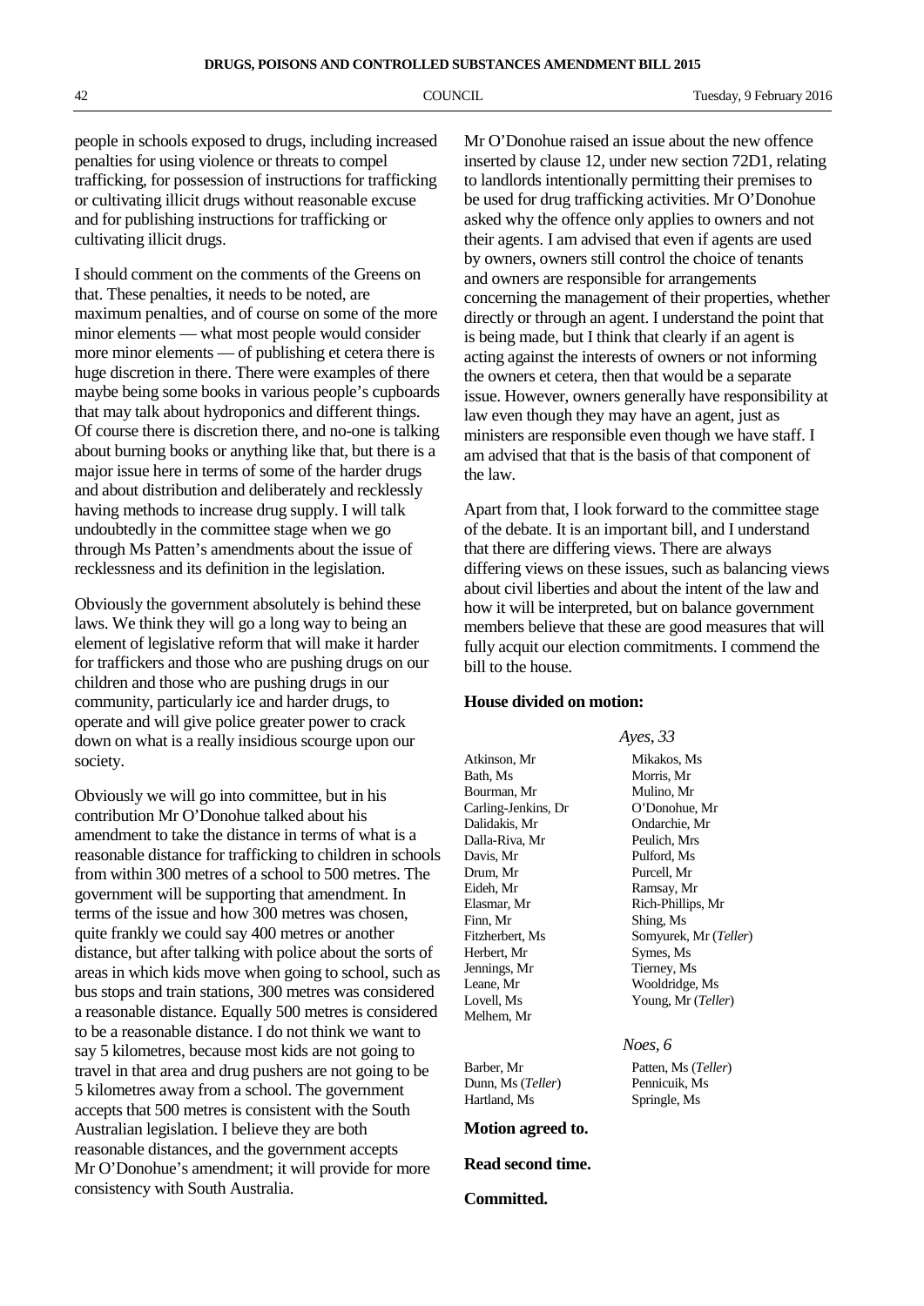people in schools exposed to drugs, including increased penalties for using violence or threats to compel trafficking, for possession of instructions for trafficking or cultivating illicit drugs without reasonable excuse and for publishing instructions for trafficking or cultivating illicit drugs.

I should comment on the comments of the Greens on that. These penalties, it needs to be noted, are maximum penalties, and of course on some of the more minor elements — what most people would consider more minor elements — of publishing et cetera there is huge discretion in there. There were examples of there maybe being some books in various people's cupboards that may talk about hydroponics and different things. Of course there is discretion there, and no-one is talking about burning books or anything like that, but there is a major issue here in terms of some of the harder drugs and about distribution and deliberately and recklessly having methods to increase drug supply. I will talk undoubtedly in the committee stage when we go through Ms Patten's amendments about the issue of recklessness and its definition in the legislation.

Obviously the government absolutely is behind these laws. We think they will go a long way to being an element of legislative reform that will make it harder for traffickers and those who are pushing drugs on our children and those who are pushing drugs in our community, particularly ice and harder drugs, to operate and will give police greater power to crack down on what is a really insidious scourge upon our society.

Obviously we will go into committee, but in his contribution Mr O'Donohue talked about his amendment to take the distance in terms of what is a reasonable distance for trafficking to children in schools from within 300 metres of a school to 500 metres. The government will be supporting that amendment. In terms of the issue and how 300 metres was chosen, quite frankly we could say 400 metres or another distance, but after talking with police about the sorts of areas in which kids move when going to school, such as bus stops and train stations, 300 metres was considered a reasonable distance. Equally 500 metres is considered to be a reasonable distance. I do not think we want to say 5 kilometres, because most kids are not going to travel in that area and drug pushers are not going to be 5 kilometres away from a school. The government accepts that 500 metres is consistent with the South Australian legislation. I believe they are both reasonable distances, and the government accepts Mr O'Donohue's amendment; it will provide for more consistency with South Australia.

Mr O'Donohue raised an issue about the new offence inserted by clause 12, under new section 72D1, relating to landlords intentionally permitting their premises to be used for drug trafficking activities. Mr O'Donohue asked why the offence only applies to owners and not their agents. I am advised that even if agents are used by owners, owners still control the choice of tenants and owners are responsible for arrangements concerning the management of their properties, whether directly or through an agent. I understand the point that is being made, but I think that clearly if an agent is acting against the interests of owners or not informing the owners et cetera, then that would be a separate issue. However, owners generally have responsibility at law even though they may have an agent, just as ministers are responsible even though we have staff. I am advised that that is the basis of that component of the law.

Apart from that, I look forward to the committee stage of the debate. It is an important bill, and I understand that there are differing views. There are always differing views on these issues, such as balancing views about civil liberties and about the intent of the law and how it will be interpreted, but on balance government members believe that these are good measures that will fully acquit our election commitments. I commend the bill to the house.

**House divided on motion:**

*Ayes, 33*

| | |
|---|---|
| Atkinson, Mr | Mikakos, Ms |
| Bath, Ms | Morris, Mr |
| Bourman, Mr | Mulino, Mr |
| Carling-Jenkins, Dr | O'Donohue, Mr |
| Dalidakis, Mr | Ondarchie, Mr |
| Dalla-Riva, Mr | Peulich, Mrs |
| Davis, Mr | Pulford, Ms |
| Drum, Mr | Purcell, Mr |
| Eideh, Mr | Ramsay, Mr |
| Elasmar, Mr | Rich-Phillips, Mr |
| Finn, Mr | Shing, Ms |
| Fitzherbert, Ms | Somyurek, Mr (*Teller*) |
| Herbert, Mr | Symes, Ms |
| Jennings, Mr | Tierney, Ms |
| Leane, Mr | Wooldridge, Ms |
| Lovell, Ms | Young, Mr (*Teller*) |
| Melhem, Mr | |

*Noes, 6*

| | |
|---|---|
| Barber, Mr | Patten, Ms (*Teller*) |
| Dunn, Ms (*Teller*) | Pennicuik, Ms |
| Hartland, Ms | Springle, Ms |

**Motion agreed to.**

**Read second time.**

**Committed.**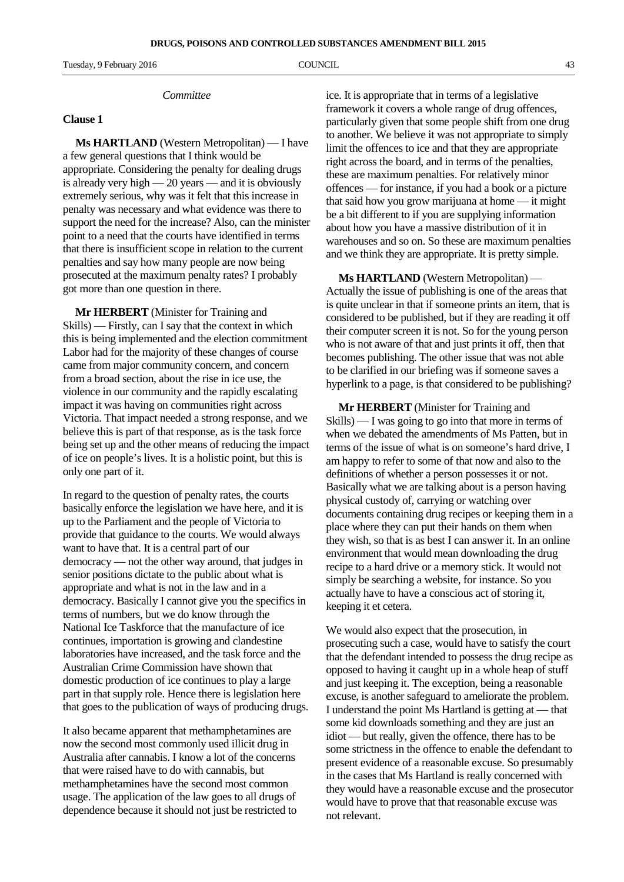*Committee*

**Clause 1**

**Ms HARTLAND** (Western Metropolitan) — I have a few general questions that I think would be appropriate. Considering the penalty for dealing drugs is already very high — 20 years — and it is obviously extremely serious, why was it felt that this increase in penalty was necessary and what evidence was there to support the need for the increase? Also, can the minister point to a need that the courts have identified in terms that there is insufficient scope in relation to the current penalties and say how many people are now being prosecuted at the maximum penalty rates? I probably got more than one question in there.

**Mr HERBERT** (Minister for Training and Skills) — Firstly, can I say that the context in which this is being implemented and the election commitment Labor had for the majority of these changes of course came from major community concern, and concern from a broad section, about the rise in ice use, the violence in our community and the rapidly escalating impact it was having on communities right across Victoria. That impact needed a strong response, and we believe this is part of that response, as is the task force being set up and the other means of reducing the impact of ice on people's lives. It is a holistic point, but this is only one part of it.

In regard to the question of penalty rates, the courts basically enforce the legislation we have here, and it is up to the Parliament and the people of Victoria to provide that guidance to the courts. We would always want to have that. It is a central part of our democracy — not the other way around, that judges in senior positions dictate to the public about what is appropriate and what is not in the law and in a democracy. Basically I cannot give you the specifics in terms of numbers, but we do know through the National Ice Taskforce that the manufacture of ice continues, importation is growing and clandestine laboratories have increased, and the task force and the Australian Crime Commission have shown that domestic production of ice continues to play a large part in that supply role. Hence there is legislation here that goes to the publication of ways of producing drugs.

It also became apparent that methamphetamines are now the second most commonly used illicit drug in Australia after cannabis. I know a lot of the concerns that were raised have to do with cannabis, but methamphetamines have the second most common usage. The application of the law goes to all drugs of dependence because it should not just be restricted to ice. It is appropriate that in terms of a legislative framework it covers a whole range of drug offences, particularly given that some people shift from one drug to another. We believe it was not appropriate to simply limit the offences to ice and that they are appropriate right across the board, and in terms of the penalties, these are maximum penalties. For relatively minor offences — for instance, if you had a book or a picture that said how you grow marijuana at home — it might be a bit different to if you are supplying information about how you have a massive distribution of it in warehouses and so on. So these are maximum penalties and we think they are appropriate. It is pretty simple.

**Ms HARTLAND** (Western Metropolitan) — Actually the issue of publishing is one of the areas that is quite unclear in that if someone prints an item, that is considered to be published, but if they are reading it off their computer screen it is not. So for the young person who is not aware of that and just prints it off, then that becomes publishing. The other issue that was not able to be clarified in our briefing was if someone saves a hyperlink to a page, is that considered to be publishing?

**Mr HERBERT** (Minister for Training and Skills) — I was going to go into that more in terms of when we debated the amendments of Ms Patten, but in terms of the issue of what is on someone's hard drive, I am happy to refer to some of that now and also to the definitions of whether a person possesses it or not. Basically what we are talking about is a person having physical custody of, carrying or watching over documents containing drug recipes or keeping them in a place where they can put their hands on them when they wish, so that is as best I can answer it. In an online environment that would mean downloading the drug recipe to a hard drive or a memory stick. It would not simply be searching a website, for instance. So you actually have to have a conscious act of storing it, keeping it et cetera.

We would also expect that the prosecution, in prosecuting such a case, would have to satisfy the court that the defendant intended to possess the drug recipe as opposed to having it caught up in a whole heap of stuff and just keeping it. The exception, being a reasonable excuse, is another safeguard to ameliorate the problem. I understand the point Ms Hartland is getting at — that some kid downloads something and they are just an idiot — but really, given the offence, there has to be some strictness in the offence to enable the defendant to present evidence of a reasonable excuse. So presumably in the cases that Ms Hartland is really concerned with they would have a reasonable excuse and the prosecutor would have to prove that that reasonable excuse was not relevant.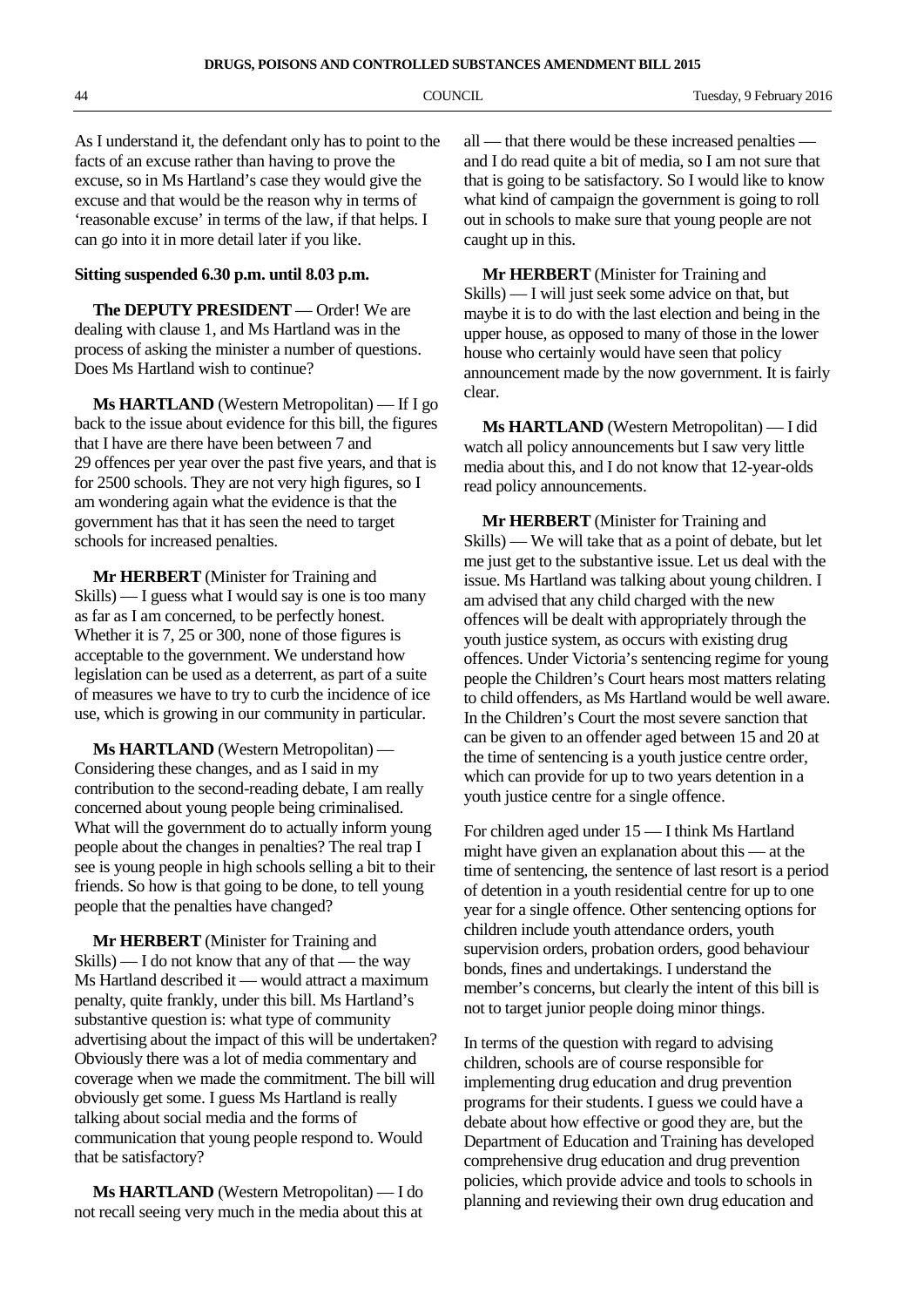As I understand it, the defendant only has to point to the facts of an excuse rather than having to prove the excuse, so in Ms Hartland's case they would give the excuse and that would be the reason why in terms of 'reasonable excuse' in terms of the law, if that helps. I can go into it in more detail later if you like.

**Sitting suspended 6.30 p.m. until 8.03 p.m.**

**The DEPUTY PRESIDENT** — Order! We are dealing with clause 1, and Ms Hartland was in the process of asking the minister a number of questions. Does Ms Hartland wish to continue?

**Ms HARTLAND** (Western Metropolitan) — If I go back to the issue about evidence for this bill, the figures that I have are there have been between 7 and 29 offences per year over the past five years, and that is for 2500 schools. They are not very high figures, so I am wondering again what the evidence is that the government has that it has seen the need to target schools for increased penalties.

**Mr HERBERT** (Minister for Training and Skills) — I guess what I would say is one is too many as far as I am concerned, to be perfectly honest. Whether it is 7, 25 or 300, none of those figures is acceptable to the government. We understand how legislation can be used as a deterrent, as part of a suite of measures we have to try to curb the incidence of ice use, which is growing in our community in particular.

**Ms HARTLAND** (Western Metropolitan) — Considering these changes, and as I said in my contribution to the second-reading debate, I am really concerned about young people being criminalised. What will the government do to actually inform young people about the changes in penalties? The real trap I see is young people in high schools selling a bit to their friends. So how is that going to be done, to tell young people that the penalties have changed?

**Mr HERBERT** (Minister for Training and Skills) — I do not know that any of that — the way Ms Hartland described it — would attract a maximum penalty, quite frankly, under this bill. Ms Hartland's substantive question is: what type of community advertising about the impact of this will be undertaken? Obviously there was a lot of media commentary and coverage when we made the commitment. The bill will obviously get some. I guess Ms Hartland is really talking about social media and the forms of communication that young people respond to. Would that be satisfactory?

**Ms HARTLAND** (Western Metropolitan) — I do not recall seeing very much in the media about this at all — that there would be these increased penalties — and I do read quite a bit of media, so I am not sure that that is going to be satisfactory. So I would like to know what kind of campaign the government is going to roll out in schools to make sure that young people are not caught up in this.

**Mr HERBERT** (Minister for Training and Skills) — I will just seek some advice on that, but maybe it is to do with the last election and being in the upper house, as opposed to many of those in the lower house who certainly would have seen that policy announcement made by the now government. It is fairly clear.

**Ms HARTLAND** (Western Metropolitan) — I did watch all policy announcements but I saw very little media about this, and I do not know that 12-year-olds read policy announcements.

**Mr HERBERT** (Minister for Training and Skills) — We will take that as a point of debate, but let me just get to the substantive issue. Let us deal with the issue. Ms Hartland was talking about young children. I am advised that any child charged with the new offences will be dealt with appropriately through the youth justice system, as occurs with existing drug offences. Under Victoria's sentencing regime for young people the Children's Court hears most matters relating to child offenders, as Ms Hartland would be well aware. In the Children's Court the most severe sanction that can be given to an offender aged between 15 and 20 at the time of sentencing is a youth justice centre order, which can provide for up to two years detention in a youth justice centre for a single offence.

For children aged under 15 — I think Ms Hartland might have given an explanation about this — at the time of sentencing, the sentence of last resort is a period of detention in a youth residential centre for up to one year for a single offence. Other sentencing options for children include youth attendance orders, youth supervision orders, probation orders, good behaviour bonds, fines and undertakings. I understand the member's concerns, but clearly the intent of this bill is not to target junior people doing minor things.

In terms of the question with regard to advising children, schools are of course responsible for implementing drug education and drug prevention programs for their students. I guess we could have a debate about how effective or good they are, but the Department of Education and Training has developed comprehensive drug education and drug prevention policies, which provide advice and tools to schools in planning and reviewing their own drug education and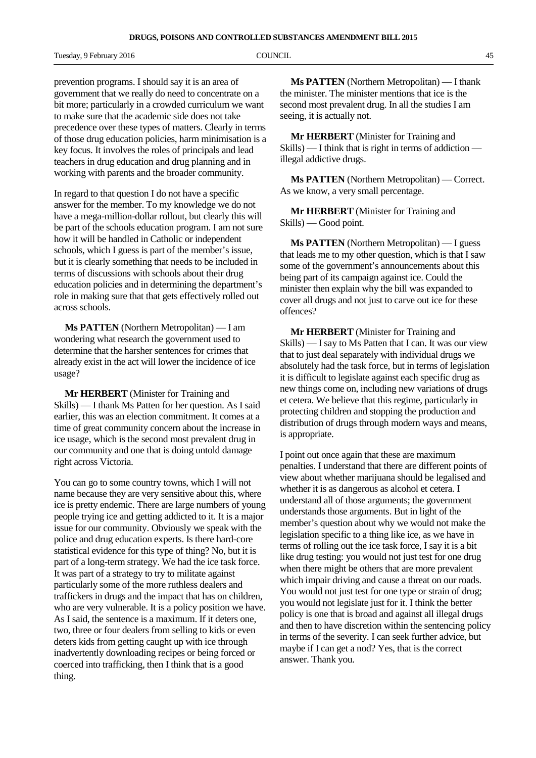prevention programs. I should say it is an area of government that we really do need to concentrate on a bit more; particularly in a crowded curriculum we want to make sure that the academic side does not take precedence over these types of matters. Clearly in terms of those drug education policies, harm minimisation is a key focus. It involves the roles of principals and lead teachers in drug education and drug planning and in working with parents and the broader community.

In regard to that question I do not have a specific answer for the member. To my knowledge we do not have a mega-million-dollar rollout, but clearly this will be part of the schools education program. I am not sure how it will be handled in Catholic or independent schools, which I guess is part of the member's issue, but it is clearly something that needs to be included in terms of discussions with schools about their drug education policies and in determining the department's role in making sure that that gets effectively rolled out across schools.

**Ms PATTEN** (Northern Metropolitan) — I am wondering what research the government used to determine that the harsher sentences for crimes that already exist in the act will lower the incidence of ice usage?

**Mr HERBERT** (Minister for Training and Skills) — I thank Ms Patten for her question. As I said earlier, this was an election commitment. It comes at a time of great community concern about the increase in ice usage, which is the second most prevalent drug in our community and one that is doing untold damage right across Victoria.

You can go to some country towns, which I will not name because they are very sensitive about this, where ice is pretty endemic. There are large numbers of young people trying ice and getting addicted to it. It is a major issue for our community. Obviously we speak with the police and drug education experts. Is there hard-core statistical evidence for this type of thing? No, but it is part of a long-term strategy. We had the ice task force. It was part of a strategy to try to militate against particularly some of the more ruthless dealers and traffickers in drugs and the impact that has on children, who are very vulnerable. It is a policy position we have. As I said, the sentence is a maximum. If it deters one, two, three or four dealers from selling to kids or even deters kids from getting caught up with ice through inadvertently downloading recipes or being forced or coerced into trafficking, then I think that is a good thing.

**Ms PATTEN** (Northern Metropolitan) — I thank the minister. The minister mentions that ice is the second most prevalent drug. In all the studies I am seeing, it is actually not.

**Mr HERBERT** (Minister for Training and Skills) — I think that is right in terms of addiction — illegal addictive drugs.

**Ms PATTEN** (Northern Metropolitan) — Correct. As we know, a very small percentage.

**Mr HERBERT** (Minister for Training and Skills) — Good point.

**Ms PATTEN** (Northern Metropolitan) — I guess that leads me to my other question, which is that I saw some of the government's announcements about this being part of its campaign against ice. Could the minister then explain why the bill was expanded to cover all drugs and not just to carve out ice for these offences?

**Mr HERBERT** (Minister for Training and Skills) — I say to Ms Patten that I can. It was our view that to just deal separately with individual drugs we absolutely had the task force, but in terms of legislation it is difficult to legislate against each specific drug as new things come on, including new variations of drugs et cetera. We believe that this regime, particularly in protecting children and stopping the production and distribution of drugs through modern ways and means, is appropriate.

I point out once again that these are maximum penalties. I understand that there are different points of view about whether marijuana should be legalised and whether it is as dangerous as alcohol et cetera. I understand all of those arguments; the government understands those arguments. But in light of the member's question about why we would not make the legislation specific to a thing like ice, as we have in terms of rolling out the ice task force, I say it is a bit like drug testing: you would not just test for one drug when there might be others that are more prevalent which impair driving and cause a threat on our roads. You would not just test for one type or strain of drug; you would not legislate just for it. I think the better policy is one that is broad and against all illegal drugs and then to have discretion within the sentencing policy in terms of the severity. I can seek further advice, but maybe if I can get a nod? Yes, that is the correct answer. Thank you.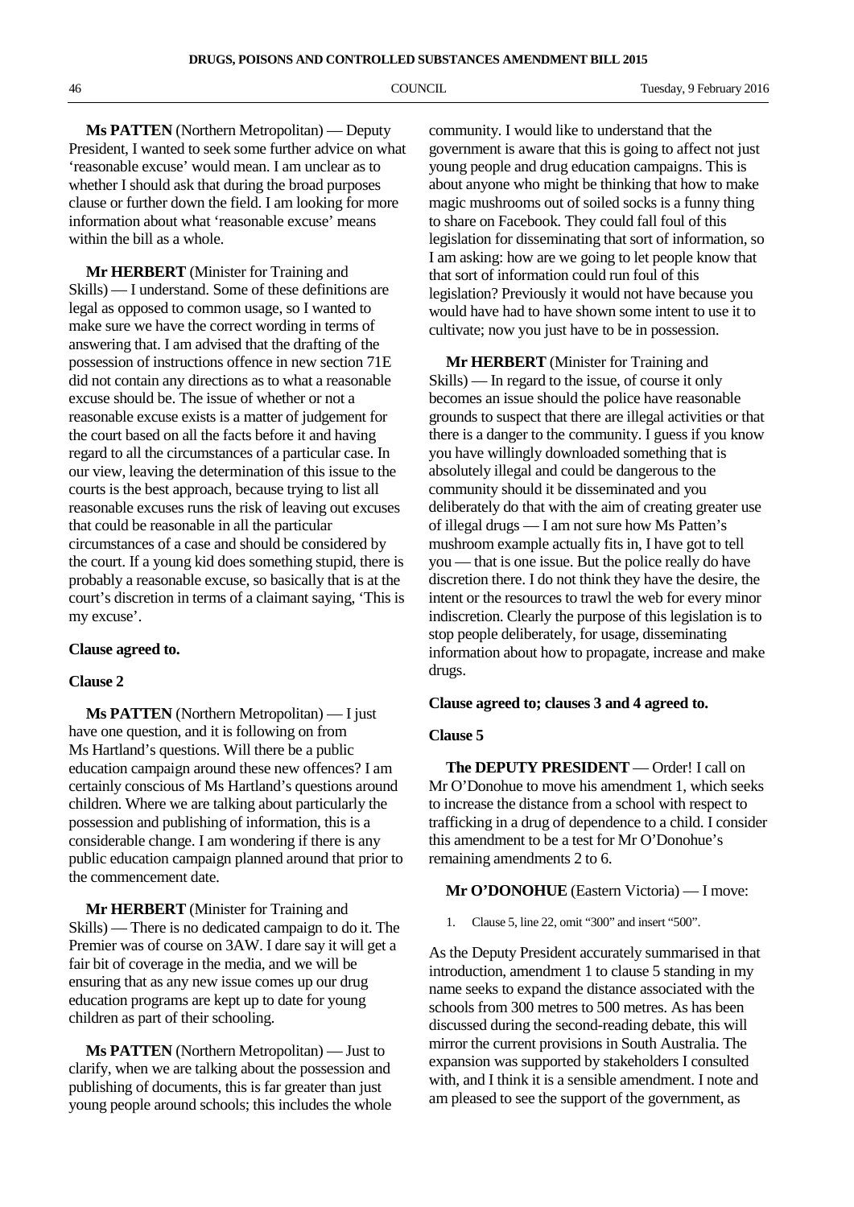**Ms PATTEN** (Northern Metropolitan) — Deputy President, I wanted to seek some further advice on what 'reasonable excuse' would mean. I am unclear as to whether I should ask that during the broad purposes clause or further down the field. I am looking for more information about what 'reasonable excuse' means within the bill as a whole.

**Mr HERBERT** (Minister for Training and Skills) — I understand. Some of these definitions are legal as opposed to common usage, so I wanted to make sure we have the correct wording in terms of answering that. I am advised that the drafting of the possession of instructions offence in new section 71E did not contain any directions as to what a reasonable excuse should be. The issue of whether or not a reasonable excuse exists is a matter of judgement for the court based on all the facts before it and having regard to all the circumstances of a particular case. In our view, leaving the determination of this issue to the courts is the best approach, because trying to list all reasonable excuses runs the risk of leaving out excuses that could be reasonable in all the particular circumstances of a case and should be considered by the court. If a young kid does something stupid, there is probably a reasonable excuse, so basically that is at the court's discretion in terms of a claimant saying, 'This is my excuse'.

**Clause agreed to.**

**Clause 2**

**Ms PATTEN** (Northern Metropolitan) — I just have one question, and it is following on from Ms Hartland's questions. Will there be a public education campaign around these new offences? I am certainly conscious of Ms Hartland's questions around children. Where we are talking about particularly the possession and publishing of information, this is a considerable change. I am wondering if there is any public education campaign planned around that prior to the commencement date.

**Mr HERBERT** (Minister for Training and Skills) — There is no dedicated campaign to do it. The Premier was of course on 3AW. I dare say it will get a fair bit of coverage in the media, and we will be ensuring that as any new issue comes up our drug education programs are kept up to date for young children as part of their schooling.

**Ms PATTEN** (Northern Metropolitan) — Just to clarify, when we are talking about the possession and publishing of documents, this is far greater than just young people around schools; this includes the whole community. I would like to understand that the government is aware that this is going to affect not just young people and drug education campaigns. This is about anyone who might be thinking that how to make magic mushrooms out of soiled socks is a funny thing to share on Facebook. They could fall foul of this legislation for disseminating that sort of information, so I am asking: how are we going to let people know that that sort of information could run foul of this legislation? Previously it would not have because you would have had to have shown some intent to use it to cultivate; now you just have to be in possession.

**Mr HERBERT** (Minister for Training and Skills) — In regard to the issue, of course it only becomes an issue should the police have reasonable grounds to suspect that there are illegal activities or that there is a danger to the community. I guess if you know you have willingly downloaded something that is absolutely illegal and could be dangerous to the community should it be disseminated and you deliberately do that with the aim of creating greater use of illegal drugs — I am not sure how Ms Patten's mushroom example actually fits in, I have got to tell you — that is one issue. But the police really do have discretion there. I do not think they have the desire, the intent or the resources to trawl the web for every minor indiscretion. Clearly the purpose of this legislation is to stop people deliberately, for usage, disseminating information about how to propagate, increase and make drugs.

**Clause agreed to; clauses 3 and 4 agreed to.**

**Clause 5**

**The DEPUTY PRESIDENT** — Order! I call on Mr O'Donohue to move his amendment 1, which seeks to increase the distance from a school with respect to trafficking in a drug of dependence to a child. I consider this amendment to be a test for Mr O'Donohue's remaining amendments 2 to 6.

**Mr O'DONOHUE** (Eastern Victoria) — I move:

1. Clause 5, line 22, omit "300" and insert "500".

As the Deputy President accurately summarised in that introduction, amendment 1 to clause 5 standing in my name seeks to expand the distance associated with the schools from 300 metres to 500 metres. As has been discussed during the second-reading debate, this will mirror the current provisions in South Australia. The expansion was supported by stakeholders I consulted with, and I think it is a sensible amendment. I note and am pleased to see the support of the government, as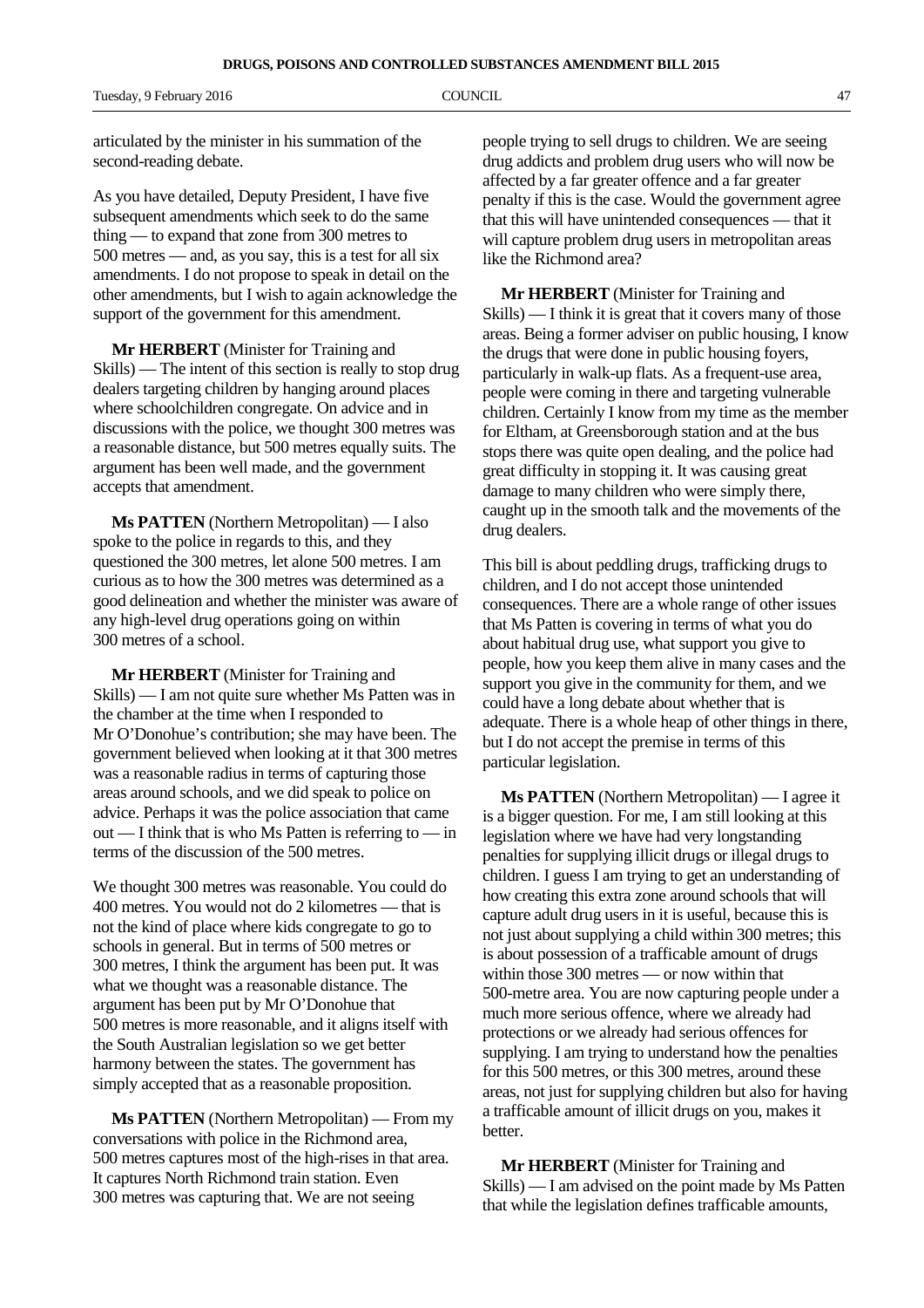articulated by the minister in his summation of the second-reading debate.

As you have detailed, Deputy President, I have five subsequent amendments which seek to do the same thing — to expand that zone from 300 metres to 500 metres — and, as you say, this is a test for all six amendments. I do not propose to speak in detail on the other amendments, but I wish to again acknowledge the support of the government for this amendment.

**Mr HERBERT** (Minister for Training and Skills) — The intent of this section is really to stop drug dealers targeting children by hanging around places where schoolchildren congregate. On advice and in discussions with the police, we thought 300 metres was a reasonable distance, but 500 metres equally suits. The argument has been well made, and the government accepts that amendment.

**Ms PATTEN** (Northern Metropolitan) — I also spoke to the police in regards to this, and they questioned the 300 metres, let alone 500 metres. I am curious as to how the 300 metres was determined as a good delineation and whether the minister was aware of any high-level drug operations going on within 300 metres of a school.

**Mr HERBERT** (Minister for Training and Skills) — I am not quite sure whether Ms Patten was in the chamber at the time when I responded to Mr O'Donohue's contribution; she may have been. The government believed when looking at it that 300 metres was a reasonable radius in terms of capturing those areas around schools, and we did speak to police on advice. Perhaps it was the police association that came out — I think that is who Ms Patten is referring to — in terms of the discussion of the 500 metres.

We thought 300 metres was reasonable. You could do 400 metres. You would not do 2 kilometres — that is not the kind of place where kids congregate to go to schools in general. But in terms of 500 metres or 300 metres, I think the argument has been put. It was what we thought was a reasonable distance. The argument has been put by Mr O'Donohue that 500 metres is more reasonable, and it aligns itself with the South Australian legislation so we get better harmony between the states. The government has simply accepted that as a reasonable proposition.

**Ms PATTEN** (Northern Metropolitan) — From my conversations with police in the Richmond area, 500 metres captures most of the high-rises in that area. It captures North Richmond train station. Even 300 metres was capturing that. We are not seeing people trying to sell drugs to children. We are seeing drug addicts and problem drug users who will now be affected by a far greater offence and a far greater penalty if this is the case. Would the government agree that this will have unintended consequences — that it will capture problem drug users in metropolitan areas like the Richmond area?

**Mr HERBERT** (Minister for Training and Skills) — I think it is great that it covers many of those areas. Being a former adviser on public housing, I know the drugs that were done in public housing foyers, particularly in walk-up flats. As a frequent-use area, people were coming in there and targeting vulnerable children. Certainly I know from my time as the member for Eltham, at Greensborough station and at the bus stops there was quite open dealing, and the police had great difficulty in stopping it. It was causing great damage to many children who were simply there, caught up in the smooth talk and the movements of the drug dealers.

This bill is about peddling drugs, trafficking drugs to children, and I do not accept those unintended consequences. There are a whole range of other issues that Ms Patten is covering in terms of what you do about habitual drug use, what support you give to people, how you keep them alive in many cases and the support you give in the community for them, and we could have a long debate about whether that is adequate. There is a whole heap of other things in there, but I do not accept the premise in terms of this particular legislation.

**Ms PATTEN** (Northern Metropolitan) — I agree it is a bigger question. For me, I am still looking at this legislation where we have had very longstanding penalties for supplying illicit drugs or illegal drugs to children. I guess I am trying to get an understanding of how creating this extra zone around schools that will capture adult drug users in it is useful, because this is not just about supplying a child within 300 metres; this is about possession of a trafficable amount of drugs within those 300 metres — or now within that 500-metre area. You are now capturing people under a much more serious offence, where we already had protections or we already had serious offences for supplying. I am trying to understand how the penalties for this 500 metres, or this 300 metres, around these areas, not just for supplying children but also for having a trafficable amount of illicit drugs on you, makes it better.

**Mr HERBERT** (Minister for Training and Skills) — I am advised on the point made by Ms Patten that while the legislation defines trafficable amounts,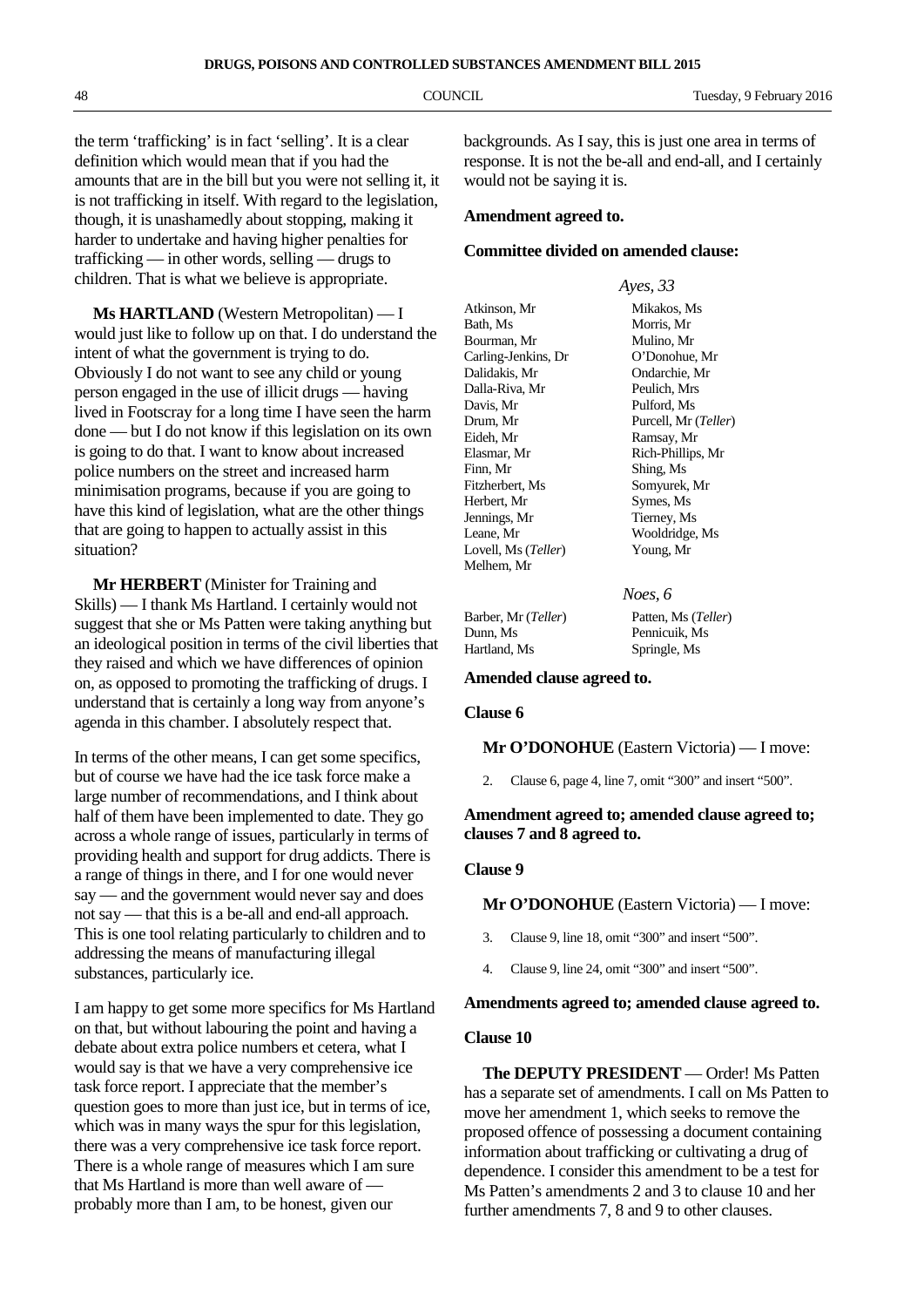the term 'trafficking' is in fact 'selling'. It is a clear definition which would mean that if you had the amounts that are in the bill but you were not selling it, it is not trafficking in itself. With regard to the legislation, though, it is unashamedly about stopping, making it harder to undertake and having higher penalties for trafficking — in other words, selling — drugs to children. That is what we believe is appropriate.

**Ms HARTLAND** (Western Metropolitan) — I would just like to follow up on that. I do understand the intent of what the government is trying to do. Obviously I do not want to see any child or young person engaged in the use of illicit drugs — having lived in Footscray for a long time I have seen the harm done — but I do not know if this legislation on its own is going to do that. I want to know about increased police numbers on the street and increased harm minimisation programs, because if you are going to have this kind of legislation, what are the other things that are going to happen to actually assist in this situation?

**Mr HERBERT** (Minister for Training and Skills) — I thank Ms Hartland. I certainly would not suggest that she or Ms Patten were taking anything but an ideological position in terms of the civil liberties that they raised and which we have differences of opinion on, as opposed to promoting the trafficking of drugs. I understand that is certainly a long way from anyone's agenda in this chamber. I absolutely respect that.

In terms of the other means, I can get some specifics, but of course we have had the ice task force make a large number of recommendations, and I think about half of them have been implemented to date. They go across a whole range of issues, particularly in terms of providing health and support for drug addicts. There is a range of things in there, and I for one would never say — and the government would never say and does not say — that this is a be-all and end-all approach. This is one tool relating particularly to children and to addressing the means of manufacturing illegal substances, particularly ice.

I am happy to get some more specifics for Ms Hartland on that, but without labouring the point and having a debate about extra police numbers et cetera, what I would say is that we have a very comprehensive ice task force report. I appreciate that the member's question goes to more than just ice, but in terms of ice, which was in many ways the spur for this legislation, there was a very comprehensive ice task force report. There is a whole range of measures which I am sure that Ms Hartland is more than well aware of — probably more than I am, to be honest, given our backgrounds. As I say, this is just one area in terms of response. It is not the be-all and end-all, and I certainly would not be saying it is.

**Amendment agreed to.**

**Committee divided on amended clause:**

*Ayes, 33*

| | |
|---|---|
| Atkinson, Mr | Mikakos, Ms |
| Bath, Ms | Morris, Mr |
| Bourman, Mr | Mulino, Mr |
| Carling-Jenkins, Dr | O'Donohue, Mr |
| Dalidakis, Mr | Ondarchie, Mr |
| Dalla-Riva, Mr | Peulich, Mrs |
| Davis, Mr | Pulford, Ms |
| Drum, Mr | Purcell, Mr (*Teller*) |
| Eideh, Mr | Ramsay, Mr |
| Elasmar, Mr | Rich-Phillips, Mr |
| Finn, Mr | Shing, Ms |
| Fitzherbert, Ms | Somyurek, Mr |
| Herbert, Mr | Symes, Ms |
| Jennings, Mr | Tierney, Ms |
| Leane, Mr | Wooldridge, Ms |
| Lovell, Ms (*Teller*) | Young, Mr |
| Melhem, Mr | |

*Noes, 6*

| | |
|---|---|
| Barber, Mr (*Teller*) | Patten, Ms (*Teller*) |
| Dunn, Ms | Pennicuik, Ms |
| Hartland, Ms | Springle, Ms |

**Amended clause agreed to.**

**Clause 6**

**Mr O'DONOHUE** (Eastern Victoria) — I move:

2. Clause 6, page 4, line 7, omit "300" and insert "500".

**Amendment agreed to; amended clause agreed to; clauses 7 and 8 agreed to.**

**Clause 9**

**Mr O'DONOHUE** (Eastern Victoria) — I move:

3. Clause 9, line 18, omit "300" and insert "500".

4. Clause 9, line 24, omit "300" and insert "500".

**Amendments agreed to; amended clause agreed to.**

**Clause 10**

**The DEPUTY PRESIDENT** — Order! Ms Patten has a separate set of amendments. I call on Ms Patten to move her amendment 1, which seeks to remove the proposed offence of possessing a document containing information about trafficking or cultivating a drug of dependence. I consider this amendment to be a test for Ms Patten's amendments 2 and 3 to clause 10 and her further amendments 7, 8 and 9 to other clauses.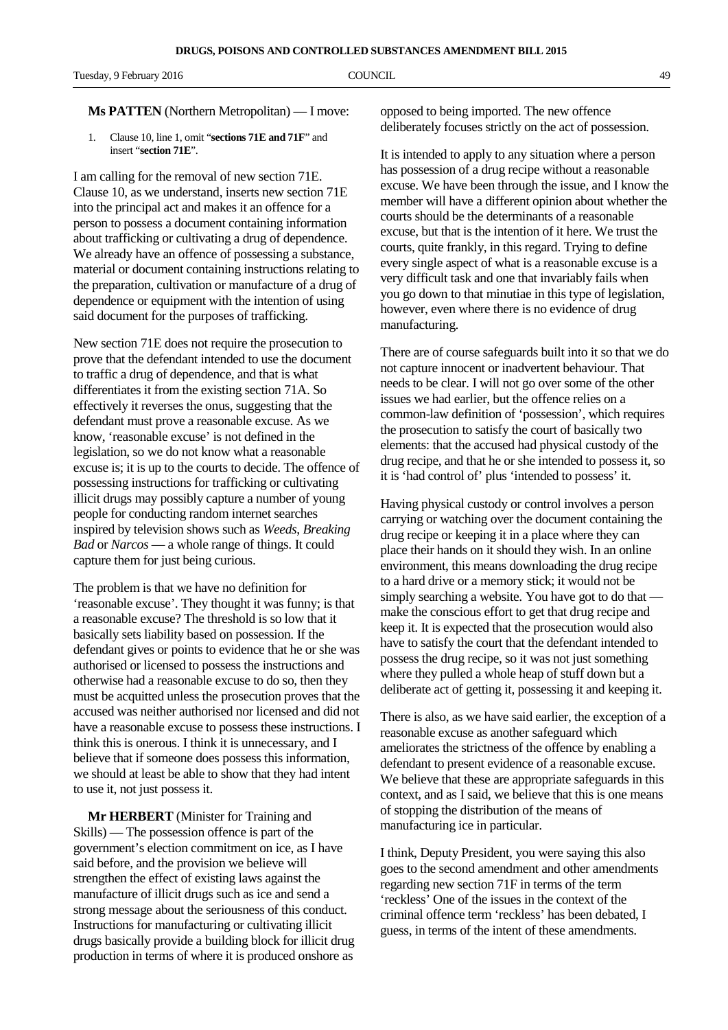**Ms PATTEN** (Northern Metropolitan) — I move:

1. Clause 10, line 1, omit "**sections 71E and 71F**" and insert "**section 71E**".

I am calling for the removal of new section 71E. Clause 10, as we understand, inserts new section 71E into the principal act and makes it an offence for a person to possess a document containing information about trafficking or cultivating a drug of dependence. We already have an offence of possessing a substance, material or document containing instructions relating to the preparation, cultivation or manufacture of a drug of dependence or equipment with the intention of using said document for the purposes of trafficking.

New section 71E does not require the prosecution to prove that the defendant intended to use the document to traffic a drug of dependence, and that is what differentiates it from the existing section 71A. So effectively it reverses the onus, suggesting that the defendant must prove a reasonable excuse. As we know, 'reasonable excuse' is not defined in the legislation, so we do not know what a reasonable excuse is; it is up to the courts to decide. The offence of possessing instructions for trafficking or cultivating illicit drugs may possibly capture a number of young people for conducting random internet searches inspired by television shows such as *Weeds*, *Breaking Bad* or *Narcos* — a whole range of things. It could capture them for just being curious.

The problem is that we have no definition for 'reasonable excuse'. They thought it was funny; is that a reasonable excuse? The threshold is so low that it basically sets liability based on possession. If the defendant gives or points to evidence that he or she was authorised or licensed to possess the instructions and otherwise had a reasonable excuse to do so, then they must be acquitted unless the prosecution proves that the accused was neither authorised nor licensed and did not have a reasonable excuse to possess these instructions. I think this is onerous. I think it is unnecessary, and I believe that if someone does possess this information, we should at least be able to show that they had intent to use it, not just possess it.

**Mr HERBERT** (Minister for Training and Skills) — The possession offence is part of the government's election commitment on ice, as I have said before, and the provision we believe will strengthen the effect of existing laws against the manufacture of illicit drugs such as ice and send a strong message about the seriousness of this conduct. Instructions for manufacturing or cultivating illicit drugs basically provide a building block for illicit drug production in terms of where it is produced onshore as opposed to being imported. The new offence deliberately focuses strictly on the act of possession.

It is intended to apply to any situation where a person has possession of a drug recipe without a reasonable excuse. We have been through the issue, and I know the member will have a different opinion about whether the courts should be the determinants of a reasonable excuse, but that is the intention of it here. We trust the courts, quite frankly, in this regard. Trying to define every single aspect of what is a reasonable excuse is a very difficult task and one that invariably fails when you go down to that minutiae in this type of legislation, however, even where there is no evidence of drug manufacturing.

There are of course safeguards built into it so that we do not capture innocent or inadvertent behaviour. That needs to be clear. I will not go over some of the other issues we had earlier, but the offence relies on a common-law definition of 'possession', which requires the prosecution to satisfy the court of basically two elements: that the accused had physical custody of the drug recipe, and that he or she intended to possess it, so it is 'had control of' plus 'intended to possess' it.

Having physical custody or control involves a person carrying or watching over the document containing the drug recipe or keeping it in a place where they can place their hands on it should they wish. In an online environment, this means downloading the drug recipe to a hard drive or a memory stick; it would not be simply searching a website. You have got to do that — make the conscious effort to get that drug recipe and keep it. It is expected that the prosecution would also have to satisfy the court that the defendant intended to possess the drug recipe, so it was not just something where they pulled a whole heap of stuff down but a deliberate act of getting it, possessing it and keeping it.

There is also, as we have said earlier, the exception of a reasonable excuse as another safeguard which ameliorates the strictness of the offence by enabling a defendant to present evidence of a reasonable excuse. We believe that these are appropriate safeguards in this context, and as I said, we believe that this is one means of stopping the distribution of the means of manufacturing ice in particular.

I think, Deputy President, you were saying this also goes to the second amendment and other amendments regarding new section 71F in terms of the term 'reckless' One of the issues in the context of the criminal offence term 'reckless' has been debated, I guess, in terms of the intent of these amendments.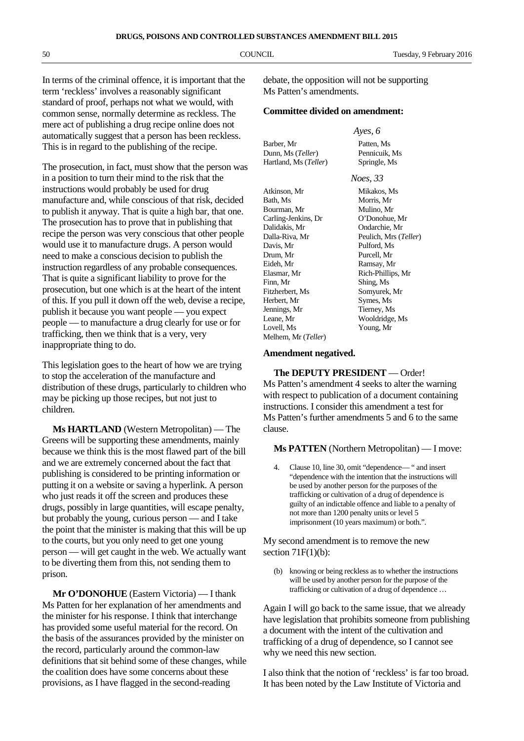In terms of the criminal offence, it is important that the term 'reckless' involves a reasonably significant standard of proof, perhaps not what we would, with common sense, normally determine as reckless. The mere act of publishing a drug recipe online does not automatically suggest that a person has been reckless. This is in regard to the publishing of the recipe.

The prosecution, in fact, must show that the person was in a position to turn their mind to the risk that the instructions would probably be used for drug manufacture and, while conscious of that risk, decided to publish it anyway. That is quite a high bar, that one. The prosecution has to prove that in publishing that recipe the person was very conscious that other people would use it to manufacture drugs. A person would need to make a conscious decision to publish the instruction regardless of any probable consequences. That is quite a significant liability to prove for the prosecution, but one which is at the heart of the intent of this. If you pull it down off the web, devise a recipe, publish it because you want people — you expect people — to manufacture a drug clearly for use or for trafficking, then we think that is a very, very inappropriate thing to do.

This legislation goes to the heart of how we are trying to stop the acceleration of the manufacture and distribution of these drugs, particularly to children who may be picking up those recipes, but not just to children.

**Ms HARTLAND** (Western Metropolitan) — The Greens will be supporting these amendments, mainly because we think this is the most flawed part of the bill and we are extremely concerned about the fact that publishing is considered to be printing information or putting it on a website or saving a hyperlink. A person who just reads it off the screen and produces these drugs, possibly in large quantities, will escape penalty, but probably the young, curious person — and I take the point that the minister is making that this will be up to the courts, but you only need to get one young person — will get caught in the web. We actually want to be diverting them from this, not sending them to prison.

**Mr O'DONOHUE** (Eastern Victoria) — I thank Ms Patten for her explanation of her amendments and the minister for his response. I think that interchange has provided some useful material for the record. On the basis of the assurances provided by the minister on the record, particularly around the common-law definitions that sit behind some of these changes, while the coalition does have some concerns about these provisions, as I have flagged in the second-reading debate, the opposition will not be supporting Ms Patten's amendments.

**Committee divided on amendment:**

*Ayes, 6*

| | |
|---|---|
| Barber, Mr | Patten, Ms |
| Dunn, Ms (*Teller*) | Pennicuik, Ms |
| Hartland, Ms (*Teller*) | Springle, Ms |

*Noes, 33*

| | |
|---|---|
| Atkinson, Mr | Mikakos, Ms |
| Bath, Ms | Morris, Mr |
| Bourman, Mr | Mulino, Mr |
| Carling-Jenkins, Dr | O'Donohue, Mr |
| Dalidakis, Mr | Ondarchie, Mr |
| Dalla-Riva, Mr | Peulich, Mrs (*Teller*) |
| Davis, Mr | Pulford, Ms |
| Drum, Mr | Purcell, Mr |
| Eideh, Mr | Ramsay, Mr |
| Elasmar, Mr | Rich-Phillips, Mr |
| Finn, Mr | Shing, Ms |
| Fitzherbert, Ms | Somyurek, Mr |
| Herbert, Mr | Symes, Ms |
| Jennings, Mr | Tierney, Ms |
| Leane, Mr | Wooldridge, Ms |
| Lovell, Ms | Young, Mr |
| Melhem, Mr (*Teller*) | |

**Amendment negatived.**

**The DEPUTY PRESIDENT** — Order! Ms Patten's amendment 4 seeks to alter the warning with respect to publication of a document containing instructions. I consider this amendment a test for Ms Patten's further amendments 5 and 6 to the same clause.

**Ms PATTEN** (Northern Metropolitan) — I move:

> 4. Clause 10, line 30, omit "dependence— " and insert "dependence with the intention that the instructions will be used by another person for the purposes of the trafficking or cultivation of a drug of dependence is guilty of an indictable offence and liable to a penalty of not more than 1200 penalty units or level 5 imprisonment (10 years maximum) or both.".

My second amendment is to remove the new section 71F(1)(b):

> (b) knowing or being reckless as to whether the instructions will be used by another person for the purpose of the trafficking or cultivation of a drug of dependence …

Again I will go back to the same issue, that we already have legislation that prohibits someone from publishing a document with the intent of the cultivation and trafficking of a drug of dependence, so I cannot see why we need this new section.

I also think that the notion of 'reckless' is far too broad. It has been noted by the Law Institute of Victoria and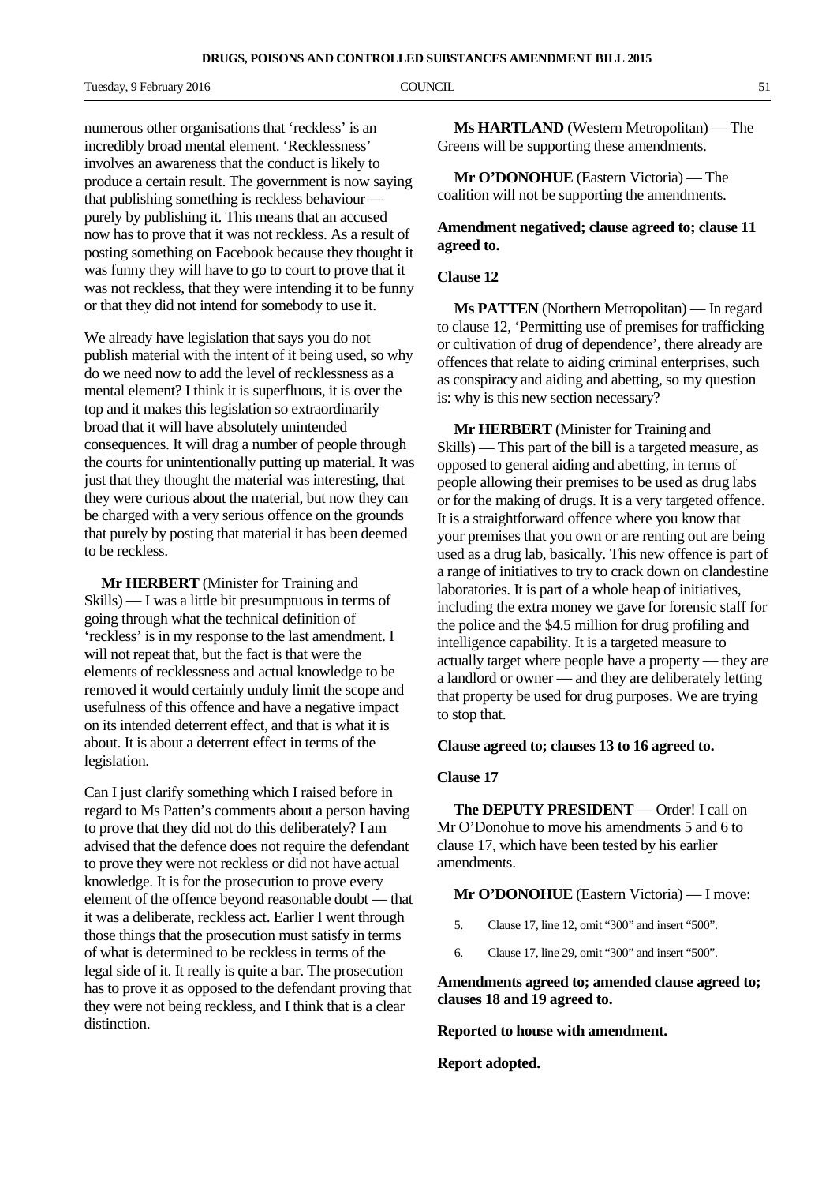numerous other organisations that 'reckless' is an incredibly broad mental element. 'Recklessness' involves an awareness that the conduct is likely to produce a certain result. The government is now saying that publishing something is reckless behaviour — purely by publishing it. This means that an accused now has to prove that it was not reckless. As a result of posting something on Facebook because they thought it was funny they will have to go to court to prove that it was not reckless, that they were intending it to be funny or that they did not intend for somebody to use it.

We already have legislation that says you do not publish material with the intent of it being used, so why do we need now to add the level of recklessness as a mental element? I think it is superfluous, it is over the top and it makes this legislation so extraordinarily broad that it will have absolutely unintended consequences. It will drag a number of people through the courts for unintentionally putting up material. It was just that they thought the material was interesting, that they were curious about the material, but now they can be charged with a very serious offence on the grounds that purely by posting that material it has been deemed to be reckless.

**Mr HERBERT** (Minister for Training and Skills) — I was a little bit presumptuous in terms of going through what the technical definition of 'reckless' is in my response to the last amendment. I will not repeat that, but the fact is that were the elements of recklessness and actual knowledge to be removed it would certainly unduly limit the scope and usefulness of this offence and have a negative impact on its intended deterrent effect, and that is what it is about. It is about a deterrent effect in terms of the legislation.

Can I just clarify something which I raised before in regard to Ms Patten's comments about a person having to prove that they did not do this deliberately? I am advised that the defence does not require the defendant to prove they were not reckless or did not have actual knowledge. It is for the prosecution to prove every element of the offence beyond reasonable doubt — that it was a deliberate, reckless act. Earlier I went through those things that the prosecution must satisfy in terms of what is determined to be reckless in terms of the legal side of it. It really is quite a bar. The prosecution has to prove it as opposed to the defendant proving that they were not being reckless, and I think that is a clear distinction.

**Ms HARTLAND** (Western Metropolitan) — The Greens will be supporting these amendments.

**Mr O'DONOHUE** (Eastern Victoria) — The coalition will not be supporting the amendments.

**Amendment negatived; clause agreed to; clause 11 agreed to.**

**Clause 12**

**Ms PATTEN** (Northern Metropolitan) — In regard to clause 12, 'Permitting use of premises for trafficking or cultivation of drug of dependence', there already are offences that relate to aiding criminal enterprises, such as conspiracy and aiding and abetting, so my question is: why is this new section necessary?

**Mr HERBERT** (Minister for Training and Skills) — This part of the bill is a targeted measure, as opposed to general aiding and abetting, in terms of people allowing their premises to be used as drug labs or for the making of drugs. It is a very targeted offence. It is a straightforward offence where you know that your premises that you own or are renting out are being used as a drug lab, basically. This new offence is part of a range of initiatives to try to crack down on clandestine laboratories. It is part of a whole heap of initiatives, including the extra money we gave for forensic staff for the police and the $4.5 million for drug profiling and intelligence capability. It is a targeted measure to actually target where people have a property — they are a landlord or owner — and they are deliberately letting that property be used for drug purposes. We are trying to stop that.

**Clause agreed to; clauses 13 to 16 agreed to.**

**Clause 17**

**The DEPUTY PRESIDENT** — Order! I call on Mr O'Donohue to move his amendments 5 and 6 to clause 17, which have been tested by his earlier amendments.

**Mr O'DONOHUE** (Eastern Victoria) — I move:

5. Clause 17, line 12, omit "300" and insert "500".
6. Clause 17, line 29, omit "300" and insert "500".

**Amendments agreed to; amended clause agreed to; clauses 18 and 19 agreed to.**

**Reported to house with amendment.**

**Report adopted.**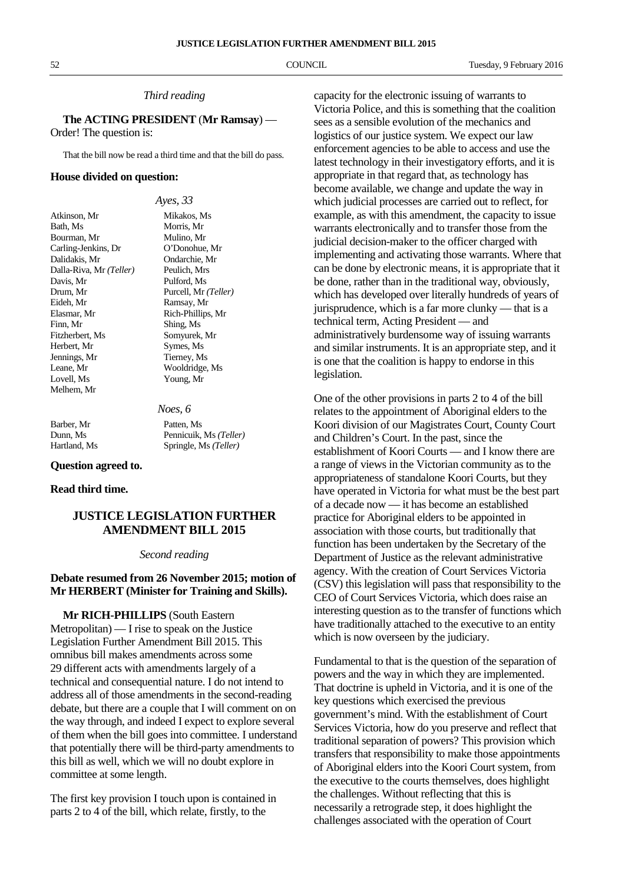*Third reading*

**The ACTING PRESIDENT** (**Mr Ramsay**) — Order! The question is:

That the bill now be read a third time and that the bill do pass.

**House divided on question:**

*Ayes, 33*

| | |
|---|---|
| Atkinson, Mr | Mikakos, Ms |
| Bath, Ms | Morris, Mr |
| Bourman, Mr | Mulino, Mr |
| Carling-Jenkins, Dr | O'Donohue, Mr |
| Dalidakis, Mr | Ondarchie, Mr |
| Dalla-Riva, Mr *(Teller)* | Peulich, Mrs |
| Davis, Mr | Pulford, Ms |
| Drum, Mr | Purcell, Mr *(Teller)* |
| Eideh, Mr | Ramsay, Mr |
| Elasmar, Mr | Rich-Phillips, Mr |
| Finn, Mr | Shing, Ms |
| Fitzherbert, Ms | Somyurek, Mr |
| Herbert, Mr | Symes, Ms |
| Jennings, Mr | Tierney, Ms |
| Leane, Mr | Wooldridge, Ms |
| Lovell, Ms | Young, Mr |
| Melhem, Mr | |

*Noes, 6*

| | |
|---|---|
| Barber, Mr | Patten, Ms |
| Dunn, Ms | Pennicuik, Ms *(Teller)* |
| Hartland, Ms | Springle, Ms *(Teller)* |

**Question agreed to.**

**Read third time.**

## JUSTICE LEGISLATION FURTHER AMENDMENT BILL 2015

*Second reading*

**Debate resumed from 26 November 2015; motion of Mr HERBERT (Minister for Training and Skills).**

**Mr RICH-PHILLIPS** (South Eastern Metropolitan) — I rise to speak on the Justice Legislation Further Amendment Bill 2015. This omnibus bill makes amendments across some 29 different acts with amendments largely of a technical and consequential nature. I do not intend to address all of those amendments in the second-reading debate, but there are a couple that I will comment on on the way through, and indeed I expect to explore several of them when the bill goes into committee. I understand that potentially there will be third-party amendments to this bill as well, which we will no doubt explore in committee at some length.

The first key provision I touch upon is contained in parts 2 to 4 of the bill, which relate, firstly, to the capacity for the electronic issuing of warrants to Victoria Police, and this is something that the coalition sees as a sensible evolution of the mechanics and logistics of our justice system. We expect our law enforcement agencies to be able to access and use the latest technology in their investigatory efforts, and it is appropriate in that regard that, as technology has become available, we change and update the way in which judicial processes are carried out to reflect, for example, as with this amendment, the capacity to issue warrants electronically and to transfer those from the judicial decision-maker to the officer charged with implementing and activating those warrants. Where that can be done by electronic means, it is appropriate that it be done, rather than in the traditional way, obviously, which has developed over literally hundreds of years of jurisprudence, which is a far more clunky — that is a technical term, Acting President — and administratively burdensome way of issuing warrants and similar instruments. It is an appropriate step, and it is one that the coalition is happy to endorse in this legislation.

One of the other provisions in parts 2 to 4 of the bill relates to the appointment of Aboriginal elders to the Koori division of our Magistrates Court, County Court and Children's Court. In the past, since the establishment of Koori Courts — and I know there are a range of views in the Victorian community as to the appropriateness of standalone Koori Courts, but they have operated in Victoria for what must be the best part of a decade now — it has become an established practice for Aboriginal elders to be appointed in association with those courts, but traditionally that function has been undertaken by the Secretary of the Department of Justice as the relevant administrative agency. With the creation of Court Services Victoria (CSV) this legislation will pass that responsibility to the CEO of Court Services Victoria, which does raise an interesting question as to the transfer of functions which have traditionally attached to the executive to an entity which is now overseen by the judiciary.

Fundamental to that is the question of the separation of powers and the way in which they are implemented. That doctrine is upheld in Victoria, and it is one of the key questions which exercised the previous government's mind. With the establishment of Court Services Victoria, how do you preserve and reflect that traditional separation of powers? This provision which transfers that responsibility to make those appointments of Aboriginal elders into the Koori Court system, from the executive to the courts themselves, does highlight the challenges. Without reflecting that this is necessarily a retrograde step, it does highlight the challenges associated with the operation of Court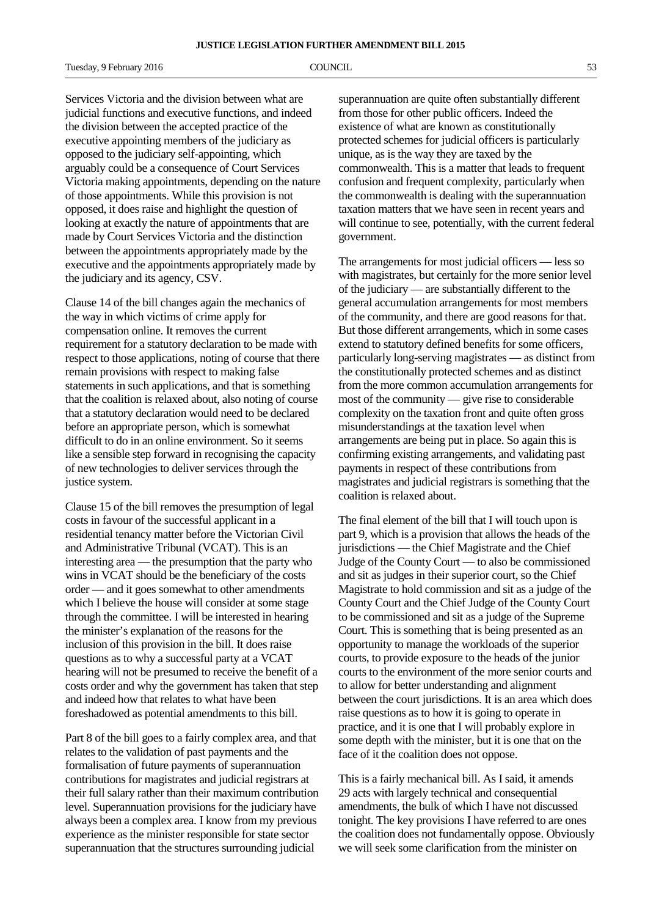Services Victoria and the division between what are judicial functions and executive functions, and indeed the division between the accepted practice of the executive appointing members of the judiciary as opposed to the judiciary self-appointing, which arguably could be a consequence of Court Services Victoria making appointments, depending on the nature of those appointments. While this provision is not opposed, it does raise and highlight the question of looking at exactly the nature of appointments that are made by Court Services Victoria and the distinction between the appointments appropriately made by the executive and the appointments appropriately made by the judiciary and its agency, CSV.

Clause 14 of the bill changes again the mechanics of the way in which victims of crime apply for compensation online. It removes the current requirement for a statutory declaration to be made with respect to those applications, noting of course that there remain provisions with respect to making false statements in such applications, and that is something that the coalition is relaxed about, also noting of course that a statutory declaration would need to be declared before an appropriate person, which is somewhat difficult to do in an online environment. So it seems like a sensible step forward in recognising the capacity of new technologies to deliver services through the justice system.

Clause 15 of the bill removes the presumption of legal costs in favour of the successful applicant in a residential tenancy matter before the Victorian Civil and Administrative Tribunal (VCAT). This is an interesting area — the presumption that the party who wins in VCAT should be the beneficiary of the costs order — and it goes somewhat to other amendments which I believe the house will consider at some stage through the committee. I will be interested in hearing the minister's explanation of the reasons for the inclusion of this provision in the bill. It does raise questions as to why a successful party at a VCAT hearing will not be presumed to receive the benefit of a costs order and why the government has taken that step and indeed how that relates to what have been foreshadowed as potential amendments to this bill.

Part 8 of the bill goes to a fairly complex area, and that relates to the validation of past payments and the formalisation of future payments of superannuation contributions for magistrates and judicial registrars at their full salary rather than their maximum contribution level. Superannuation provisions for the judiciary have always been a complex area. I know from my previous experience as the minister responsible for state sector superannuation that the structures surrounding judicial superannuation are quite often substantially different from those for other public officers. Indeed the existence of what are known as constitutionally protected schemes for judicial officers is particularly unique, as is the way they are taxed by the commonwealth. This is a matter that leads to frequent confusion and frequent complexity, particularly when the commonwealth is dealing with the superannuation taxation matters that we have seen in recent years and will continue to see, potentially, with the current federal government.

The arrangements for most judicial officers — less so with magistrates, but certainly for the more senior level of the judiciary — are substantially different to the general accumulation arrangements for most members of the community, and there are good reasons for that. But those different arrangements, which in some cases extend to statutory defined benefits for some officers, particularly long-serving magistrates — as distinct from the constitutionally protected schemes and as distinct from the more common accumulation arrangements for most of the community — give rise to considerable complexity on the taxation front and quite often gross misunderstandings at the taxation level when arrangements are being put in place. So again this is confirming existing arrangements, and validating past payments in respect of these contributions from magistrates and judicial registrars is something that the coalition is relaxed about.

The final element of the bill that I will touch upon is part 9, which is a provision that allows the heads of the jurisdictions — the Chief Magistrate and the Chief Judge of the County Court — to also be commissioned and sit as judges in their superior court, so the Chief Magistrate to hold commission and sit as a judge of the County Court and the Chief Judge of the County Court to be commissioned and sit as a judge of the Supreme Court. This is something that is being presented as an opportunity to manage the workloads of the superior courts, to provide exposure to the heads of the junior courts to the environment of the more senior courts and to allow for better understanding and alignment between the court jurisdictions. It is an area which does raise questions as to how it is going to operate in practice, and it is one that I will probably explore in some depth with the minister, but it is one that on the face of it the coalition does not oppose.

This is a fairly mechanical bill. As I said, it amends 29 acts with largely technical and consequential amendments, the bulk of which I have not discussed tonight. The key provisions I have referred to are ones the coalition does not fundamentally oppose. Obviously we will seek some clarification from the minister on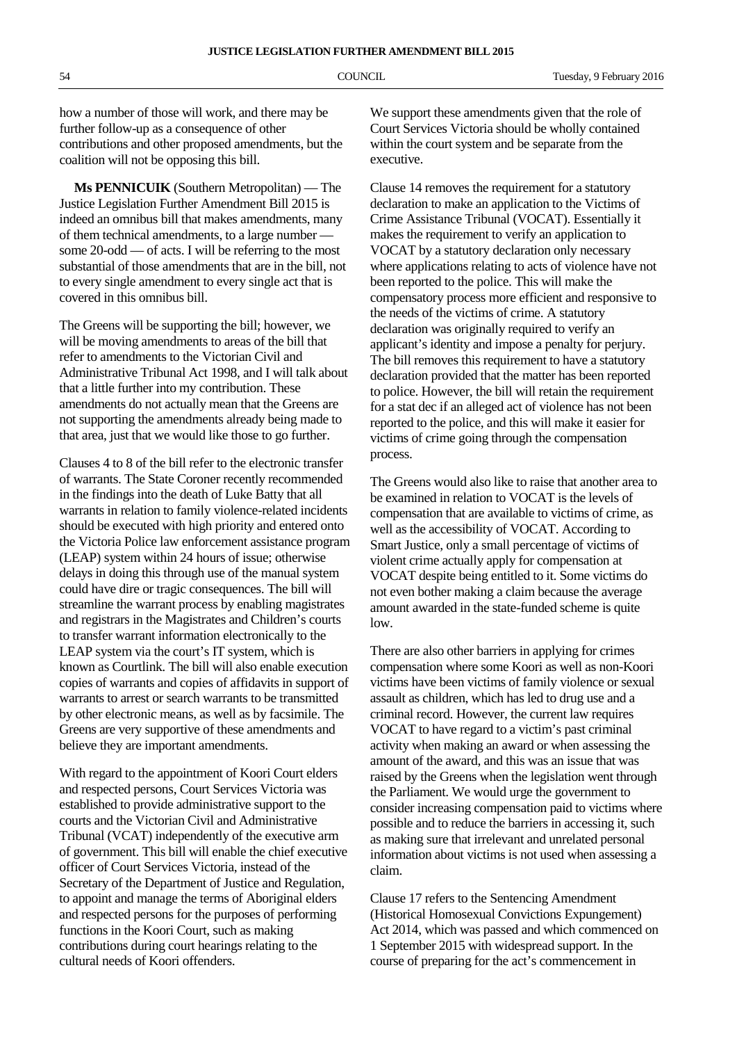how a number of those will work, and there may be further follow-up as a consequence of other contributions and other proposed amendments, but the coalition will not be opposing this bill.

**Ms PENNICUIK** (Southern Metropolitan) — The Justice Legislation Further Amendment Bill 2015 is indeed an omnibus bill that makes amendments, many of them technical amendments, to a large number — some 20-odd — of acts. I will be referring to the most substantial of those amendments that are in the bill, not to every single amendment to every single act that is covered in this omnibus bill.

The Greens will be supporting the bill; however, we will be moving amendments to areas of the bill that refer to amendments to the Victorian Civil and Administrative Tribunal Act 1998, and I will talk about that a little further into my contribution. These amendments do not actually mean that the Greens are not supporting the amendments already being made to that area, just that we would like those to go further.

Clauses 4 to 8 of the bill refer to the electronic transfer of warrants. The State Coroner recently recommended in the findings into the death of Luke Batty that all warrants in relation to family violence-related incidents should be executed with high priority and entered onto the Victoria Police law enforcement assistance program (LEAP) system within 24 hours of issue; otherwise delays in doing this through use of the manual system could have dire or tragic consequences. The bill will streamline the warrant process by enabling magistrates and registrars in the Magistrates and Children's courts to transfer warrant information electronically to the LEAP system via the court's IT system, which is known as Courtlink. The bill will also enable execution copies of warrants and copies of affidavits in support of warrants to arrest or search warrants to be transmitted by other electronic means, as well as by facsimile. The Greens are very supportive of these amendments and believe they are important amendments.

With regard to the appointment of Koori Court elders and respected persons, Court Services Victoria was established to provide administrative support to the courts and the Victorian Civil and Administrative Tribunal (VCAT) independently of the executive arm of government. This bill will enable the chief executive officer of Court Services Victoria, instead of the Secretary of the Department of Justice and Regulation, to appoint and manage the terms of Aboriginal elders and respected persons for the purposes of performing functions in the Koori Court, such as making contributions during court hearings relating to the cultural needs of Koori offenders.

We support these amendments given that the role of Court Services Victoria should be wholly contained within the court system and be separate from the executive.

Clause 14 removes the requirement for a statutory declaration to make an application to the Victims of Crime Assistance Tribunal (VOCAT). Essentially it makes the requirement to verify an application to VOCAT by a statutory declaration only necessary where applications relating to acts of violence have not been reported to the police. This will make the compensatory process more efficient and responsive to the needs of the victims of crime. A statutory declaration was originally required to verify an applicant's identity and impose a penalty for perjury. The bill removes this requirement to have a statutory declaration provided that the matter has been reported to police. However, the bill will retain the requirement for a stat dec if an alleged act of violence has not been reported to the police, and this will make it easier for victims of crime going through the compensation process.

The Greens would also like to raise that another area to be examined in relation to VOCAT is the levels of compensation that are available to victims of crime, as well as the accessibility of VOCAT. According to Smart Justice, only a small percentage of victims of violent crime actually apply for compensation at VOCAT despite being entitled to it. Some victims do not even bother making a claim because the average amount awarded in the state-funded scheme is quite low.

There are also other barriers in applying for crimes compensation where some Koori as well as non-Koori victims have been victims of family violence or sexual assault as children, which has led to drug use and a criminal record. However, the current law requires VOCAT to have regard to a victim's past criminal activity when making an award or when assessing the amount of the award, and this was an issue that was raised by the Greens when the legislation went through the Parliament. We would urge the government to consider increasing compensation paid to victims where possible and to reduce the barriers in accessing it, such as making sure that irrelevant and unrelated personal information about victims is not used when assessing a claim.

Clause 17 refers to the Sentencing Amendment (Historical Homosexual Convictions Expungement) Act 2014, which was passed and which commenced on 1 September 2015 with widespread support. In the course of preparing for the act's commencement in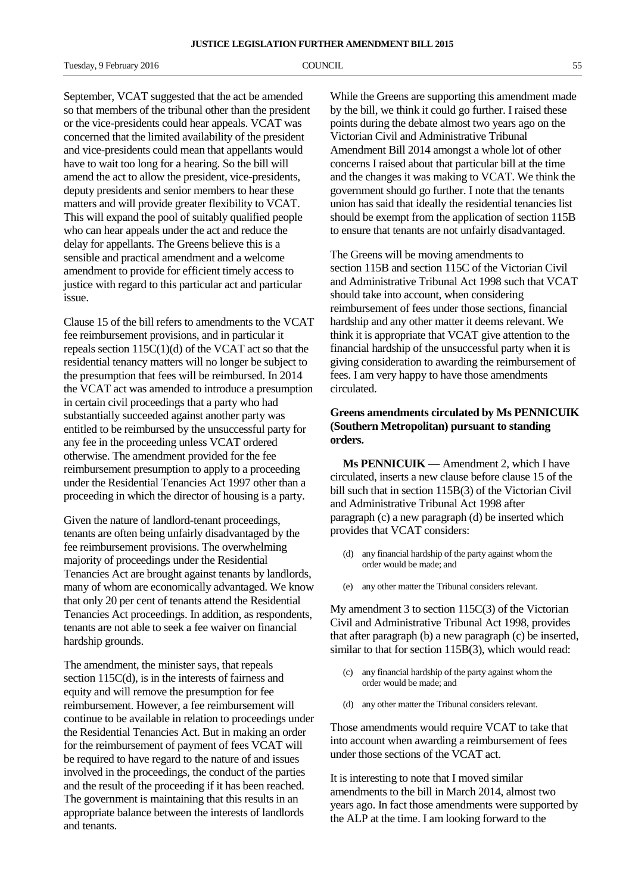September, VCAT suggested that the act be amended so that members of the tribunal other than the president or the vice-presidents could hear appeals. VCAT was concerned that the limited availability of the president and vice-presidents could mean that appellants would have to wait too long for a hearing. So the bill will amend the act to allow the president, vice-presidents, deputy presidents and senior members to hear these matters and will provide greater flexibility to VCAT. This will expand the pool of suitably qualified people who can hear appeals under the act and reduce the delay for appellants. The Greens believe this is a sensible and practical amendment and a welcome amendment to provide for efficient timely access to justice with regard to this particular act and particular issue.

Clause 15 of the bill refers to amendments to the VCAT fee reimbursement provisions, and in particular it repeals section 115C(1)(d) of the VCAT act so that the residential tenancy matters will no longer be subject to the presumption that fees will be reimbursed. In 2014 the VCAT act was amended to introduce a presumption in certain civil proceedings that a party who had substantially succeeded against another party was entitled to be reimbursed by the unsuccessful party for any fee in the proceeding unless VCAT ordered otherwise. The amendment provided for the fee reimbursement presumption to apply to a proceeding under the Residential Tenancies Act 1997 other than a proceeding in which the director of housing is a party.

Given the nature of landlord-tenant proceedings, tenants are often being unfairly disadvantaged by the fee reimbursement provisions. The overwhelming majority of proceedings under the Residential Tenancies Act are brought against tenants by landlords, many of whom are economically advantaged. We know that only 20 per cent of tenants attend the Residential Tenancies Act proceedings. In addition, as respondents, tenants are not able to seek a fee waiver on financial hardship grounds.

The amendment, the minister says, that repeals section 115C(d), is in the interests of fairness and equity and will remove the presumption for fee reimbursement. However, a fee reimbursement will continue to be available in relation to proceedings under the Residential Tenancies Act. But in making an order for the reimbursement of payment of fees VCAT will be required to have regard to the nature of and issues involved in the proceedings, the conduct of the parties and the result of the proceeding if it has been reached. The government is maintaining that this results in an appropriate balance between the interests of landlords and tenants.

While the Greens are supporting this amendment made by the bill, we think it could go further. I raised these points during the debate almost two years ago on the Victorian Civil and Administrative Tribunal Amendment Bill 2014 amongst a whole lot of other concerns I raised about that particular bill at the time and the changes it was making to VCAT. We think the government should go further. I note that the tenants union has said that ideally the residential tenancies list should be exempt from the application of section 115B to ensure that tenants are not unfairly disadvantaged.

The Greens will be moving amendments to section 115B and section 115C of the Victorian Civil and Administrative Tribunal Act 1998 such that VCAT should take into account, when considering reimbursement of fees under those sections, financial hardship and any other matter it deems relevant. We think it is appropriate that VCAT give attention to the financial hardship of the unsuccessful party when it is giving consideration to awarding the reimbursement of fees. I am very happy to have those amendments circulated.

**Greens amendments circulated by Ms PENNICUIK (Southern Metropolitan) pursuant to standing orders.**

**Ms PENNICUIK** — Amendment 2, which I have circulated, inserts a new clause before clause 15 of the bill such that in section 115B(3) of the Victorian Civil and Administrative Tribunal Act 1998 after paragraph (c) a new paragraph (d) be inserted which provides that VCAT considers:

> (d) any financial hardship of the party against whom the order would be made; and
>
> (e) any other matter the Tribunal considers relevant.

My amendment 3 to section 115C(3) of the Victorian Civil and Administrative Tribunal Act 1998, provides that after paragraph (b) a new paragraph (c) be inserted, similar to that for section 115B(3), which would read:

> (c) any financial hardship of the party against whom the order would be made; and
>
> (d) any other matter the Tribunal considers relevant.

Those amendments would require VCAT to take that into account when awarding a reimbursement of fees under those sections of the VCAT act.

It is interesting to note that I moved similar amendments to the bill in March 2014, almost two years ago. In fact those amendments were supported by the ALP at the time. I am looking forward to the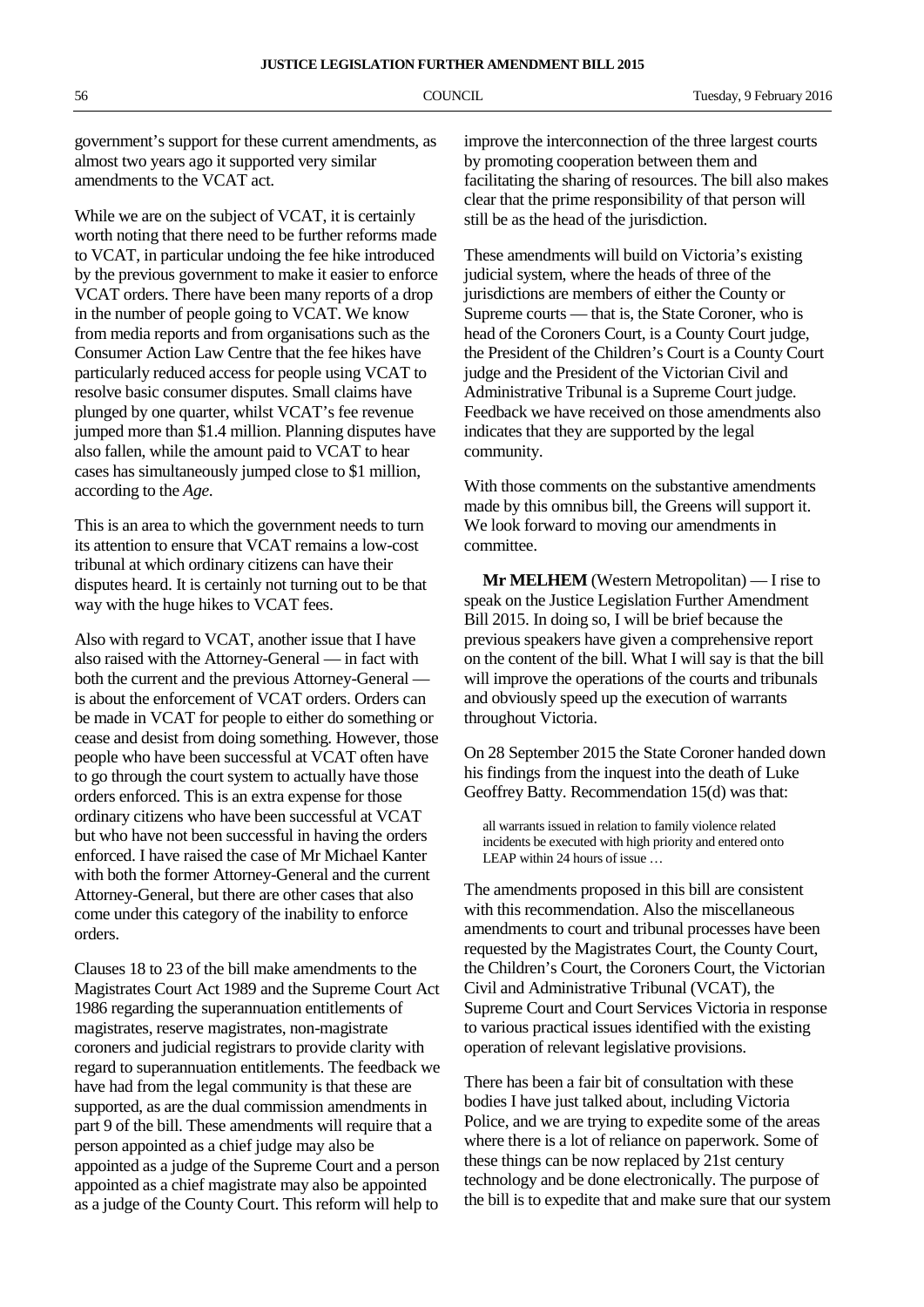government's support for these current amendments, as almost two years ago it supported very similar amendments to the VCAT act.

While we are on the subject of VCAT, it is certainly worth noting that there need to be further reforms made to VCAT, in particular undoing the fee hike introduced by the previous government to make it easier to enforce VCAT orders. There have been many reports of a drop in the number of people going to VCAT. We know from media reports and from organisations such as the Consumer Action Law Centre that the fee hikes have particularly reduced access for people using VCAT to resolve basic consumer disputes. Small claims have plunged by one quarter, whilst VCAT's fee revenue jumped more than $1.4 million. Planning disputes have also fallen, while the amount paid to VCAT to hear cases has simultaneously jumped close to $1 million, according to the *Age*.

This is an area to which the government needs to turn its attention to ensure that VCAT remains a low-cost tribunal at which ordinary citizens can have their disputes heard. It is certainly not turning out to be that way with the huge hikes to VCAT fees.

Also with regard to VCAT, another issue that I have also raised with the Attorney-General — in fact with both the current and the previous Attorney-General — is about the enforcement of VCAT orders. Orders can be made in VCAT for people to either do something or cease and desist from doing something. However, those people who have been successful at VCAT often have to go through the court system to actually have those orders enforced. This is an extra expense for those ordinary citizens who have been successful at VCAT but who have not been successful in having the orders enforced. I have raised the case of Mr Michael Kanter with both the former Attorney-General and the current Attorney-General, but there are other cases that also come under this category of the inability to enforce orders.

Clauses 18 to 23 of the bill make amendments to the Magistrates Court Act 1989 and the Supreme Court Act 1986 regarding the superannuation entitlements of magistrates, reserve magistrates, non-magistrate coroners and judicial registrars to provide clarity with regard to superannuation entitlements. The feedback we have had from the legal community is that these are supported, as are the dual commission amendments in part 9 of the bill. These amendments will require that a person appointed as a chief judge may also be appointed as a judge of the Supreme Court and a person appointed as a chief magistrate may also be appointed as a judge of the County Court. This reform will help to improve the interconnection of the three largest courts by promoting cooperation between them and facilitating the sharing of resources. The bill also makes clear that the prime responsibility of that person will still be as the head of the jurisdiction.

These amendments will build on Victoria's existing judicial system, where the heads of three of the jurisdictions are members of either the County or Supreme courts — that is, the State Coroner, who is head of the Coroners Court, is a County Court judge, the President of the Children's Court is a County Court judge and the President of the Victorian Civil and Administrative Tribunal is a Supreme Court judge. Feedback we have received on those amendments also indicates that they are supported by the legal community.

With those comments on the substantive amendments made by this omnibus bill, the Greens will support it. We look forward to moving our amendments in committee.

**Mr MELHEM** (Western Metropolitan) — I rise to speak on the Justice Legislation Further Amendment Bill 2015. In doing so, I will be brief because the previous speakers have given a comprehensive report on the content of the bill. What I will say is that the bill will improve the operations of the courts and tribunals and obviously speed up the execution of warrants throughout Victoria.

On 28 September 2015 the State Coroner handed down his findings from the inquest into the death of Luke Geoffrey Batty. Recommendation 15(d) was that:

> all warrants issued in relation to family violence related incidents be executed with high priority and entered onto LEAP within 24 hours of issue …

The amendments proposed in this bill are consistent with this recommendation. Also the miscellaneous amendments to court and tribunal processes have been requested by the Magistrates Court, the County Court, the Children's Court, the Coroners Court, the Victorian Civil and Administrative Tribunal (VCAT), the Supreme Court and Court Services Victoria in response to various practical issues identified with the existing operation of relevant legislative provisions.

There has been a fair bit of consultation with these bodies I have just talked about, including Victoria Police, and we are trying to expedite some of the areas where there is a lot of reliance on paperwork. Some of these things can be now replaced by 21st century technology and be done electronically. The purpose of the bill is to expedite that and make sure that our system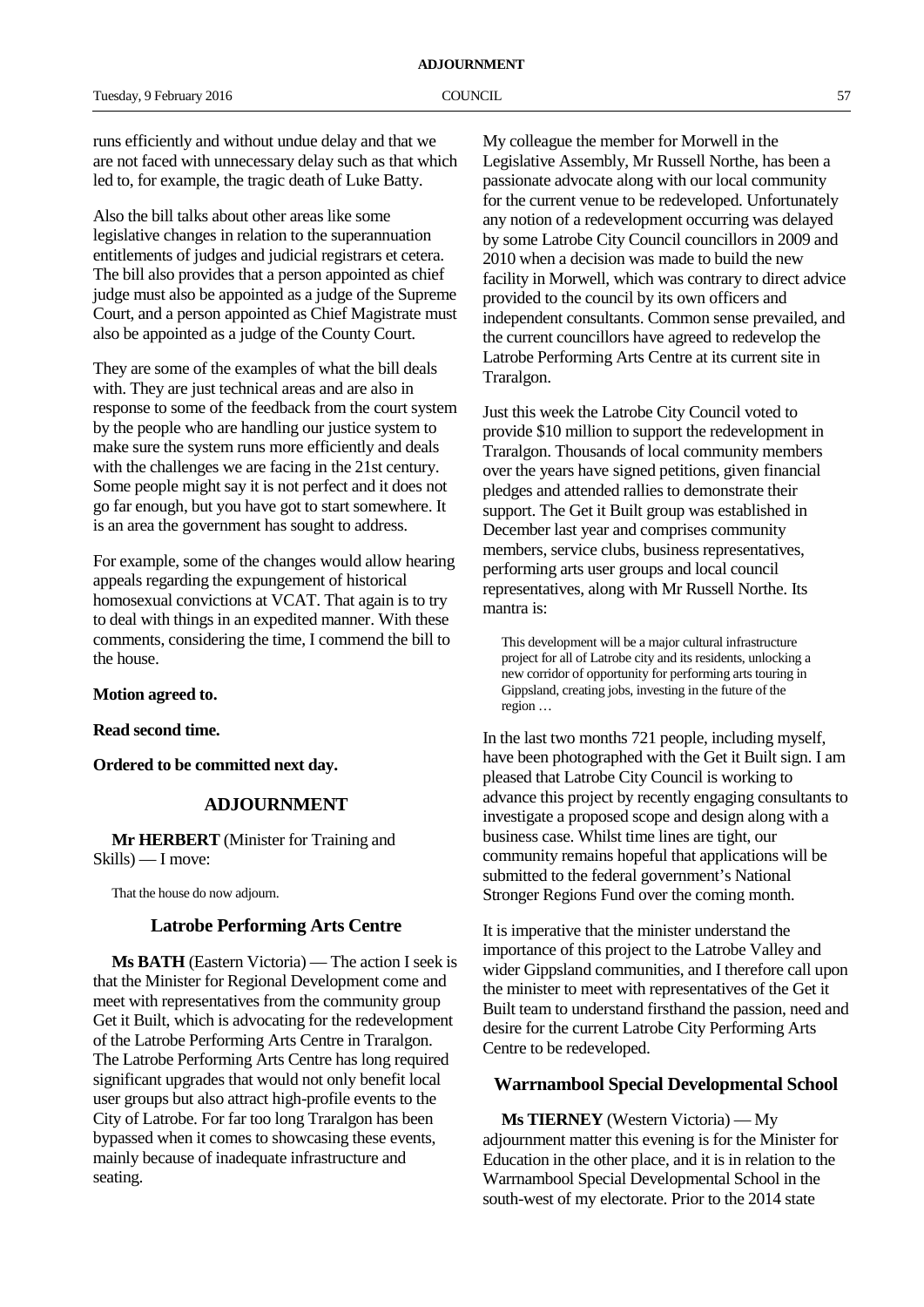runs efficiently and without undue delay and that we are not faced with unnecessary delay such as that which led to, for example, the tragic death of Luke Batty.

Also the bill talks about other areas like some legislative changes in relation to the superannuation entitlements of judges and judicial registrars et cetera. The bill also provides that a person appointed as chief judge must also be appointed as a judge of the Supreme Court, and a person appointed as Chief Magistrate must also be appointed as a judge of the County Court.

They are some of the examples of what the bill deals with. They are just technical areas and are also in response to some of the feedback from the court system by the people who are handling our justice system to make sure the system runs more efficiently and deals with the challenges we are facing in the 21st century. Some people might say it is not perfect and it does not go far enough, but you have got to start somewhere. It is an area the government has sought to address.

For example, some of the changes would allow hearing appeals regarding the expungement of historical homosexual convictions at VCAT. That again is to try to deal with things in an expedited manner. With these comments, considering the time, I commend the bill to the house.

**Motion agreed to.**

**Read second time.**

**Ordered to be committed next day.**

## ADJOURNMENT

**Mr HERBERT** (Minister for Training and Skills) — I move:

> That the house do now adjourn.

### Latrobe Performing Arts Centre

**Ms BATH** (Eastern Victoria) — The action I seek is that the Minister for Regional Development come and meet with representatives from the community group Get it Built, which is advocating for the redevelopment of the Latrobe Performing Arts Centre in Traralgon. The Latrobe Performing Arts Centre has long required significant upgrades that would not only benefit local user groups but also attract high-profile events to the City of Latrobe. For far too long Traralgon has been bypassed when it comes to showcasing these events, mainly because of inadequate infrastructure and seating.

My colleague the member for Morwell in the Legislative Assembly, Mr Russell Northe, has been a passionate advocate along with our local community for the current venue to be redeveloped. Unfortunately any notion of a redevelopment occurring was delayed by some Latrobe City Council councillors in 2009 and 2010 when a decision was made to build the new facility in Morwell, which was contrary to direct advice provided to the council by its own officers and independent consultants. Common sense prevailed, and the current councillors have agreed to redevelop the Latrobe Performing Arts Centre at its current site in Traralgon.

Just this week the Latrobe City Council voted to provide $10 million to support the redevelopment in Traralgon. Thousands of local community members over the years have signed petitions, given financial pledges and attended rallies to demonstrate their support. The Get it Built group was established in December last year and comprises community members, service clubs, business representatives, performing arts user groups and local council representatives, along with Mr Russell Northe. Its mantra is:

> This development will be a major cultural infrastructure project for all of Latrobe city and its residents, unlocking a new corridor of opportunity for performing arts touring in Gippsland, creating jobs, investing in the future of the region …

In the last two months 721 people, including myself, have been photographed with the Get it Built sign. I am pleased that Latrobe City Council is working to advance this project by recently engaging consultants to investigate a proposed scope and design along with a business case. Whilst time lines are tight, our community remains hopeful that applications will be submitted to the federal government's National Stronger Regions Fund over the coming month.

It is imperative that the minister understand the importance of this project to the Latrobe Valley and wider Gippsland communities, and I therefore call upon the minister to meet with representatives of the Get it Built team to understand firsthand the passion, need and desire for the current Latrobe City Performing Arts Centre to be redeveloped.

### Warrnambool Special Developmental School

**Ms TIERNEY** (Western Victoria) — My adjournment matter this evening is for the Minister for Education in the other place, and it is in relation to the Warrnambool Special Developmental School in the south-west of my electorate. Prior to the 2014 state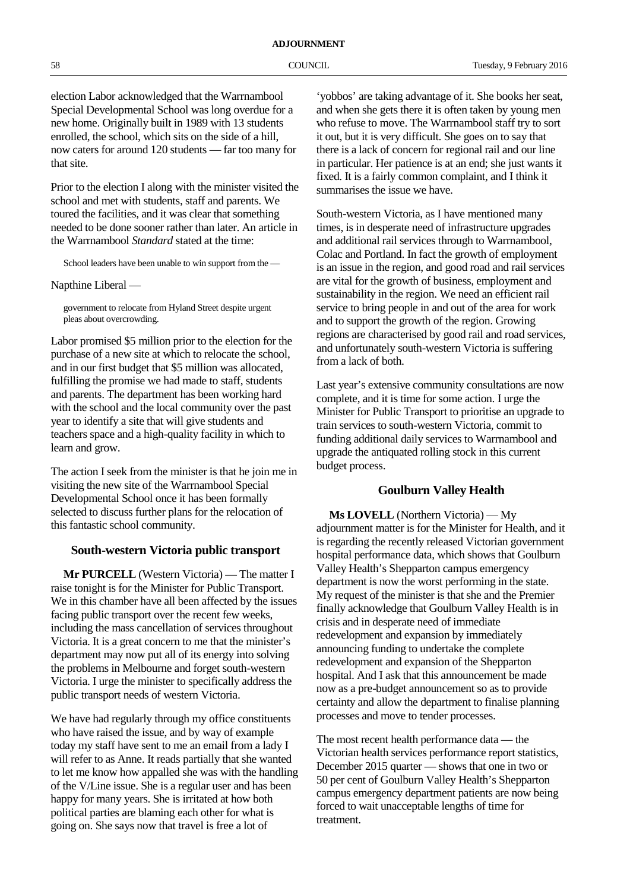election Labor acknowledged that the Warrnambool Special Developmental School was long overdue for a new home. Originally built in 1989 with 13 students enrolled, the school, which sits on the side of a hill, now caters for around 120 students — far too many for that site.

Prior to the election I along with the minister visited the school and met with students, staff and parents. We toured the facilities, and it was clear that something needed to be done sooner rather than later. An article in the Warrnambool *Standard* stated at the time:

> School leaders have been unable to win support from the —

Napthine Liberal —

> government to relocate from Hyland Street despite urgent pleas about overcrowding.

Labor promised $5 million prior to the election for the purchase of a new site at which to relocate the school, and in our first budget that $5 million was allocated, fulfilling the promise we had made to staff, students and parents. The department has been working hard with the school and the local community over the past year to identify a site that will give students and teachers space and a high-quality facility in which to learn and grow.

The action I seek from the minister is that he join me in visiting the new site of the Warrnambool Special Developmental School once it has been formally selected to discuss further plans for the relocation of this fantastic school community.

## South-western Victoria public transport

**Mr PURCELL** (Western Victoria) — The matter I raise tonight is for the Minister for Public Transport. We in this chamber have all been affected by the issues facing public transport over the recent few weeks, including the mass cancellation of services throughout Victoria. It is a great concern to me that the minister's department may now put all of its energy into solving the problems in Melbourne and forget south-western Victoria. I urge the minister to specifically address the public transport needs of western Victoria.

We have had regularly through my office constituents who have raised the issue, and by way of example today my staff have sent to me an email from a lady I will refer to as Anne. It reads partially that she wanted to let me know how appalled she was with the handling of the V/Line issue. She is a regular user and has been happy for many years. She is irritated at how both political parties are blaming each other for what is going on. She says now that travel is free a lot of 'yobbos' are taking advantage of it. She books her seat, and when she gets there it is often taken by young men who refuse to move. The Warrnambool staff try to sort it out, but it is very difficult. She goes on to say that there is a lack of concern for regional rail and our line in particular. Her patience is at an end; she just wants it fixed. It is a fairly common complaint, and I think it summarises the issue we have.

South-western Victoria, as I have mentioned many times, is in desperate need of infrastructure upgrades and additional rail services through to Warrnambool, Colac and Portland. In fact the growth of employment is an issue in the region, and good road and rail services are vital for the growth of business, employment and sustainability in the region. We need an efficient rail service to bring people in and out of the area for work and to support the growth of the region. Growing regions are characterised by good rail and road services, and unfortunately south-western Victoria is suffering from a lack of both.

Last year's extensive community consultations are now complete, and it is time for some action. I urge the Minister for Public Transport to prioritise an upgrade to train services to south-western Victoria, commit to funding additional daily services to Warrnambool and upgrade the antiquated rolling stock in this current budget process.

## Goulburn Valley Health

**Ms LOVELL** (Northern Victoria) — My adjournment matter is for the Minister for Health, and it is regarding the recently released Victorian government hospital performance data, which shows that Goulburn Valley Health's Shepparton campus emergency department is now the worst performing in the state. My request of the minister is that she and the Premier finally acknowledge that Goulburn Valley Health is in crisis and in desperate need of immediate redevelopment and expansion by immediately announcing funding to undertake the complete redevelopment and expansion of the Shepparton hospital. And I ask that this announcement be made now as a pre-budget announcement so as to provide certainty and allow the department to finalise planning processes and move to tender processes.

The most recent health performance data — the Victorian health services performance report statistics, December 2015 quarter — shows that one in two or 50 per cent of Goulburn Valley Health's Shepparton campus emergency department patients are now being forced to wait unacceptable lengths of time for treatment.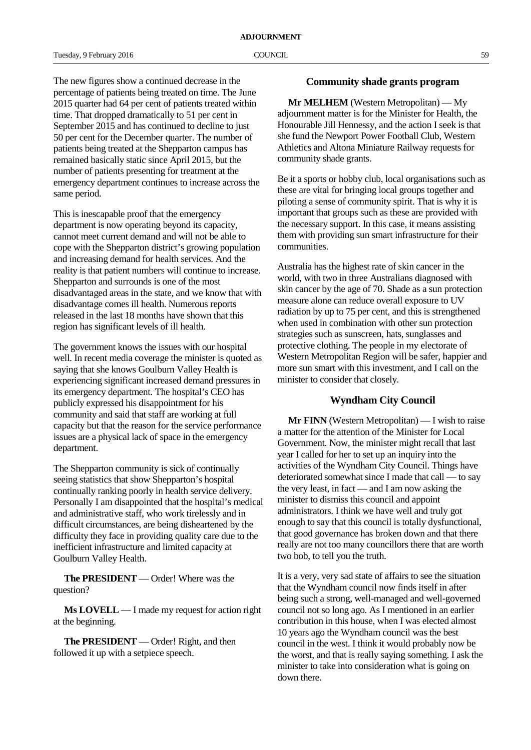The new figures show a continued decrease in the percentage of patients being treated on time. The June 2015 quarter had 64 per cent of patients treated within time. That dropped dramatically to 51 per cent in September 2015 and has continued to decline to just 50 per cent for the December quarter. The number of patients being treated at the Shepparton campus has remained basically static since April 2015, but the number of patients presenting for treatment at the emergency department continues to increase across the same period.

This is inescapable proof that the emergency department is now operating beyond its capacity, cannot meet current demand and will not be able to cope with the Shepparton district's growing population and increasing demand for health services. And the reality is that patient numbers will continue to increase. Shepparton and surrounds is one of the most disadvantaged areas in the state, and we know that with disadvantage comes ill health. Numerous reports released in the last 18 months have shown that this region has significant levels of ill health.

The government knows the issues with our hospital well. In recent media coverage the minister is quoted as saying that she knows Goulburn Valley Health is experiencing significant increased demand pressures in its emergency department. The hospital's CEO has publicly expressed his disappointment for his community and said that staff are working at full capacity but that the reason for the service performance issues are a physical lack of space in the emergency department.

The Shepparton community is sick of continually seeing statistics that show Shepparton's hospital continually ranking poorly in health service delivery. Personally I am disappointed that the hospital's medical and administrative staff, who work tirelessly and in difficult circumstances, are being disheartened by the difficulty they face in providing quality care due to the inefficient infrastructure and limited capacity at Goulburn Valley Health.

**The PRESIDENT** — Order! Where was the question?

**Ms LOVELL** — I made my request for action right at the beginning.

**The PRESIDENT** — Order! Right, and then followed it up with a setpiece speech.

## Community shade grants program

**Mr MELHEM** (Western Metropolitan) — My adjournment matter is for the Minister for Health, the Honourable Jill Hennessy, and the action I seek is that she fund the Newport Power Football Club, Western Athletics and Altona Miniature Railway requests for community shade grants.

Be it a sports or hobby club, local organisations such as these are vital for bringing local groups together and piloting a sense of community spirit. That is why it is important that groups such as these are provided with the necessary support. In this case, it means assisting them with providing sun smart infrastructure for their communities.

Australia has the highest rate of skin cancer in the world, with two in three Australians diagnosed with skin cancer by the age of 70. Shade as a sun protection measure alone can reduce overall exposure to UV radiation by up to 75 per cent, and this is strengthened when used in combination with other sun protection strategies such as sunscreen, hats, sunglasses and protective clothing. The people in my electorate of Western Metropolitan Region will be safer, happier and more sun smart with this investment, and I call on the minister to consider that closely.

## Wyndham City Council

**Mr FINN** (Western Metropolitan) — I wish to raise a matter for the attention of the Minister for Local Government. Now, the minister might recall that last year I called for her to set up an inquiry into the activities of the Wyndham City Council. Things have deteriorated somewhat since I made that call — to say the very least, in fact — and I am now asking the minister to dismiss this council and appoint administrators. I think we have well and truly got enough to say that this council is totally dysfunctional, that good governance has broken down and that there really are not too many councillors there that are worth two bob, to tell you the truth.

It is a very, very sad state of affairs to see the situation that the Wyndham council now finds itself in after being such a strong, well-managed and well-governed council not so long ago. As I mentioned in an earlier contribution in this house, when I was elected almost 10 years ago the Wyndham council was the best council in the west. I think it would probably now be the worst, and that is really saying something. I ask the minister to take into consideration what is going on down there.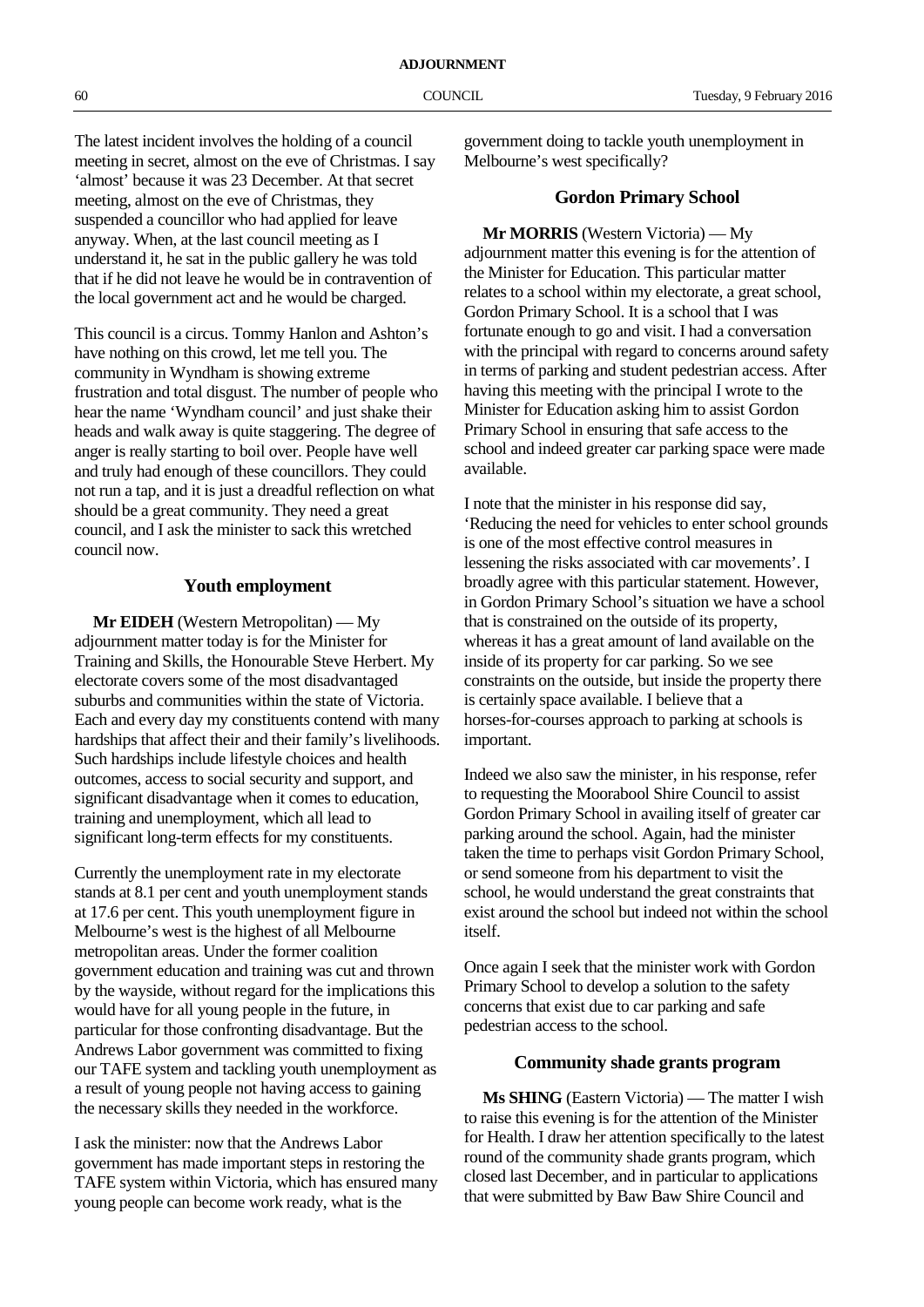The latest incident involves the holding of a council meeting in secret, almost on the eve of Christmas. I say 'almost' because it was 23 December. At that secret meeting, almost on the eve of Christmas, they suspended a councillor who had applied for leave anyway. When, at the last council meeting as I understand it, he sat in the public gallery he was told that if he did not leave he would be in contravention of the local government act and he would be charged.

This council is a circus. Tommy Hanlon and Ashton's have nothing on this crowd, let me tell you. The community in Wyndham is showing extreme frustration and total disgust. The number of people who hear the name 'Wyndham council' and just shake their heads and walk away is quite staggering. The degree of anger is really starting to boil over. People have well and truly had enough of these councillors. They could not run a tap, and it is just a dreadful reflection on what should be a great community. They need a great council, and I ask the minister to sack this wretched council now.

## Youth employment

**Mr EIDEH** (Western Metropolitan) — My adjournment matter today is for the Minister for Training and Skills, the Honourable Steve Herbert. My electorate covers some of the most disadvantaged suburbs and communities within the state of Victoria. Each and every day my constituents contend with many hardships that affect their and their family's livelihoods. Such hardships include lifestyle choices and health outcomes, access to social security and support, and significant disadvantage when it comes to education, training and unemployment, which all lead to significant long-term effects for my constituents.

Currently the unemployment rate in my electorate stands at 8.1 per cent and youth unemployment stands at 17.6 per cent. This youth unemployment figure in Melbourne's west is the highest of all Melbourne metropolitan areas. Under the former coalition government education and training was cut and thrown by the wayside, without regard for the implications this would have for all young people in the future, in particular for those confronting disadvantage. But the Andrews Labor government was committed to fixing our TAFE system and tackling youth unemployment as a result of young people not having access to gaining the necessary skills they needed in the workforce.

I ask the minister: now that the Andrews Labor government has made important steps in restoring the TAFE system within Victoria, which has ensured many young people can become work ready, what is the government doing to tackle youth unemployment in Melbourne's west specifically?

## Gordon Primary School

**Mr MORRIS** (Western Victoria) — My adjournment matter this evening is for the attention of the Minister for Education. This particular matter relates to a school within my electorate, a great school, Gordon Primary School. It is a school that I was fortunate enough to go and visit. I had a conversation with the principal with regard to concerns around safety in terms of parking and student pedestrian access. After having this meeting with the principal I wrote to the Minister for Education asking him to assist Gordon Primary School in ensuring that safe access to the school and indeed greater car parking space were made available.

I note that the minister in his response did say, 'Reducing the need for vehicles to enter school grounds is one of the most effective control measures in lessening the risks associated with car movements'. I broadly agree with this particular statement. However, in Gordon Primary School's situation we have a school that is constrained on the outside of its property, whereas it has a great amount of land available on the inside of its property for car parking. So we see constraints on the outside, but inside the property there is certainly space available. I believe that a horses-for-courses approach to parking at schools is important.

Indeed we also saw the minister, in his response, refer to requesting the Moorabool Shire Council to assist Gordon Primary School in availing itself of greater car parking around the school. Again, had the minister taken the time to perhaps visit Gordon Primary School, or send someone from his department to visit the school, he would understand the great constraints that exist around the school but indeed not within the school itself.

Once again I seek that the minister work with Gordon Primary School to develop a solution to the safety concerns that exist due to car parking and safe pedestrian access to the school.

## Community shade grants program

**Ms SHING** (Eastern Victoria) — The matter I wish to raise this evening is for the attention of the Minister for Health. I draw her attention specifically to the latest round of the community shade grants program, which closed last December, and in particular to applications that were submitted by Baw Baw Shire Council and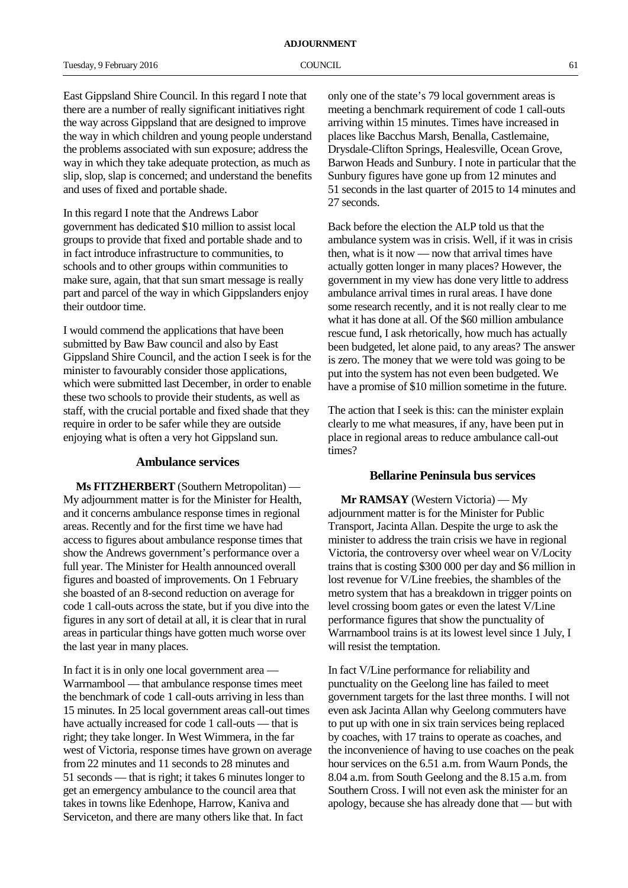East Gippsland Shire Council. In this regard I note that there are a number of really significant initiatives right the way across Gippsland that are designed to improve the way in which children and young people understand the problems associated with sun exposure; address the way in which they take adequate protection, as much as slip, slop, slap is concerned; and understand the benefits and uses of fixed and portable shade.

In this regard I note that the Andrews Labor government has dedicated $10 million to assist local groups to provide that fixed and portable shade and to in fact introduce infrastructure to communities, to schools and to other groups within communities to make sure, again, that that sun smart message is really part and parcel of the way in which Gippslanders enjoy their outdoor time.

I would commend the applications that have been submitted by Baw Baw council and also by East Gippsland Shire Council, and the action I seek is for the minister to favourably consider those applications, which were submitted last December, in order to enable these two schools to provide their students, as well as staff, with the crucial portable and fixed shade that they require in order to be safer while they are outside enjoying what is often a very hot Gippsland sun.

### Ambulance services

**Ms FITZHERBERT** (Southern Metropolitan) — My adjournment matter is for the Minister for Health, and it concerns ambulance response times in regional areas. Recently and for the first time we have had access to figures about ambulance response times that show the Andrews government's performance over a full year. The Minister for Health announced overall figures and boasted of improvements. On 1 February she boasted of an 8-second reduction on average for code 1 call-outs across the state, but if you dive into the figures in any sort of detail at all, it is clear that in rural areas in particular things have gotten much worse over the last year in many places.

In fact it is in only one local government area — Warrnambool — that ambulance response times meet the benchmark of code 1 call-outs arriving in less than 15 minutes. In 25 local government areas call-out times have actually increased for code 1 call-outs — that is right; they take longer. In West Wimmera, in the far west of Victoria, response times have grown on average from 22 minutes and 11 seconds to 28 minutes and 51 seconds — that is right; it takes 6 minutes longer to get an emergency ambulance to the council area that takes in towns like Edenhope, Harrow, Kaniva and Serviceton, and there are many others like that. In fact only one of the state's 79 local government areas is meeting a benchmark requirement of code 1 call-outs arriving within 15 minutes. Times have increased in places like Bacchus Marsh, Benalla, Castlemaine, Drysdale-Clifton Springs, Healesville, Ocean Grove, Barwon Heads and Sunbury. I note in particular that the Sunbury figures have gone up from 12 minutes and 51 seconds in the last quarter of 2015 to 14 minutes and 27 seconds.

Back before the election the ALP told us that the ambulance system was in crisis. Well, if it was in crisis then, what is it now — now that arrival times have actually gotten longer in many places? However, the government in my view has done very little to address ambulance arrival times in rural areas. I have done some research recently, and it is not really clear to me what it has done at all. Of the $60 million ambulance rescue fund, I ask rhetorically, how much has actually been budgeted, let alone paid, to any areas? The answer is zero. The money that we were told was going to be put into the system has not even been budgeted. We have a promise of $10 million sometime in the future.

The action that I seek is this: can the minister explain clearly to me what measures, if any, have been put in place in regional areas to reduce ambulance call-out times?

### Bellarine Peninsula bus services

**Mr RAMSAY** (Western Victoria) — My adjournment matter is for the Minister for Public Transport, Jacinta Allan. Despite the urge to ask the minister to address the train crisis we have in regional Victoria, the controversy over wheel wear on V/Locity trains that is costing $300 000 per day and $6 million in lost revenue for V/Line freebies, the shambles of the metro system that has a breakdown in trigger points on level crossing boom gates or even the latest V/Line performance figures that show the punctuality of Warrnambool trains is at its lowest level since 1 July, I will resist the temptation.

In fact V/Line performance for reliability and punctuality on the Geelong line has failed to meet government targets for the last three months. I will not even ask Jacinta Allan why Geelong commuters have to put up with one in six train services being replaced by coaches, with 17 trains to operate as coaches, and the inconvenience of having to use coaches on the peak hour services on the 6.51 a.m. from Waurn Ponds, the 8.04 a.m. from South Geelong and the 8.15 a.m. from Southern Cross. I will not even ask the minister for an apology, because she has already done that — but with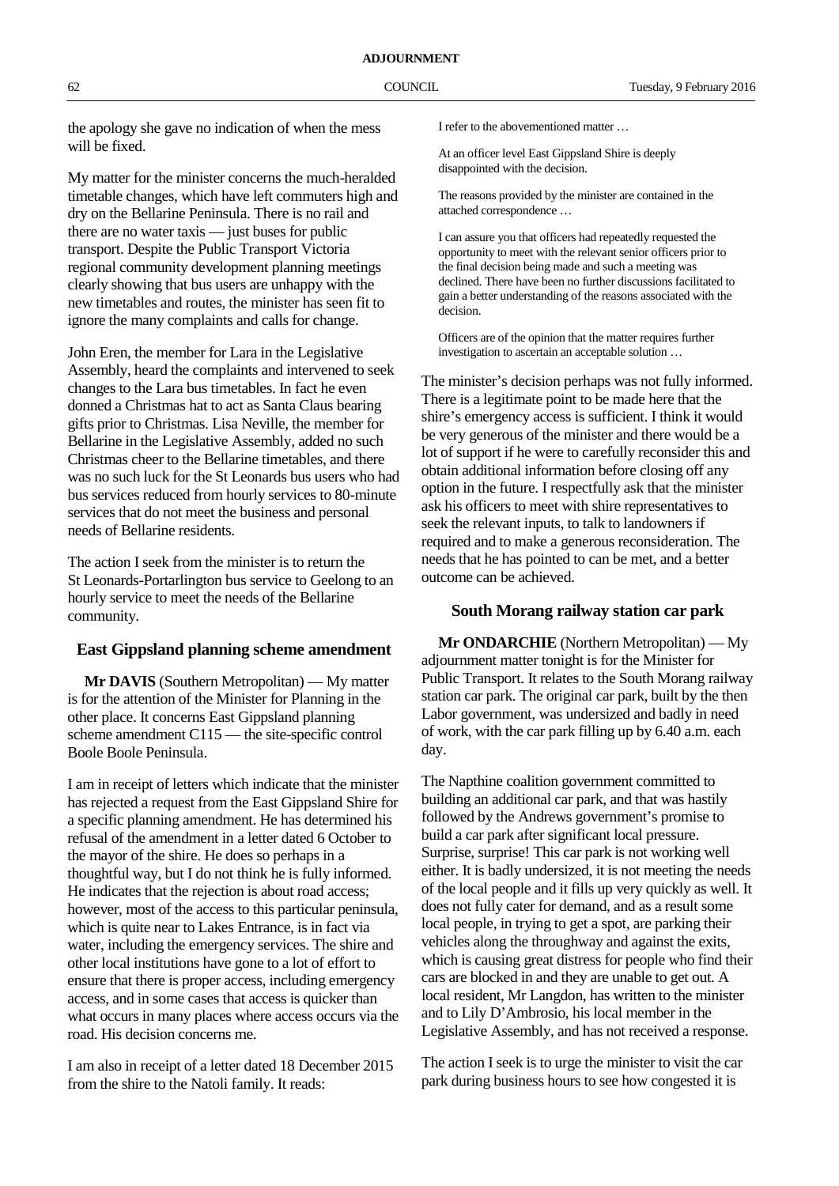the apology she gave no indication of when the mess will be fixed.

My matter for the minister concerns the much-heralded timetable changes, which have left commuters high and dry on the Bellarine Peninsula. There is no rail and there are no water taxis — just buses for public transport. Despite the Public Transport Victoria regional community development planning meetings clearly showing that bus users are unhappy with the new timetables and routes, the minister has seen fit to ignore the many complaints and calls for change.

John Eren, the member for Lara in the Legislative Assembly, heard the complaints and intervened to seek changes to the Lara bus timetables. In fact he even donned a Christmas hat to act as Santa Claus bearing gifts prior to Christmas. Lisa Neville, the member for Bellarine in the Legislative Assembly, added no such Christmas cheer to the Bellarine timetables, and there was no such luck for the St Leonards bus users who had bus services reduced from hourly services to 80-minute services that do not meet the business and personal needs of Bellarine residents.

The action I seek from the minister is to return the St Leonards-Portarlington bus service to Geelong to an hourly service to meet the needs of the Bellarine community.

## East Gippsland planning scheme amendment

**Mr DAVIS** (Southern Metropolitan) — My matter is for the attention of the Minister for Planning in the other place. It concerns East Gippsland planning scheme amendment C115 — the site-specific control Boole Boole Peninsula.

I am in receipt of letters which indicate that the minister has rejected a request from the East Gippsland Shire for a specific planning amendment. He has determined his refusal of the amendment in a letter dated 6 October to the mayor of the shire. He does so perhaps in a thoughtful way, but I do not think he is fully informed. He indicates that the rejection is about road access; however, most of the access to this particular peninsula, which is quite near to Lakes Entrance, is in fact via water, including the emergency services. The shire and other local institutions have gone to a lot of effort to ensure that there is proper access, including emergency access, and in some cases that access is quicker than what occurs in many places where access occurs via the road. His decision concerns me.

I am also in receipt of a letter dated 18 December 2015 from the shire to the Natoli family. It reads:

> I refer to the abovementioned matter …
>
> At an officer level East Gippsland Shire is deeply disappointed with the decision.
>
> The reasons provided by the minister are contained in the attached correspondence …
>
> I can assure you that officers had repeatedly requested the opportunity to meet with the relevant senior officers prior to the final decision being made and such a meeting was declined. There have been no further discussions facilitated to gain a better understanding of the reasons associated with the decision.
>
> Officers are of the opinion that the matter requires further investigation to ascertain an acceptable solution …

The minister's decision perhaps was not fully informed. There is a legitimate point to be made here that the shire's emergency access is sufficient. I think it would be very generous of the minister and there would be a lot of support if he were to carefully reconsider this and obtain additional information before closing off any option in the future. I respectfully ask that the minister ask his officers to meet with shire representatives to seek the relevant inputs, to talk to landowners if required and to make a generous reconsideration. The needs that he has pointed to can be met, and a better outcome can be achieved.

## South Morang railway station car park

**Mr ONDARCHIE** (Northern Metropolitan) — My adjournment matter tonight is for the Minister for Public Transport. It relates to the South Morang railway station car park. The original car park, built by the then Labor government, was undersized and badly in need of work, with the car park filling up by 6.40 a.m. each day.

The Napthine coalition government committed to building an additional car park, and that was hastily followed by the Andrews government's promise to build a car park after significant local pressure. Surprise, surprise! This car park is not working well either. It is badly undersized, it is not meeting the needs of the local people and it fills up very quickly as well. It does not fully cater for demand, and as a result some local people, in trying to get a spot, are parking their vehicles along the throughway and against the exits, which is causing great distress for people who find their cars are blocked in and they are unable to get out. A local resident, Mr Langdon, has written to the minister and to Lily D'Ambrosio, his local member in the Legislative Assembly, and has not received a response.

The action I seek is to urge the minister to visit the car park during business hours to see how congested it is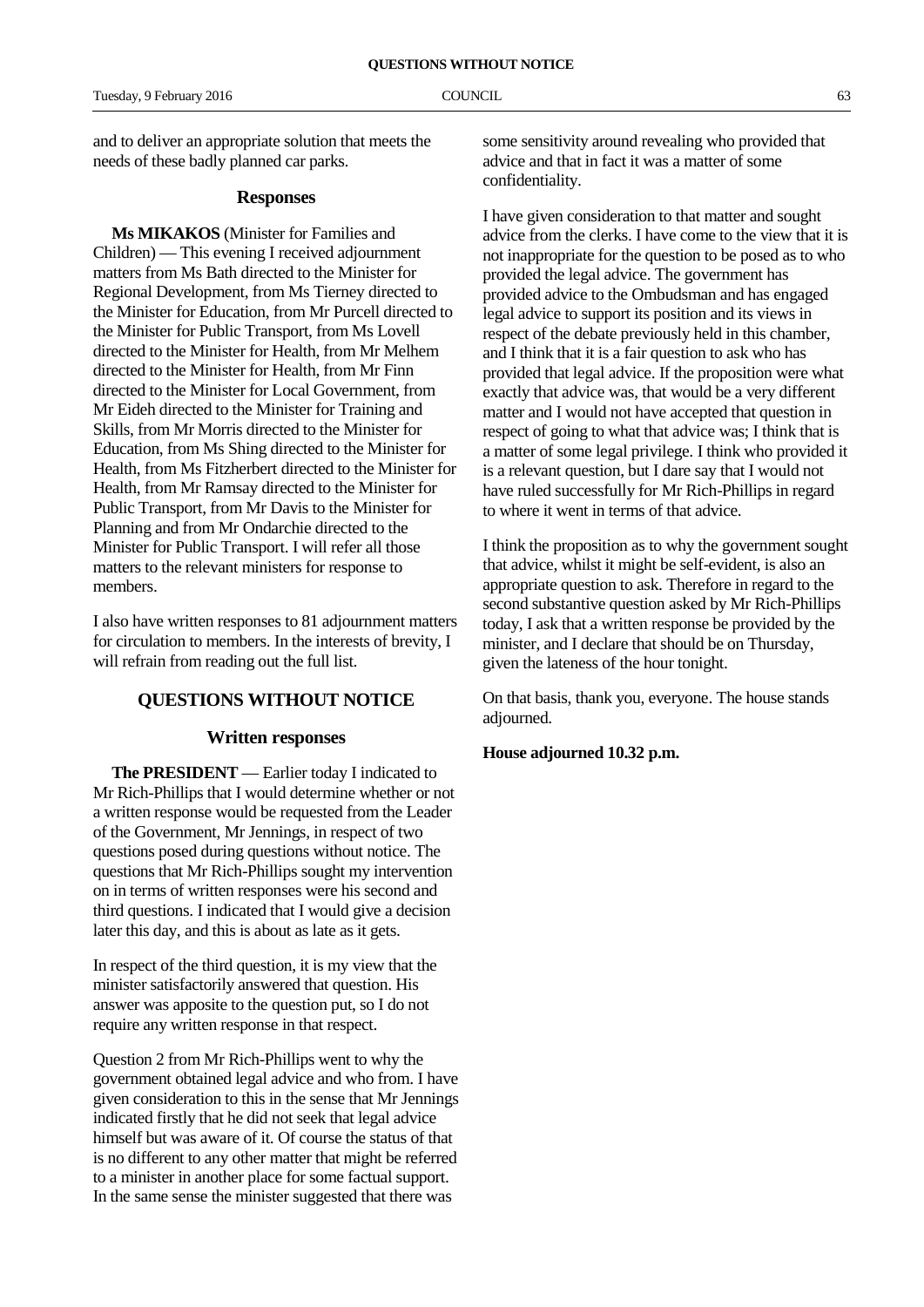and to deliver an appropriate solution that meets the needs of these badly planned car parks.

### Responses

**Ms MIKAKOS** (Minister for Families and Children) — This evening I received adjournment matters from Ms Bath directed to the Minister for Regional Development, from Ms Tierney directed to the Minister for Education, from Mr Purcell directed to the Minister for Public Transport, from Ms Lovell directed to the Minister for Health, from Mr Melhem directed to the Minister for Health, from Mr Finn directed to the Minister for Local Government, from Mr Eideh directed to the Minister for Training and Skills, from Mr Morris directed to the Minister for Education, from Ms Shing directed to the Minister for Health, from Ms Fitzherbert directed to the Minister for Health, from Mr Ramsay directed to the Minister for Public Transport, from Mr Davis to the Minister for Planning and from Mr Ondarchie directed to the Minister for Public Transport. I will refer all those matters to the relevant ministers for response to members.

I also have written responses to 81 adjournment matters for circulation to members. In the interests of brevity, I will refrain from reading out the full list.

## QUESTIONS WITHOUT NOTICE

### Written responses

**The PRESIDENT** — Earlier today I indicated to Mr Rich-Phillips that I would determine whether or not a written response would be requested from the Leader of the Government, Mr Jennings, in respect of two questions posed during questions without notice. The questions that Mr Rich-Phillips sought my intervention on in terms of written responses were his second and third questions. I indicated that I would give a decision later this day, and this is about as late as it gets.

In respect of the third question, it is my view that the minister satisfactorily answered that question. His answer was apposite to the question put, so I do not require any written response in that respect.

Question 2 from Mr Rich-Phillips went to why the government obtained legal advice and who from. I have given consideration to this in the sense that Mr Jennings indicated firstly that he did not seek that legal advice himself but was aware of it. Of course the status of that is no different to any other matter that might be referred to a minister in another place for some factual support. In the same sense the minister suggested that there was some sensitivity around revealing who provided that advice and that in fact it was a matter of some confidentiality.

I have given consideration to that matter and sought advice from the clerks. I have come to the view that it is not inappropriate for the question to be posed as to who provided the legal advice. The government has provided advice to the Ombudsman and has engaged legal advice to support its position and its views in respect of the debate previously held in this chamber, and I think that it is a fair question to ask who has provided that legal advice. If the proposition were what exactly that advice was, that would be a very different matter and I would not have accepted that question in respect of going to what that advice was; I think that is a matter of some legal privilege. I think who provided it is a relevant question, but I dare say that I would not have ruled successfully for Mr Rich-Phillips in regard to where it went in terms of that advice.

I think the proposition as to why the government sought that advice, whilst it might be self-evident, is also an appropriate question to ask. Therefore in regard to the second substantive question asked by Mr Rich-Phillips today, I ask that a written response be provided by the minister, and I declare that should be on Thursday, given the lateness of the hour tonight.

On that basis, thank you, everyone. The house stands adjourned.

**House adjourned 10.32 p.m.**